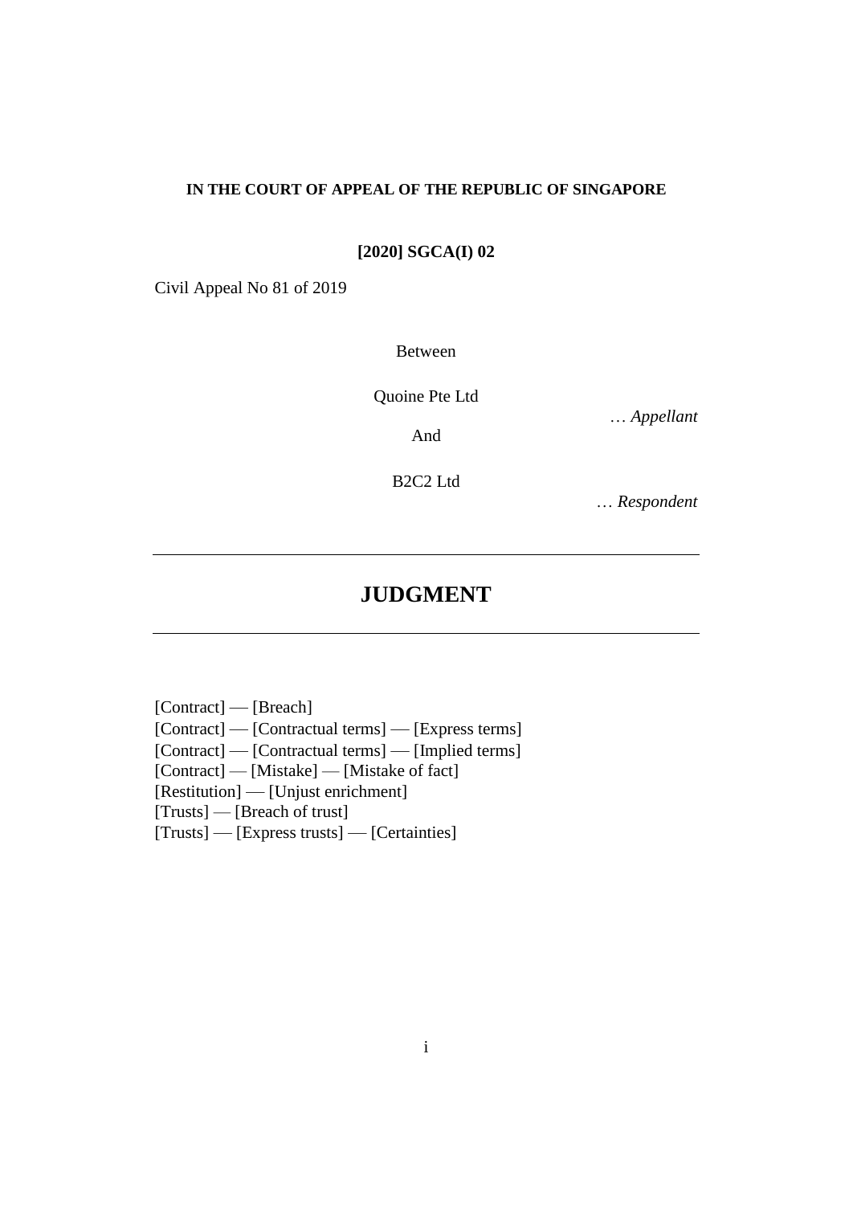**IN THE COURT OF APPEAL OF THE REPUBLIC OF SINGAPORE**

**[2020] SGCA(I) 02**

Civil Appeal No 81 of 2019

Between

Quoine Pte Ltd

… *Appellant*

And

B2C2 Ltd

… *Respondent*

---

# JUDGMENT

---

[Contract] — [Breach]
[Contract] — [Contractual terms] — [Express terms]
[Contract] — [Contractual terms] — [Implied terms]
[Contract] — [Mistake] — [Mistake of fact]
[Restitution] — [Unjust enrichment]
[Trusts] — [Breach of trust]
[Trusts] — [Express trusts] — [Certainties]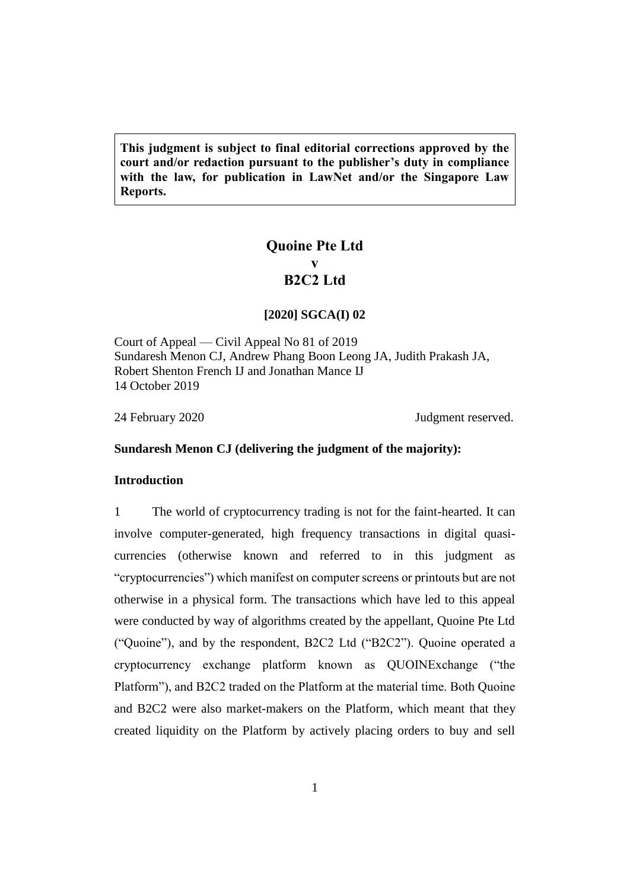**This judgment is subject to final editorial corrections approved by the court and/or redaction pursuant to the publisher's duty in compliance with the law, for publication in LawNet and/or the Singapore Law Reports.**

# Quoine Pte Ltd
# v
# B2C2 Ltd

**[2020] SGCA(I) 02**

Court of Appeal — Civil Appeal No 81 of 2019
Sundaresh Menon CJ, Andrew Phang Boon Leong JA, Judith Prakash JA, Robert Shenton French IJ and Jonathan Mance IJ
14 October 2019

24 February 2020 Judgment reserved.

**Sundaresh Menon CJ (delivering the judgment of the majority):**

**Introduction**

1 The world of cryptocurrency trading is not for the faint-hearted. It can involve computer-generated, high frequency transactions in digital quasi-currencies (otherwise known and referred to in this judgment as "cryptocurrencies") which manifest on computer screens or printouts but are not otherwise in a physical form. The transactions which have led to this appeal were conducted by way of algorithms created by the appellant, Quoine Pte Ltd ("Quoine"), and by the respondent, B2C2 Ltd ("B2C2"). Quoine operated a cryptocurrency exchange platform known as QUOINExchange ("the Platform"), and B2C2 traded on the Platform at the material time. Both Quoine and B2C2 were also market-makers on the Platform, which meant that they created liquidity on the Platform by actively placing orders to buy and sell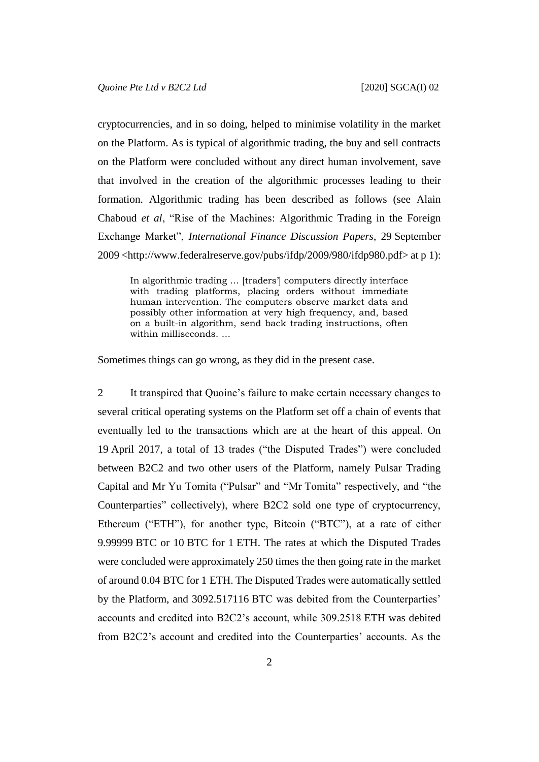cryptocurrencies, and in so doing, helped to minimise volatility in the market on the Platform. As is typical of algorithmic trading, the buy and sell contracts on the Platform were concluded without any direct human involvement, save that involved in the creation of the algorithmic processes leading to their formation. Algorithmic trading has been described as follows (see Alain Chaboud *et al*, "Rise of the Machines: Algorithmic Trading in the Foreign Exchange Market", *International Finance Discussion Papers*, 29 September 2009 <http://www.federalreserve.gov/pubs/ifdp/2009/980/ifdp980.pdf> at p 1):

> In algorithmic trading … [traders'] computers directly interface with trading platforms, placing orders without immediate human intervention. The computers observe market data and possibly other information at very high frequency, and, based on a built-in algorithm, send back trading instructions, often within milliseconds. …

Sometimes things can go wrong, as they did in the present case.

2 It transpired that Quoine's failure to make certain necessary changes to several critical operating systems on the Platform set off a chain of events that eventually led to the transactions which are at the heart of this appeal. On 19 April 2017, a total of 13 trades ("the Disputed Trades") were concluded between B2C2 and two other users of the Platform, namely Pulsar Trading Capital and Mr Yu Tomita ("Pulsar" and "Mr Tomita" respectively, and "the Counterparties" collectively), where B2C2 sold one type of cryptocurrency, Ethereum ("ETH"), for another type, Bitcoin ("BTC"), at a rate of either 9.99999 BTC or 10 BTC for 1 ETH. The rates at which the Disputed Trades were concluded were approximately 250 times the then going rate in the market of around 0.04 BTC for 1 ETH. The Disputed Trades were automatically settled by the Platform, and 3092.517116 BTC was debited from the Counterparties' accounts and credited into B2C2's account, while 309.2518 ETH was debited from B2C2's account and credited into the Counterparties' accounts. As the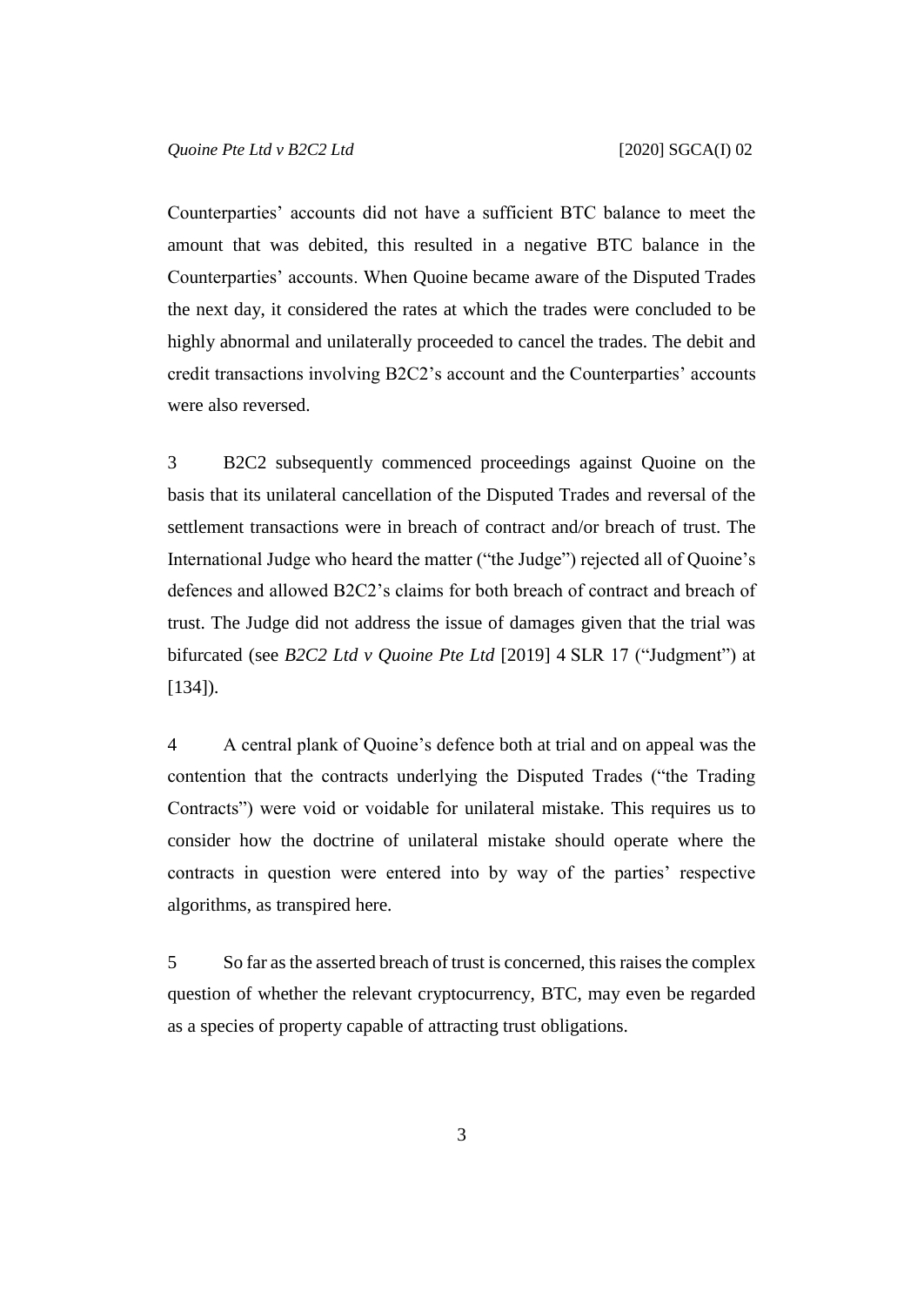Counterparties' accounts did not have a sufficient BTC balance to meet the amount that was debited, this resulted in a negative BTC balance in the Counterparties' accounts. When Quoine became aware of the Disputed Trades the next day, it considered the rates at which the trades were concluded to be highly abnormal and unilaterally proceeded to cancel the trades. The debit and credit transactions involving B2C2's account and the Counterparties' accounts were also reversed.

3 B2C2 subsequently commenced proceedings against Quoine on the basis that its unilateral cancellation of the Disputed Trades and reversal of the settlement transactions were in breach of contract and/or breach of trust. The International Judge who heard the matter ("the Judge") rejected all of Quoine's defences and allowed B2C2's claims for both breach of contract and breach of trust. The Judge did not address the issue of damages given that the trial was bifurcated (see *B2C2 Ltd v Quoine Pte Ltd* [2019] 4 SLR 17 ("Judgment") at [134]).

4 A central plank of Quoine's defence both at trial and on appeal was the contention that the contracts underlying the Disputed Trades ("the Trading Contracts") were void or voidable for unilateral mistake. This requires us to consider how the doctrine of unilateral mistake should operate where the contracts in question were entered into by way of the parties' respective algorithms, as transpired here.

5 So far as the asserted breach of trust is concerned, this raises the complex question of whether the relevant cryptocurrency, BTC, may even be regarded as a species of property capable of attracting trust obligations.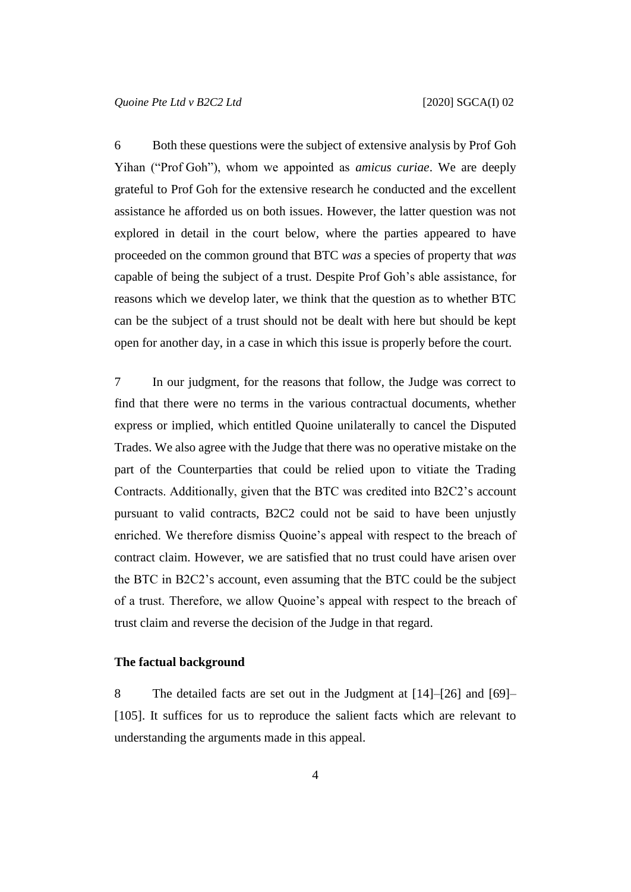6 Both these questions were the subject of extensive analysis by Prof Goh Yihan ("Prof Goh"), whom we appointed as *amicus curiae*. We are deeply grateful to Prof Goh for the extensive research he conducted and the excellent assistance he afforded us on both issues. However, the latter question was not explored in detail in the court below, where the parties appeared to have proceeded on the common ground that BTC *was* a species of property that *was* capable of being the subject of a trust. Despite Prof Goh's able assistance, for reasons which we develop later, we think that the question as to whether BTC can be the subject of a trust should not be dealt with here but should be kept open for another day, in a case in which this issue is properly before the court.

7 In our judgment, for the reasons that follow, the Judge was correct to find that there were no terms in the various contractual documents, whether express or implied, which entitled Quoine unilaterally to cancel the Disputed Trades. We also agree with the Judge that there was no operative mistake on the part of the Counterparties that could be relied upon to vitiate the Trading Contracts. Additionally, given that the BTC was credited into B2C2's account pursuant to valid contracts, B2C2 could not be said to have been unjustly enriched. We therefore dismiss Quoine's appeal with respect to the breach of contract claim. However, we are satisfied that no trust could have arisen over the BTC in B2C2's account, even assuming that the BTC could be the subject of a trust. Therefore, we allow Quoine's appeal with respect to the breach of trust claim and reverse the decision of the Judge in that regard.

## The factual background

8 The detailed facts are set out in the Judgment at [14]–[26] and [69]–[105]. It suffices for us to reproduce the salient facts which are relevant to understanding the arguments made in this appeal.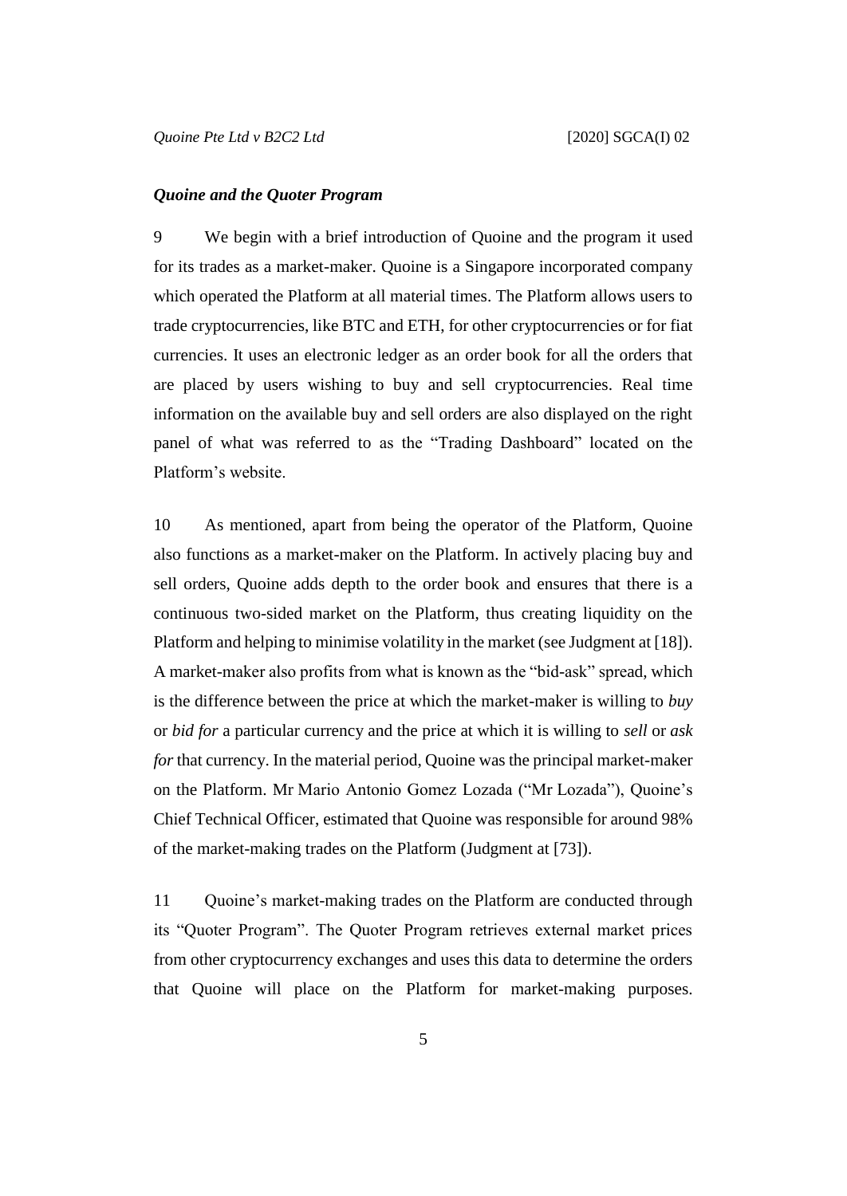### *Quoine and the Quoter Program*

9 We begin with a brief introduction of Quoine and the program it used for its trades as a market-maker. Quoine is a Singapore incorporated company which operated the Platform at all material times. The Platform allows users to trade cryptocurrencies, like BTC and ETH, for other cryptocurrencies or for fiat currencies. It uses an electronic ledger as an order book for all the orders that are placed by users wishing to buy and sell cryptocurrencies. Real time information on the available buy and sell orders are also displayed on the right panel of what was referred to as the "Trading Dashboard" located on the Platform's website.

10 As mentioned, apart from being the operator of the Platform, Quoine also functions as a market-maker on the Platform. In actively placing buy and sell orders, Quoine adds depth to the order book and ensures that there is a continuous two-sided market on the Platform, thus creating liquidity on the Platform and helping to minimise volatility in the market (see Judgment at [18]). A market-maker also profits from what is known as the "bid-ask" spread, which is the difference between the price at which the market-maker is willing to *buy* or *bid for* a particular currency and the price at which it is willing to *sell* or *ask for* that currency. In the material period, Quoine was the principal market-maker on the Platform. Mr Mario Antonio Gomez Lozada ("Mr Lozada"), Quoine's Chief Technical Officer, estimated that Quoine was responsible for around 98% of the market-making trades on the Platform (Judgment at [73]).

11 Quoine's market-making trades on the Platform are conducted through its "Quoter Program". The Quoter Program retrieves external market prices from other cryptocurrency exchanges and uses this data to determine the orders that Quoine will place on the Platform for market-making purposes.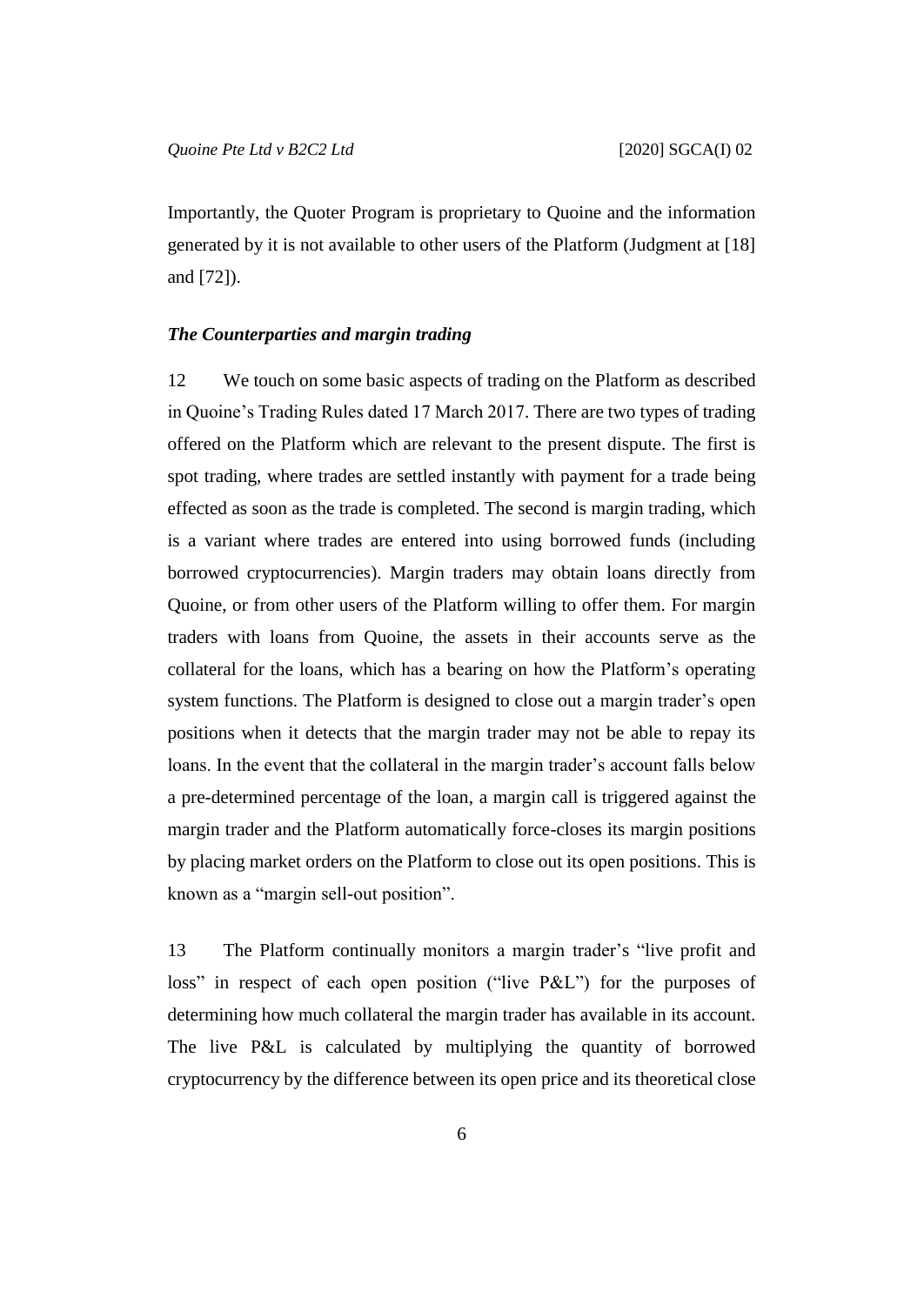Importantly, the Quoter Program is proprietary to Quoine and the information generated by it is not available to other users of the Platform (Judgment at [18] and [72]).

### *The Counterparties and margin trading*

12 We touch on some basic aspects of trading on the Platform as described in Quoine's Trading Rules dated 17 March 2017. There are two types of trading offered on the Platform which are relevant to the present dispute. The first is spot trading, where trades are settled instantly with payment for a trade being effected as soon as the trade is completed. The second is margin trading, which is a variant where trades are entered into using borrowed funds (including borrowed cryptocurrencies). Margin traders may obtain loans directly from Quoine, or from other users of the Platform willing to offer them. For margin traders with loans from Quoine, the assets in their accounts serve as the collateral for the loans, which has a bearing on how the Platform's operating system functions. The Platform is designed to close out a margin trader's open positions when it detects that the margin trader may not be able to repay its loans. In the event that the collateral in the margin trader's account falls below a pre-determined percentage of the loan, a margin call is triggered against the margin trader and the Platform automatically force-closes its margin positions by placing market orders on the Platform to close out its open positions. This is known as a "margin sell-out position".

13 The Platform continually monitors a margin trader's "live profit and loss" in respect of each open position ("live P&L") for the purposes of determining how much collateral the margin trader has available in its account. The live P&L is calculated by multiplying the quantity of borrowed cryptocurrency by the difference between its open price and its theoretical close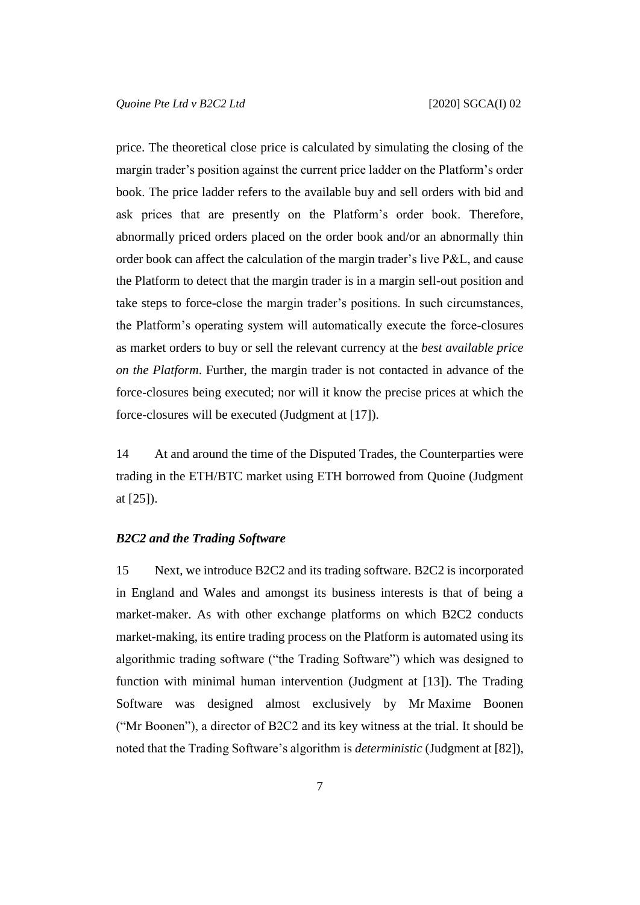price. The theoretical close price is calculated by simulating the closing of the margin trader's position against the current price ladder on the Platform's order book. The price ladder refers to the available buy and sell orders with bid and ask prices that are presently on the Platform's order book. Therefore, abnormally priced orders placed on the order book and/or an abnormally thin order book can affect the calculation of the margin trader's live P&L, and cause the Platform to detect that the margin trader is in a margin sell-out position and take steps to force-close the margin trader's positions. In such circumstances, the Platform's operating system will automatically execute the force-closures as market orders to buy or sell the relevant currency at the *best available price on the Platform*. Further, the margin trader is not contacted in advance of the force-closures being executed; nor will it know the precise prices at which the force-closures will be executed (Judgment at [17]).

14 At and around the time of the Disputed Trades, the Counterparties were trading in the ETH/BTC market using ETH borrowed from Quoine (Judgment at [25]).

### *B2C2 and the Trading Software*

15 Next, we introduce B2C2 and its trading software. B2C2 is incorporated in England and Wales and amongst its business interests is that of being a market-maker. As with other exchange platforms on which B2C2 conducts market-making, its entire trading process on the Platform is automated using its algorithmic trading software ("the Trading Software") which was designed to function with minimal human intervention (Judgment at [13]). The Trading Software was designed almost exclusively by Mr Maxime Boonen ("Mr Boonen"), a director of B2C2 and its key witness at the trial. It should be noted that the Trading Software's algorithm is *deterministic* (Judgment at [82]),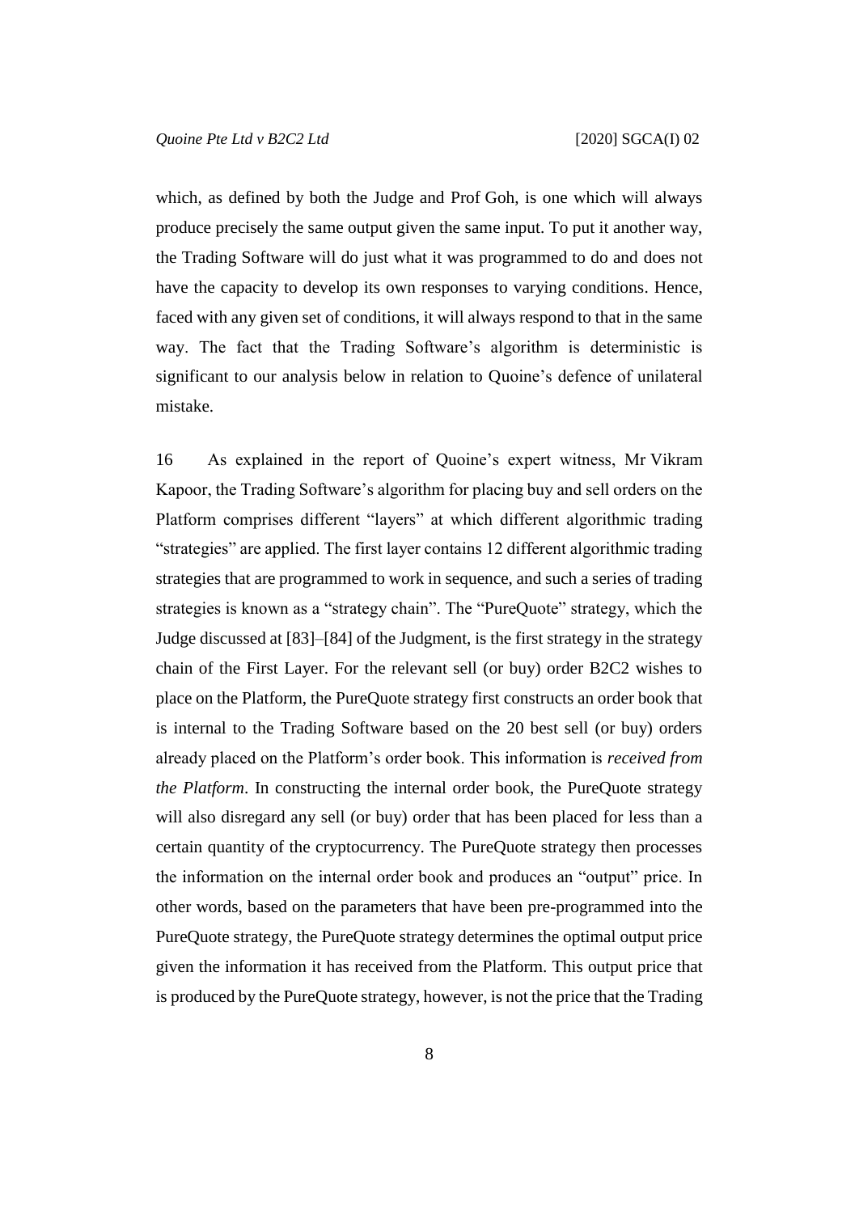which, as defined by both the Judge and Prof Goh, is one which will always produce precisely the same output given the same input. To put it another way, the Trading Software will do just what it was programmed to do and does not have the capacity to develop its own responses to varying conditions. Hence, faced with any given set of conditions, it will always respond to that in the same way. The fact that the Trading Software's algorithm is deterministic is significant to our analysis below in relation to Quoine's defence of unilateral mistake.

16 As explained in the report of Quoine's expert witness, Mr Vikram Kapoor, the Trading Software's algorithm for placing buy and sell orders on the Platform comprises different "layers" at which different algorithmic trading "strategies" are applied. The first layer contains 12 different algorithmic trading strategies that are programmed to work in sequence, and such a series of trading strategies is known as a "strategy chain". The "PureQuote" strategy, which the Judge discussed at [83]–[84] of the Judgment, is the first strategy in the strategy chain of the First Layer. For the relevant sell (or buy) order B2C2 wishes to place on the Platform, the PureQuote strategy first constructs an order book that is internal to the Trading Software based on the 20 best sell (or buy) orders already placed on the Platform's order book. This information is *received from the Platform*. In constructing the internal order book, the PureQuote strategy will also disregard any sell (or buy) order that has been placed for less than a certain quantity of the cryptocurrency. The PureQuote strategy then processes the information on the internal order book and produces an "output" price. In other words, based on the parameters that have been pre-programmed into the PureQuote strategy, the PureQuote strategy determines the optimal output price given the information it has received from the Platform. This output price that is produced by the PureQuote strategy, however, is not the price that the Trading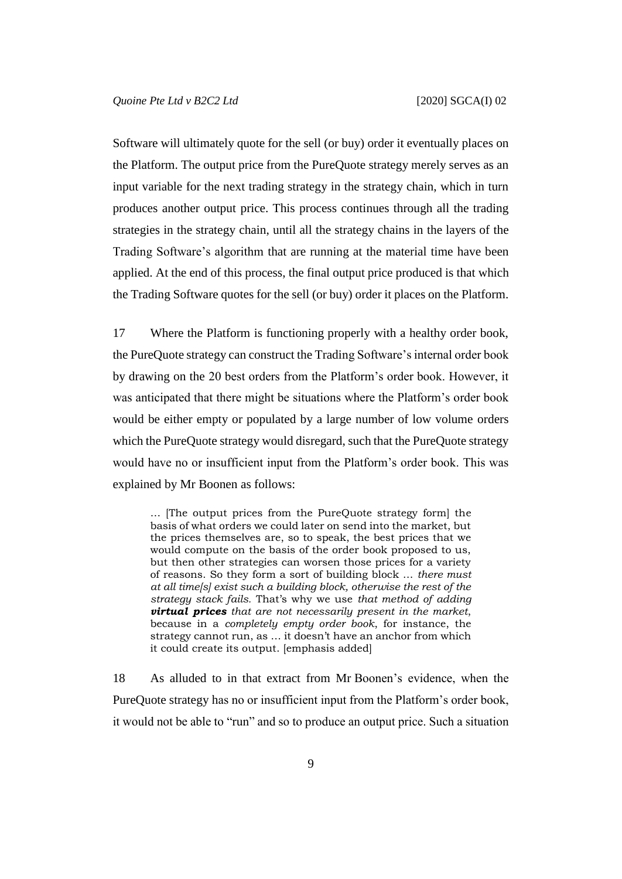Software will ultimately quote for the sell (or buy) order it eventually places on the Platform. The output price from the PureQuote strategy merely serves as an input variable for the next trading strategy in the strategy chain, which in turn produces another output price. This process continues through all the trading strategies in the strategy chain, until all the strategy chains in the layers of the Trading Software's algorithm that are running at the material time have been applied. At the end of this process, the final output price produced is that which the Trading Software quotes for the sell (or buy) order it places on the Platform.

17 Where the Platform is functioning properly with a healthy order book, the PureQuote strategy can construct the Trading Software's internal order book by drawing on the 20 best orders from the Platform's order book. However, it was anticipated that there might be situations where the Platform's order book would be either empty or populated by a large number of low volume orders which the PureQuote strategy would disregard, such that the PureQuote strategy would have no or insufficient input from the Platform's order book. This was explained by Mr Boonen as follows:

> … [The output prices from the PureQuote strategy form] the basis of what orders we could later on send into the market, but the prices themselves are, so to speak, the best prices that we would compute on the basis of the order book proposed to us, but then other strategies can worsen those prices for a variety of reasons. So they form a sort of building block … *there must at all time[s] exist such a building block, otherwise the rest of the strategy stack fails.* That's why we use *that method of adding* ***virtual prices*** *that are not necessarily present in the market*, because in a *completely empty order book*, for instance, the strategy cannot run, as … it doesn't have an anchor from which it could create its output. [emphasis added]

18 As alluded to in that extract from Mr Boonen's evidence, when the PureQuote strategy has no or insufficient input from the Platform's order book, it would not be able to "run" and so to produce an output price. Such a situation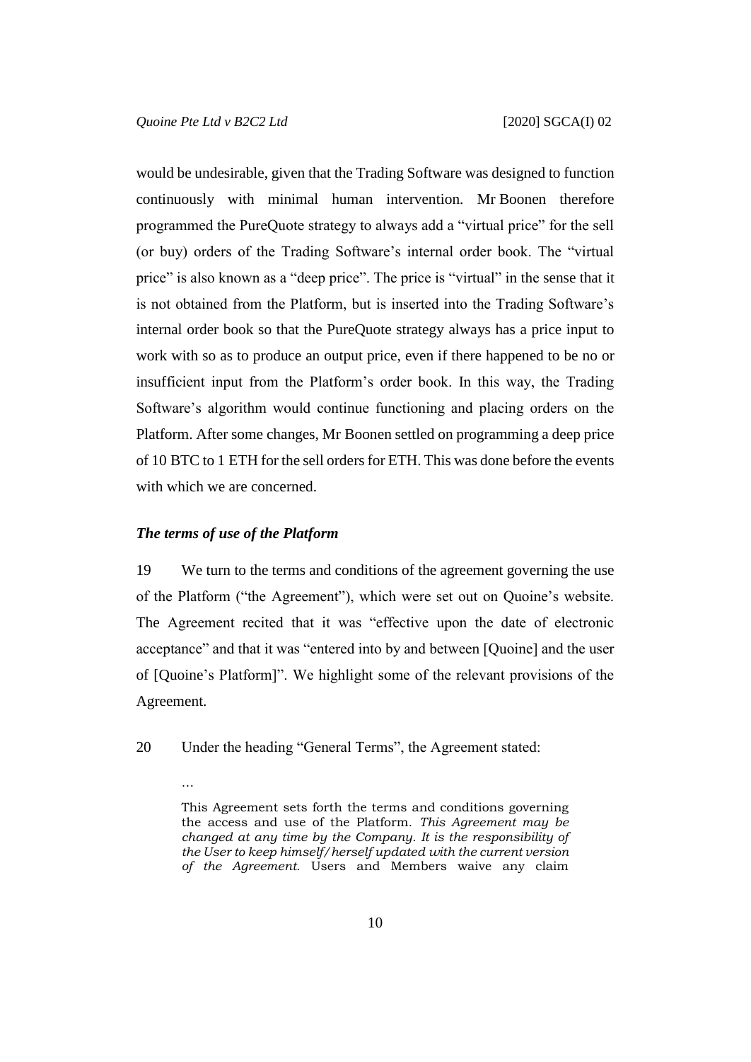would be undesirable, given that the Trading Software was designed to function continuously with minimal human intervention. Mr Boonen therefore programmed the PureQuote strategy to always add a "virtual price" for the sell (or buy) orders of the Trading Software's internal order book. The "virtual price" is also known as a "deep price". The price is "virtual" in the sense that it is not obtained from the Platform, but is inserted into the Trading Software's internal order book so that the PureQuote strategy always has a price input to work with so as to produce an output price, even if there happened to be no or insufficient input from the Platform's order book. In this way, the Trading Software's algorithm would continue functioning and placing orders on the Platform. After some changes, Mr Boonen settled on programming a deep price of 10 BTC to 1 ETH for the sell orders for ETH. This was done before the events with which we are concerned.

### *The terms of use of the Platform*

19 We turn to the terms and conditions of the agreement governing the use of the Platform ("the Agreement"), which were set out on Quoine's website. The Agreement recited that it was "effective upon the date of electronic acceptance" and that it was "entered into by and between [Quoine] and the user of [Quoine's Platform]". We highlight some of the relevant provisions of the Agreement.

20 Under the heading "General Terms", the Agreement stated:

> …
>
> This Agreement sets forth the terms and conditions governing the access and use of the Platform. *This Agreement may be changed at any time by the Company. It is the responsibility of the User to keep himself/herself updated with the current version of the Agreement.* Users and Members waive any claim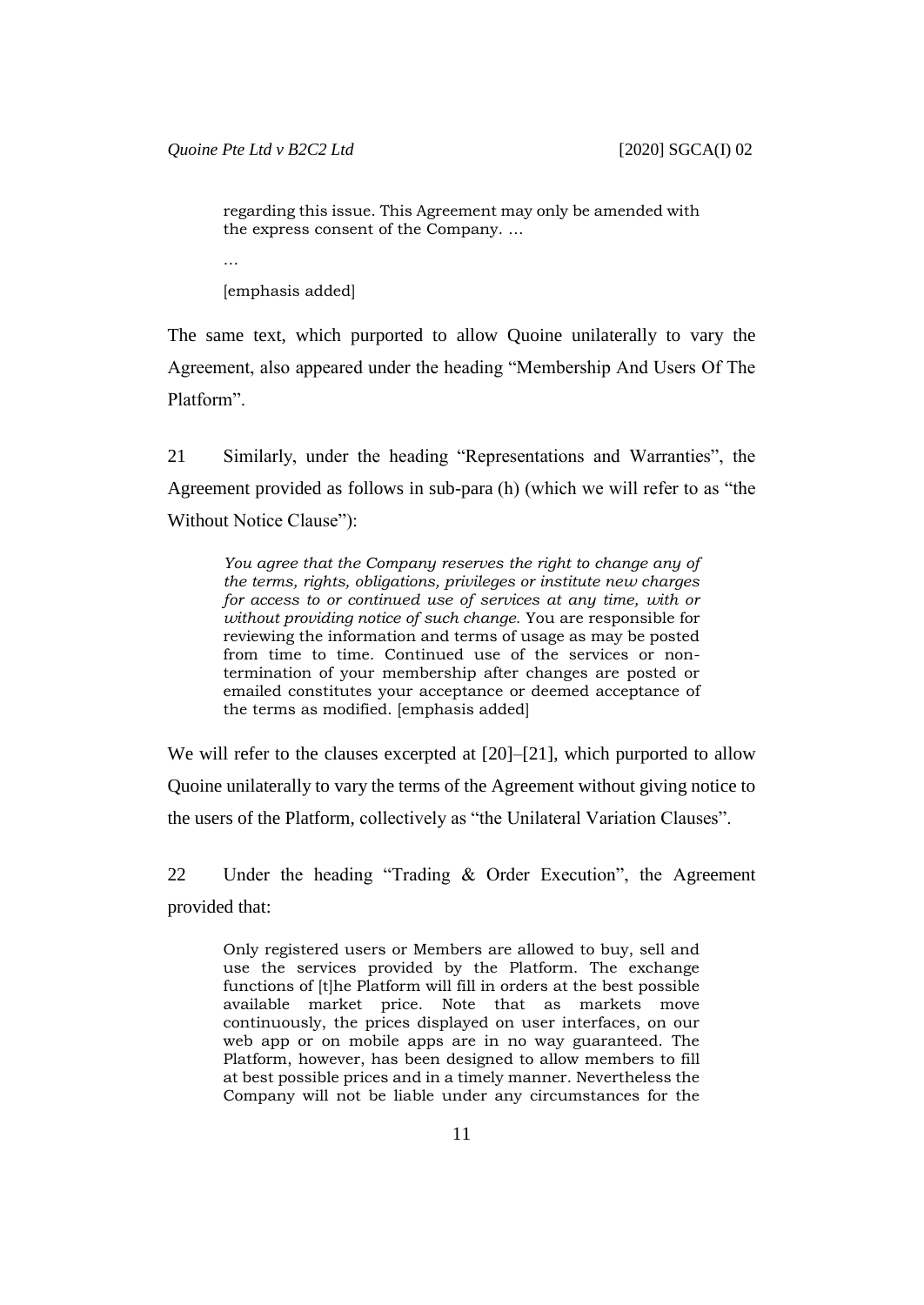> regarding this issue. This Agreement may only be amended with the express consent of the Company. …
>
> …
>
> [emphasis added]

The same text, which purported to allow Quoine unilaterally to vary the Agreement, also appeared under the heading "Membership And Users Of The Platform".

21 Similarly, under the heading "Representations and Warranties", the Agreement provided as follows in sub-para (h) (which we will refer to as "the Without Notice Clause"):

> *You agree that the Company reserves the right to change any of the terms, rights, obligations, privileges or institute new charges for access to or continued use of services at any time, with or without providing notice of such change.* You are responsible for reviewing the information and terms of usage as may be posted from time to time. Continued use of the services or non-termination of your membership after changes are posted or emailed constitutes your acceptance or deemed acceptance of the terms as modified. [emphasis added]

We will refer to the clauses excerpted at [20]–[21], which purported to allow Quoine unilaterally to vary the terms of the Agreement without giving notice to the users of the Platform, collectively as "the Unilateral Variation Clauses".

22 Under the heading "Trading & Order Execution", the Agreement provided that:

> Only registered users or Members are allowed to buy, sell and use the services provided by the Platform. The exchange functions of [t]he Platform will fill in orders at the best possible available market price. Note that as markets move continuously, the prices displayed on user interfaces, on our web app or on mobile apps are in no way guaranteed. The Platform, however, has been designed to allow members to fill at best possible prices and in a timely manner. Nevertheless the Company will not be liable under any circumstances for the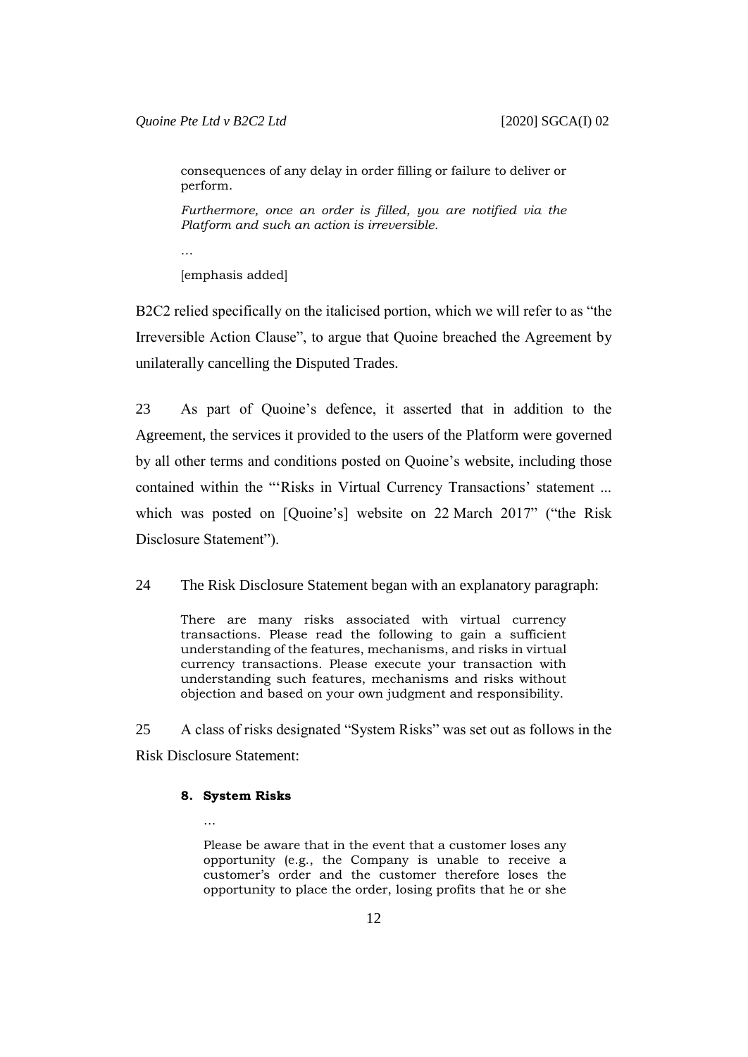> consequences of any delay in order filling or failure to deliver or perform.
>
> *Furthermore, once an order is filled, you are notified via the Platform and such an action is irreversible.*
>
> …
>
> [emphasis added]

B2C2 relied specifically on the italicised portion, which we will refer to as "the Irreversible Action Clause", to argue that Quoine breached the Agreement by unilaterally cancelling the Disputed Trades.

23 As part of Quoine's defence, it asserted that in addition to the Agreement, the services it provided to the users of the Platform were governed by all other terms and conditions posted on Quoine's website, including those contained within the "'Risks in Virtual Currency Transactions' statement ... which was posted on [Quoine's] website on 22 March 2017" ("the Risk Disclosure Statement").

24 The Risk Disclosure Statement began with an explanatory paragraph:

> There are many risks associated with virtual currency transactions. Please read the following to gain a sufficient understanding of the features, mechanisms, and risks in virtual currency transactions. Please execute your transaction with understanding such features, mechanisms and risks without objection and based on your own judgment and responsibility.

25 A class of risks designated "System Risks" was set out as follows in the Risk Disclosure Statement:

> **8. System Risks**
>
> …
>
> Please be aware that in the event that a customer loses any opportunity (e.g., the Company is unable to receive a customer's order and the customer therefore loses the opportunity to place the order, losing profits that he or she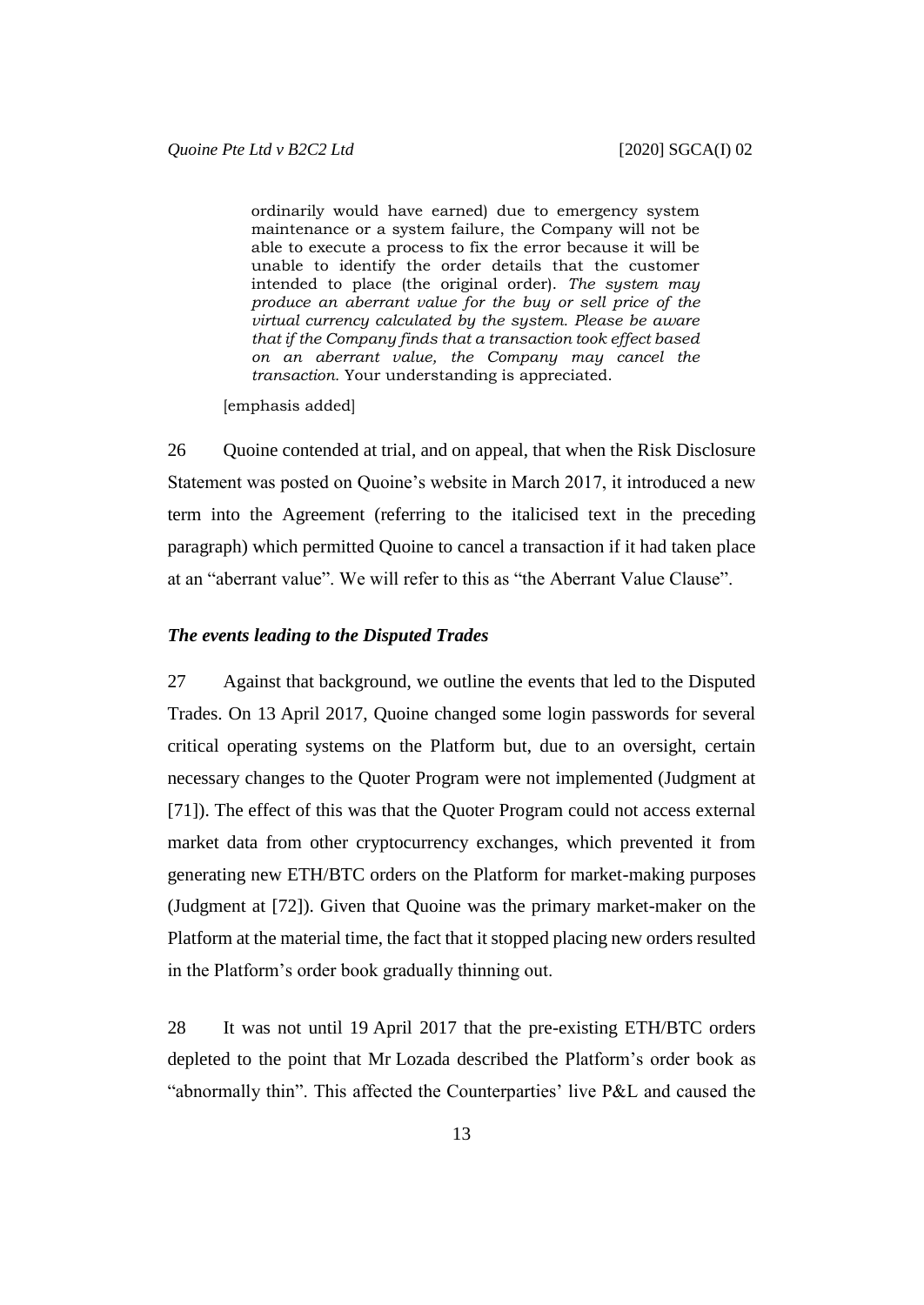> ordinarily would have earned) due to emergency system maintenance or a system failure, the Company will not be able to execute a process to fix the error because it will be unable to identify the order details that the customer intended to place (the original order). *The system may produce an aberrant value for the buy or sell price of the virtual currency calculated by the system. Please be aware that if the Company finds that a transaction took effect based on an aberrant value, the Company may cancel the transaction.* Your understanding is appreciated.

[emphasis added]

26 Quoine contended at trial, and on appeal, that when the Risk Disclosure Statement was posted on Quoine's website in March 2017, it introduced a new term into the Agreement (referring to the italicised text in the preceding paragraph) which permitted Quoine to cancel a transaction if it had taken place at an "aberrant value". We will refer to this as "the Aberrant Value Clause".

### *The events leading to the Disputed Trades*

27 Against that background, we outline the events that led to the Disputed Trades. On 13 April 2017, Quoine changed some login passwords for several critical operating systems on the Platform but, due to an oversight, certain necessary changes to the Quoter Program were not implemented (Judgment at [71]). The effect of this was that the Quoter Program could not access external market data from other cryptocurrency exchanges, which prevented it from generating new ETH/BTC orders on the Platform for market-making purposes (Judgment at [72]). Given that Quoine was the primary market-maker on the Platform at the material time, the fact that it stopped placing new orders resulted in the Platform's order book gradually thinning out.

28 It was not until 19 April 2017 that the pre-existing ETH/BTC orders depleted to the point that Mr Lozada described the Platform's order book as "abnormally thin". This affected the Counterparties' live P&L and caused the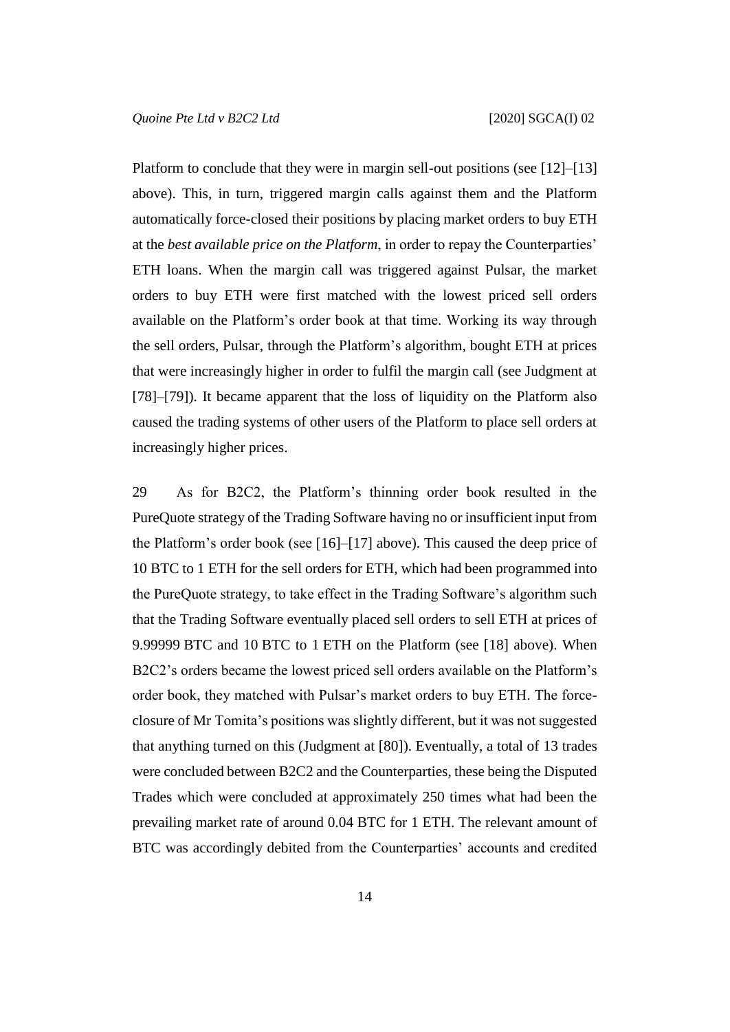Platform to conclude that they were in margin sell-out positions (see [12]–[13] above). This, in turn, triggered margin calls against them and the Platform automatically force-closed their positions by placing market orders to buy ETH at the *best available price on the Platform*, in order to repay the Counterparties' ETH loans. When the margin call was triggered against Pulsar, the market orders to buy ETH were first matched with the lowest priced sell orders available on the Platform's order book at that time. Working its way through the sell orders, Pulsar, through the Platform's algorithm, bought ETH at prices that were increasingly higher in order to fulfil the margin call (see Judgment at [78]–[79]). It became apparent that the loss of liquidity on the Platform also caused the trading systems of other users of the Platform to place sell orders at increasingly higher prices.

29 As for B2C2, the Platform's thinning order book resulted in the PureQuote strategy of the Trading Software having no or insufficient input from the Platform's order book (see [16]–[17] above). This caused the deep price of 10 BTC to 1 ETH for the sell orders for ETH, which had been programmed into the PureQuote strategy, to take effect in the Trading Software's algorithm such that the Trading Software eventually placed sell orders to sell ETH at prices of 9.99999 BTC and 10 BTC to 1 ETH on the Platform (see [18] above). When B2C2's orders became the lowest priced sell orders available on the Platform's order book, they matched with Pulsar's market orders to buy ETH. The force-closure of Mr Tomita's positions was slightly different, but it was not suggested that anything turned on this (Judgment at [80]). Eventually, a total of 13 trades were concluded between B2C2 and the Counterparties, these being the Disputed Trades which were concluded at approximately 250 times what had been the prevailing market rate of around 0.04 BTC for 1 ETH. The relevant amount of BTC was accordingly debited from the Counterparties' accounts and credited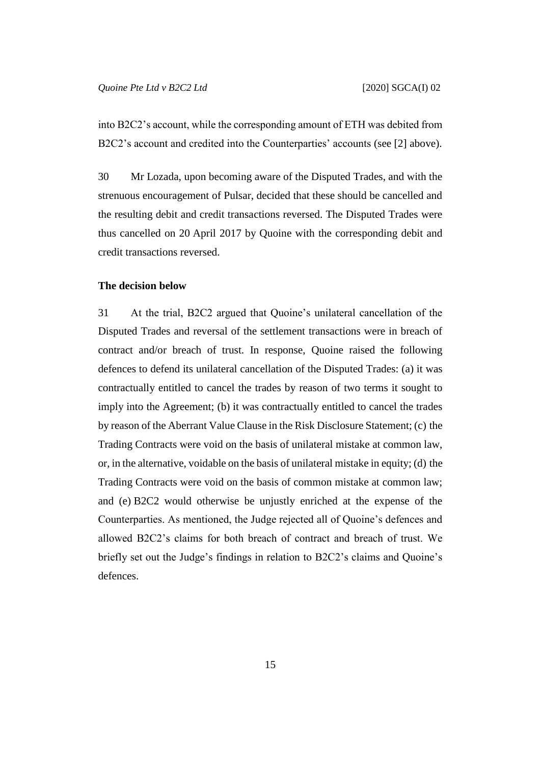into B2C2's account, while the corresponding amount of ETH was debited from B2C2's account and credited into the Counterparties' accounts (see [2] above).

30 Mr Lozada, upon becoming aware of the Disputed Trades, and with the strenuous encouragement of Pulsar, decided that these should be cancelled and the resulting debit and credit transactions reversed. The Disputed Trades were thus cancelled on 20 April 2017 by Quoine with the corresponding debit and credit transactions reversed.

**The decision below**

31 At the trial, B2C2 argued that Quoine's unilateral cancellation of the Disputed Trades and reversal of the settlement transactions were in breach of contract and/or breach of trust. In response, Quoine raised the following defences to defend its unilateral cancellation of the Disputed Trades: (a) it was contractually entitled to cancel the trades by reason of two terms it sought to imply into the Agreement; (b) it was contractually entitled to cancel the trades by reason of the Aberrant Value Clause in the Risk Disclosure Statement; (c) the Trading Contracts were void on the basis of unilateral mistake at common law, or, in the alternative, voidable on the basis of unilateral mistake in equity; (d) the Trading Contracts were void on the basis of common mistake at common law; and (e) B2C2 would otherwise be unjustly enriched at the expense of the Counterparties. As mentioned, the Judge rejected all of Quoine's defences and allowed B2C2's claims for both breach of contract and breach of trust. We briefly set out the Judge's findings in relation to B2C2's claims and Quoine's defences.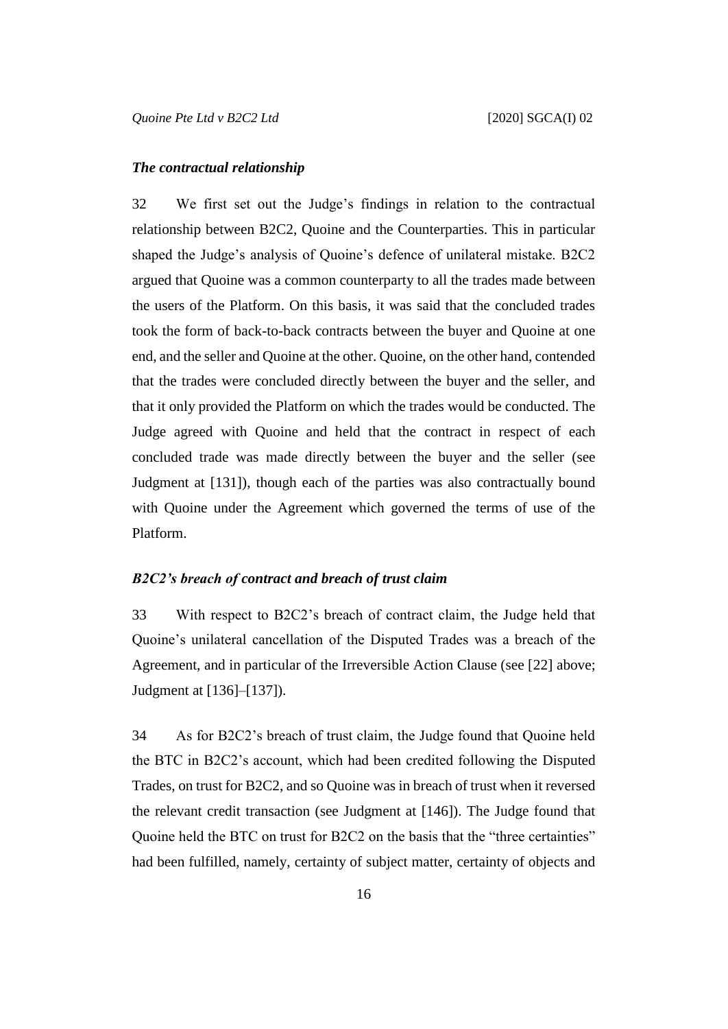### *The contractual relationship*

32 We first set out the Judge's findings in relation to the contractual relationship between B2C2, Quoine and the Counterparties. This in particular shaped the Judge's analysis of Quoine's defence of unilateral mistake. B2C2 argued that Quoine was a common counterparty to all the trades made between the users of the Platform. On this basis, it was said that the concluded trades took the form of back-to-back contracts between the buyer and Quoine at one end, and the seller and Quoine at the other. Quoine, on the other hand, contended that the trades were concluded directly between the buyer and the seller, and that it only provided the Platform on which the trades would be conducted. The Judge agreed with Quoine and held that the contract in respect of each concluded trade was made directly between the buyer and the seller (see Judgment at [131]), though each of the parties was also contractually bound with Quoine under the Agreement which governed the terms of use of the Platform.

### *B2C2's breach of contract and breach of trust claim*

33 With respect to B2C2's breach of contract claim, the Judge held that Quoine's unilateral cancellation of the Disputed Trades was a breach of the Agreement, and in particular of the Irreversible Action Clause (see [22] above; Judgment at [136]–[137]).

34 As for B2C2's breach of trust claim, the Judge found that Quoine held the BTC in B2C2's account, which had been credited following the Disputed Trades, on trust for B2C2, and so Quoine was in breach of trust when it reversed the relevant credit transaction (see Judgment at [146]). The Judge found that Quoine held the BTC on trust for B2C2 on the basis that the "three certainties" had been fulfilled, namely, certainty of subject matter, certainty of objects and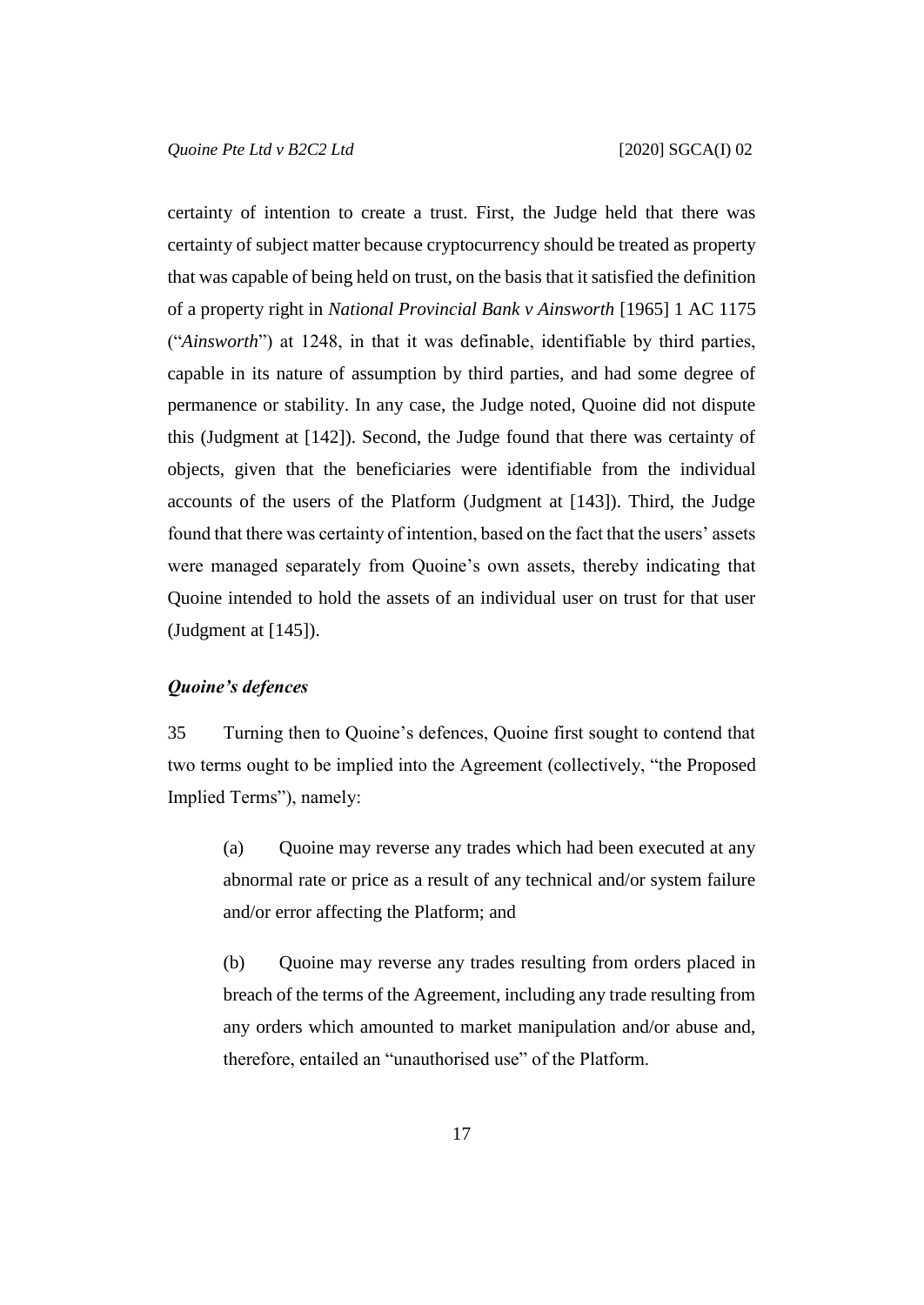certainty of intention to create a trust. First, the Judge held that there was certainty of subject matter because cryptocurrency should be treated as property that was capable of being held on trust, on the basis that it satisfied the definition of a property right in *National Provincial Bank v Ainsworth* [1965] 1 AC 1175 ("*Ainsworth*") at 1248, in that it was definable, identifiable by third parties, capable in its nature of assumption by third parties, and had some degree of permanence or stability. In any case, the Judge noted, Quoine did not dispute this (Judgment at [142]). Second, the Judge found that there was certainty of objects, given that the beneficiaries were identifiable from the individual accounts of the users of the Platform (Judgment at [143]). Third, the Judge found that there was certainty of intention, based on the fact that the users' assets were managed separately from Quoine's own assets, thereby indicating that Quoine intended to hold the assets of an individual user on trust for that user (Judgment at [145]).

### *Quoine's defences*

35 Turning then to Quoine's defences, Quoine first sought to contend that two terms ought to be implied into the Agreement (collectively, "the Proposed Implied Terms"), namely:

> (a) Quoine may reverse any trades which had been executed at any abnormal rate or price as a result of any technical and/or system failure and/or error affecting the Platform; and
>
> (b) Quoine may reverse any trades resulting from orders placed in breach of the terms of the Agreement, including any trade resulting from any orders which amounted to market manipulation and/or abuse and, therefore, entailed an "unauthorised use" of the Platform.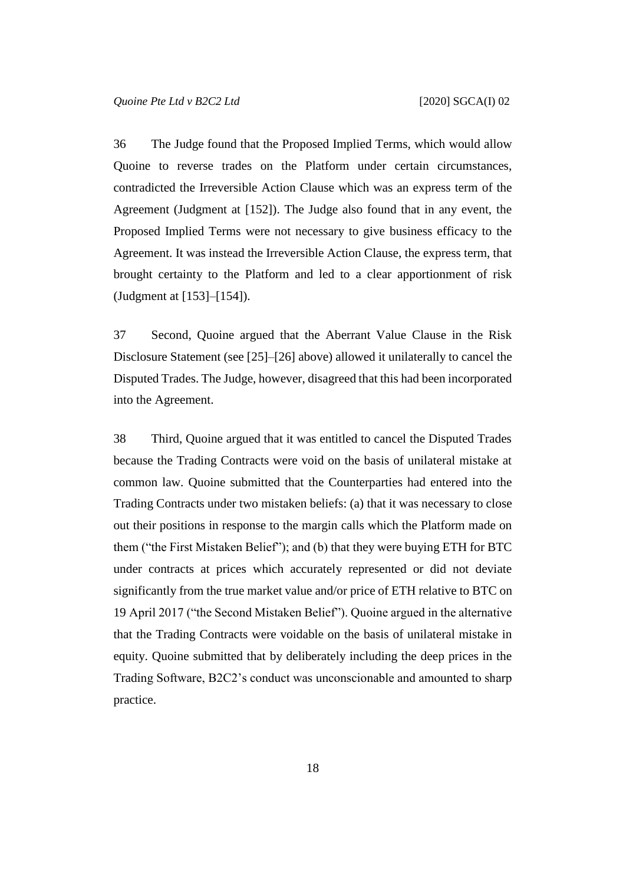36 The Judge found that the Proposed Implied Terms, which would allow Quoine to reverse trades on the Platform under certain circumstances, contradicted the Irreversible Action Clause which was an express term of the Agreement (Judgment at [152]). The Judge also found that in any event, the Proposed Implied Terms were not necessary to give business efficacy to the Agreement. It was instead the Irreversible Action Clause, the express term, that brought certainty to the Platform and led to a clear apportionment of risk (Judgment at [153]–[154]).

37 Second, Quoine argued that the Aberrant Value Clause in the Risk Disclosure Statement (see [25]–[26] above) allowed it unilaterally to cancel the Disputed Trades. The Judge, however, disagreed that this had been incorporated into the Agreement.

38 Third, Quoine argued that it was entitled to cancel the Disputed Trades because the Trading Contracts were void on the basis of unilateral mistake at common law. Quoine submitted that the Counterparties had entered into the Trading Contracts under two mistaken beliefs: (a) that it was necessary to close out their positions in response to the margin calls which the Platform made on them ("the First Mistaken Belief"); and (b) that they were buying ETH for BTC under contracts at prices which accurately represented or did not deviate significantly from the true market value and/or price of ETH relative to BTC on 19 April 2017 ("the Second Mistaken Belief"). Quoine argued in the alternative that the Trading Contracts were voidable on the basis of unilateral mistake in equity. Quoine submitted that by deliberately including the deep prices in the Trading Software, B2C2's conduct was unconscionable and amounted to sharp practice.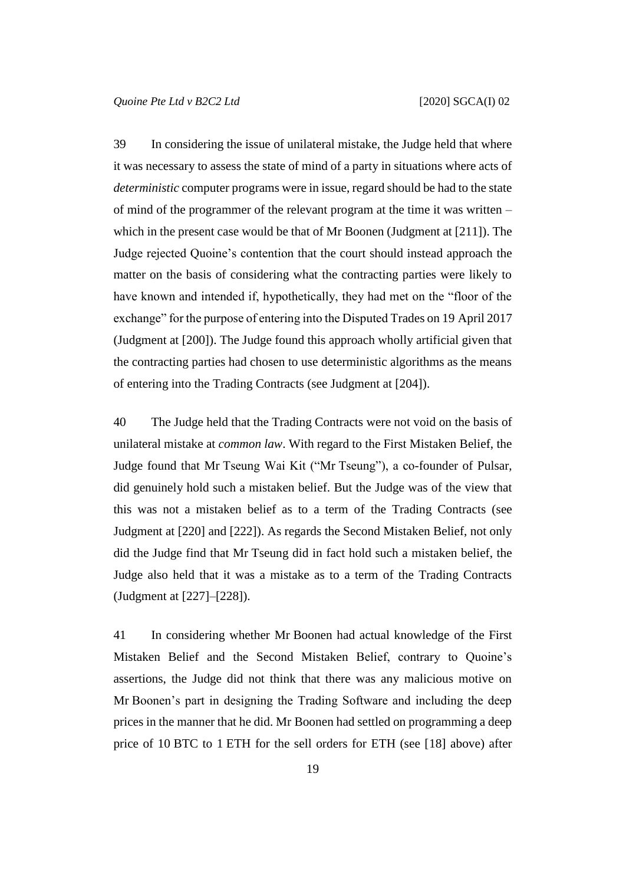39 In considering the issue of unilateral mistake, the Judge held that where it was necessary to assess the state of mind of a party in situations where acts of *deterministic* computer programs were in issue, regard should be had to the state of mind of the programmer of the relevant program at the time it was written – which in the present case would be that of Mr Boonen (Judgment at [211]). The Judge rejected Quoine's contention that the court should instead approach the matter on the basis of considering what the contracting parties were likely to have known and intended if, hypothetically, they had met on the "floor of the exchange" for the purpose of entering into the Disputed Trades on 19 April 2017 (Judgment at [200]). The Judge found this approach wholly artificial given that the contracting parties had chosen to use deterministic algorithms as the means of entering into the Trading Contracts (see Judgment at [204]).

40 The Judge held that the Trading Contracts were not void on the basis of unilateral mistake at *common law*. With regard to the First Mistaken Belief, the Judge found that Mr Tseung Wai Kit ("Mr Tseung"), a co-founder of Pulsar, did genuinely hold such a mistaken belief. But the Judge was of the view that this was not a mistaken belief as to a term of the Trading Contracts (see Judgment at [220] and [222]). As regards the Second Mistaken Belief, not only did the Judge find that Mr Tseung did in fact hold such a mistaken belief, the Judge also held that it was a mistake as to a term of the Trading Contracts (Judgment at [227]–[228]).

41 In considering whether Mr Boonen had actual knowledge of the First Mistaken Belief and the Second Mistaken Belief, contrary to Quoine's assertions, the Judge did not think that there was any malicious motive on Mr Boonen's part in designing the Trading Software and including the deep prices in the manner that he did. Mr Boonen had settled on programming a deep price of 10 BTC to 1 ETH for the sell orders for ETH (see [18] above) after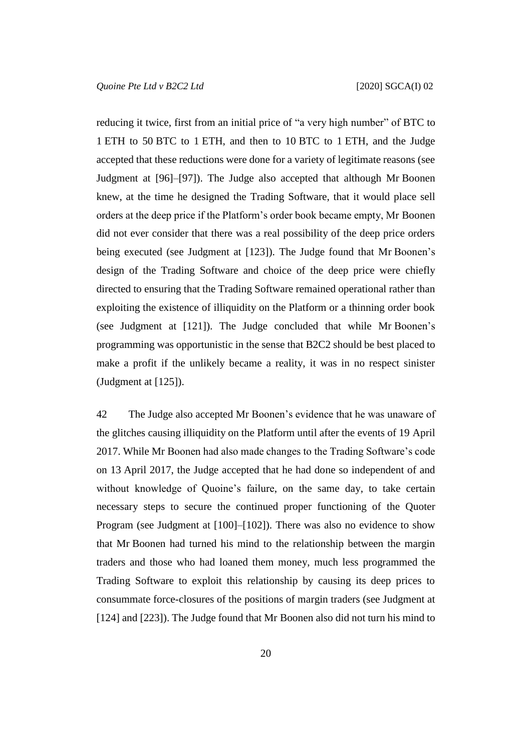reducing it twice, first from an initial price of "a very high number" of BTC to 1 ETH to 50 BTC to 1 ETH, and then to 10 BTC to 1 ETH, and the Judge accepted that these reductions were done for a variety of legitimate reasons (see Judgment at [96]–[97]). The Judge also accepted that although Mr Boonen knew, at the time he designed the Trading Software, that it would place sell orders at the deep price if the Platform's order book became empty, Mr Boonen did not ever consider that there was a real possibility of the deep price orders being executed (see Judgment at [123]). The Judge found that Mr Boonen's design of the Trading Software and choice of the deep price were chiefly directed to ensuring that the Trading Software remained operational rather than exploiting the existence of illiquidity on the Platform or a thinning order book (see Judgment at [121]). The Judge concluded that while Mr Boonen's programming was opportunistic in the sense that B2C2 should be best placed to make a profit if the unlikely became a reality, it was in no respect sinister (Judgment at [125]).

42 The Judge also accepted Mr Boonen's evidence that he was unaware of the glitches causing illiquidity on the Platform until after the events of 19 April 2017. While Mr Boonen had also made changes to the Trading Software's code on 13 April 2017, the Judge accepted that he had done so independent of and without knowledge of Quoine's failure, on the same day, to take certain necessary steps to secure the continued proper functioning of the Quoter Program (see Judgment at [100]–[102]). There was also no evidence to show that Mr Boonen had turned his mind to the relationship between the margin traders and those who had loaned them money, much less programmed the Trading Software to exploit this relationship by causing its deep prices to consummate force-closures of the positions of margin traders (see Judgment at [124] and [223]). The Judge found that Mr Boonen also did not turn his mind to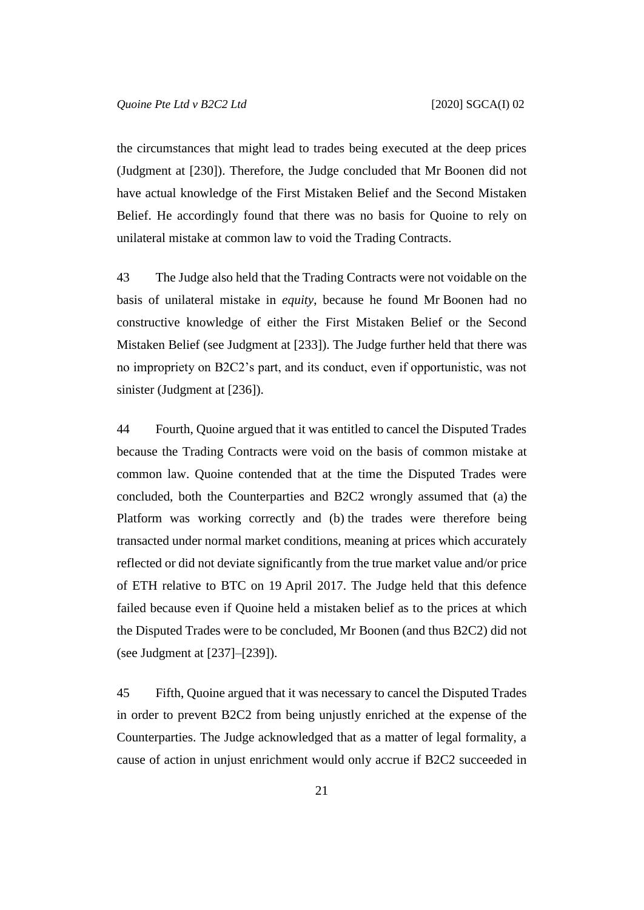the circumstances that might lead to trades being executed at the deep prices (Judgment at [230]). Therefore, the Judge concluded that Mr Boonen did not have actual knowledge of the First Mistaken Belief and the Second Mistaken Belief. He accordingly found that there was no basis for Quoine to rely on unilateral mistake at common law to void the Trading Contracts.

43 The Judge also held that the Trading Contracts were not voidable on the basis of unilateral mistake in *equity*, because he found Mr Boonen had no constructive knowledge of either the First Mistaken Belief or the Second Mistaken Belief (see Judgment at [233]). The Judge further held that there was no impropriety on B2C2's part, and its conduct, even if opportunistic, was not sinister (Judgment at [236]).

44 Fourth, Quoine argued that it was entitled to cancel the Disputed Trades because the Trading Contracts were void on the basis of common mistake at common law. Quoine contended that at the time the Disputed Trades were concluded, both the Counterparties and B2C2 wrongly assumed that (a) the Platform was working correctly and (b) the trades were therefore being transacted under normal market conditions, meaning at prices which accurately reflected or did not deviate significantly from the true market value and/or price of ETH relative to BTC on 19 April 2017. The Judge held that this defence failed because even if Quoine held a mistaken belief as to the prices at which the Disputed Trades were to be concluded, Mr Boonen (and thus B2C2) did not (see Judgment at [237]–[239]).

45 Fifth, Quoine argued that it was necessary to cancel the Disputed Trades in order to prevent B2C2 from being unjustly enriched at the expense of the Counterparties. The Judge acknowledged that as a matter of legal formality, a cause of action in unjust enrichment would only accrue if B2C2 succeeded in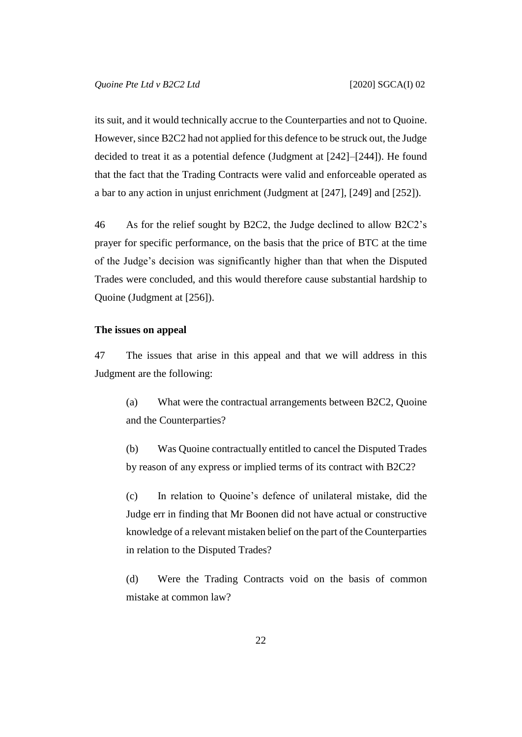its suit, and it would technically accrue to the Counterparties and not to Quoine. However, since B2C2 had not applied for this defence to be struck out, the Judge decided to treat it as a potential defence (Judgment at [242]–[244]). He found that the fact that the Trading Contracts were valid and enforceable operated as a bar to any action in unjust enrichment (Judgment at [247], [249] and [252]).

46 As for the relief sought by B2C2, the Judge declined to allow B2C2's prayer for specific performance, on the basis that the price of BTC at the time of the Judge's decision was significantly higher than that when the Disputed Trades were concluded, and this would therefore cause substantial hardship to Quoine (Judgment at [256]).

**The issues on appeal**

47 The issues that arise in this appeal and that we will address in this Judgment are the following:

> (a) What were the contractual arrangements between B2C2, Quoine and the Counterparties?
>
> (b) Was Quoine contractually entitled to cancel the Disputed Trades by reason of any express or implied terms of its contract with B2C2?
>
> (c) In relation to Quoine's defence of unilateral mistake, did the Judge err in finding that Mr Boonen did not have actual or constructive knowledge of a relevant mistaken belief on the part of the Counterparties in relation to the Disputed Trades?
>
> (d) Were the Trading Contracts void on the basis of common mistake at common law?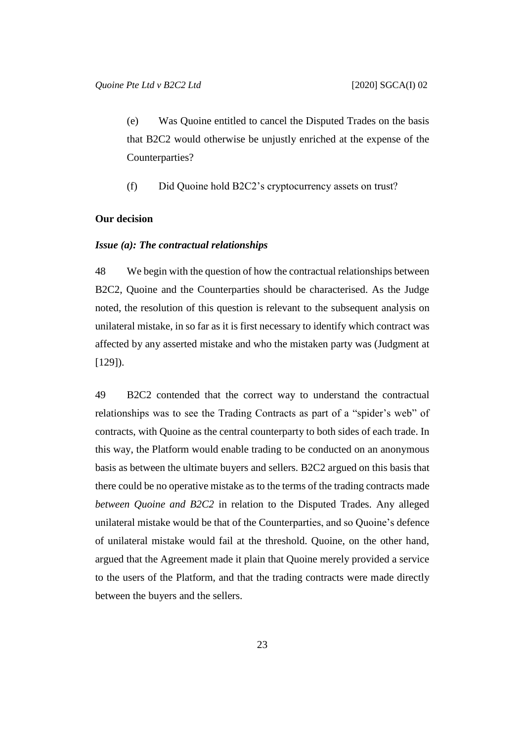(e) Was Quoine entitled to cancel the Disputed Trades on the basis that B2C2 would otherwise be unjustly enriched at the expense of the Counterparties?

(f) Did Quoine hold B2C2's cryptocurrency assets on trust?

**Our decision**

***Issue (a): The contractual relationships***

48 We begin with the question of how the contractual relationships between B2C2, Quoine and the Counterparties should be characterised. As the Judge noted, the resolution of this question is relevant to the subsequent analysis on unilateral mistake, in so far as it is first necessary to identify which contract was affected by any asserted mistake and who the mistaken party was (Judgment at [129]).

49 B2C2 contended that the correct way to understand the contractual relationships was to see the Trading Contracts as part of a "spider's web" of contracts, with Quoine as the central counterparty to both sides of each trade. In this way, the Platform would enable trading to be conducted on an anonymous basis as between the ultimate buyers and sellers. B2C2 argued on this basis that there could be no operative mistake as to the terms of the trading contracts made *between Quoine and B2C2* in relation to the Disputed Trades. Any alleged unilateral mistake would be that of the Counterparties, and so Quoine's defence of unilateral mistake would fail at the threshold. Quoine, on the other hand, argued that the Agreement made it plain that Quoine merely provided a service to the users of the Platform, and that the trading contracts were made directly between the buyers and the sellers.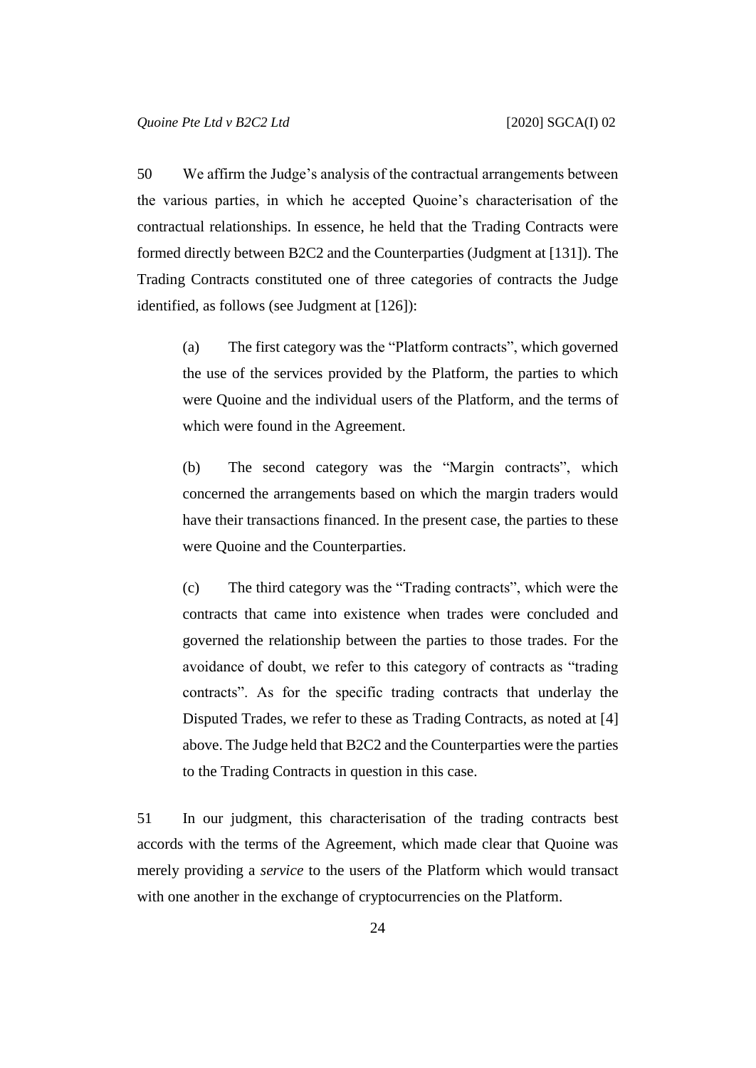50 We affirm the Judge's analysis of the contractual arrangements between the various parties, in which he accepted Quoine's characterisation of the contractual relationships. In essence, he held that the Trading Contracts were formed directly between B2C2 and the Counterparties (Judgment at [131]). The Trading Contracts constituted one of three categories of contracts the Judge identified, as follows (see Judgment at [126]):

(a) The first category was the "Platform contracts", which governed the use of the services provided by the Platform, the parties to which were Quoine and the individual users of the Platform, and the terms of which were found in the Agreement.

(b) The second category was the "Margin contracts", which concerned the arrangements based on which the margin traders would have their transactions financed. In the present case, the parties to these were Quoine and the Counterparties.

(c) The third category was the "Trading contracts", which were the contracts that came into existence when trades were concluded and governed the relationship between the parties to those trades. For the avoidance of doubt, we refer to this category of contracts as "trading contracts". As for the specific trading contracts that underlay the Disputed Trades, we refer to these as Trading Contracts, as noted at [4] above. The Judge held that B2C2 and the Counterparties were the parties to the Trading Contracts in question in this case.

51 In our judgment, this characterisation of the trading contracts best accords with the terms of the Agreement, which made clear that Quoine was merely providing a *service* to the users of the Platform which would transact with one another in the exchange of cryptocurrencies on the Platform.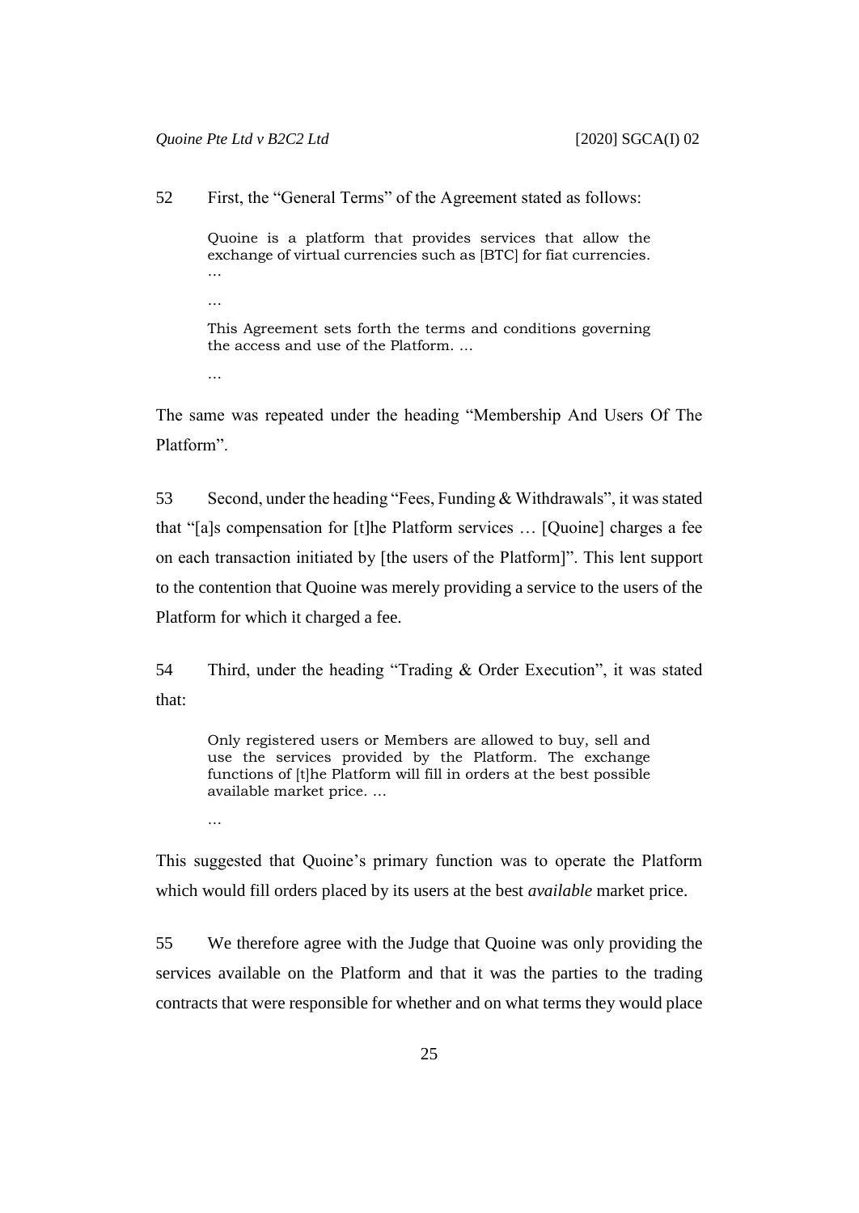52 First, the "General Terms" of the Agreement stated as follows:

> Quoine is a platform that provides services that allow the exchange of virtual currencies such as [BTC] for fiat currencies. …
>
> …
>
> This Agreement sets forth the terms and conditions governing the access and use of the Platform. …
>
> …

The same was repeated under the heading "Membership And Users Of The Platform".

53 Second, under the heading "Fees, Funding & Withdrawals", it was stated that "[a]s compensation for [t]he Platform services … [Quoine] charges a fee on each transaction initiated by [the users of the Platform]". This lent support to the contention that Quoine was merely providing a service to the users of the Platform for which it charged a fee.

54 Third, under the heading "Trading & Order Execution", it was stated that:

> Only registered users or Members are allowed to buy, sell and use the services provided by the Platform. The exchange functions of [t]he Platform will fill in orders at the best possible available market price. …
>
> …

This suggested that Quoine's primary function was to operate the Platform which would fill orders placed by its users at the best *available* market price.

55 We therefore agree with the Judge that Quoine was only providing the services available on the Platform and that it was the parties to the trading contracts that were responsible for whether and on what terms they would place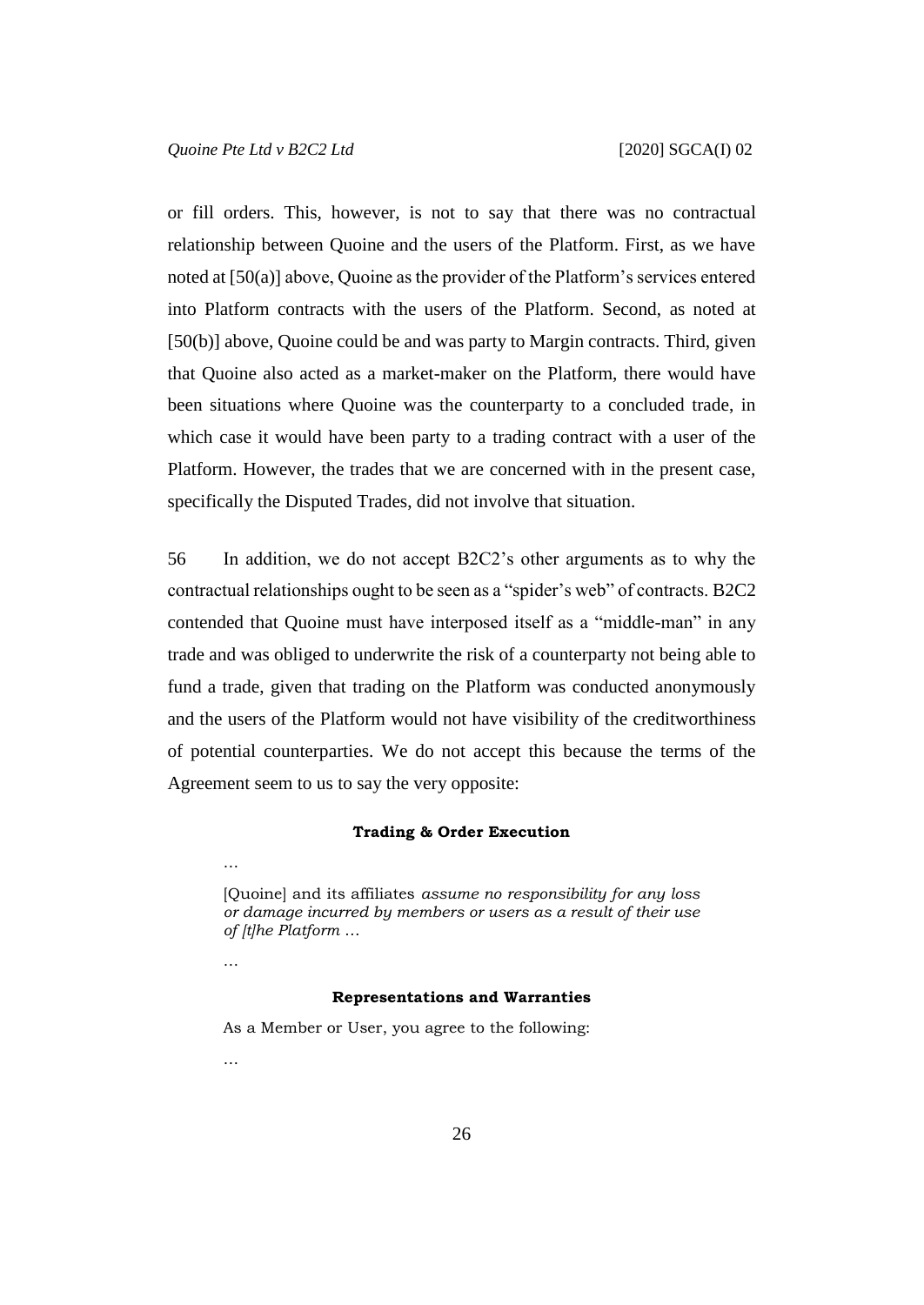or fill orders. This, however, is not to say that there was no contractual relationship between Quoine and the users of the Platform. First, as we have noted at [50(a)] above, Quoine as the provider of the Platform's services entered into Platform contracts with the users of the Platform. Second, as noted at [50(b)] above, Quoine could be and was party to Margin contracts. Third, given that Quoine also acted as a market-maker on the Platform, there would have been situations where Quoine was the counterparty to a concluded trade, in which case it would have been party to a trading contract with a user of the Platform. However, the trades that we are concerned with in the present case, specifically the Disputed Trades, did not involve that situation.

56 In addition, we do not accept B2C2's other arguments as to why the contractual relationships ought to be seen as a "spider's web" of contracts. B2C2 contended that Quoine must have interposed itself as a "middle-man" in any trade and was obliged to underwrite the risk of a counterparty not being able to fund a trade, given that trading on the Platform was conducted anonymously and the users of the Platform would not have visibility of the creditworthiness of potential counterparties. We do not accept this because the terms of the Agreement seem to us to say the very opposite:

> **Trading & Order Execution**
>
> …
>
> [Quoine] and its affiliates *assume no responsibility for any loss or damage incurred by members or users as a result of their use of [t]he Platform …*
>
> …
>
> **Representations and Warranties**
>
> As a Member or User, you agree to the following:
>
> …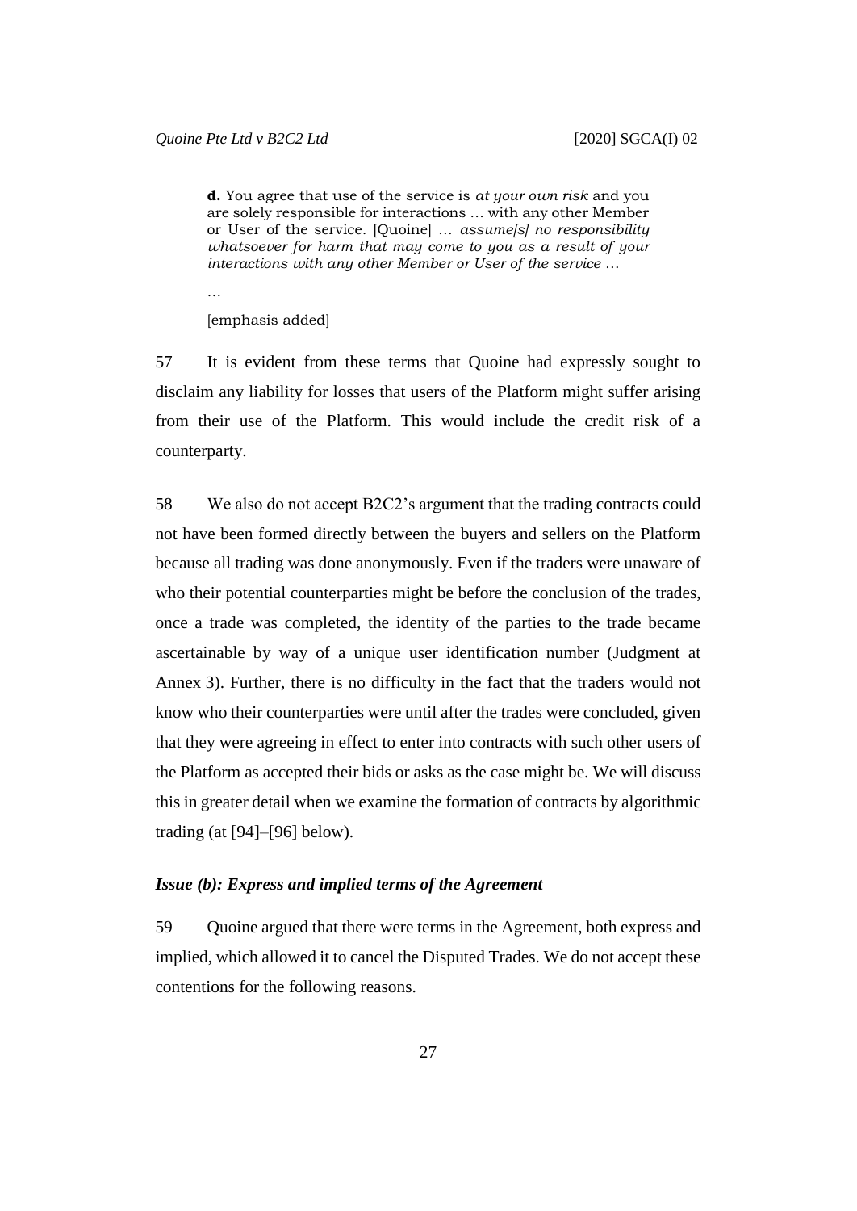> **d.** You agree that use of the service is *at your own risk* and you are solely responsible for interactions … with any other Member or User of the service. [Quoine] … *assume[s] no responsibility whatsoever for harm that may come to you as a result of your interactions with any other Member or User of the service* …
>
> …
>
> [emphasis added]

57 It is evident from these terms that Quoine had expressly sought to disclaim any liability for losses that users of the Platform might suffer arising from their use of the Platform. This would include the credit risk of a counterparty.

58 We also do not accept B2C2's argument that the trading contracts could not have been formed directly between the buyers and sellers on the Platform because all trading was done anonymously. Even if the traders were unaware of who their potential counterparties might be before the conclusion of the trades, once a trade was completed, the identity of the parties to the trade became ascertainable by way of a unique user identification number (Judgment at Annex 3). Further, there is no difficulty in the fact that the traders would not know who their counterparties were until after the trades were concluded, given that they were agreeing in effect to enter into contracts with such other users of the Platform as accepted their bids or asks as the case might be. We will discuss this in greater detail when we examine the formation of contracts by algorithmic trading (at [94]–[96] below).

### *Issue (b): Express and implied terms of the Agreement*

59 Quoine argued that there were terms in the Agreement, both express and implied, which allowed it to cancel the Disputed Trades. We do not accept these contentions for the following reasons.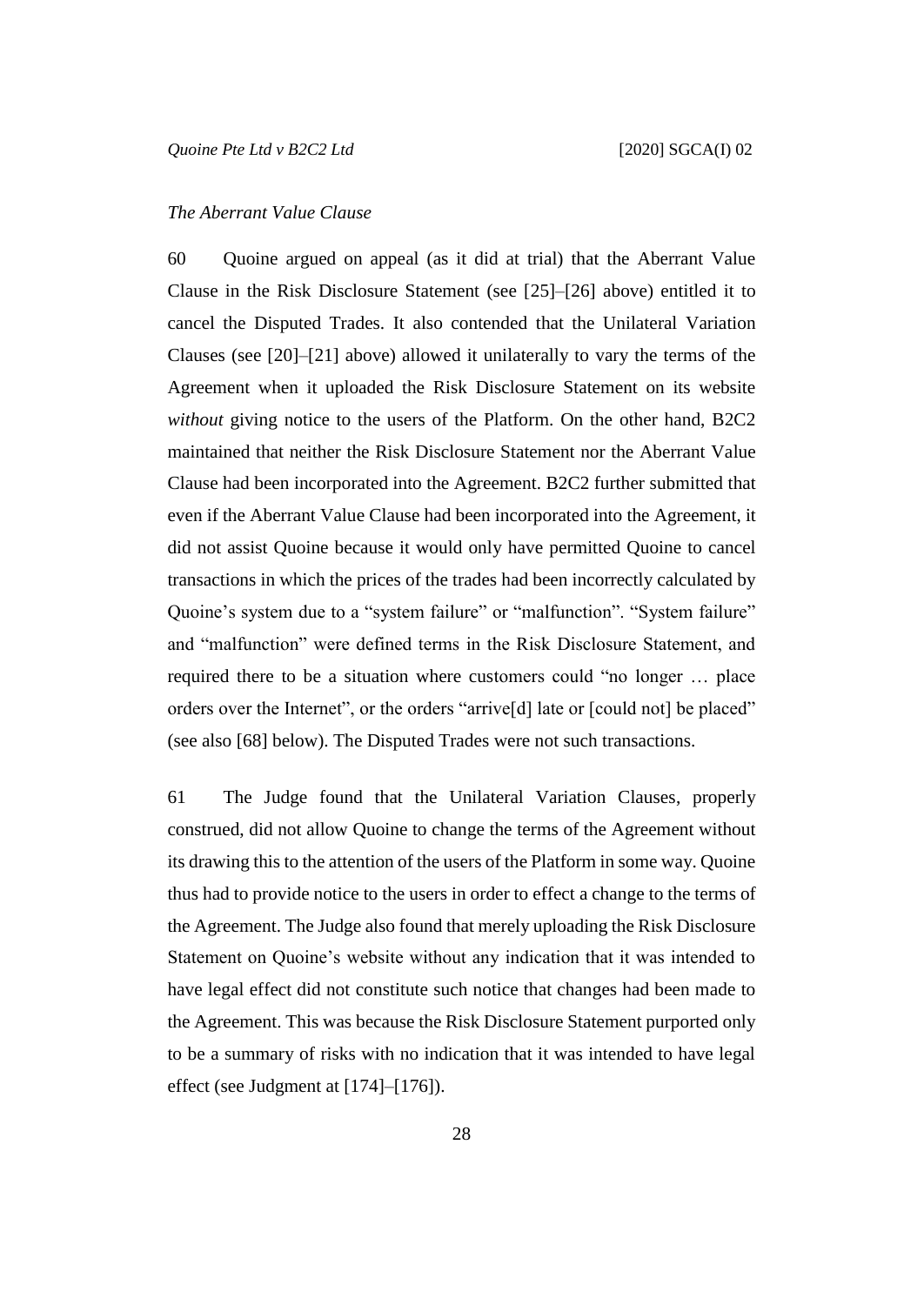*The Aberrant Value Clause*

60 Quoine argued on appeal (as it did at trial) that the Aberrant Value Clause in the Risk Disclosure Statement (see [25]–[26] above) entitled it to cancel the Disputed Trades. It also contended that the Unilateral Variation Clauses (see [20]–[21] above) allowed it unilaterally to vary the terms of the Agreement when it uploaded the Risk Disclosure Statement on its website *without* giving notice to the users of the Platform. On the other hand, B2C2 maintained that neither the Risk Disclosure Statement nor the Aberrant Value Clause had been incorporated into the Agreement. B2C2 further submitted that even if the Aberrant Value Clause had been incorporated into the Agreement, it did not assist Quoine because it would only have permitted Quoine to cancel transactions in which the prices of the trades had been incorrectly calculated by Quoine's system due to a "system failure" or "malfunction". "System failure" and "malfunction" were defined terms in the Risk Disclosure Statement, and required there to be a situation where customers could "no longer … place orders over the Internet", or the orders "arrive[d] late or [could not] be placed" (see also [68] below). The Disputed Trades were not such transactions.

61 The Judge found that the Unilateral Variation Clauses, properly construed, did not allow Quoine to change the terms of the Agreement without its drawing this to the attention of the users of the Platform in some way. Quoine thus had to provide notice to the users in order to effect a change to the terms of the Agreement. The Judge also found that merely uploading the Risk Disclosure Statement on Quoine's website without any indication that it was intended to have legal effect did not constitute such notice that changes had been made to the Agreement. This was because the Risk Disclosure Statement purported only to be a summary of risks with no indication that it was intended to have legal effect (see Judgment at [174]–[176]).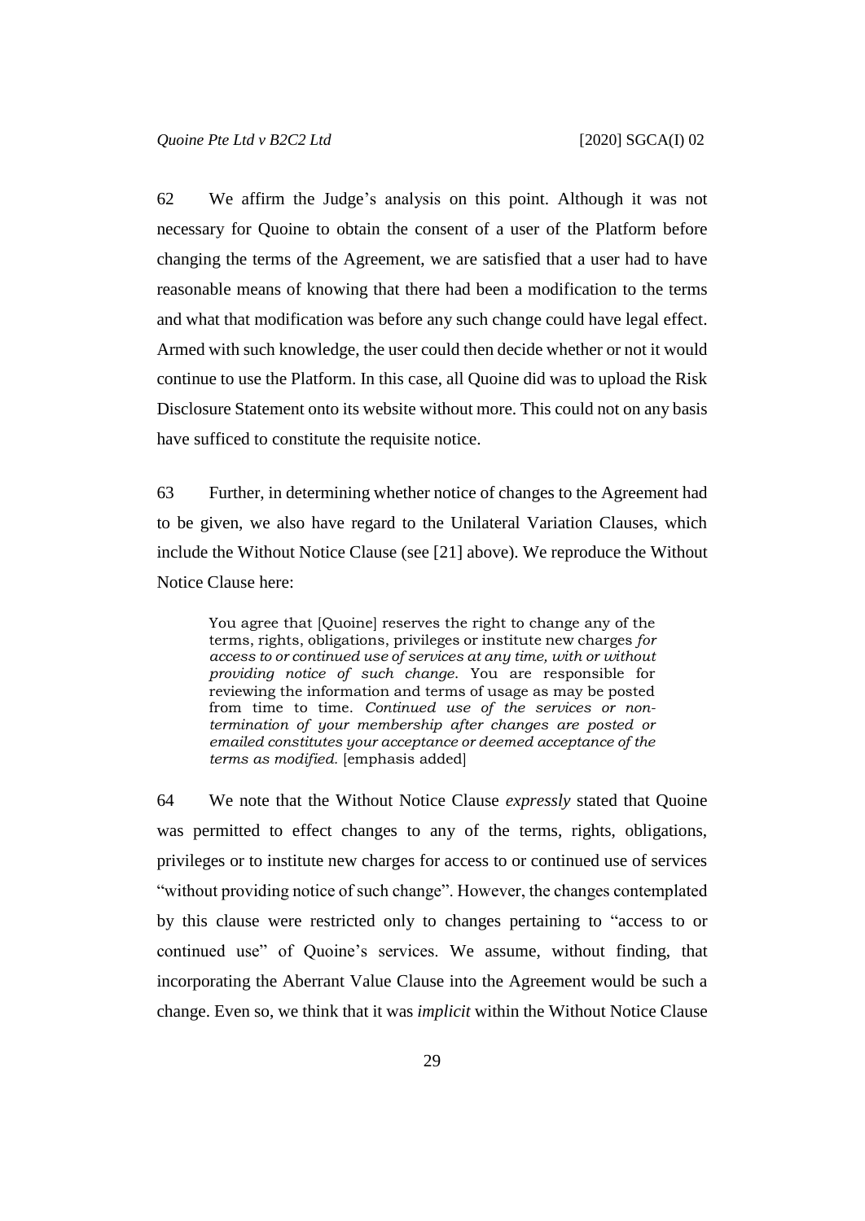62 We affirm the Judge's analysis on this point. Although it was not necessary for Quoine to obtain the consent of a user of the Platform before changing the terms of the Agreement, we are satisfied that a user had to have reasonable means of knowing that there had been a modification to the terms and what that modification was before any such change could have legal effect. Armed with such knowledge, the user could then decide whether or not it would continue to use the Platform. In this case, all Quoine did was to upload the Risk Disclosure Statement onto its website without more. This could not on any basis have sufficed to constitute the requisite notice.

63 Further, in determining whether notice of changes to the Agreement had to be given, we also have regard to the Unilateral Variation Clauses, which include the Without Notice Clause (see [21] above). We reproduce the Without Notice Clause here:

> You agree that [Quoine] reserves the right to change any of the terms, rights, obligations, privileges or institute new charges *for access to or continued use of services at any time, with or without providing notice of such change*. You are responsible for reviewing the information and terms of usage as may be posted from time to time. *Continued use of the services or non-termination of your membership after changes are posted or emailed constitutes your acceptance or deemed acceptance of the terms as modified.* [emphasis added]

64 We note that the Without Notice Clause *expressly* stated that Quoine was permitted to effect changes to any of the terms, rights, obligations, privileges or to institute new charges for access to or continued use of services "without providing notice of such change". However, the changes contemplated by this clause were restricted only to changes pertaining to "access to or continued use" of Quoine's services. We assume, without finding, that incorporating the Aberrant Value Clause into the Agreement would be such a change. Even so, we think that it was *implicit* within the Without Notice Clause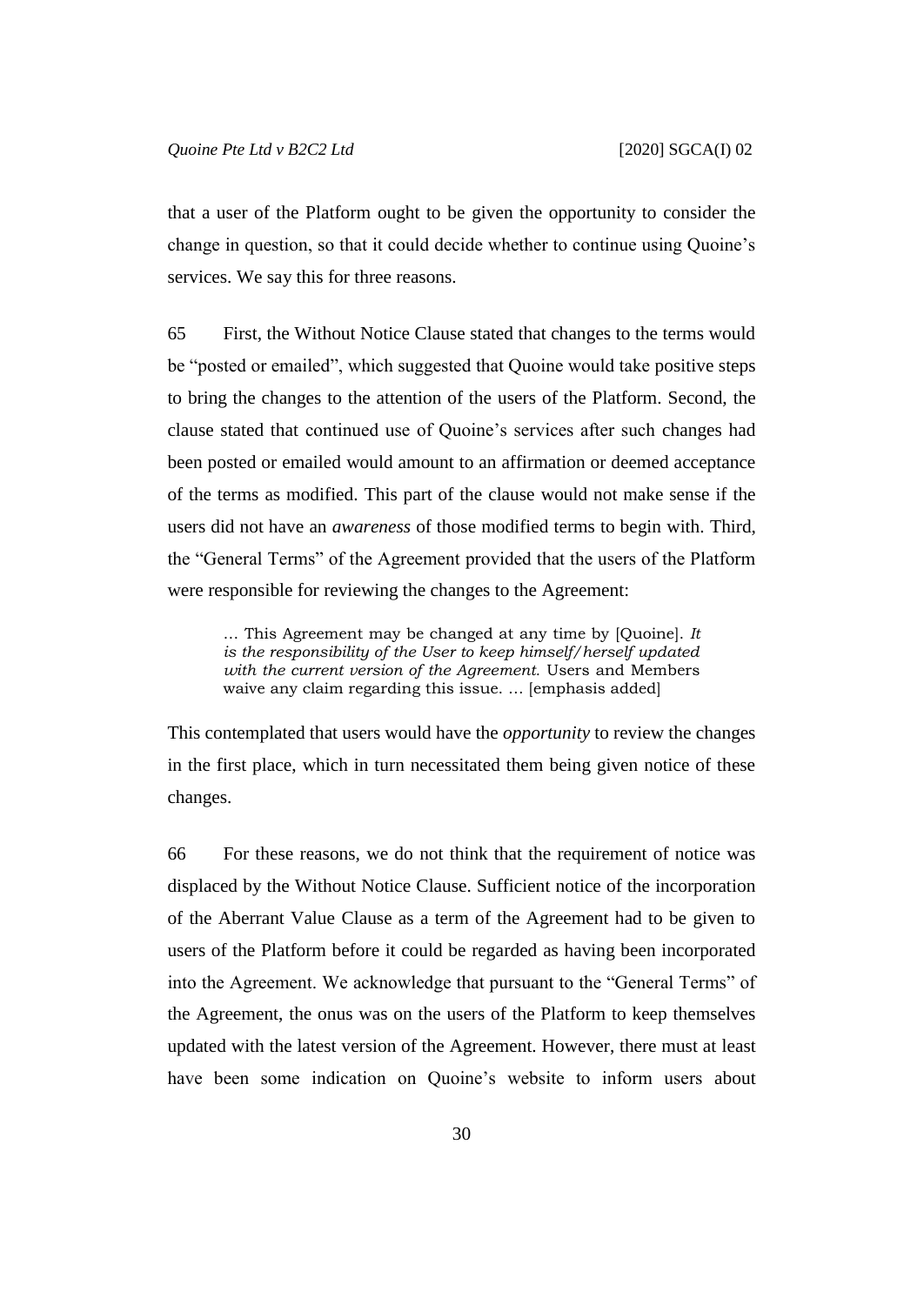that a user of the Platform ought to be given the opportunity to consider the change in question, so that it could decide whether to continue using Quoine's services. We say this for three reasons.

65 First, the Without Notice Clause stated that changes to the terms would be "posted or emailed", which suggested that Quoine would take positive steps to bring the changes to the attention of the users of the Platform. Second, the clause stated that continued use of Quoine's services after such changes had been posted or emailed would amount to an affirmation or deemed acceptance of the terms as modified. This part of the clause would not make sense if the users did not have an *awareness* of those modified terms to begin with. Third, the "General Terms" of the Agreement provided that the users of the Platform were responsible for reviewing the changes to the Agreement:

> … This Agreement may be changed at any time by [Quoine]. *It is the responsibility of the User to keep himself/herself updated with the current version of the Agreement.* Users and Members waive any claim regarding this issue. … [emphasis added]

This contemplated that users would have the *opportunity* to review the changes in the first place, which in turn necessitated them being given notice of these changes.

66 For these reasons, we do not think that the requirement of notice was displaced by the Without Notice Clause. Sufficient notice of the incorporation of the Aberrant Value Clause as a term of the Agreement had to be given to users of the Platform before it could be regarded as having been incorporated into the Agreement. We acknowledge that pursuant to the "General Terms" of the Agreement, the onus was on the users of the Platform to keep themselves updated with the latest version of the Agreement. However, there must at least have been some indication on Quoine's website to inform users about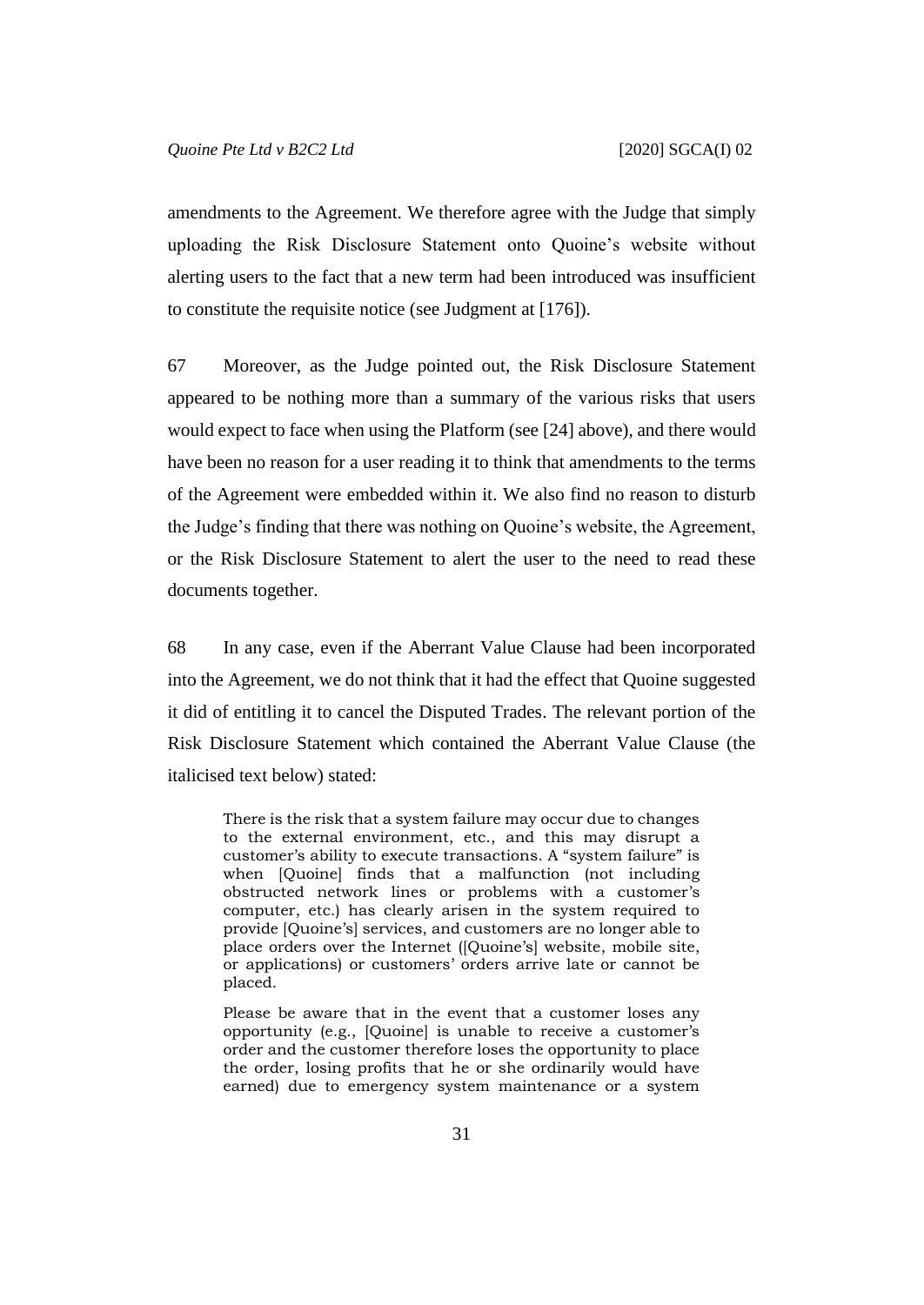amendments to the Agreement. We therefore agree with the Judge that simply uploading the Risk Disclosure Statement onto Quoine's website without alerting users to the fact that a new term had been introduced was insufficient to constitute the requisite notice (see Judgment at [176]).

67 Moreover, as the Judge pointed out, the Risk Disclosure Statement appeared to be nothing more than a summary of the various risks that users would expect to face when using the Platform (see [24] above), and there would have been no reason for a user reading it to think that amendments to the terms of the Agreement were embedded within it. We also find no reason to disturb the Judge's finding that there was nothing on Quoine's website, the Agreement, or the Risk Disclosure Statement to alert the user to the need to read these documents together.

68 In any case, even if the Aberrant Value Clause had been incorporated into the Agreement, we do not think that it had the effect that Quoine suggested it did of entitling it to cancel the Disputed Trades. The relevant portion of the Risk Disclosure Statement which contained the Aberrant Value Clause (the italicised text below) stated:

> There is the risk that a system failure may occur due to changes to the external environment, etc., and this may disrupt a customer's ability to execute transactions. A "system failure" is when [Quoine] finds that a malfunction (not including obstructed network lines or problems with a customer's computer, etc.) has clearly arisen in the system required to provide [Quoine's] services, and customers are no longer able to place orders over the Internet ([Quoine's] website, mobile site, or applications) or customers' orders arrive late or cannot be placed.
>
> Please be aware that in the event that a customer loses any opportunity (e.g., [Quoine] is unable to receive a customer's order and the customer therefore loses the opportunity to place the order, losing profits that he or she ordinarily would have earned) due to emergency system maintenance or a system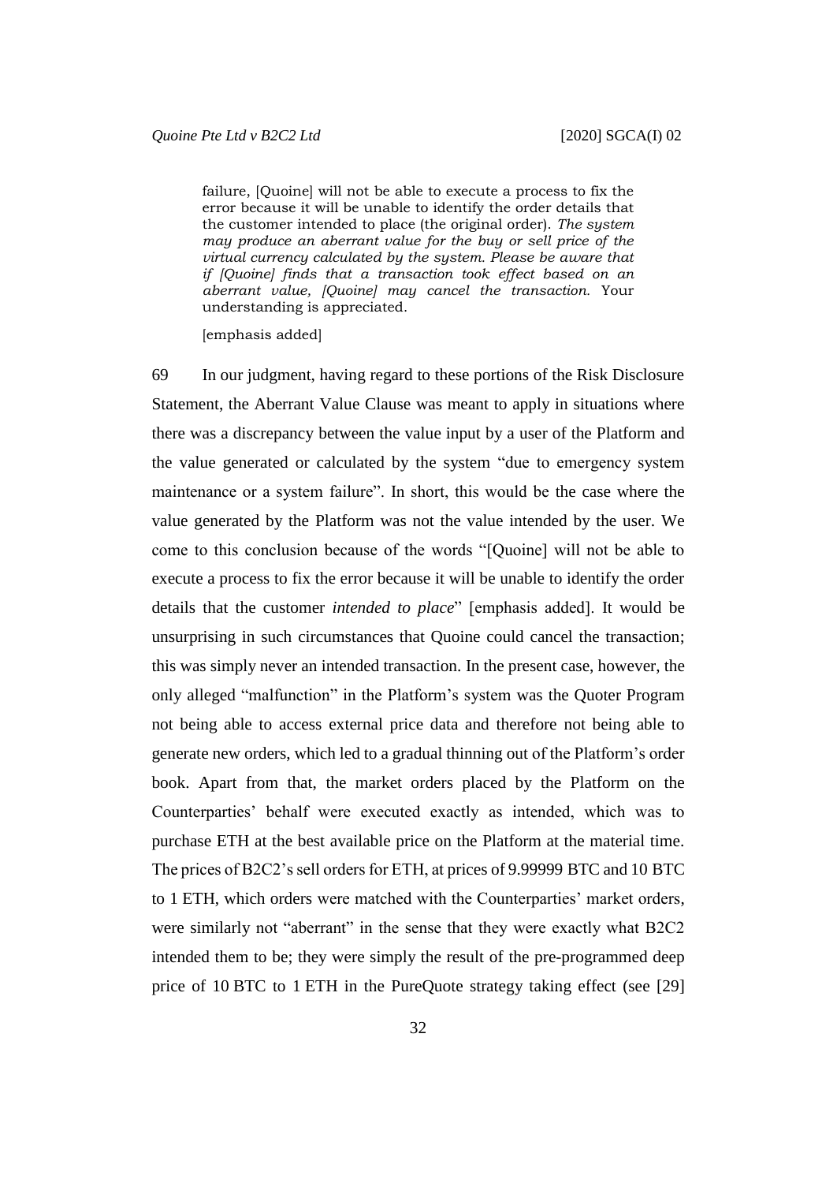> failure, [Quoine] will not be able to execute a process to fix the error because it will be unable to identify the order details that the customer intended to place (the original order). *The system may produce an aberrant value for the buy or sell price of the virtual currency calculated by the system. Please be aware that if [Quoine] finds that a transaction took effect based on an aberrant value, [Quoine] may cancel the transaction.* Your understanding is appreciated.
>
> [emphasis added]

69 In our judgment, having regard to these portions of the Risk Disclosure Statement, the Aberrant Value Clause was meant to apply in situations where there was a discrepancy between the value input by a user of the Platform and the value generated or calculated by the system "due to emergency system maintenance or a system failure". In short, this would be the case where the value generated by the Platform was not the value intended by the user. We come to this conclusion because of the words "[Quoine] will not be able to execute a process to fix the error because it will be unable to identify the order details that the customer *intended to place*" [emphasis added]. It would be unsurprising in such circumstances that Quoine could cancel the transaction; this was simply never an intended transaction. In the present case, however, the only alleged "malfunction" in the Platform's system was the Quoter Program not being able to access external price data and therefore not being able to generate new orders, which led to a gradual thinning out of the Platform's order book. Apart from that, the market orders placed by the Platform on the Counterparties' behalf were executed exactly as intended, which was to purchase ETH at the best available price on the Platform at the material time. The prices of B2C2's sell orders for ETH, at prices of 9.99999 BTC and 10 BTC to 1 ETH, which orders were matched with the Counterparties' market orders, were similarly not "aberrant" in the sense that they were exactly what B2C2 intended them to be; they were simply the result of the pre-programmed deep price of 10 BTC to 1 ETH in the PureQuote strategy taking effect (see [29]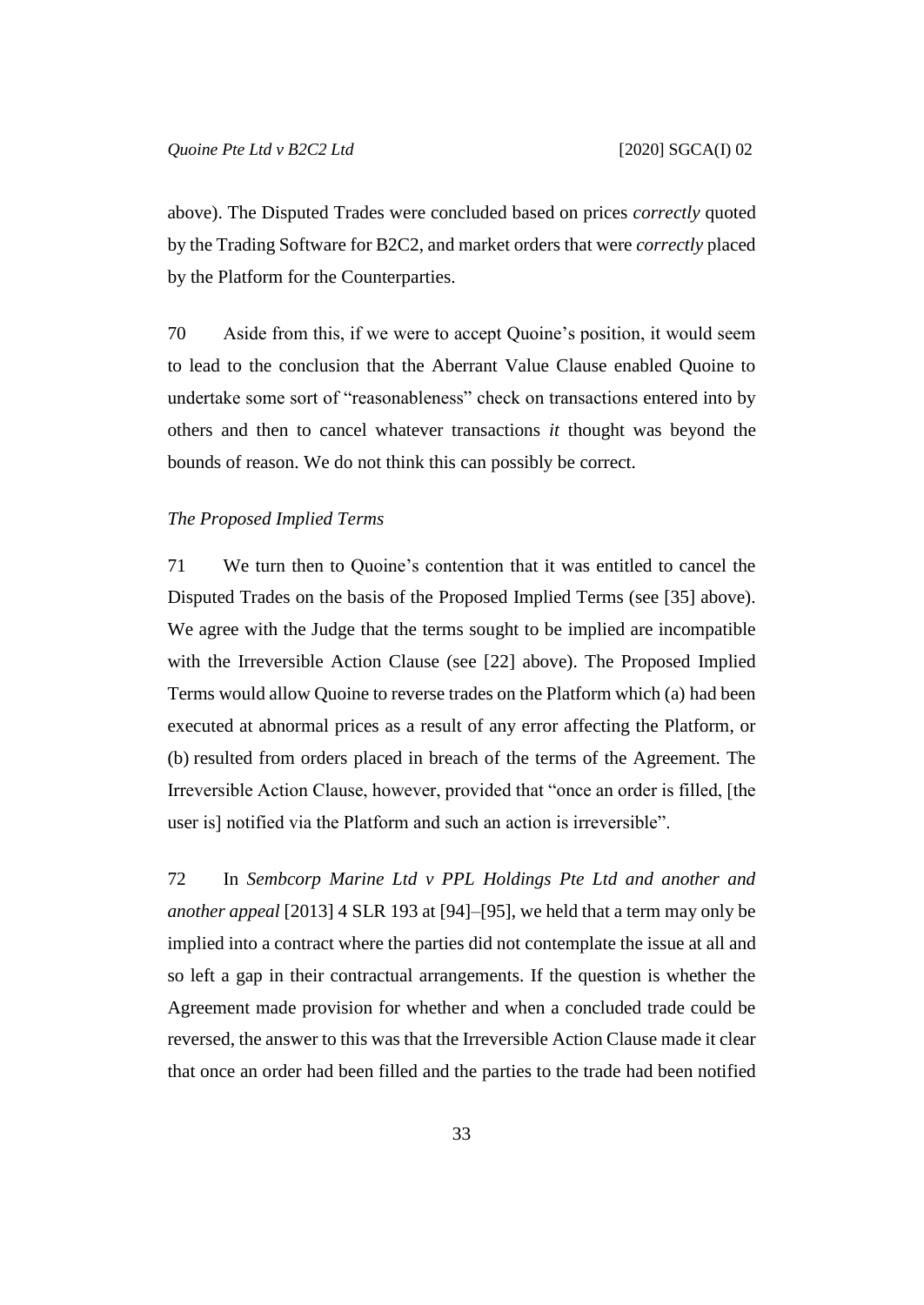above). The Disputed Trades were concluded based on prices *correctly* quoted by the Trading Software for B2C2, and market orders that were *correctly* placed by the Platform for the Counterparties.

70 Aside from this, if we were to accept Quoine's position, it would seem to lead to the conclusion that the Aberrant Value Clause enabled Quoine to undertake some sort of "reasonableness" check on transactions entered into by others and then to cancel whatever transactions *it* thought was beyond the bounds of reason. We do not think this can possibly be correct.

*The Proposed Implied Terms*

71 We turn then to Quoine's contention that it was entitled to cancel the Disputed Trades on the basis of the Proposed Implied Terms (see [35] above). We agree with the Judge that the terms sought to be implied are incompatible with the Irreversible Action Clause (see [22] above). The Proposed Implied Terms would allow Quoine to reverse trades on the Platform which (a) had been executed at abnormal prices as a result of any error affecting the Platform, or (b) resulted from orders placed in breach of the terms of the Agreement. The Irreversible Action Clause, however, provided that "once an order is filled, [the user is] notified via the Platform and such an action is irreversible".

72 In *Sembcorp Marine Ltd v PPL Holdings Pte Ltd and another and another appeal* [2013] 4 SLR 193 at [94]–[95], we held that a term may only be implied into a contract where the parties did not contemplate the issue at all and so left a gap in their contractual arrangements. If the question is whether the Agreement made provision for whether and when a concluded trade could be reversed, the answer to this was that the Irreversible Action Clause made it clear that once an order had been filled and the parties to the trade had been notified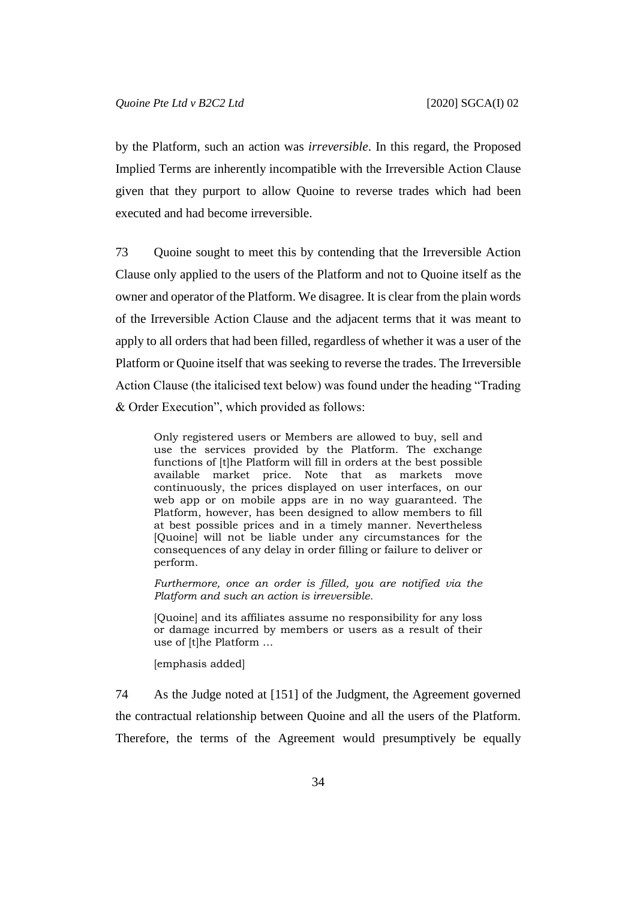by the Platform, such an action was *irreversible*. In this regard, the Proposed Implied Terms are inherently incompatible with the Irreversible Action Clause given that they purport to allow Quoine to reverse trades which had been executed and had become irreversible.

73 Quoine sought to meet this by contending that the Irreversible Action Clause only applied to the users of the Platform and not to Quoine itself as the owner and operator of the Platform. We disagree. It is clear from the plain words of the Irreversible Action Clause and the adjacent terms that it was meant to apply to all orders that had been filled, regardless of whether it was a user of the Platform or Quoine itself that was seeking to reverse the trades. The Irreversible Action Clause (the italicised text below) was found under the heading "Trading & Order Execution", which provided as follows:

> Only registered users or Members are allowed to buy, sell and use the services provided by the Platform. The exchange functions of [t]he Platform will fill in orders at the best possible available market price. Note that as markets move continuously, the prices displayed on user interfaces, on our web app or on mobile apps are in no way guaranteed. The Platform, however, has been designed to allow members to fill at best possible prices and in a timely manner. Nevertheless [Quoine] will not be liable under any circumstances for the consequences of any delay in order filling or failure to deliver or perform.
>
> *Furthermore, once an order is filled, you are notified via the Platform and such an action is irreversible.*
>
> [Quoine] and its affiliates assume no responsibility for any loss or damage incurred by members or users as a result of their use of [t]he Platform …
>
> [emphasis added]

74 As the Judge noted at [151] of the Judgment, the Agreement governed the contractual relationship between Quoine and all the users of the Platform. Therefore, the terms of the Agreement would presumptively be equally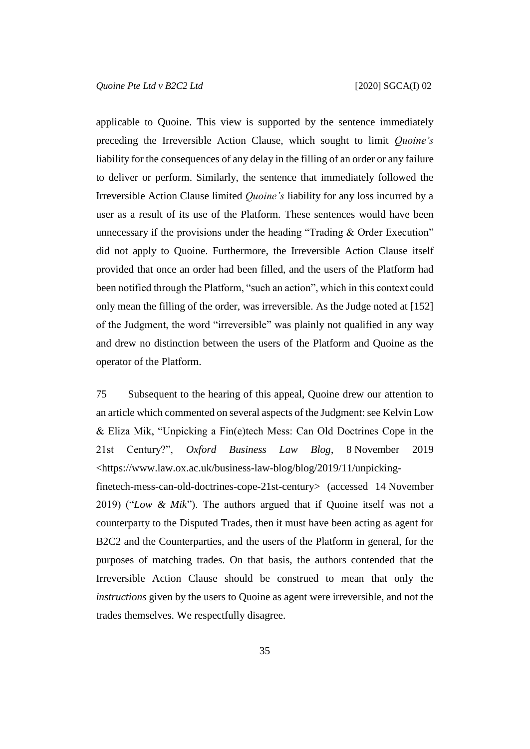applicable to Quoine. This view is supported by the sentence immediately preceding the Irreversible Action Clause, which sought to limit *Quoine's* liability for the consequences of any delay in the filling of an order or any failure to deliver or perform. Similarly, the sentence that immediately followed the Irreversible Action Clause limited *Quoine's* liability for any loss incurred by a user as a result of its use of the Platform. These sentences would have been unnecessary if the provisions under the heading "Trading & Order Execution" did not apply to Quoine. Furthermore, the Irreversible Action Clause itself provided that once an order had been filled, and the users of the Platform had been notified through the Platform, "such an action", which in this context could only mean the filling of the order, was irreversible. As the Judge noted at [152] of the Judgment, the word "irreversible" was plainly not qualified in any way and drew no distinction between the users of the Platform and Quoine as the operator of the Platform.

75 Subsequent to the hearing of this appeal, Quoine drew our attention to an article which commented on several aspects of the Judgment: see Kelvin Low & Eliza Mik, "Unpicking a Fin(e)tech Mess: Can Old Doctrines Cope in the 21st Century?", *Oxford Business Law Blog*, 8 November 2019 <https://www.law.ox.ac.uk/business-law-blog/blog/2019/11/unpicking-finetech-mess-can-old-doctrines-cope-21st-century> (accessed 14 November 2019) ("*Low & Mik*"). The authors argued that if Quoine itself was not a counterparty to the Disputed Trades, then it must have been acting as agent for B2C2 and the Counterparties, and the users of the Platform in general, for the purposes of matching trades. On that basis, the authors contended that the Irreversible Action Clause should be construed to mean that only the *instructions* given by the users to Quoine as agent were irreversible, and not the trades themselves. We respectfully disagree.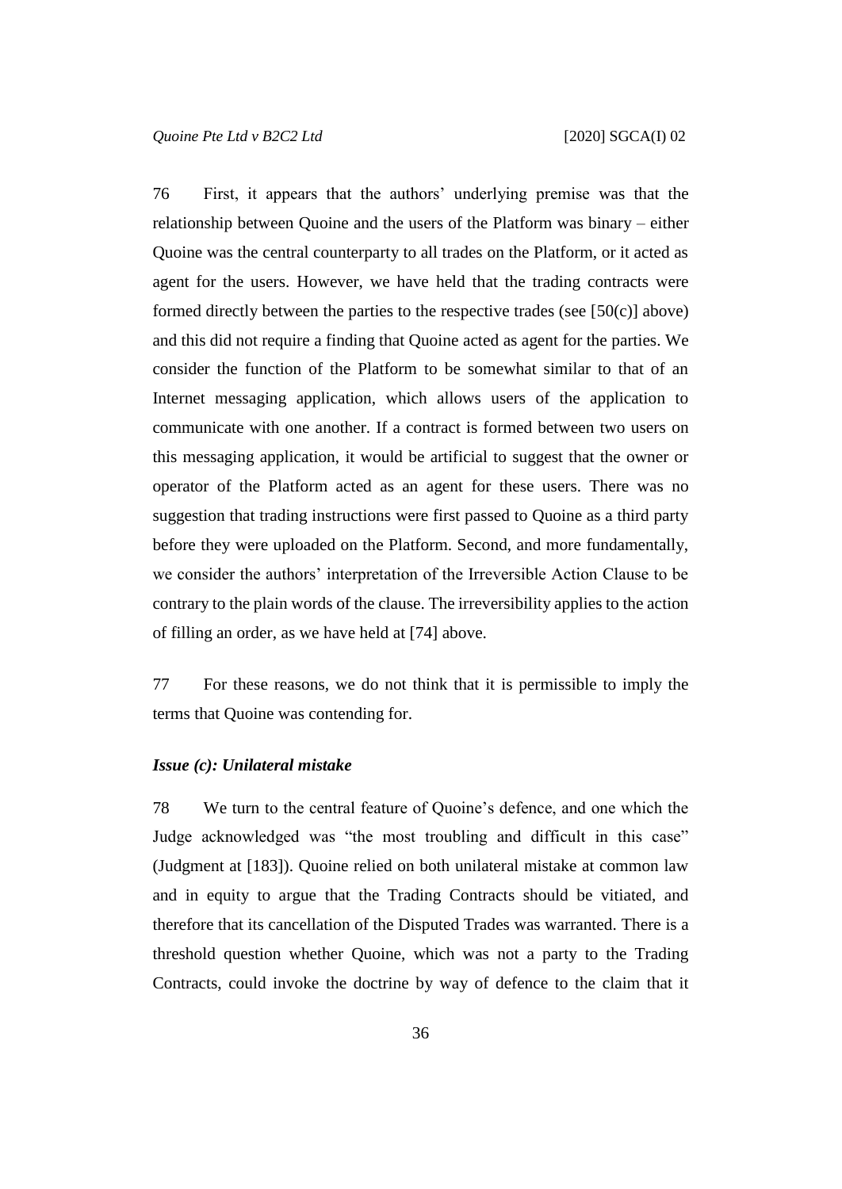76 First, it appears that the authors' underlying premise was that the relationship between Quoine and the users of the Platform was binary – either Quoine was the central counterparty to all trades on the Platform, or it acted as agent for the users. However, we have held that the trading contracts were formed directly between the parties to the respective trades (see [50(c)] above) and this did not require a finding that Quoine acted as agent for the parties. We consider the function of the Platform to be somewhat similar to that of an Internet messaging application, which allows users of the application to communicate with one another. If a contract is formed between two users on this messaging application, it would be artificial to suggest that the owner or operator of the Platform acted as an agent for these users. There was no suggestion that trading instructions were first passed to Quoine as a third party before they were uploaded on the Platform. Second, and more fundamentally, we consider the authors' interpretation of the Irreversible Action Clause to be contrary to the plain words of the clause. The irreversibility applies to the action of filling an order, as we have held at [74] above.

77 For these reasons, we do not think that it is permissible to imply the terms that Quoine was contending for.

### *Issue (c): Unilateral mistake*

78 We turn to the central feature of Quoine's defence, and one which the Judge acknowledged was "the most troubling and difficult in this case" (Judgment at [183]). Quoine relied on both unilateral mistake at common law and in equity to argue that the Trading Contracts should be vitiated, and therefore that its cancellation of the Disputed Trades was warranted. There is a threshold question whether Quoine, which was not a party to the Trading Contracts, could invoke the doctrine by way of defence to the claim that it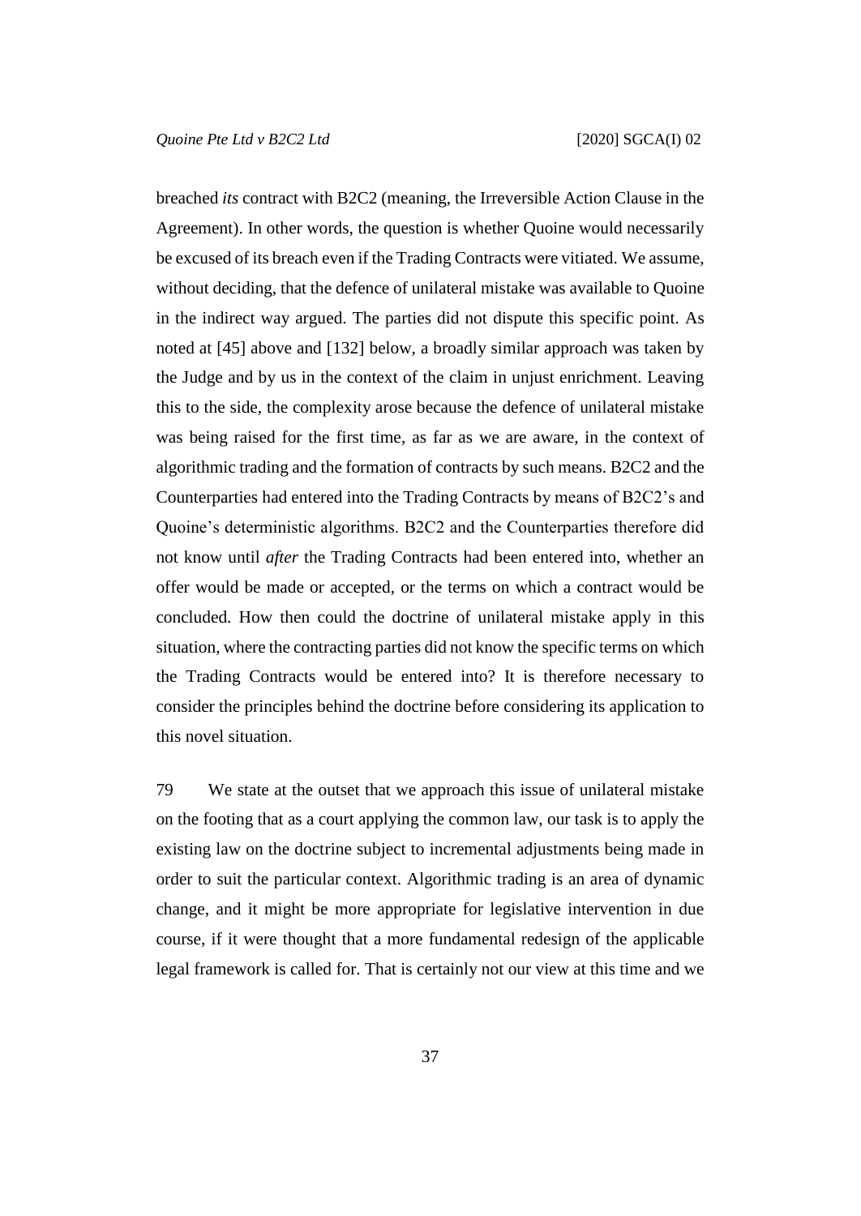breached *its* contract with B2C2 (meaning, the Irreversible Action Clause in the Agreement). In other words, the question is whether Quoine would necessarily be excused of its breach even if the Trading Contracts were vitiated. We assume, without deciding, that the defence of unilateral mistake was available to Quoine in the indirect way argued. The parties did not dispute this specific point. As noted at [45] above and [132] below, a broadly similar approach was taken by the Judge and by us in the context of the claim in unjust enrichment. Leaving this to the side, the complexity arose because the defence of unilateral mistake was being raised for the first time, as far as we are aware, in the context of algorithmic trading and the formation of contracts by such means. B2C2 and the Counterparties had entered into the Trading Contracts by means of B2C2's and Quoine's deterministic algorithms. B2C2 and the Counterparties therefore did not know until *after* the Trading Contracts had been entered into, whether an offer would be made or accepted, or the terms on which a contract would be concluded. How then could the doctrine of unilateral mistake apply in this situation, where the contracting parties did not know the specific terms on which the Trading Contracts would be entered into? It is therefore necessary to consider the principles behind the doctrine before considering its application to this novel situation.

79 We state at the outset that we approach this issue of unilateral mistake on the footing that as a court applying the common law, our task is to apply the existing law on the doctrine subject to incremental adjustments being made in order to suit the particular context. Algorithmic trading is an area of dynamic change, and it might be more appropriate for legislative intervention in due course, if it were thought that a more fundamental redesign of the applicable legal framework is called for. That is certainly not our view at this time and we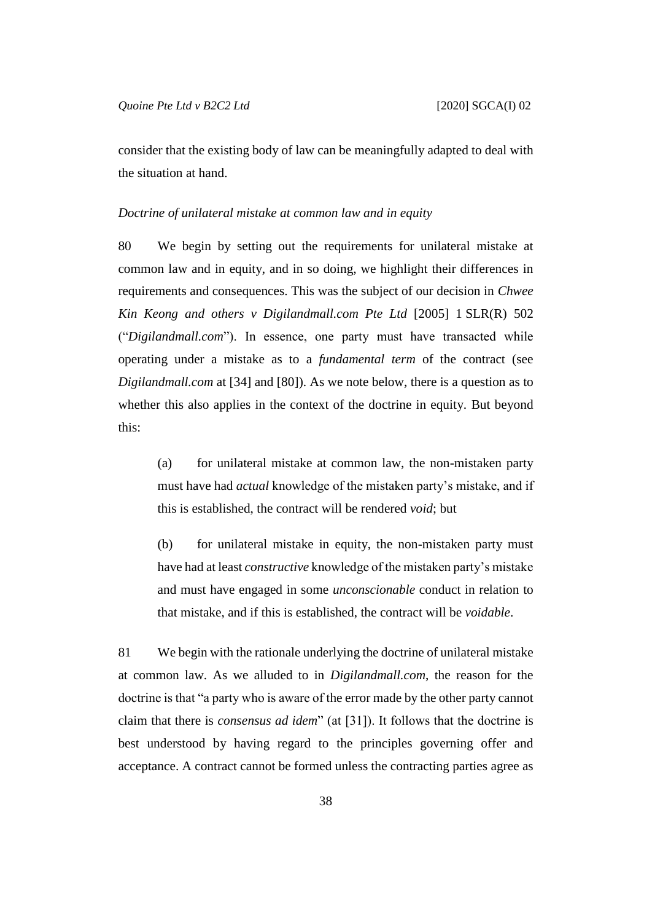consider that the existing body of law can be meaningfully adapted to deal with the situation at hand.

*Doctrine of unilateral mistake at common law and in equity*

80 We begin by setting out the requirements for unilateral mistake at common law and in equity, and in so doing, we highlight their differences in requirements and consequences. This was the subject of our decision in *Chwee Kin Keong and others v Digilandmall.com Pte Ltd* [2005] 1 SLR(R) 502 ("*Digilandmall.com*"). In essence, one party must have transacted while operating under a mistake as to a *fundamental term* of the contract (see *Digilandmall.com* at [34] and [80]). As we note below, there is a question as to whether this also applies in the context of the doctrine in equity. But beyond this:

> (a) for unilateral mistake at common law, the non-mistaken party must have had *actual* knowledge of the mistaken party's mistake, and if this is established, the contract will be rendered *void*; but
>
> (b) for unilateral mistake in equity, the non-mistaken party must have had at least *constructive* knowledge of the mistaken party's mistake and must have engaged in some *unconscionable* conduct in relation to that mistake, and if this is established, the contract will be *voidable*.

81 We begin with the rationale underlying the doctrine of unilateral mistake at common law. As we alluded to in *Digilandmall.com*, the reason for the doctrine is that "a party who is aware of the error made by the other party cannot claim that there is *consensus ad idem*" (at [31]). It follows that the doctrine is best understood by having regard to the principles governing offer and acceptance. A contract cannot be formed unless the contracting parties agree as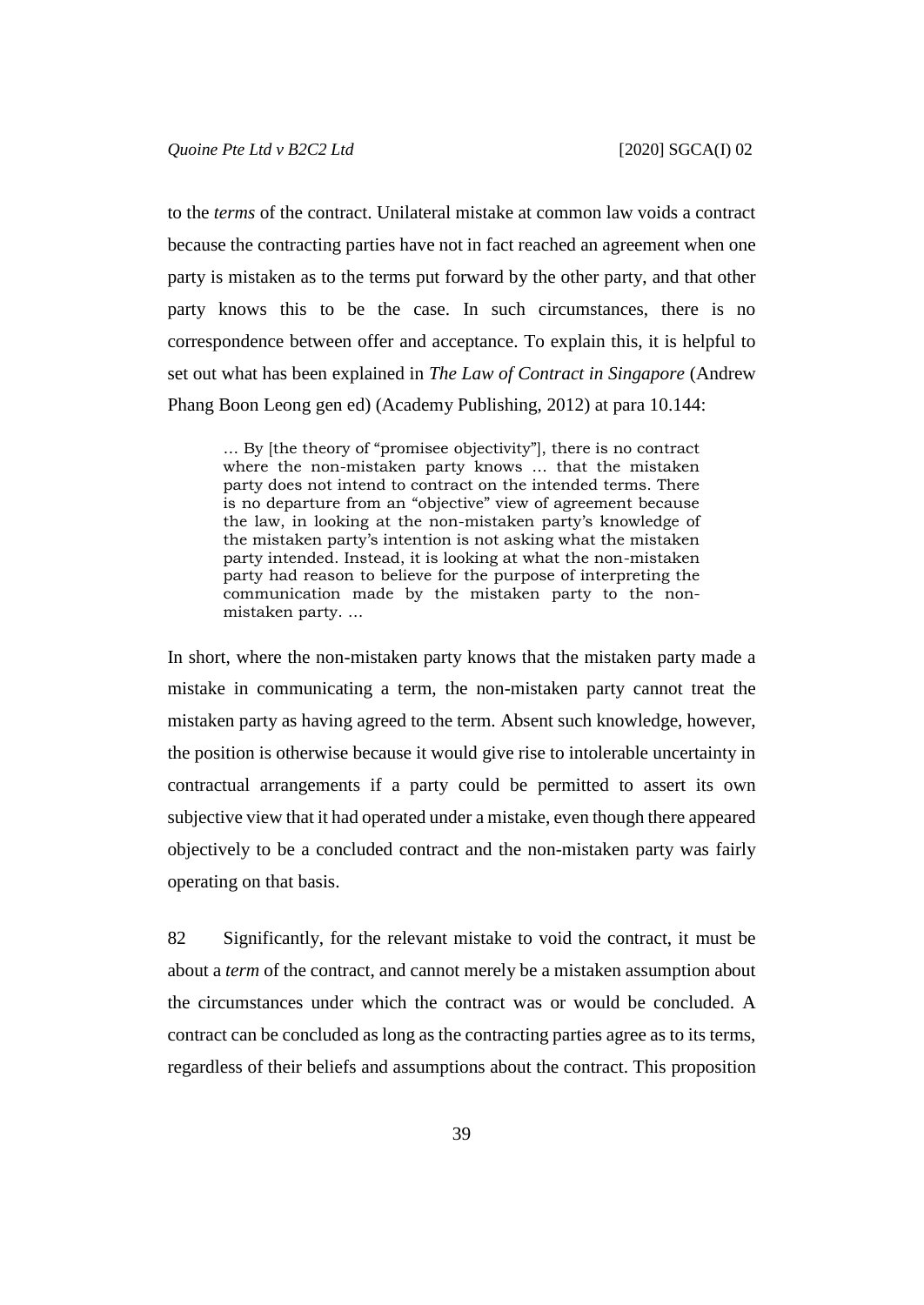to the *terms* of the contract. Unilateral mistake at common law voids a contract because the contracting parties have not in fact reached an agreement when one party is mistaken as to the terms put forward by the other party, and that other party knows this to be the case. In such circumstances, there is no correspondence between offer and acceptance. To explain this, it is helpful to set out what has been explained in *The Law of Contract in Singapore* (Andrew Phang Boon Leong gen ed) (Academy Publishing, 2012) at para 10.144:

> … By [the theory of "promisee objectivity"], there is no contract where the non-mistaken party knows … that the mistaken party does not intend to contract on the intended terms. There is no departure from an "objective" view of agreement because the law, in looking at the non-mistaken party's knowledge of the mistaken party's intention is not asking what the mistaken party intended. Instead, it is looking at what the non-mistaken party had reason to believe for the purpose of interpreting the communication made by the mistaken party to the non-mistaken party. …

In short, where the non-mistaken party knows that the mistaken party made a mistake in communicating a term, the non-mistaken party cannot treat the mistaken party as having agreed to the term. Absent such knowledge, however, the position is otherwise because it would give rise to intolerable uncertainty in contractual arrangements if a party could be permitted to assert its own subjective view that it had operated under a mistake, even though there appeared objectively to be a concluded contract and the non-mistaken party was fairly operating on that basis.

82 Significantly, for the relevant mistake to void the contract, it must be about a *term* of the contract, and cannot merely be a mistaken assumption about the circumstances under which the contract was or would be concluded. A contract can be concluded as long as the contracting parties agree as to its terms, regardless of their beliefs and assumptions about the contract. This proposition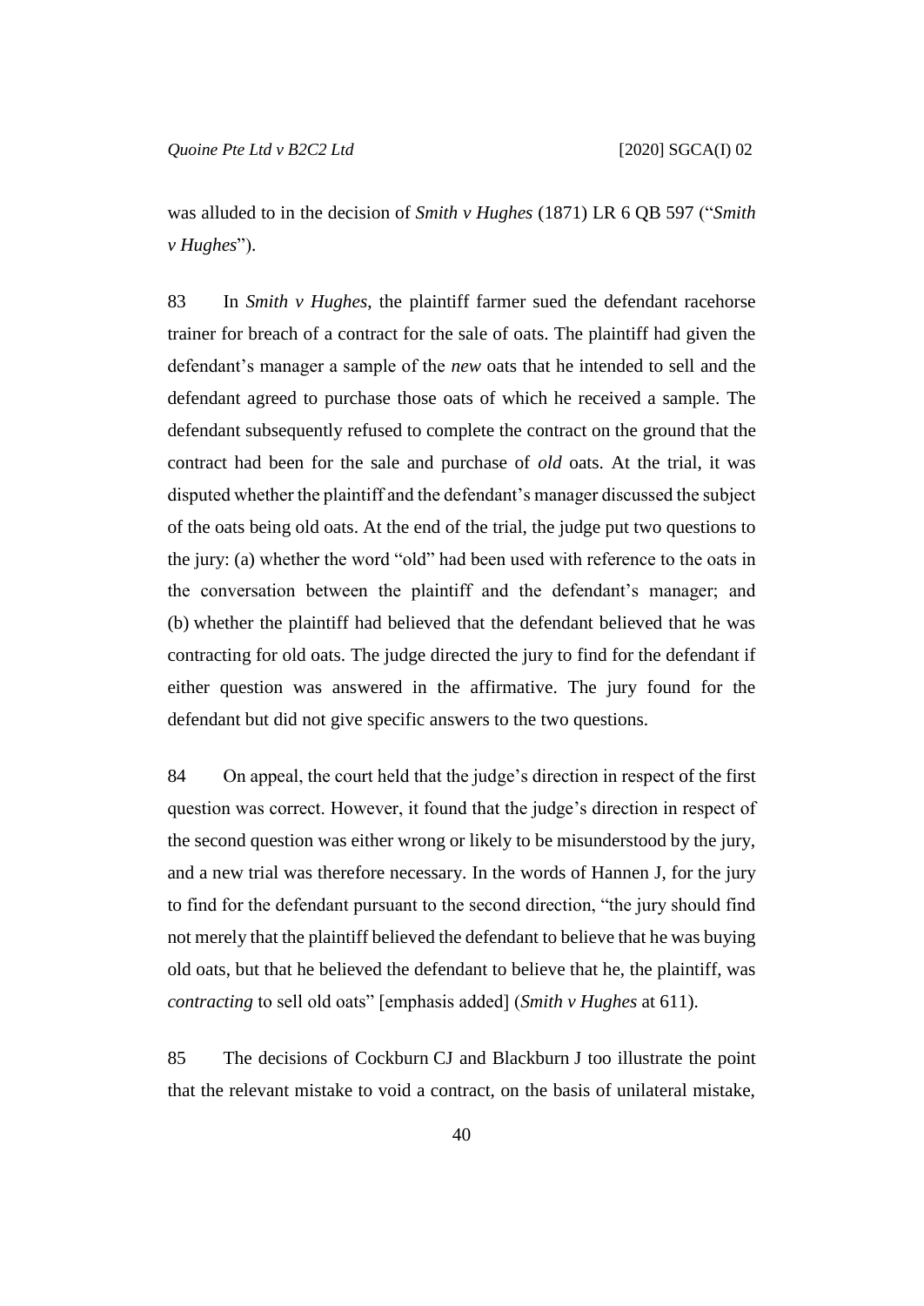was alluded to in the decision of *Smith v Hughes* (1871) LR 6 QB 597 ("*Smith v Hughes*").

83 In *Smith v Hughes*, the plaintiff farmer sued the defendant racehorse trainer for breach of a contract for the sale of oats. The plaintiff had given the defendant's manager a sample of the *new* oats that he intended to sell and the defendant agreed to purchase those oats of which he received a sample. The defendant subsequently refused to complete the contract on the ground that the contract had been for the sale and purchase of *old* oats. At the trial, it was disputed whether the plaintiff and the defendant's manager discussed the subject of the oats being old oats. At the end of the trial, the judge put two questions to the jury: (a) whether the word "old" had been used with reference to the oats in the conversation between the plaintiff and the defendant's manager; and (b) whether the plaintiff had believed that the defendant believed that he was contracting for old oats. The judge directed the jury to find for the defendant if either question was answered in the affirmative. The jury found for the defendant but did not give specific answers to the two questions.

84 On appeal, the court held that the judge's direction in respect of the first question was correct. However, it found that the judge's direction in respect of the second question was either wrong or likely to be misunderstood by the jury, and a new trial was therefore necessary. In the words of Hannen J, for the jury to find for the defendant pursuant to the second direction, "the jury should find not merely that the plaintiff believed the defendant to believe that he was buying old oats, but that he believed the defendant to believe that he, the plaintiff, was *contracting* to sell old oats" [emphasis added] (*Smith v Hughes* at 611).

85 The decisions of Cockburn CJ and Blackburn J too illustrate the point that the relevant mistake to void a contract, on the basis of unilateral mistake,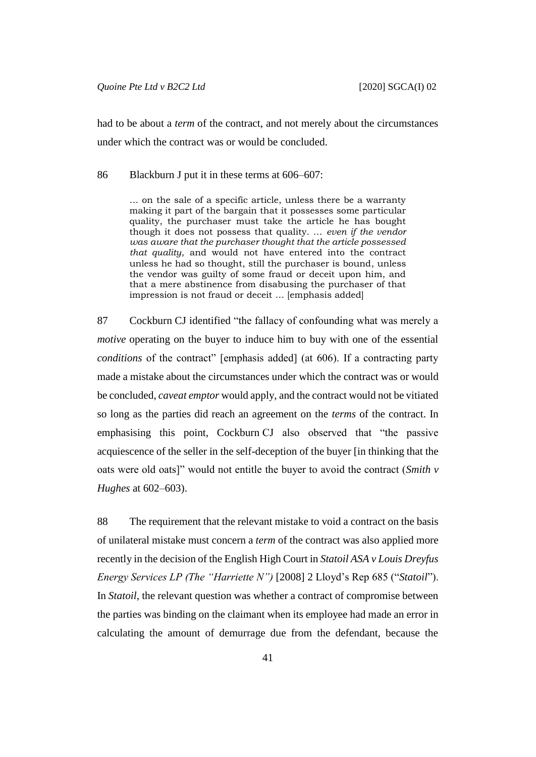had to be about a *term* of the contract, and not merely about the circumstances under which the contract was or would be concluded.

86 Blackburn J put it in these terms at 606–607:

> … on the sale of a specific article, unless there be a warranty making it part of the bargain that it possesses some particular quality, the purchaser must take the article he has bought though it does not possess that quality. … *even if the vendor was aware that the purchaser thought that the article possessed that quality*, and would not have entered into the contract unless he had so thought, still the purchaser is bound, unless the vendor was guilty of some fraud or deceit upon him, and that a mere abstinence from disabusing the purchaser of that impression is not fraud or deceit … [emphasis added]

87 Cockburn CJ identified "the fallacy of confounding what was merely a *motive* operating on the buyer to induce him to buy with one of the essential *conditions* of the contract" [emphasis added] (at 606). If a contracting party made a mistake about the circumstances under which the contract was or would be concluded, *caveat emptor* would apply, and the contract would not be vitiated so long as the parties did reach an agreement on the *terms* of the contract. In emphasising this point, Cockburn CJ also observed that "the passive acquiescence of the seller in the self-deception of the buyer [in thinking that the oats were old oats]" would not entitle the buyer to avoid the contract (*Smith v Hughes* at 602–603).

88 The requirement that the relevant mistake to void a contract on the basis of unilateral mistake must concern a *term* of the contract was also applied more recently in the decision of the English High Court in *Statoil ASA v Louis Dreyfus Energy Services LP (The "Harriette N")* [2008] 2 Lloyd's Rep 685 ("*Statoil*"). In *Statoil*, the relevant question was whether a contract of compromise between the parties was binding on the claimant when its employee had made an error in calculating the amount of demurrage due from the defendant, because the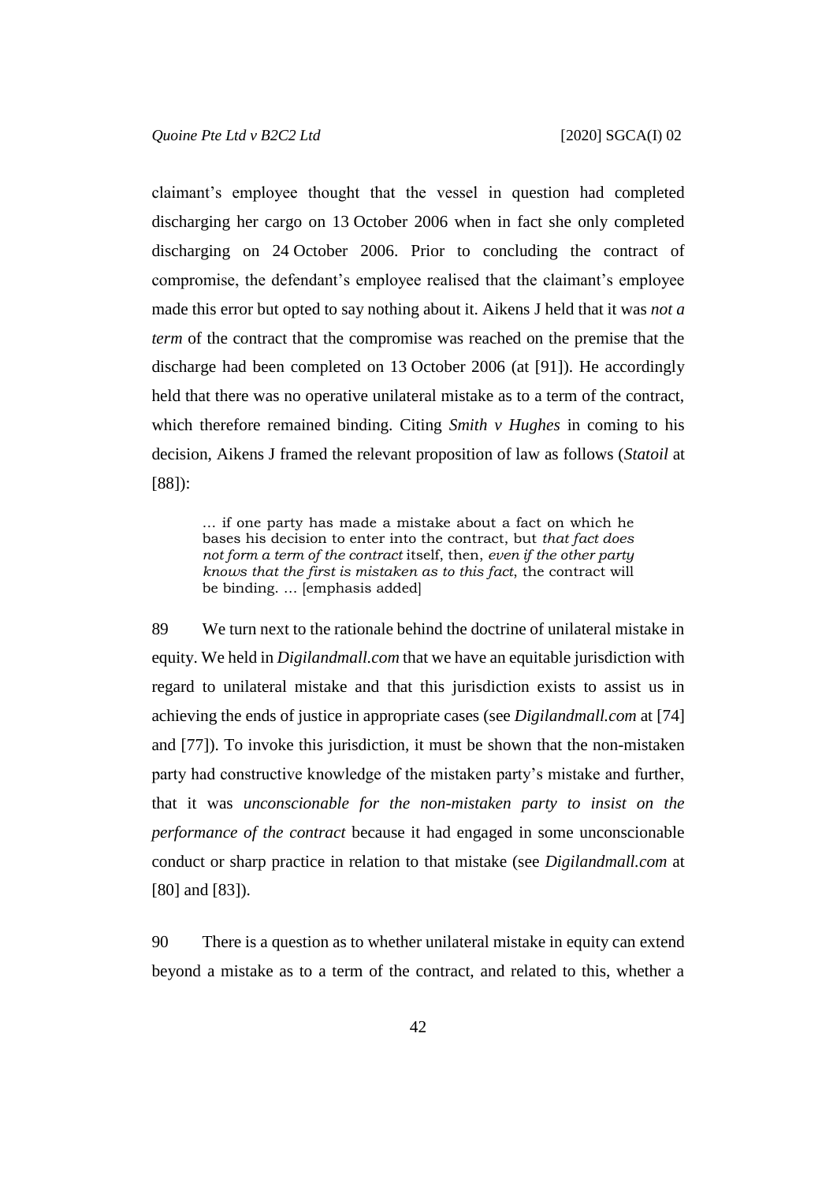claimant's employee thought that the vessel in question had completed discharging her cargo on 13 October 2006 when in fact she only completed discharging on 24 October 2006. Prior to concluding the contract of compromise, the defendant's employee realised that the claimant's employee made this error but opted to say nothing about it. Aikens J held that it was *not a term* of the contract that the compromise was reached on the premise that the discharge had been completed on 13 October 2006 (at [91]). He accordingly held that there was no operative unilateral mistake as to a term of the contract, which therefore remained binding. Citing *Smith v Hughes* in coming to his decision, Aikens J framed the relevant proposition of law as follows (*Statoil* at [88]):

> … if one party has made a mistake about a fact on which he bases his decision to enter into the contract, but *that fact does not form a term of the contract* itself, then, *even if the other party knows that the first is mistaken as to this fact*, the contract will be binding. … [emphasis added]

89 We turn next to the rationale behind the doctrine of unilateral mistake in equity. We held in *Digilandmall.com* that we have an equitable jurisdiction with regard to unilateral mistake and that this jurisdiction exists to assist us in achieving the ends of justice in appropriate cases (see *Digilandmall.com* at [74] and [77]). To invoke this jurisdiction, it must be shown that the non-mistaken party had constructive knowledge of the mistaken party's mistake and further, that it was *unconscionable for the non-mistaken party to insist on the performance of the contract* because it had engaged in some unconscionable conduct or sharp practice in relation to that mistake (see *Digilandmall.com* at [80] and [83]).

90 There is a question as to whether unilateral mistake in equity can extend beyond a mistake as to a term of the contract, and related to this, whether a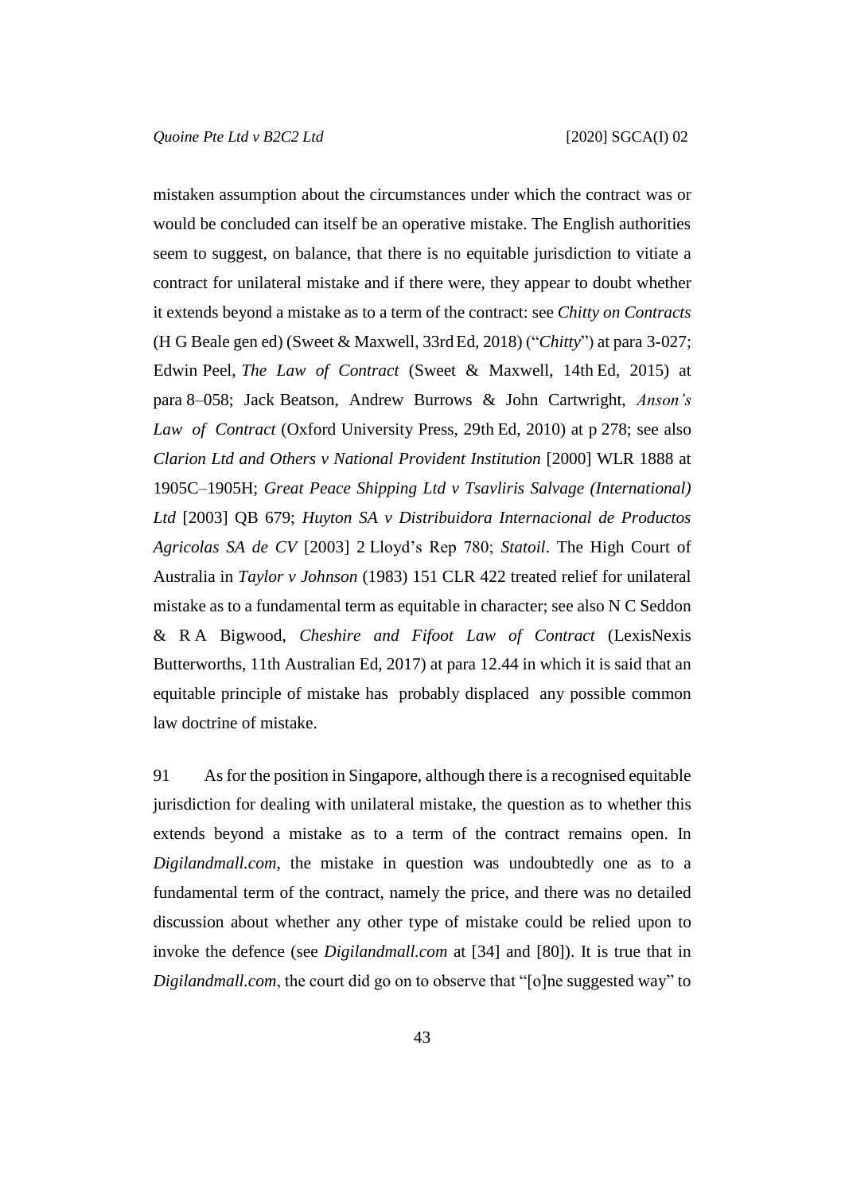mistaken assumption about the circumstances under which the contract was or would be concluded can itself be an operative mistake. The English authorities seem to suggest, on balance, that there is no equitable jurisdiction to vitiate a contract for unilateral mistake and if there were, they appear to doubt whether it extends beyond a mistake as to a term of the contract: see *Chitty on Contracts* (H G Beale gen ed) (Sweet & Maxwell, 33rd Ed, 2018) ("*Chitty*") at para 3-027; Edwin Peel, *The Law of Contract* (Sweet & Maxwell, 14th Ed, 2015) at para 8–058; Jack Beatson, Andrew Burrows & John Cartwright, *Anson's Law of Contract* (Oxford University Press, 29th Ed, 2010) at p 278; see also *Clarion Ltd and Others v National Provident Institution* [2000] WLR 1888 at 1905C–1905H; *Great Peace Shipping Ltd v Tsavliris Salvage (International) Ltd* [2003] QB 679; *Huyton SA v Distribuidora Internacional de Productos Agricolas SA de CV* [2003] 2 Lloyd's Rep 780; *Statoil*. The High Court of Australia in *Taylor v Johnson* (1983) 151 CLR 422 treated relief for unilateral mistake as to a fundamental term as equitable in character; see also N C Seddon & R A Bigwood, *Cheshire and Fifoot Law of Contract* (LexisNexis Butterworths, 11th Australian Ed, 2017) at para 12.44 in which it is said that an equitable principle of mistake has probably displaced any possible common law doctrine of mistake.

91 As for the position in Singapore, although there is a recognised equitable jurisdiction for dealing with unilateral mistake, the question as to whether this extends beyond a mistake as to a term of the contract remains open. In *Digilandmall.com*, the mistake in question was undoubtedly one as to a fundamental term of the contract, namely the price, and there was no detailed discussion about whether any other type of mistake could be relied upon to invoke the defence (see *Digilandmall.com* at [34] and [80]). It is true that in *Digilandmall.com*, the court did go on to observe that "[o]ne suggested way" to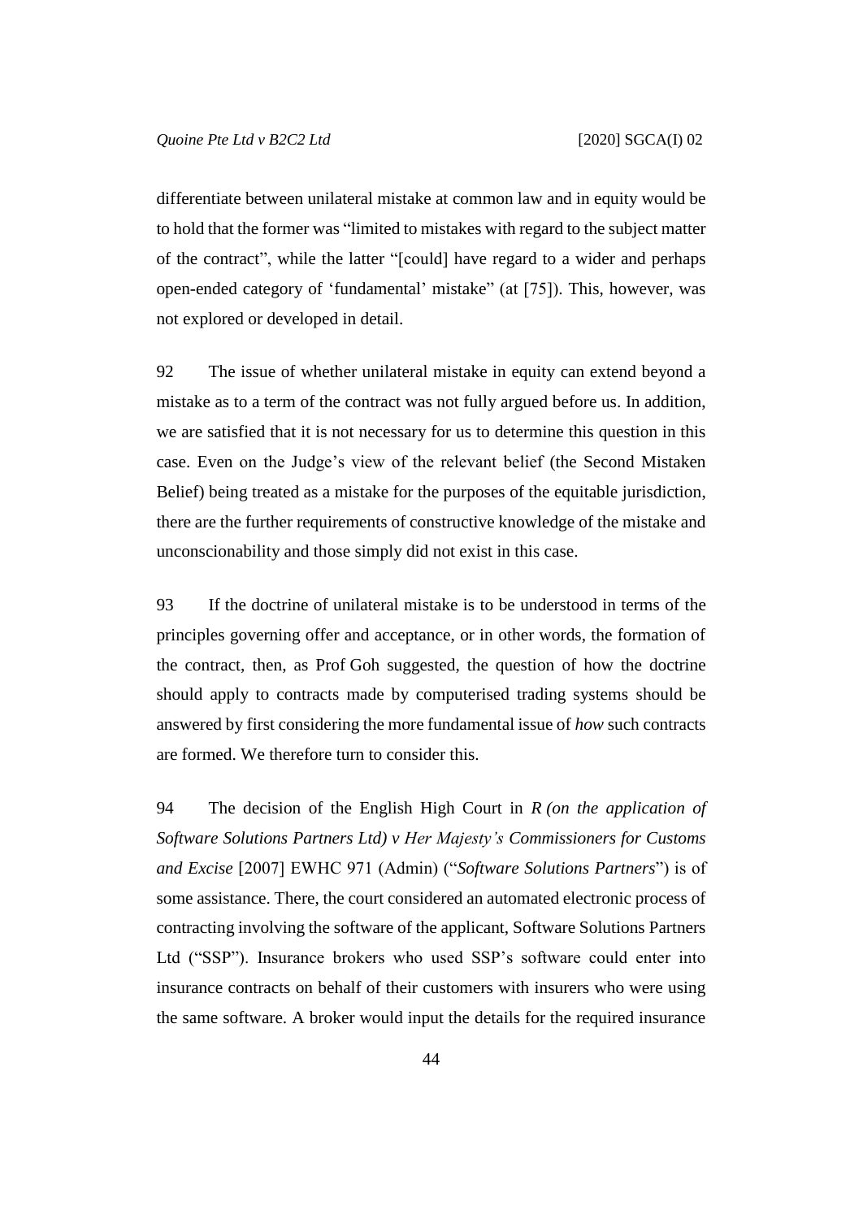differentiate between unilateral mistake at common law and in equity would be to hold that the former was "limited to mistakes with regard to the subject matter of the contract", while the latter "[could] have regard to a wider and perhaps open-ended category of 'fundamental' mistake" (at [75]). This, however, was not explored or developed in detail.

92 The issue of whether unilateral mistake in equity can extend beyond a mistake as to a term of the contract was not fully argued before us. In addition, we are satisfied that it is not necessary for us to determine this question in this case. Even on the Judge's view of the relevant belief (the Second Mistaken Belief) being treated as a mistake for the purposes of the equitable jurisdiction, there are the further requirements of constructive knowledge of the mistake and unconscionability and those simply did not exist in this case.

93 If the doctrine of unilateral mistake is to be understood in terms of the principles governing offer and acceptance, or in other words, the formation of the contract, then, as Prof Goh suggested, the question of how the doctrine should apply to contracts made by computerised trading systems should be answered by first considering the more fundamental issue of *how* such contracts are formed. We therefore turn to consider this.

94 The decision of the English High Court in *R (on the application of Software Solutions Partners Ltd) v Her Majesty's Commissioners for Customs and Excise* [2007] EWHC 971 (Admin) ("*Software Solutions Partners*") is of some assistance. There, the court considered an automated electronic process of contracting involving the software of the applicant, Software Solutions Partners Ltd ("SSP"). Insurance brokers who used SSP's software could enter into insurance contracts on behalf of their customers with insurers who were using the same software. A broker would input the details for the required insurance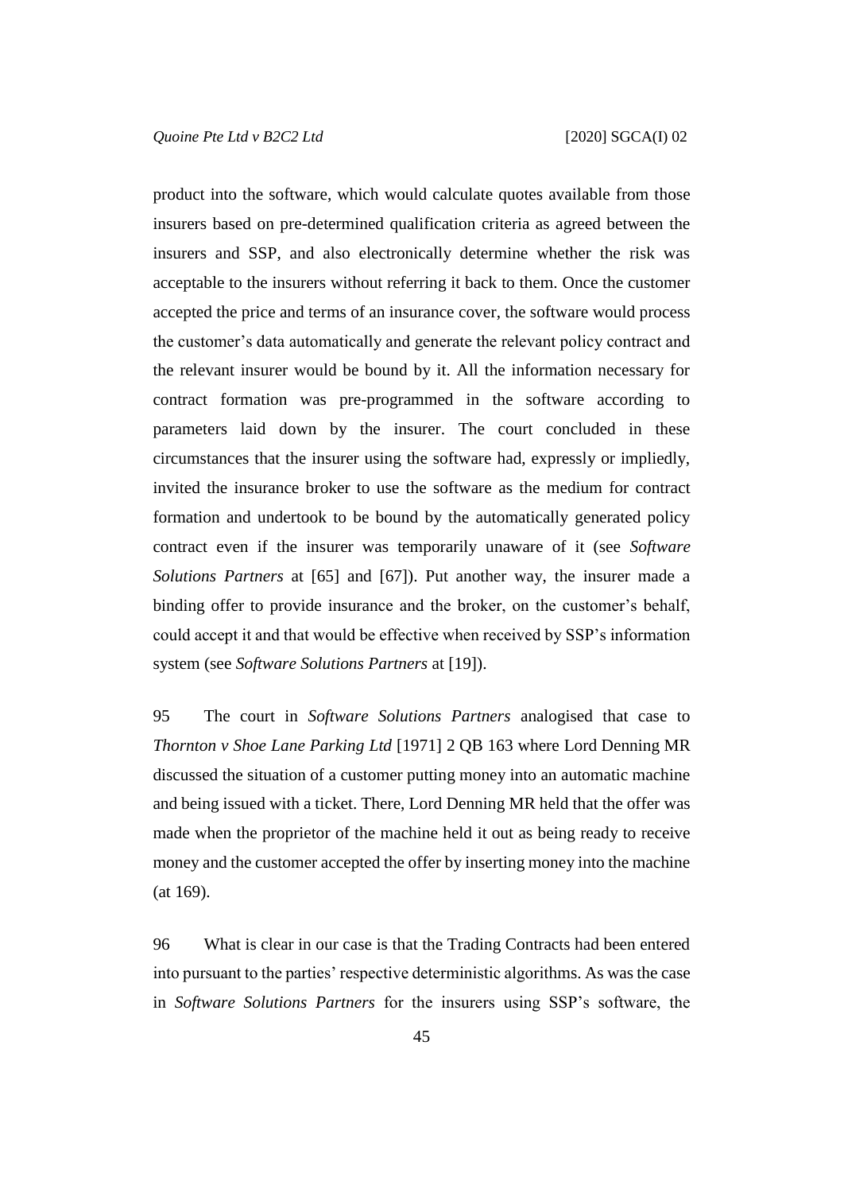product into the software, which would calculate quotes available from those insurers based on pre-determined qualification criteria as agreed between the insurers and SSP, and also electronically determine whether the risk was acceptable to the insurers without referring it back to them. Once the customer accepted the price and terms of an insurance cover, the software would process the customer's data automatically and generate the relevant policy contract and the relevant insurer would be bound by it. All the information necessary for contract formation was pre-programmed in the software according to parameters laid down by the insurer. The court concluded in these circumstances that the insurer using the software had, expressly or impliedly, invited the insurance broker to use the software as the medium for contract formation and undertook to be bound by the automatically generated policy contract even if the insurer was temporarily unaware of it (see *Software Solutions Partners* at [65] and [67]). Put another way, the insurer made a binding offer to provide insurance and the broker, on the customer's behalf, could accept it and that would be effective when received by SSP's information system (see *Software Solutions Partners* at [19]).

95 The court in *Software Solutions Partners* analogised that case to *Thornton v Shoe Lane Parking Ltd* [1971] 2 QB 163 where Lord Denning MR discussed the situation of a customer putting money into an automatic machine and being issued with a ticket. There, Lord Denning MR held that the offer was made when the proprietor of the machine held it out as being ready to receive money and the customer accepted the offer by inserting money into the machine (at 169).

96 What is clear in our case is that the Trading Contracts had been entered into pursuant to the parties' respective deterministic algorithms. As was the case in *Software Solutions Partners* for the insurers using SSP's software, the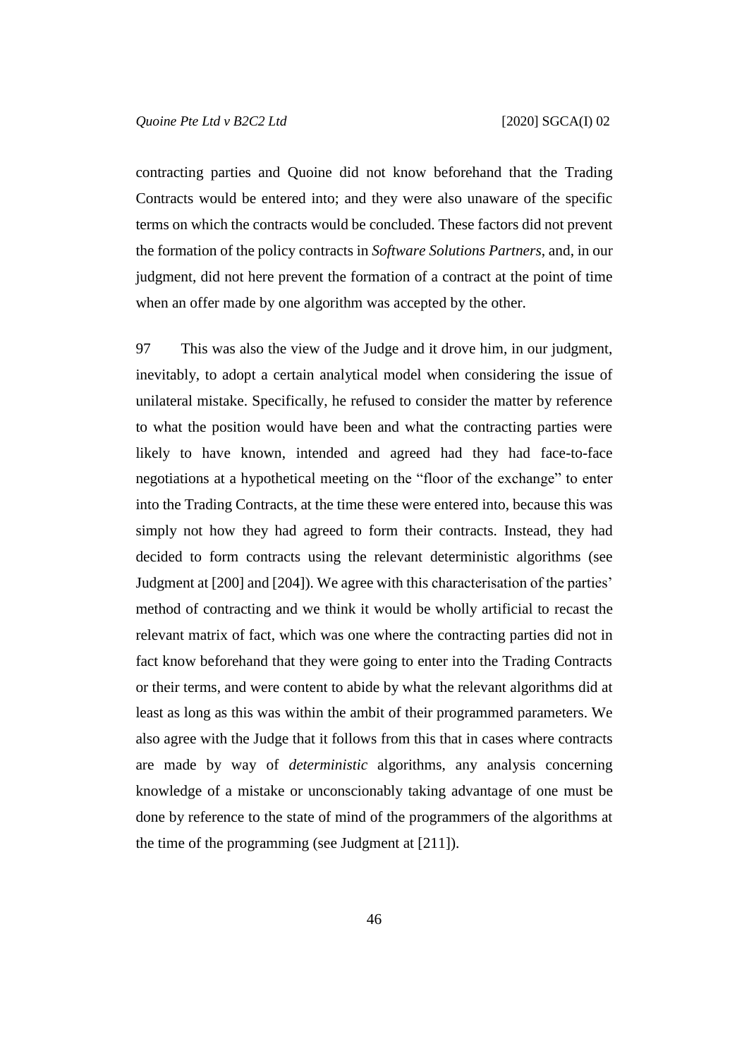contracting parties and Quoine did not know beforehand that the Trading Contracts would be entered into; and they were also unaware of the specific terms on which the contracts would be concluded. These factors did not prevent the formation of the policy contracts in *Software Solutions Partners*, and, in our judgment, did not here prevent the formation of a contract at the point of time when an offer made by one algorithm was accepted by the other.

97 This was also the view of the Judge and it drove him, in our judgment, inevitably, to adopt a certain analytical model when considering the issue of unilateral mistake. Specifically, he refused to consider the matter by reference to what the position would have been and what the contracting parties were likely to have known, intended and agreed had they had face-to-face negotiations at a hypothetical meeting on the "floor of the exchange" to enter into the Trading Contracts, at the time these were entered into, because this was simply not how they had agreed to form their contracts. Instead, they had decided to form contracts using the relevant deterministic algorithms (see Judgment at [200] and [204]). We agree with this characterisation of the parties' method of contracting and we think it would be wholly artificial to recast the relevant matrix of fact, which was one where the contracting parties did not in fact know beforehand that they were going to enter into the Trading Contracts or their terms, and were content to abide by what the relevant algorithms did at least as long as this was within the ambit of their programmed parameters. We also agree with the Judge that it follows from this that in cases where contracts are made by way of *deterministic* algorithms, any analysis concerning knowledge of a mistake or unconscionably taking advantage of one must be done by reference to the state of mind of the programmers of the algorithms at the time of the programming (see Judgment at [211]).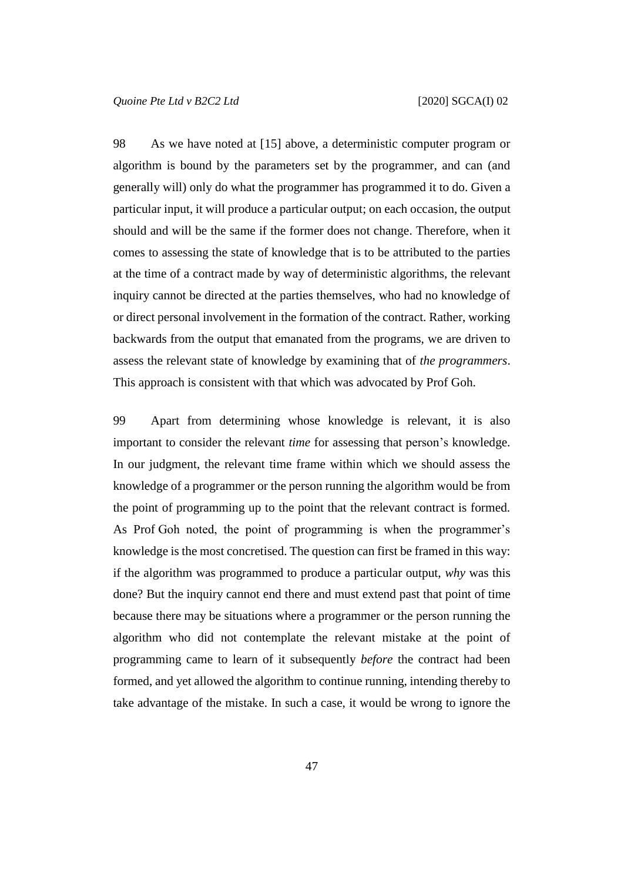98 As we have noted at [15] above, a deterministic computer program or algorithm is bound by the parameters set by the programmer, and can (and generally will) only do what the programmer has programmed it to do. Given a particular input, it will produce a particular output; on each occasion, the output should and will be the same if the former does not change. Therefore, when it comes to assessing the state of knowledge that is to be attributed to the parties at the time of a contract made by way of deterministic algorithms, the relevant inquiry cannot be directed at the parties themselves, who had no knowledge of or direct personal involvement in the formation of the contract. Rather, working backwards from the output that emanated from the programs, we are driven to assess the relevant state of knowledge by examining that of *the programmers*. This approach is consistent with that which was advocated by Prof Goh.

99 Apart from determining whose knowledge is relevant, it is also important to consider the relevant *time* for assessing that person's knowledge. In our judgment, the relevant time frame within which we should assess the knowledge of a programmer or the person running the algorithm would be from the point of programming up to the point that the relevant contract is formed. As Prof Goh noted, the point of programming is when the programmer's knowledge is the most concretised. The question can first be framed in this way: if the algorithm was programmed to produce a particular output, *why* was this done? But the inquiry cannot end there and must extend past that point of time because there may be situations where a programmer or the person running the algorithm who did not contemplate the relevant mistake at the point of programming came to learn of it subsequently *before* the contract had been formed, and yet allowed the algorithm to continue running, intending thereby to take advantage of the mistake. In such a case, it would be wrong to ignore the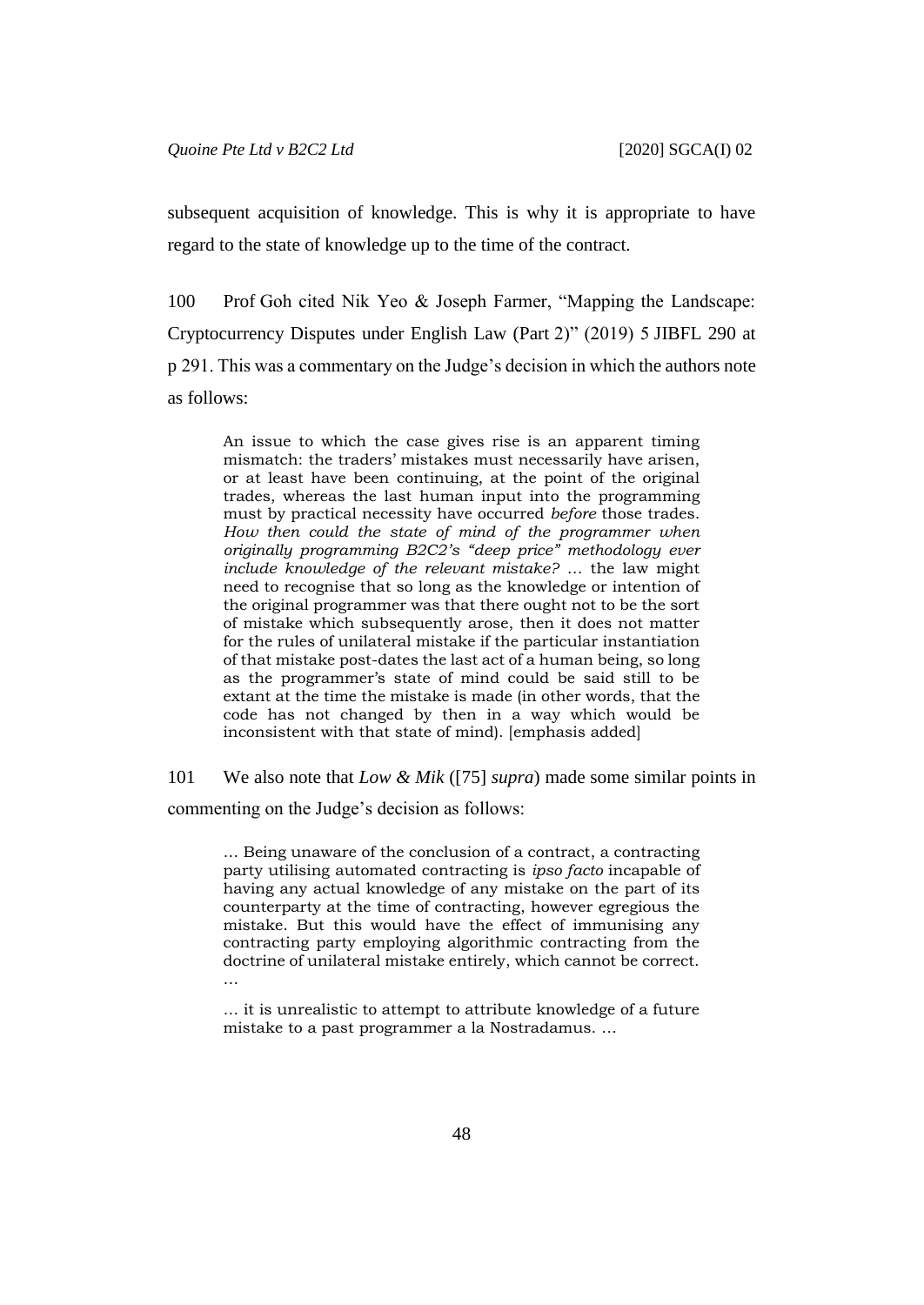subsequent acquisition of knowledge. This is why it is appropriate to have regard to the state of knowledge up to the time of the contract.

100 Prof Goh cited Nik Yeo & Joseph Farmer, "Mapping the Landscape: Cryptocurrency Disputes under English Law (Part 2)" (2019) 5 JIBFL 290 at p 291. This was a commentary on the Judge's decision in which the authors note as follows:

> An issue to which the case gives rise is an apparent timing mismatch: the traders' mistakes must necessarily have arisen, or at least have been continuing, at the point of the original trades, whereas the last human input into the programming must by practical necessity have occurred *before* those trades. *How then could the state of mind of the programmer when originally programming B2C2's "deep price" methodology ever include knowledge of the relevant mistake?* … the law might need to recognise that so long as the knowledge or intention of the original programmer was that there ought not to be the sort of mistake which subsequently arose, then it does not matter for the rules of unilateral mistake if the particular instantiation of that mistake post-dates the last act of a human being, so long as the programmer's state of mind could be said still to be extant at the time the mistake is made (in other words, that the code has not changed by then in a way which would be inconsistent with that state of mind). [emphasis added]

101 We also note that *Low & Mik* ([75] *supra*) made some similar points in commenting on the Judge's decision as follows:

> … Being unaware of the conclusion of a contract, a contracting party utilising automated contracting is *ipso facto* incapable of having any actual knowledge of any mistake on the part of its counterparty at the time of contracting, however egregious the mistake. But this would have the effect of immunising any contracting party employing algorithmic contracting from the doctrine of unilateral mistake entirely, which cannot be correct. …
>
> … it is unrealistic to attempt to attribute knowledge of a future mistake to a past programmer a la Nostradamus. …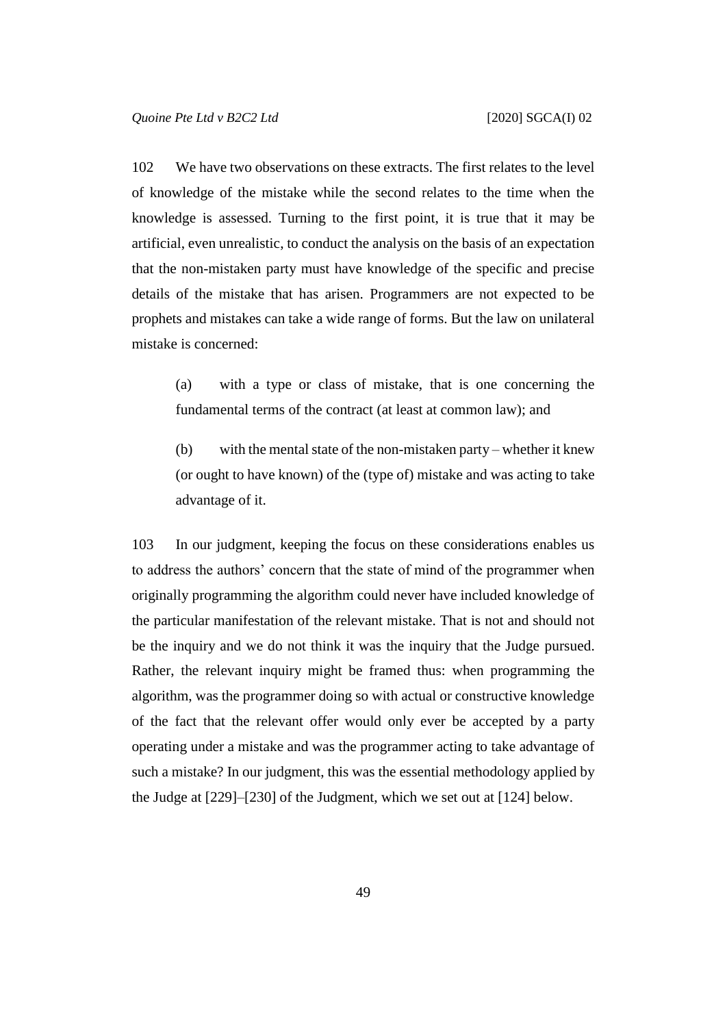102 We have two observations on these extracts. The first relates to the level of knowledge of the mistake while the second relates to the time when the knowledge is assessed. Turning to the first point, it is true that it may be artificial, even unrealistic, to conduct the analysis on the basis of an expectation that the non-mistaken party must have knowledge of the specific and precise details of the mistake that has arisen. Programmers are not expected to be prophets and mistakes can take a wide range of forms. But the law on unilateral mistake is concerned:

(a) with a type or class of mistake, that is one concerning the fundamental terms of the contract (at least at common law); and

(b) with the mental state of the non-mistaken party – whether it knew (or ought to have known) of the (type of) mistake and was acting to take advantage of it.

103 In our judgment, keeping the focus on these considerations enables us to address the authors' concern that the state of mind of the programmer when originally programming the algorithm could never have included knowledge of the particular manifestation of the relevant mistake. That is not and should not be the inquiry and we do not think it was the inquiry that the Judge pursued. Rather, the relevant inquiry might be framed thus: when programming the algorithm, was the programmer doing so with actual or constructive knowledge of the fact that the relevant offer would only ever be accepted by a party operating under a mistake and was the programmer acting to take advantage of such a mistake? In our judgment, this was the essential methodology applied by the Judge at [229]–[230] of the Judgment, which we set out at [124] below.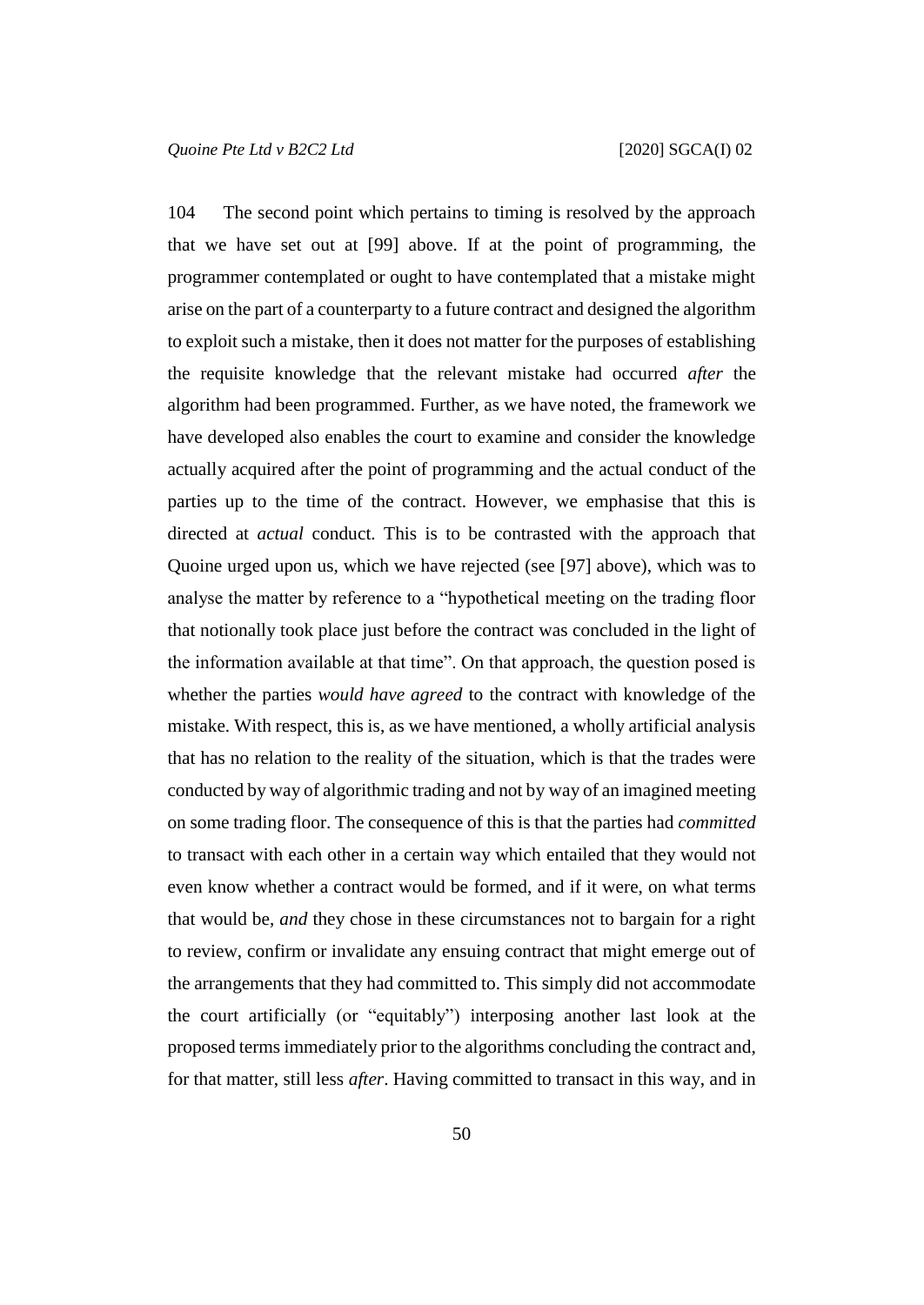104 The second point which pertains to timing is resolved by the approach that we have set out at [99] above. If at the point of programming, the programmer contemplated or ought to have contemplated that a mistake might arise on the part of a counterparty to a future contract and designed the algorithm to exploit such a mistake, then it does not matter for the purposes of establishing the requisite knowledge that the relevant mistake had occurred *after* the algorithm had been programmed. Further, as we have noted, the framework we have developed also enables the court to examine and consider the knowledge actually acquired after the point of programming and the actual conduct of the parties up to the time of the contract. However, we emphasise that this is directed at *actual* conduct. This is to be contrasted with the approach that Quoine urged upon us, which we have rejected (see [97] above), which was to analyse the matter by reference to a "hypothetical meeting on the trading floor that notionally took place just before the contract was concluded in the light of the information available at that time". On that approach, the question posed is whether the parties *would have agreed* to the contract with knowledge of the mistake. With respect, this is, as we have mentioned, a wholly artificial analysis that has no relation to the reality of the situation, which is that the trades were conducted by way of algorithmic trading and not by way of an imagined meeting on some trading floor. The consequence of this is that the parties had *committed* to transact with each other in a certain way which entailed that they would not even know whether a contract would be formed, and if it were, on what terms that would be, *and* they chose in these circumstances not to bargain for a right to review, confirm or invalidate any ensuing contract that might emerge out of the arrangements that they had committed to. This simply did not accommodate the court artificially (or "equitably") interposing another last look at the proposed terms immediately prior to the algorithms concluding the contract and, for that matter, still less *after*. Having committed to transact in this way, and in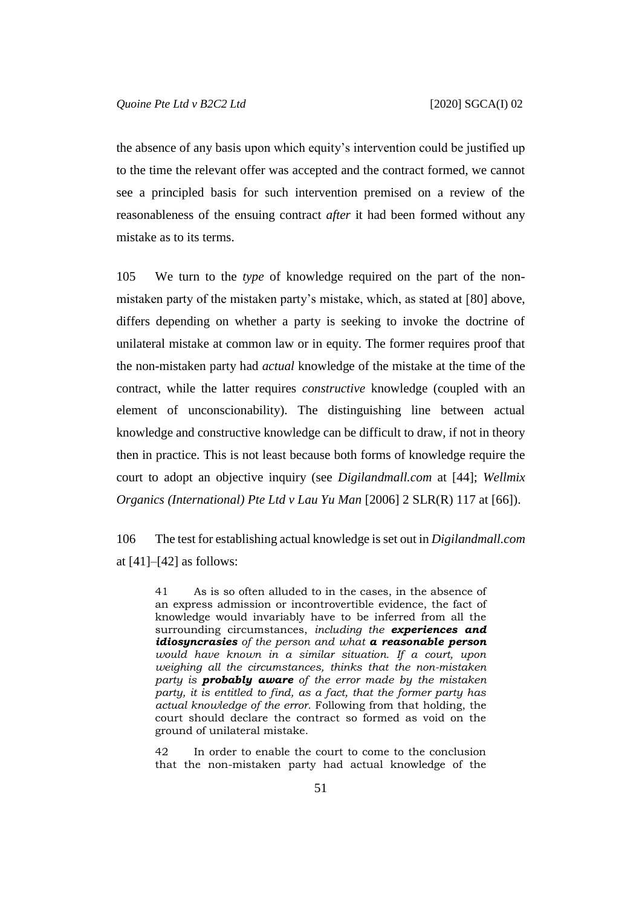the absence of any basis upon which equity's intervention could be justified up to the time the relevant offer was accepted and the contract formed, we cannot see a principled basis for such intervention premised on a review of the reasonableness of the ensuing contract *after* it had been formed without any mistake as to its terms.

105 We turn to the *type* of knowledge required on the part of the non-mistaken party of the mistaken party's mistake, which, as stated at [80] above, differs depending on whether a party is seeking to invoke the doctrine of unilateral mistake at common law or in equity. The former requires proof that the non-mistaken party had *actual* knowledge of the mistake at the time of the contract, while the latter requires *constructive* knowledge (coupled with an element of unconscionability). The distinguishing line between actual knowledge and constructive knowledge can be difficult to draw, if not in theory then in practice. This is not least because both forms of knowledge require the court to adopt an objective inquiry (see *Digilandmall.com* at [44]; *Wellmix Organics (International) Pte Ltd v Lau Yu Man* [2006] 2 SLR(R) 117 at [66]).

106 The test for establishing actual knowledge is set out in *Digilandmall.com* at [41]–[42] as follows:

> 41 As is so often alluded to in the cases, in the absence of an express admission or incontrovertible evidence, the fact of knowledge would invariably have to be inferred from all the surrounding circumstances, *including the **experiences and idiosyncrasies** of the person and what **a reasonable person** would have known in a similar situation. If a court, upon weighing all the circumstances, thinks that the non-mistaken party is **probably aware** of the error made by the mistaken party, it is entitled to find, as a fact, that the former party has actual knowledge of the error.* Following from that holding, the court should declare the contract so formed as void on the ground of unilateral mistake.
>
> 42 In order to enable the court to come to the conclusion that the non-mistaken party had actual knowledge of the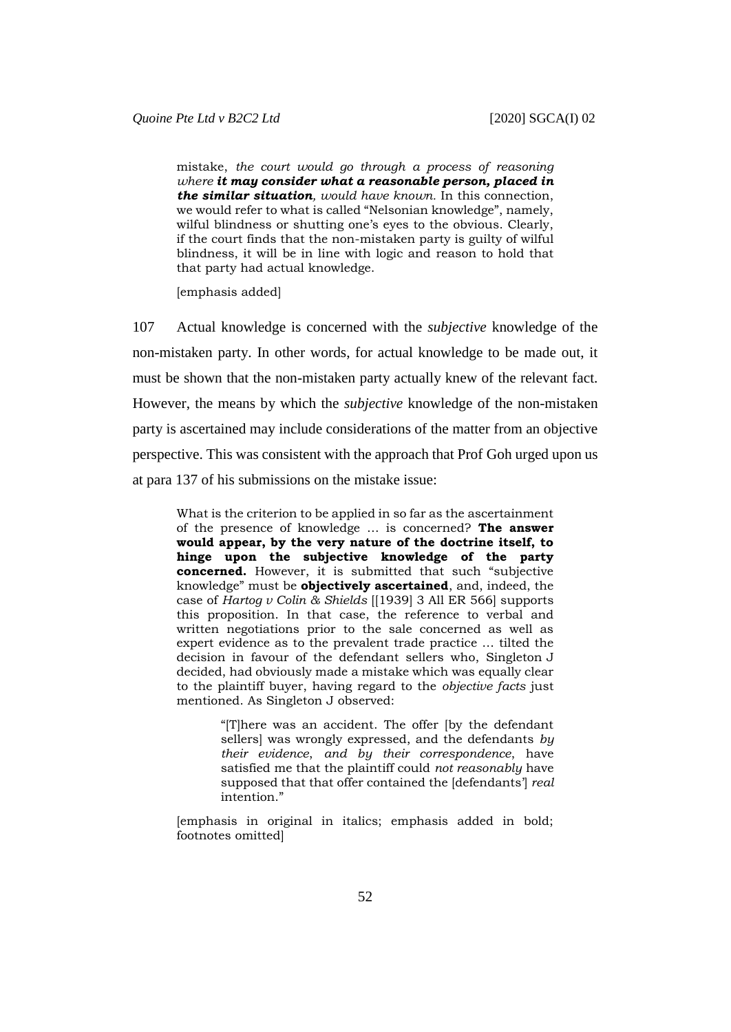> mistake, *the court would go through a process of reasoning where* ***it may consider what a reasonable person, placed in the similar situation****, would have known.* In this connection, we would refer to what is called "Nelsonian knowledge", namely, wilful blindness or shutting one's eyes to the obvious. Clearly, if the court finds that the non-mistaken party is guilty of wilful blindness, it will be in line with logic and reason to hold that that party had actual knowledge.
>
> [emphasis added]

107 Actual knowledge is concerned with the *subjective* knowledge of the non-mistaken party. In other words, for actual knowledge to be made out, it must be shown that the non-mistaken party actually knew of the relevant fact. However, the means by which the *subjective* knowledge of the non-mistaken party is ascertained may include considerations of the matter from an objective perspective. This was consistent with the approach that Prof Goh urged upon us at para 137 of his submissions on the mistake issue:

> What is the criterion to be applied in so far as the ascertainment of the presence of knowledge … is concerned? **The answer would appear, by the very nature of the doctrine itself, to hinge upon the subjective knowledge of the party concerned.** However, it is submitted that such "subjective knowledge" must be **objectively ascertained**, and, indeed, the case of *Hartog v Colin & Shields* [[1939] 3 All ER 566] supports this proposition. In that case, the reference to verbal and written negotiations prior to the sale concerned as well as expert evidence as to the prevalent trade practice … tilted the decision in favour of the defendant sellers who, Singleton J decided, had obviously made a mistake which was equally clear to the plaintiff buyer, having regard to the *objective facts* just mentioned. As Singleton J observed:
>
> > "[T]here was an accident. The offer [by the defendant sellers] was wrongly expressed, and the defendants *by their evidence*, *and by their correspondence*, have satisfied me that the plaintiff could *not reasonably* have supposed that that offer contained the [defendants'] *real* intention."
>
> [emphasis in original in italics; emphasis added in bold; footnotes omitted]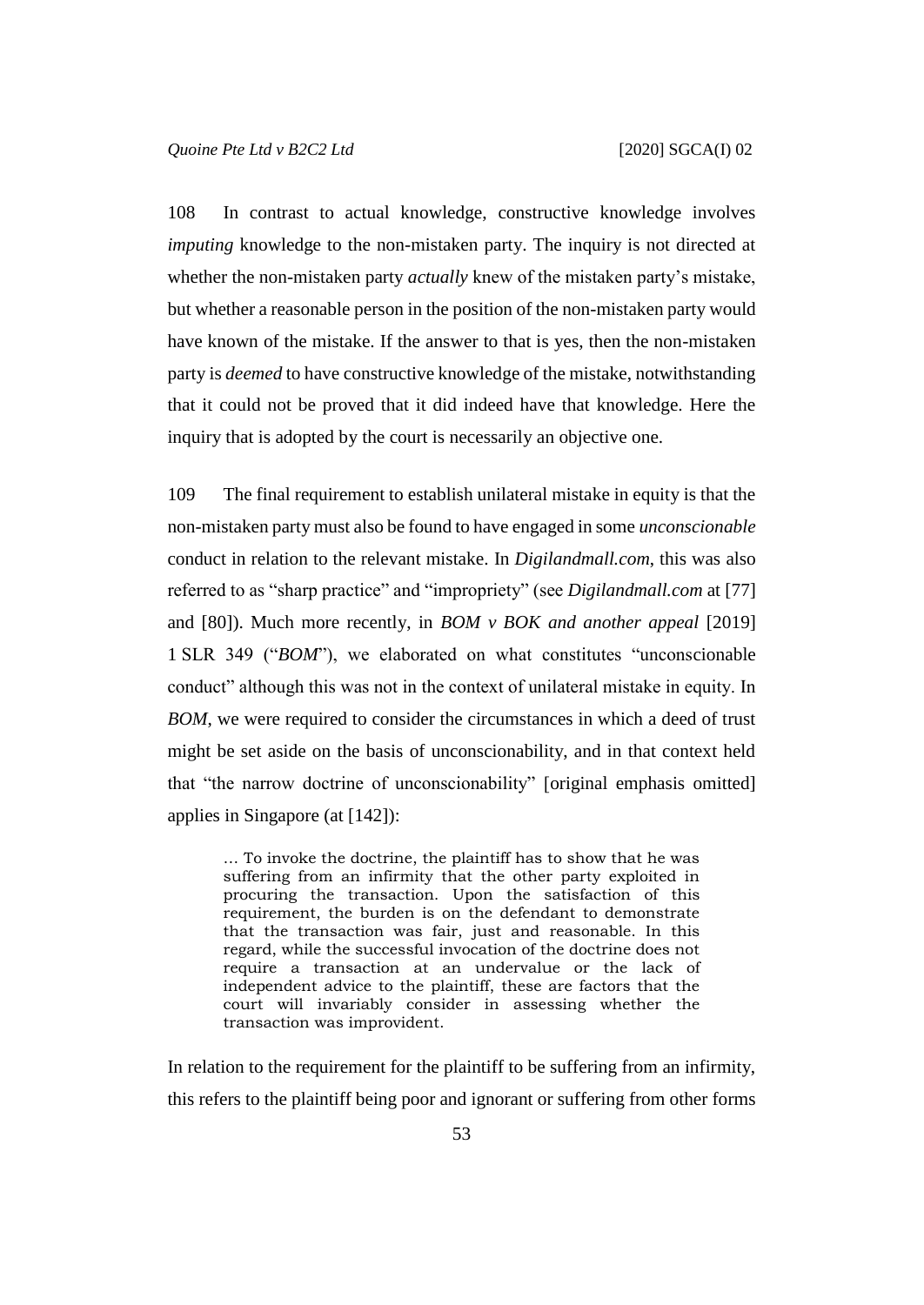108 In contrast to actual knowledge, constructive knowledge involves *imputing* knowledge to the non-mistaken party. The inquiry is not directed at whether the non-mistaken party *actually* knew of the mistaken party's mistake, but whether a reasonable person in the position of the non-mistaken party would have known of the mistake. If the answer to that is yes, then the non-mistaken party is *deemed* to have constructive knowledge of the mistake, notwithstanding that it could not be proved that it did indeed have that knowledge. Here the inquiry that is adopted by the court is necessarily an objective one.

109 The final requirement to establish unilateral mistake in equity is that the non-mistaken party must also be found to have engaged in some *unconscionable* conduct in relation to the relevant mistake. In *Digilandmall.com*, this was also referred to as "sharp practice" and "impropriety" (see *Digilandmall.com* at [77] and [80]). Much more recently, in *BOM v BOK and another appeal* [2019] 1 SLR 349 ("*BOM*"), we elaborated on what constitutes "unconscionable conduct" although this was not in the context of unilateral mistake in equity. In *BOM*, we were required to consider the circumstances in which a deed of trust might be set aside on the basis of unconscionability, and in that context held that "the narrow doctrine of unconscionability" [original emphasis omitted] applies in Singapore (at [142]):

> … To invoke the doctrine, the plaintiff has to show that he was suffering from an infirmity that the other party exploited in procuring the transaction. Upon the satisfaction of this requirement, the burden is on the defendant to demonstrate that the transaction was fair, just and reasonable. In this regard, while the successful invocation of the doctrine does not require a transaction at an undervalue or the lack of independent advice to the plaintiff, these are factors that the court will invariably consider in assessing whether the transaction was improvident.

In relation to the requirement for the plaintiff to be suffering from an infirmity, this refers to the plaintiff being poor and ignorant or suffering from other forms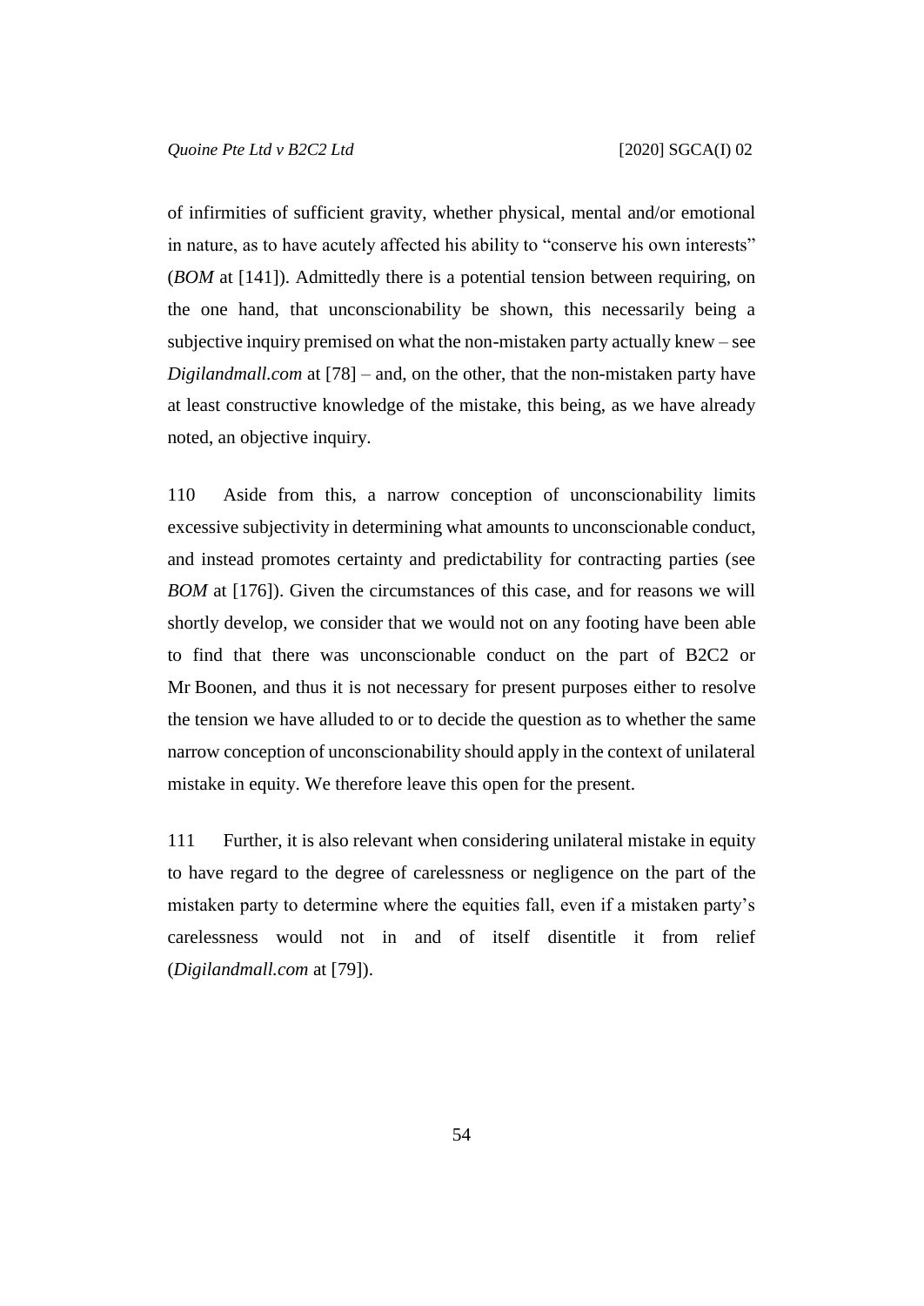of infirmities of sufficient gravity, whether physical, mental and/or emotional in nature, as to have acutely affected his ability to "conserve his own interests" (*BOM* at [141]). Admittedly there is a potential tension between requiring, on the one hand, that unconscionability be shown, this necessarily being a subjective inquiry premised on what the non-mistaken party actually knew – see *Digilandmall.com* at [78] – and, on the other, that the non-mistaken party have at least constructive knowledge of the mistake, this being, as we have already noted, an objective inquiry.

110 Aside from this, a narrow conception of unconscionability limits excessive subjectivity in determining what amounts to unconscionable conduct, and instead promotes certainty and predictability for contracting parties (see *BOM* at [176]). Given the circumstances of this case, and for reasons we will shortly develop, we consider that we would not on any footing have been able to find that there was unconscionable conduct on the part of B2C2 or Mr Boonen, and thus it is not necessary for present purposes either to resolve the tension we have alluded to or to decide the question as to whether the same narrow conception of unconscionability should apply in the context of unilateral mistake in equity. We therefore leave this open for the present.

111 Further, it is also relevant when considering unilateral mistake in equity to have regard to the degree of carelessness or negligence on the part of the mistaken party to determine where the equities fall, even if a mistaken party's carelessness would not in and of itself disentitle it from relief (*Digilandmall.com* at [79]).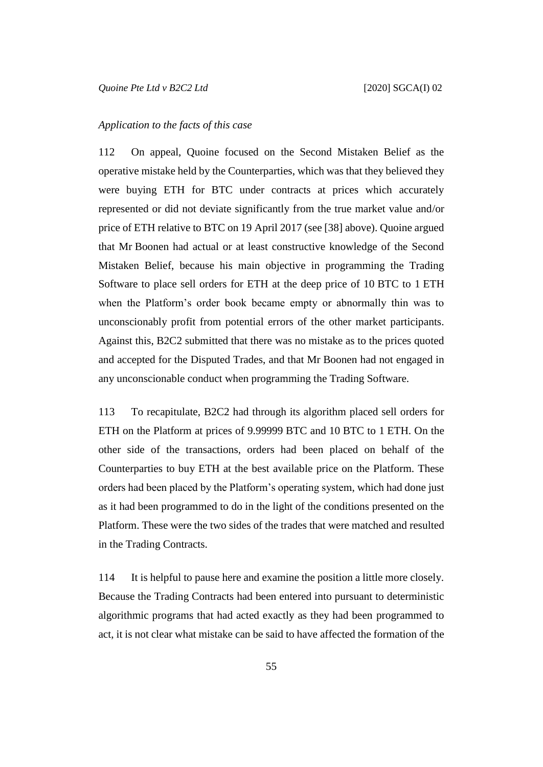*Application to the facts of this case*

112 On appeal, Quoine focused on the Second Mistaken Belief as the operative mistake held by the Counterparties, which was that they believed they were buying ETH for BTC under contracts at prices which accurately represented or did not deviate significantly from the true market value and/or price of ETH relative to BTC on 19 April 2017 (see [38] above). Quoine argued that Mr Boonen had actual or at least constructive knowledge of the Second Mistaken Belief, because his main objective in programming the Trading Software to place sell orders for ETH at the deep price of 10 BTC to 1 ETH when the Platform's order book became empty or abnormally thin was to unconscionably profit from potential errors of the other market participants. Against this, B2C2 submitted that there was no mistake as to the prices quoted and accepted for the Disputed Trades, and that Mr Boonen had not engaged in any unconscionable conduct when programming the Trading Software.

113 To recapitulate, B2C2 had through its algorithm placed sell orders for ETH on the Platform at prices of 9.99999 BTC and 10 BTC to 1 ETH. On the other side of the transactions, orders had been placed on behalf of the Counterparties to buy ETH at the best available price on the Platform. These orders had been placed by the Platform's operating system, which had done just as it had been programmed to do in the light of the conditions presented on the Platform. These were the two sides of the trades that were matched and resulted in the Trading Contracts.

114 It is helpful to pause here and examine the position a little more closely. Because the Trading Contracts had been entered into pursuant to deterministic algorithmic programs that had acted exactly as they had been programmed to act, it is not clear what mistake can be said to have affected the formation of the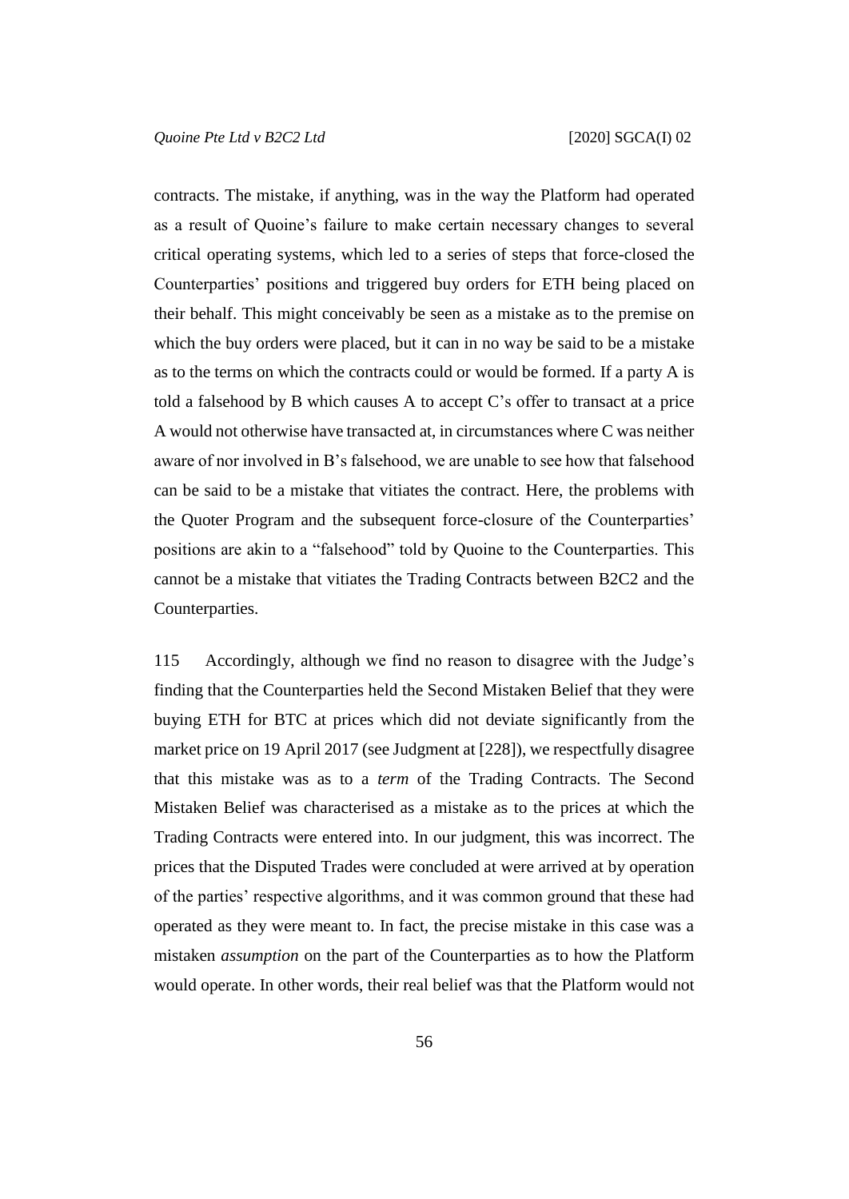contracts. The mistake, if anything, was in the way the Platform had operated as a result of Quoine's failure to make certain necessary changes to several critical operating systems, which led to a series of steps that force-closed the Counterparties' positions and triggered buy orders for ETH being placed on their behalf. This might conceivably be seen as a mistake as to the premise on which the buy orders were placed, but it can in no way be said to be a mistake as to the terms on which the contracts could or would be formed. If a party A is told a falsehood by B which causes A to accept C's offer to transact at a price A would not otherwise have transacted at, in circumstances where C was neither aware of nor involved in B's falsehood, we are unable to see how that falsehood can be said to be a mistake that vitiates the contract. Here, the problems with the Quoter Program and the subsequent force-closure of the Counterparties' positions are akin to a "falsehood" told by Quoine to the Counterparties. This cannot be a mistake that vitiates the Trading Contracts between B2C2 and the Counterparties.

115 Accordingly, although we find no reason to disagree with the Judge's finding that the Counterparties held the Second Mistaken Belief that they were buying ETH for BTC at prices which did not deviate significantly from the market price on 19 April 2017 (see Judgment at [228]), we respectfully disagree that this mistake was as to a *term* of the Trading Contracts. The Second Mistaken Belief was characterised as a mistake as to the prices at which the Trading Contracts were entered into. In our judgment, this was incorrect. The prices that the Disputed Trades were concluded at were arrived at by operation of the parties' respective algorithms, and it was common ground that these had operated as they were meant to. In fact, the precise mistake in this case was a mistaken *assumption* on the part of the Counterparties as to how the Platform would operate. In other words, their real belief was that the Platform would not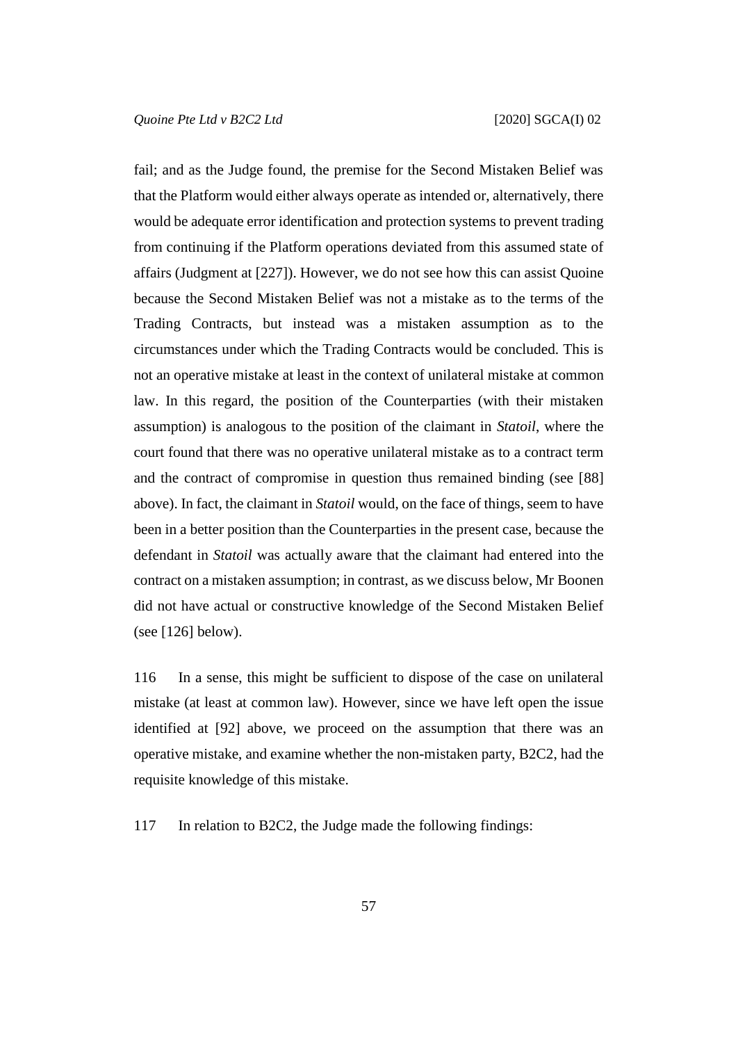fail; and as the Judge found, the premise for the Second Mistaken Belief was that the Platform would either always operate as intended or, alternatively, there would be adequate error identification and protection systems to prevent trading from continuing if the Platform operations deviated from this assumed state of affairs (Judgment at [227]). However, we do not see how this can assist Quoine because the Second Mistaken Belief was not a mistake as to the terms of the Trading Contracts, but instead was a mistaken assumption as to the circumstances under which the Trading Contracts would be concluded. This is not an operative mistake at least in the context of unilateral mistake at common law. In this regard, the position of the Counterparties (with their mistaken assumption) is analogous to the position of the claimant in *Statoil*, where the court found that there was no operative unilateral mistake as to a contract term and the contract of compromise in question thus remained binding (see [88] above). In fact, the claimant in *Statoil* would, on the face of things, seem to have been in a better position than the Counterparties in the present case, because the defendant in *Statoil* was actually aware that the claimant had entered into the contract on a mistaken assumption; in contrast, as we discuss below, Mr Boonen did not have actual or constructive knowledge of the Second Mistaken Belief (see [126] below).

116 In a sense, this might be sufficient to dispose of the case on unilateral mistake (at least at common law). However, since we have left open the issue identified at [92] above, we proceed on the assumption that there was an operative mistake, and examine whether the non-mistaken party, B2C2, had the requisite knowledge of this mistake.

117 In relation to B2C2, the Judge made the following findings: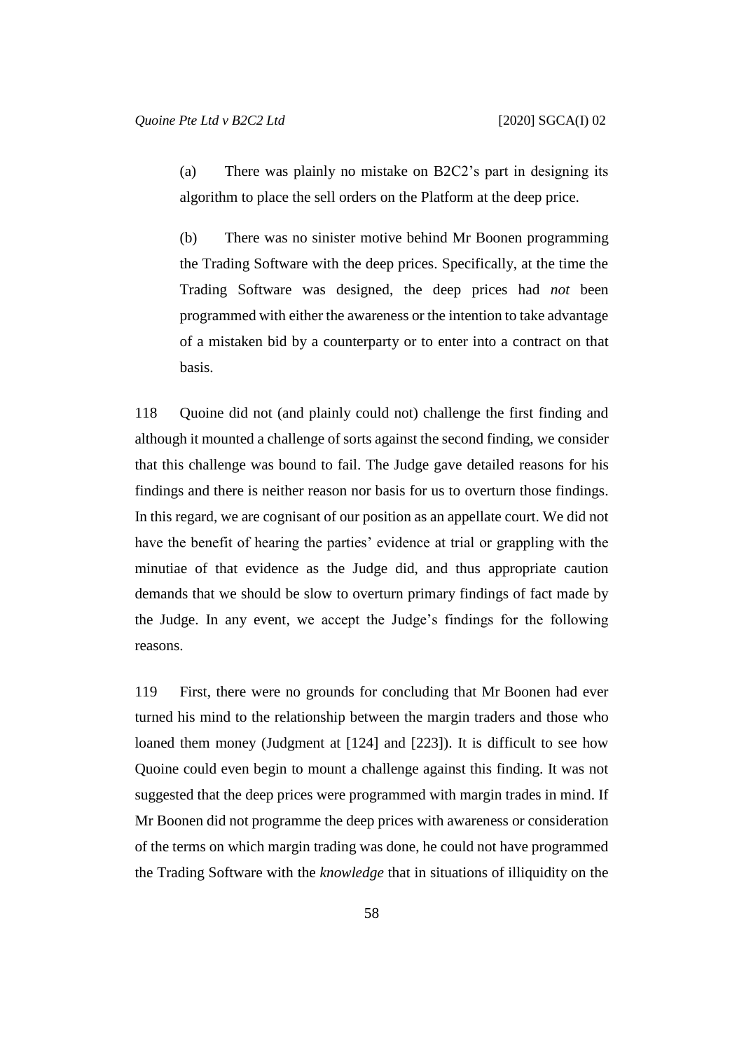(a) There was plainly no mistake on B2C2's part in designing its algorithm to place the sell orders on the Platform at the deep price.

(b) There was no sinister motive behind Mr Boonen programming the Trading Software with the deep prices. Specifically, at the time the Trading Software was designed, the deep prices had *not* been programmed with either the awareness or the intention to take advantage of a mistaken bid by a counterparty or to enter into a contract on that basis.

118 Quoine did not (and plainly could not) challenge the first finding and although it mounted a challenge of sorts against the second finding, we consider that this challenge was bound to fail. The Judge gave detailed reasons for his findings and there is neither reason nor basis for us to overturn those findings. In this regard, we are cognisant of our position as an appellate court. We did not have the benefit of hearing the parties' evidence at trial or grappling with the minutiae of that evidence as the Judge did, and thus appropriate caution demands that we should be slow to overturn primary findings of fact made by the Judge. In any event, we accept the Judge's findings for the following reasons.

119 First, there were no grounds for concluding that Mr Boonen had ever turned his mind to the relationship between the margin traders and those who loaned them money (Judgment at [124] and [223]). It is difficult to see how Quoine could even begin to mount a challenge against this finding. It was not suggested that the deep prices were programmed with margin trades in mind. If Mr Boonen did not programme the deep prices with awareness or consideration of the terms on which margin trading was done, he could not have programmed the Trading Software with the *knowledge* that in situations of illiquidity on the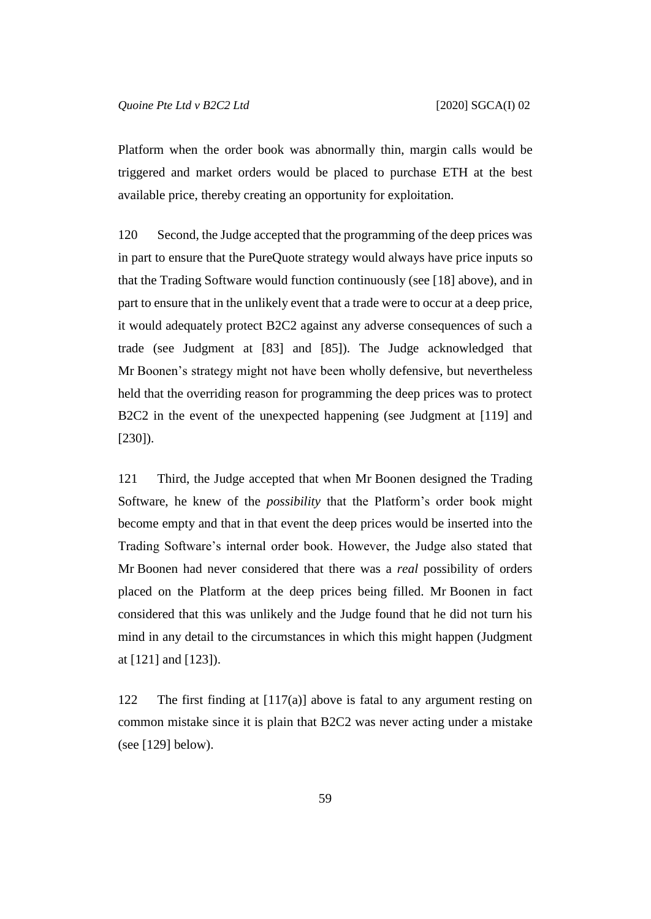Platform when the order book was abnormally thin, margin calls would be triggered and market orders would be placed to purchase ETH at the best available price, thereby creating an opportunity for exploitation.

120 Second, the Judge accepted that the programming of the deep prices was in part to ensure that the PureQuote strategy would always have price inputs so that the Trading Software would function continuously (see [18] above), and in part to ensure that in the unlikely event that a trade were to occur at a deep price, it would adequately protect B2C2 against any adverse consequences of such a trade (see Judgment at [83] and [85]). The Judge acknowledged that Mr Boonen's strategy might not have been wholly defensive, but nevertheless held that the overriding reason for programming the deep prices was to protect B2C2 in the event of the unexpected happening (see Judgment at [119] and [230]).

121 Third, the Judge accepted that when Mr Boonen designed the Trading Software, he knew of the *possibility* that the Platform's order book might become empty and that in that event the deep prices would be inserted into the Trading Software's internal order book. However, the Judge also stated that Mr Boonen had never considered that there was a *real* possibility of orders placed on the Platform at the deep prices being filled. Mr Boonen in fact considered that this was unlikely and the Judge found that he did not turn his mind in any detail to the circumstances in which this might happen (Judgment at [121] and [123]).

122 The first finding at [117(a)] above is fatal to any argument resting on common mistake since it is plain that B2C2 was never acting under a mistake (see [129] below).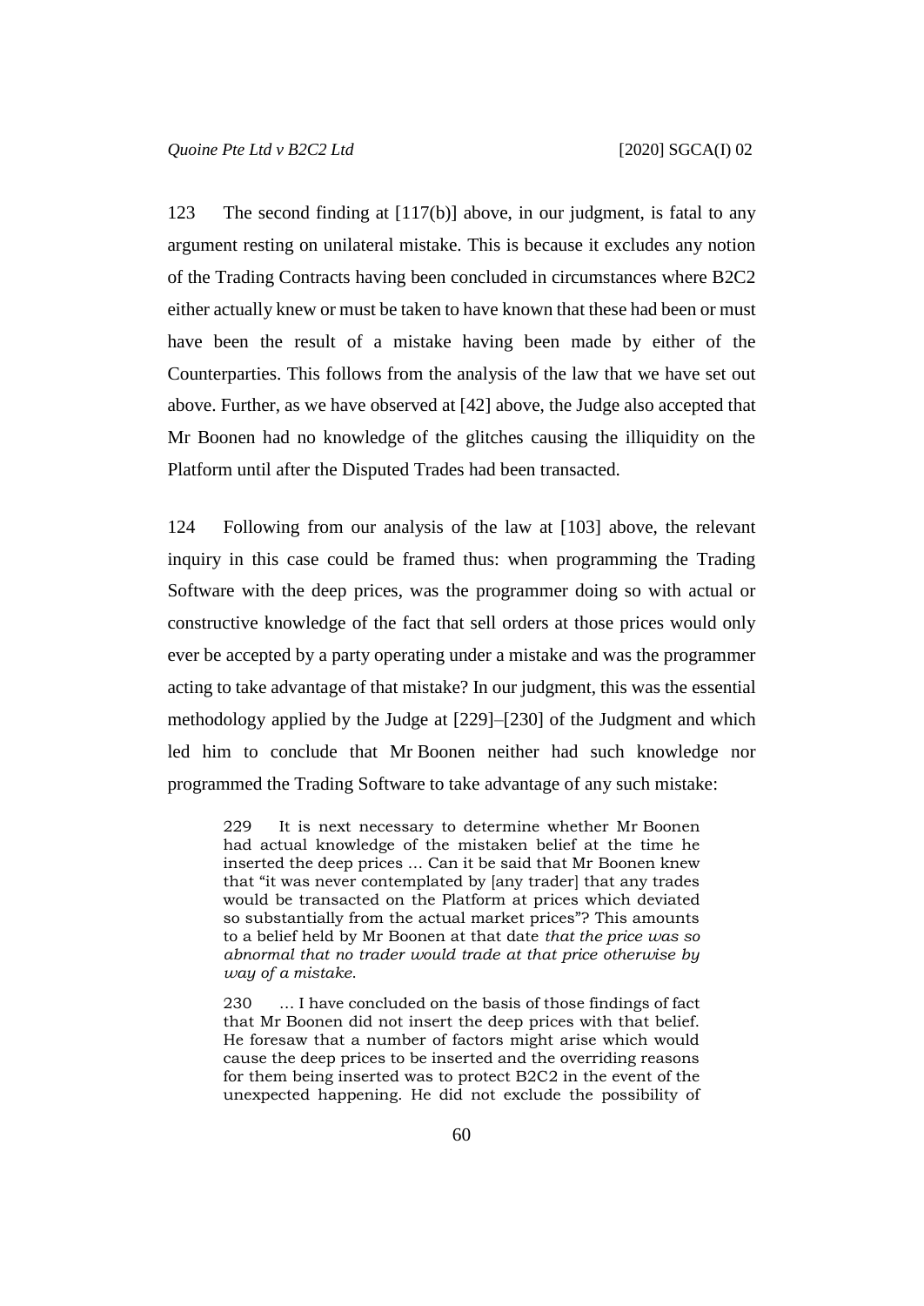123 The second finding at [117(b)] above, in our judgment, is fatal to any argument resting on unilateral mistake. This is because it excludes any notion of the Trading Contracts having been concluded in circumstances where B2C2 either actually knew or must be taken to have known that these had been or must have been the result of a mistake having been made by either of the Counterparties. This follows from the analysis of the law that we have set out above. Further, as we have observed at [42] above, the Judge also accepted that Mr Boonen had no knowledge of the glitches causing the illiquidity on the Platform until after the Disputed Trades had been transacted.

124 Following from our analysis of the law at [103] above, the relevant inquiry in this case could be framed thus: when programming the Trading Software with the deep prices, was the programmer doing so with actual or constructive knowledge of the fact that sell orders at those prices would only ever be accepted by a party operating under a mistake and was the programmer acting to take advantage of that mistake? In our judgment, this was the essential methodology applied by the Judge at [229]–[230] of the Judgment and which led him to conclude that Mr Boonen neither had such knowledge nor programmed the Trading Software to take advantage of any such mistake:

> 229 It is next necessary to determine whether Mr Boonen had actual knowledge of the mistaken belief at the time he inserted the deep prices … Can it be said that Mr Boonen knew that "it was never contemplated by [any trader] that any trades would be transacted on the Platform at prices which deviated so substantially from the actual market prices"? This amounts to a belief held by Mr Boonen at that date *that the price was so abnormal that no trader would trade at that price otherwise by way of a mistake*.
>
> 230 … I have concluded on the basis of those findings of fact that Mr Boonen did not insert the deep prices with that belief. He foresaw that a number of factors might arise which would cause the deep prices to be inserted and the overriding reasons for them being inserted was to protect B2C2 in the event of the unexpected happening. He did not exclude the possibility of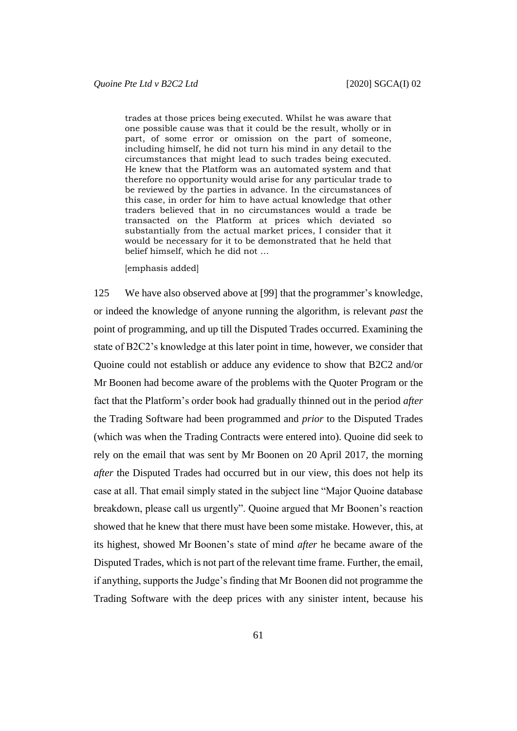> trades at those prices being executed. Whilst he was aware that one possible cause was that it could be the result, wholly or in part, of some error or omission on the part of someone, including himself, he did not turn his mind in any detail to the circumstances that might lead to such trades being executed. He knew that the Platform was an automated system and that therefore no opportunity would arise for any particular trade to be reviewed by the parties in advance. In the circumstances of this case, in order for him to have actual knowledge that other traders believed that in no circumstances would a trade be transacted on the Platform at prices which deviated so substantially from the actual market prices, I consider that it would be necessary for it to be demonstrated that he held that belief himself, which he did not …
>
> [emphasis added]

125 We have also observed above at [99] that the programmer's knowledge, or indeed the knowledge of anyone running the algorithm, is relevant *past* the point of programming, and up till the Disputed Trades occurred. Examining the state of B2C2's knowledge at this later point in time, however, we consider that Quoine could not establish or adduce any evidence to show that B2C2 and/or Mr Boonen had become aware of the problems with the Quoter Program or the fact that the Platform's order book had gradually thinned out in the period *after* the Trading Software had been programmed and *prior* to the Disputed Trades (which was when the Trading Contracts were entered into). Quoine did seek to rely on the email that was sent by Mr Boonen on 20 April 2017, the morning *after* the Disputed Trades had occurred but in our view, this does not help its case at all. That email simply stated in the subject line "Major Quoine database breakdown, please call us urgently". Quoine argued that Mr Boonen's reaction showed that he knew that there must have been some mistake. However, this, at its highest, showed Mr Boonen's state of mind *after* he became aware of the Disputed Trades, which is not part of the relevant time frame. Further, the email, if anything, supports the Judge's finding that Mr Boonen did not programme the Trading Software with the deep prices with any sinister intent, because his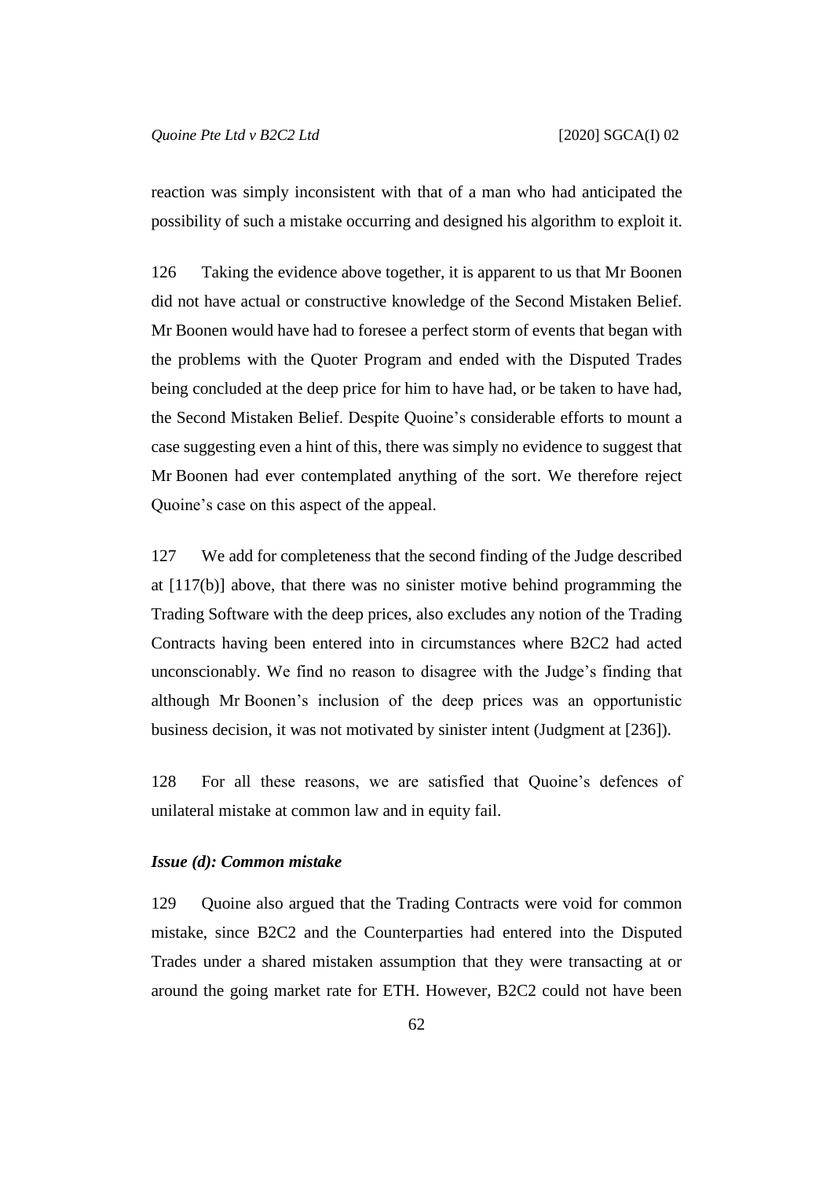reaction was simply inconsistent with that of a man who had anticipated the possibility of such a mistake occurring and designed his algorithm to exploit it.

126 Taking the evidence above together, it is apparent to us that Mr Boonen did not have actual or constructive knowledge of the Second Mistaken Belief. Mr Boonen would have had to foresee a perfect storm of events that began with the problems with the Quoter Program and ended with the Disputed Trades being concluded at the deep price for him to have had, or be taken to have had, the Second Mistaken Belief. Despite Quoine's considerable efforts to mount a case suggesting even a hint of this, there was simply no evidence to suggest that Mr Boonen had ever contemplated anything of the sort. We therefore reject Quoine's case on this aspect of the appeal.

127 We add for completeness that the second finding of the Judge described at [117(b)] above, that there was no sinister motive behind programming the Trading Software with the deep prices, also excludes any notion of the Trading Contracts having been entered into in circumstances where B2C2 had acted unconscionably. We find no reason to disagree with the Judge's finding that although Mr Boonen's inclusion of the deep prices was an opportunistic business decision, it was not motivated by sinister intent (Judgment at [236]).

128 For all these reasons, we are satisfied that Quoine's defences of unilateral mistake at common law and in equity fail.

### *Issue (d): Common mistake*

129 Quoine also argued that the Trading Contracts were void for common mistake, since B2C2 and the Counterparties had entered into the Disputed Trades under a shared mistaken assumption that they were transacting at or around the going market rate for ETH. However, B2C2 could not have been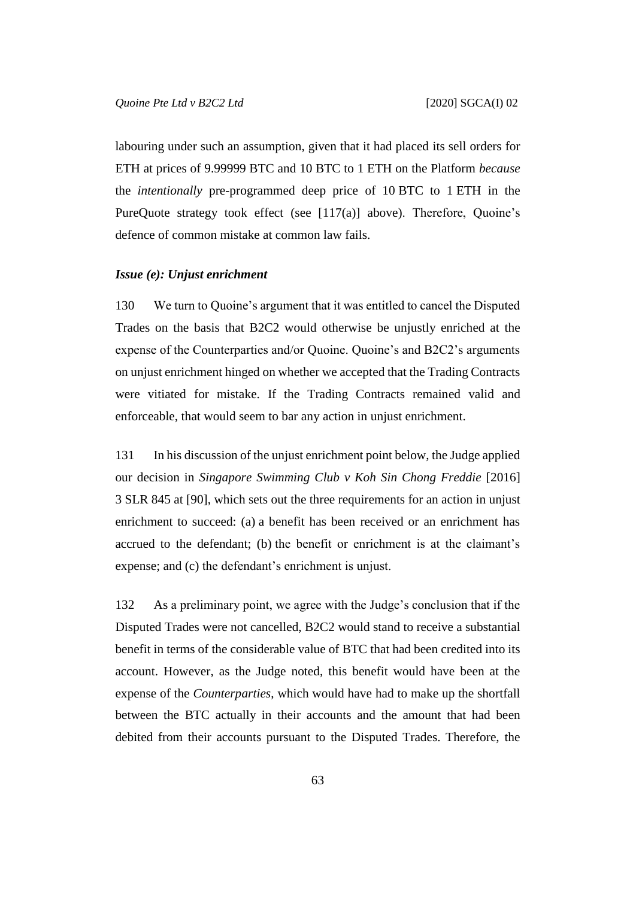labouring under such an assumption, given that it had placed its sell orders for ETH at prices of 9.99999 BTC and 10 BTC to 1 ETH on the Platform *because* the *intentionally* pre-programmed deep price of 10 BTC to 1 ETH in the PureQuote strategy took effect (see [117(a)] above). Therefore, Quoine's defence of common mistake at common law fails.

***Issue (e): Unjust enrichment***

130 We turn to Quoine's argument that it was entitled to cancel the Disputed Trades on the basis that B2C2 would otherwise be unjustly enriched at the expense of the Counterparties and/or Quoine. Quoine's and B2C2's arguments on unjust enrichment hinged on whether we accepted that the Trading Contracts were vitiated for mistake. If the Trading Contracts remained valid and enforceable, that would seem to bar any action in unjust enrichment.

131 In his discussion of the unjust enrichment point below, the Judge applied our decision in *Singapore Swimming Club v Koh Sin Chong Freddie* [2016] 3 SLR 845 at [90], which sets out the three requirements for an action in unjust enrichment to succeed: (a) a benefit has been received or an enrichment has accrued to the defendant; (b) the benefit or enrichment is at the claimant's expense; and (c) the defendant's enrichment is unjust.

132 As a preliminary point, we agree with the Judge's conclusion that if the Disputed Trades were not cancelled, B2C2 would stand to receive a substantial benefit in terms of the considerable value of BTC that had been credited into its account. However, as the Judge noted, this benefit would have been at the expense of the *Counterparties*, which would have had to make up the shortfall between the BTC actually in their accounts and the amount that had been debited from their accounts pursuant to the Disputed Trades. Therefore, the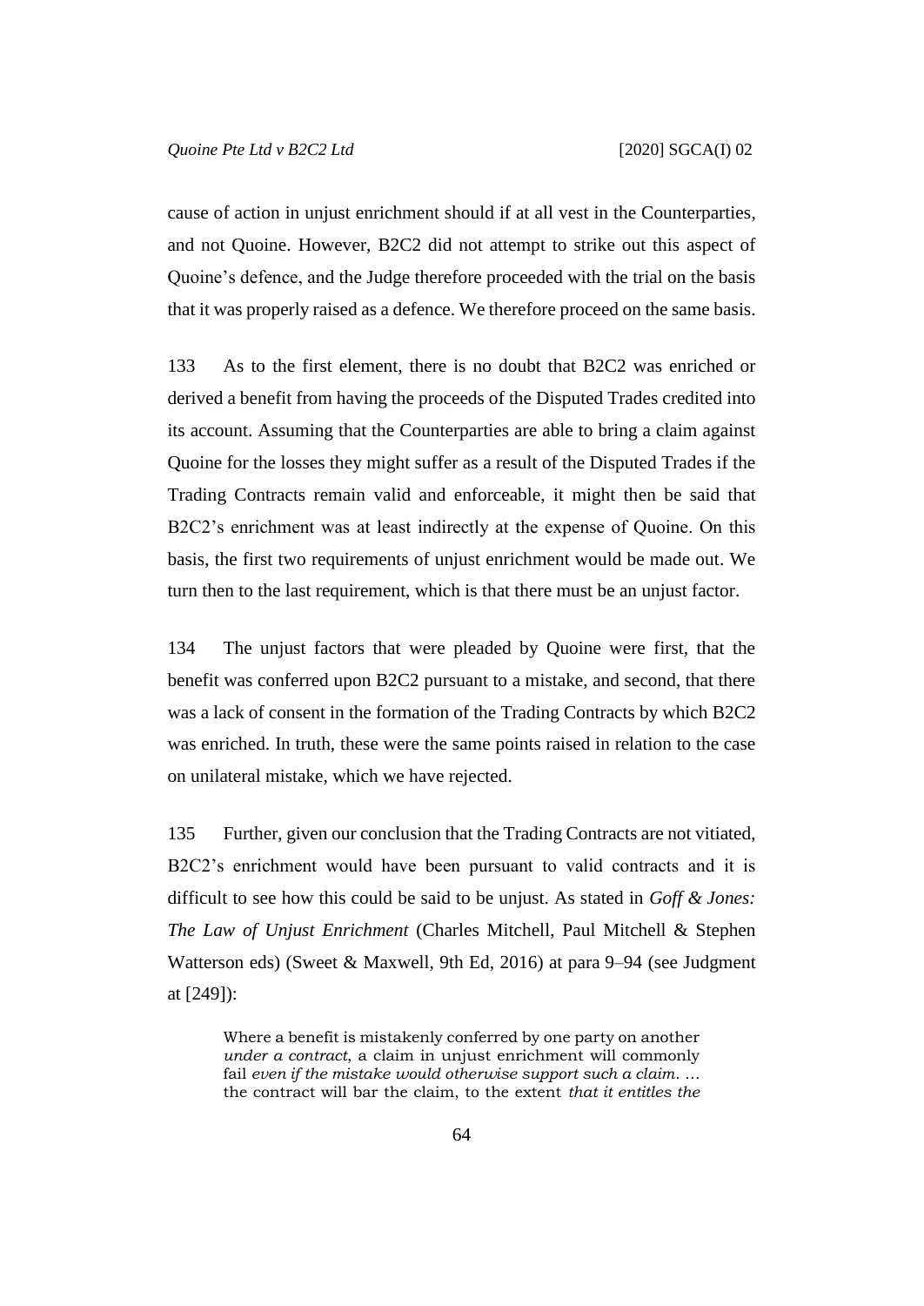cause of action in unjust enrichment should if at all vest in the Counterparties, and not Quoine. However, B2C2 did not attempt to strike out this aspect of Quoine's defence, and the Judge therefore proceeded with the trial on the basis that it was properly raised as a defence. We therefore proceed on the same basis.

133 As to the first element, there is no doubt that B2C2 was enriched or derived a benefit from having the proceeds of the Disputed Trades credited into its account. Assuming that the Counterparties are able to bring a claim against Quoine for the losses they might suffer as a result of the Disputed Trades if the Trading Contracts remain valid and enforceable, it might then be said that B2C2's enrichment was at least indirectly at the expense of Quoine. On this basis, the first two requirements of unjust enrichment would be made out. We turn then to the last requirement, which is that there must be an unjust factor.

134 The unjust factors that were pleaded by Quoine were first, that the benefit was conferred upon B2C2 pursuant to a mistake, and second, that there was a lack of consent in the formation of the Trading Contracts by which B2C2 was enriched. In truth, these were the same points raised in relation to the case on unilateral mistake, which we have rejected.

135 Further, given our conclusion that the Trading Contracts are not vitiated, B2C2's enrichment would have been pursuant to valid contracts and it is difficult to see how this could be said to be unjust. As stated in *Goff & Jones: The Law of Unjust Enrichment* (Charles Mitchell, Paul Mitchell & Stephen Watterson eds) (Sweet & Maxwell, 9th Ed, 2016) at para 9–94 (see Judgment at [249]):

> Where a benefit is mistakenly conferred by one party on another *under a contract*, a claim in unjust enrichment will commonly fail *even if the mistake would otherwise support such a claim*. … the contract will bar the claim, to the extent *that it entitles the*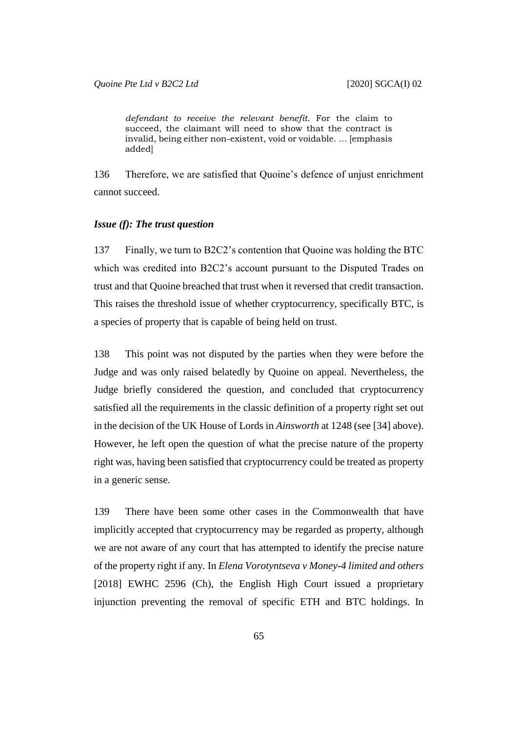> *defendant to receive the relevant benefit.* For the claim to succeed, the claimant will need to show that the contract is invalid, being either non-existent, void or voidable. … [emphasis added]

136 Therefore, we are satisfied that Quoine's defence of unjust enrichment cannot succeed.

### *Issue (f): The trust question*

137 Finally, we turn to B2C2's contention that Quoine was holding the BTC which was credited into B2C2's account pursuant to the Disputed Trades on trust and that Quoine breached that trust when it reversed that credit transaction. This raises the threshold issue of whether cryptocurrency, specifically BTC, is a species of property that is capable of being held on trust.

138 This point was not disputed by the parties when they were before the Judge and was only raised belatedly by Quoine on appeal. Nevertheless, the Judge briefly considered the question, and concluded that cryptocurrency satisfied all the requirements in the classic definition of a property right set out in the decision of the UK House of Lords in *Ainsworth* at 1248 (see [34] above). However, he left open the question of what the precise nature of the property right was, having been satisfied that cryptocurrency could be treated as property in a generic sense.

139 There have been some other cases in the Commonwealth that have implicitly accepted that cryptocurrency may be regarded as property, although we are not aware of any court that has attempted to identify the precise nature of the property right if any. In *Elena Vorotyntseva v Money-4 limited and others* [2018] EWHC 2596 (Ch), the English High Court issued a proprietary injunction preventing the removal of specific ETH and BTC holdings. In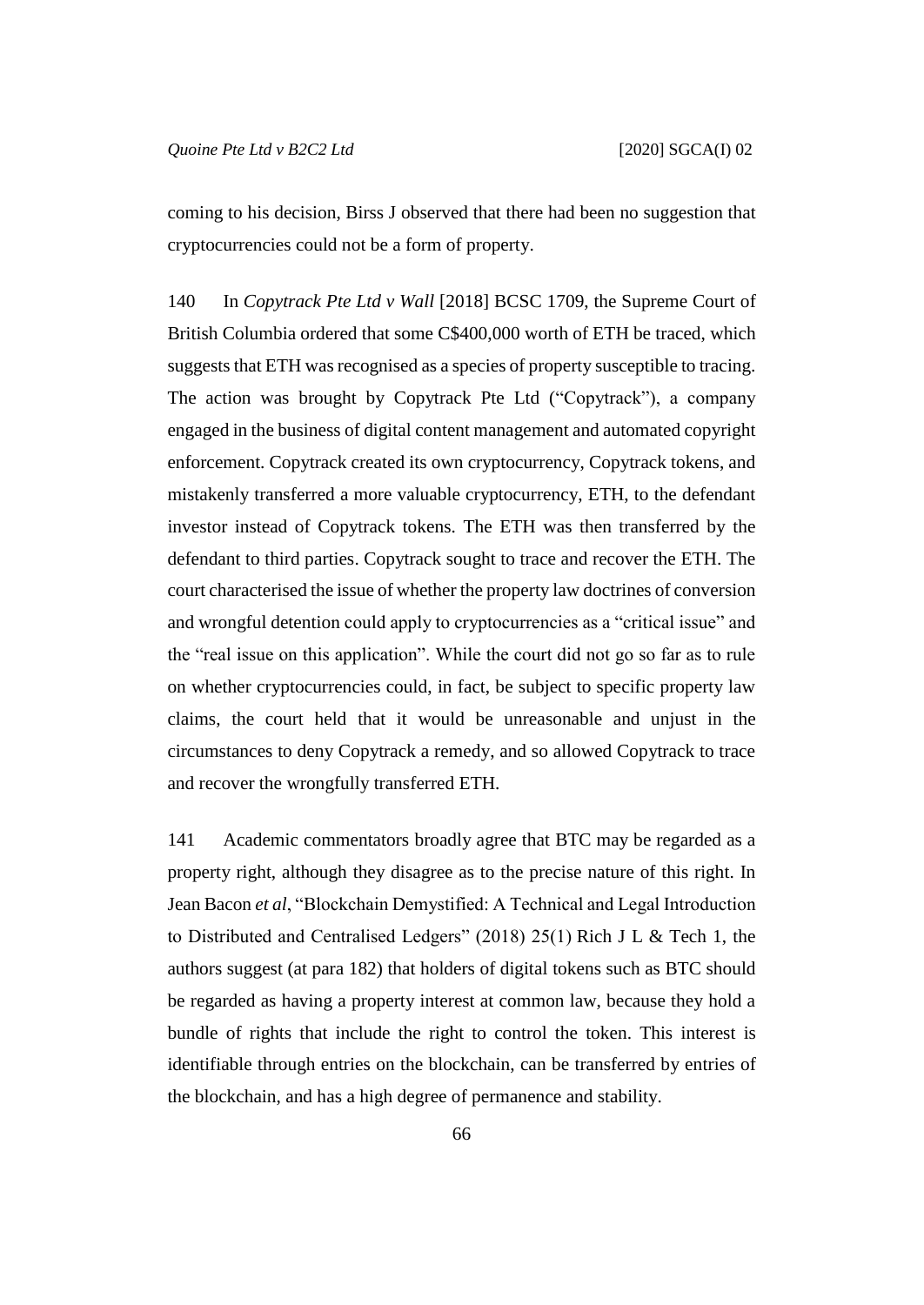coming to his decision, Birss J observed that there had been no suggestion that cryptocurrencies could not be a form of property.

140 In *Copytrack Pte Ltd v Wall* [2018] BCSC 1709, the Supreme Court of British Columbia ordered that some C$400,000 worth of ETH be traced, which suggests that ETH was recognised as a species of property susceptible to tracing. The action was brought by Copytrack Pte Ltd ("Copytrack"), a company engaged in the business of digital content management and automated copyright enforcement. Copytrack created its own cryptocurrency, Copytrack tokens, and mistakenly transferred a more valuable cryptocurrency, ETH, to the defendant investor instead of Copytrack tokens. The ETH was then transferred by the defendant to third parties. Copytrack sought to trace and recover the ETH. The court characterised the issue of whether the property law doctrines of conversion and wrongful detention could apply to cryptocurrencies as a "critical issue" and the "real issue on this application". While the court did not go so far as to rule on whether cryptocurrencies could, in fact, be subject to specific property law claims, the court held that it would be unreasonable and unjust in the circumstances to deny Copytrack a remedy, and so allowed Copytrack to trace and recover the wrongfully transferred ETH.

141 Academic commentators broadly agree that BTC may be regarded as a property right, although they disagree as to the precise nature of this right. In Jean Bacon *et al*, "Blockchain Demystified: A Technical and Legal Introduction to Distributed and Centralised Ledgers" (2018) 25(1) Rich J L & Tech 1, the authors suggest (at para 182) that holders of digital tokens such as BTC should be regarded as having a property interest at common law, because they hold a bundle of rights that include the right to control the token. This interest is identifiable through entries on the blockchain, can be transferred by entries of the blockchain, and has a high degree of permanence and stability.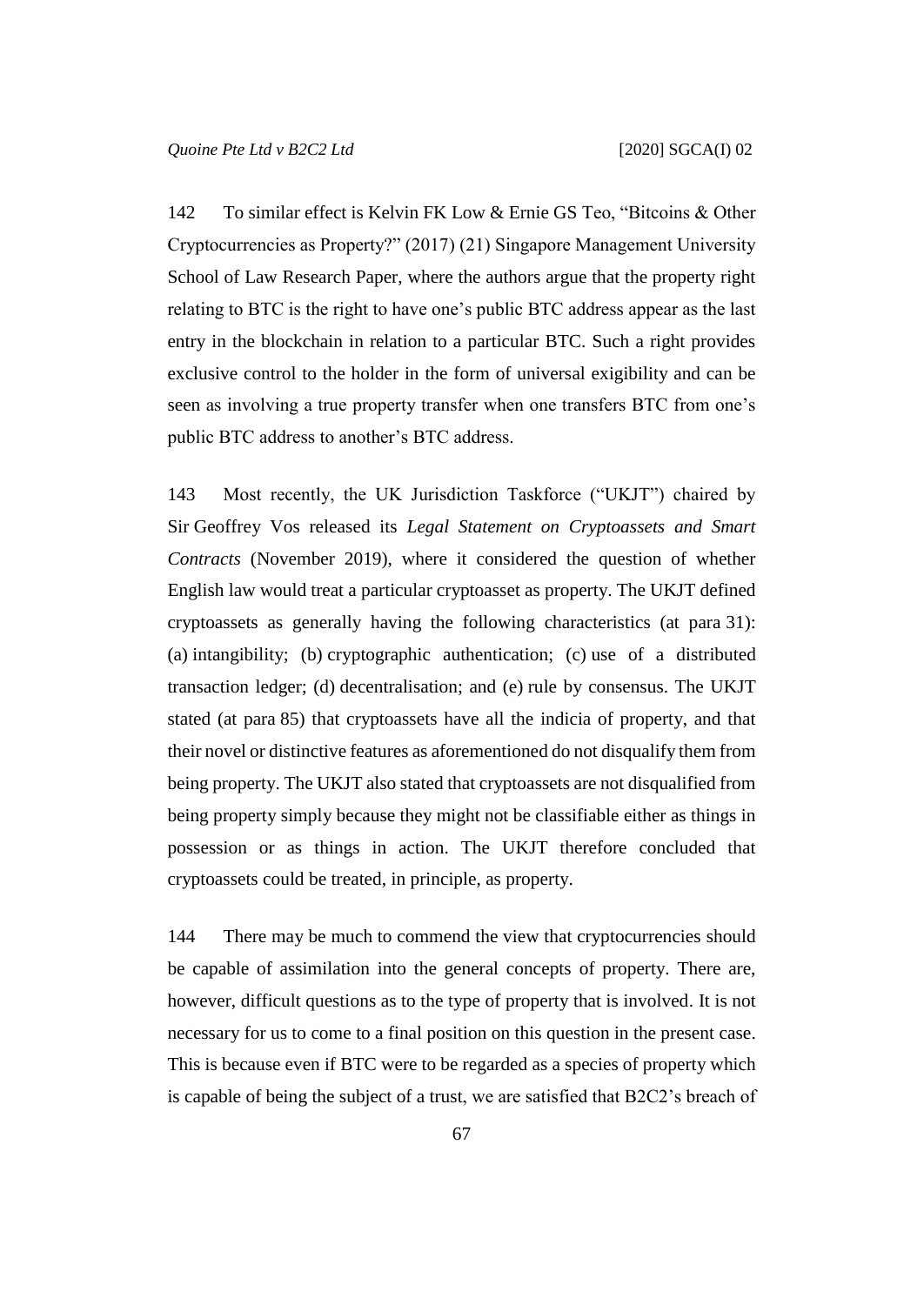142 To similar effect is Kelvin FK Low & Ernie GS Teo, "Bitcoins & Other Cryptocurrencies as Property?" (2017) (21) Singapore Management University School of Law Research Paper, where the authors argue that the property right relating to BTC is the right to have one's public BTC address appear as the last entry in the blockchain in relation to a particular BTC. Such a right provides exclusive control to the holder in the form of universal exigibility and can be seen as involving a true property transfer when one transfers BTC from one's public BTC address to another's BTC address.

143 Most recently, the UK Jurisdiction Taskforce ("UKJT") chaired by Sir Geoffrey Vos released its *Legal Statement on Cryptoassets and Smart Contracts* (November 2019), where it considered the question of whether English law would treat a particular cryptoasset as property. The UKJT defined cryptoassets as generally having the following characteristics (at para 31): (a) intangibility; (b) cryptographic authentication; (c) use of a distributed transaction ledger; (d) decentralisation; and (e) rule by consensus. The UKJT stated (at para 85) that cryptoassets have all the indicia of property, and that their novel or distinctive features as aforementioned do not disqualify them from being property. The UKJT also stated that cryptoassets are not disqualified from being property simply because they might not be classifiable either as things in possession or as things in action. The UKJT therefore concluded that cryptoassets could be treated, in principle, as property.

144 There may be much to commend the view that cryptocurrencies should be capable of assimilation into the general concepts of property. There are, however, difficult questions as to the type of property that is involved. It is not necessary for us to come to a final position on this question in the present case. This is because even if BTC were to be regarded as a species of property which is capable of being the subject of a trust, we are satisfied that B2C2's breach of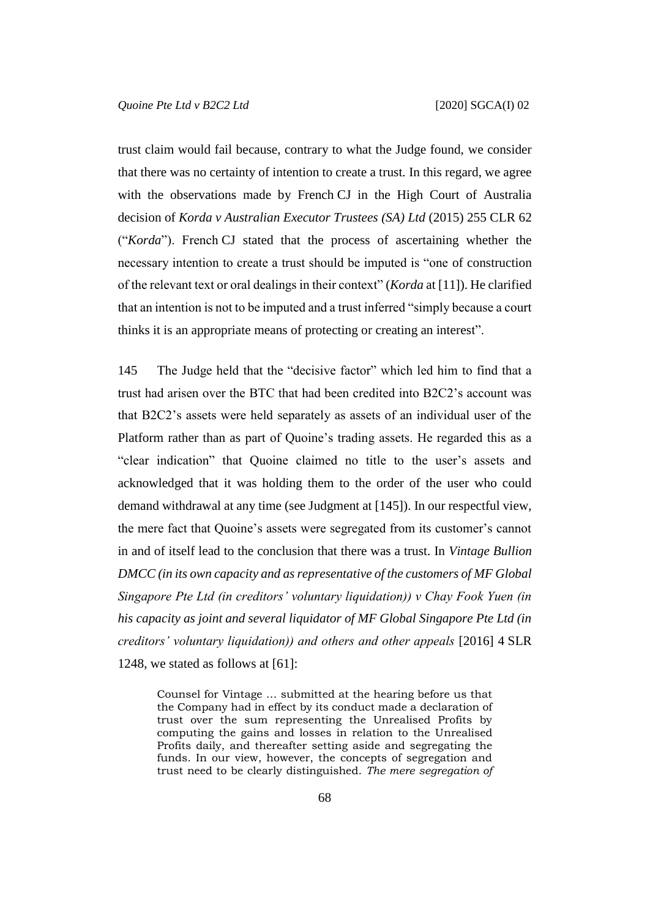trust claim would fail because, contrary to what the Judge found, we consider that there was no certainty of intention to create a trust. In this regard, we agree with the observations made by French CJ in the High Court of Australia decision of *Korda v Australian Executor Trustees (SA) Ltd* (2015) 255 CLR 62 ("*Korda*"). French CJ stated that the process of ascertaining whether the necessary intention to create a trust should be imputed is "one of construction of the relevant text or oral dealings in their context" (*Korda* at [11]). He clarified that an intention is not to be imputed and a trust inferred "simply because a court thinks it is an appropriate means of protecting or creating an interest".

145 The Judge held that the "decisive factor" which led him to find that a trust had arisen over the BTC that had been credited into B2C2's account was that B2C2's assets were held separately as assets of an individual user of the Platform rather than as part of Quoine's trading assets. He regarded this as a "clear indication" that Quoine claimed no title to the user's assets and acknowledged that it was holding them to the order of the user who could demand withdrawal at any time (see Judgment at [145]). In our respectful view, the mere fact that Quoine's assets were segregated from its customer's cannot in and of itself lead to the conclusion that there was a trust. In *Vintage Bullion DMCC (in its own capacity and as representative of the customers of MF Global Singapore Pte Ltd (in creditors' voluntary liquidation)) v Chay Fook Yuen (in his capacity as joint and several liquidator of MF Global Singapore Pte Ltd (in creditors' voluntary liquidation)) and others and other appeals* [2016] 4 SLR 1248, we stated as follows at [61]:

> Counsel for Vintage … submitted at the hearing before us that the Company had in effect by its conduct made a declaration of trust over the sum representing the Unrealised Profits by computing the gains and losses in relation to the Unrealised Profits daily, and thereafter setting aside and segregating the funds. In our view, however, the concepts of segregation and trust need to be clearly distinguished. *The mere segregation of*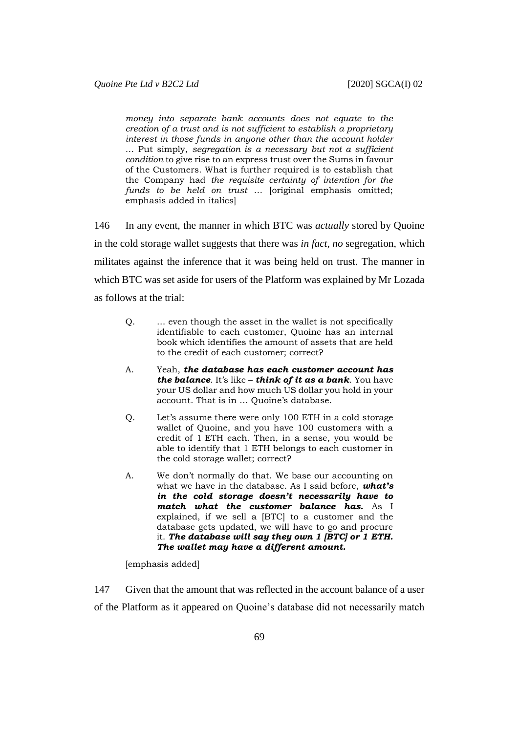> *money into separate bank accounts does not equate to the creation of a trust and is not sufficient to establish a proprietary interest in those funds in anyone other than the account holder* … Put simply, *segregation is a necessary but not a sufficient condition* to give rise to an express trust over the Sums in favour of the Customers. What is further required is to establish that the Company had *the requisite certainty of intention for the funds to be held on trust* … [original emphasis omitted; emphasis added in italics]

146 In any event, the manner in which BTC was *actually* stored by Quoine in the cold storage wallet suggests that there was *in fact*, *no* segregation, which militates against the inference that it was being held on trust. The manner in which BTC was set aside for users of the Platform was explained by Mr Lozada as follows at the trial:

> Q. … even though the asset in the wallet is not specifically identifiable to each customer, Quoine has an internal book which identifies the amount of assets that are held to the credit of each customer; correct?
>
> A. Yeah, ***the database has each customer account has the balance***. It's like – ***think of it as a bank***. You have your US dollar and how much US dollar you hold in your account. That is in … Quoine's database.
>
> Q. Let's assume there were only 100 ETH in a cold storage wallet of Quoine, and you have 100 customers with a credit of 1 ETH each. Then, in a sense, you would be able to identify that 1 ETH belongs to each customer in the cold storage wallet; correct?
>
> A. We don't normally do that. We base our accounting on what we have in the database. As I said before, ***what's in the cold storage doesn't necessarily have to match what the customer balance has.*** As I explained, if we sell a [BTC] to a customer and the database gets updated, we will have to go and procure it. ***The database will say they own 1 [BTC] or 1 ETH. The wallet may have a different amount.***
>
> [emphasis added]

147 Given that the amount that was reflected in the account balance of a user of the Platform as it appeared on Quoine's database did not necessarily match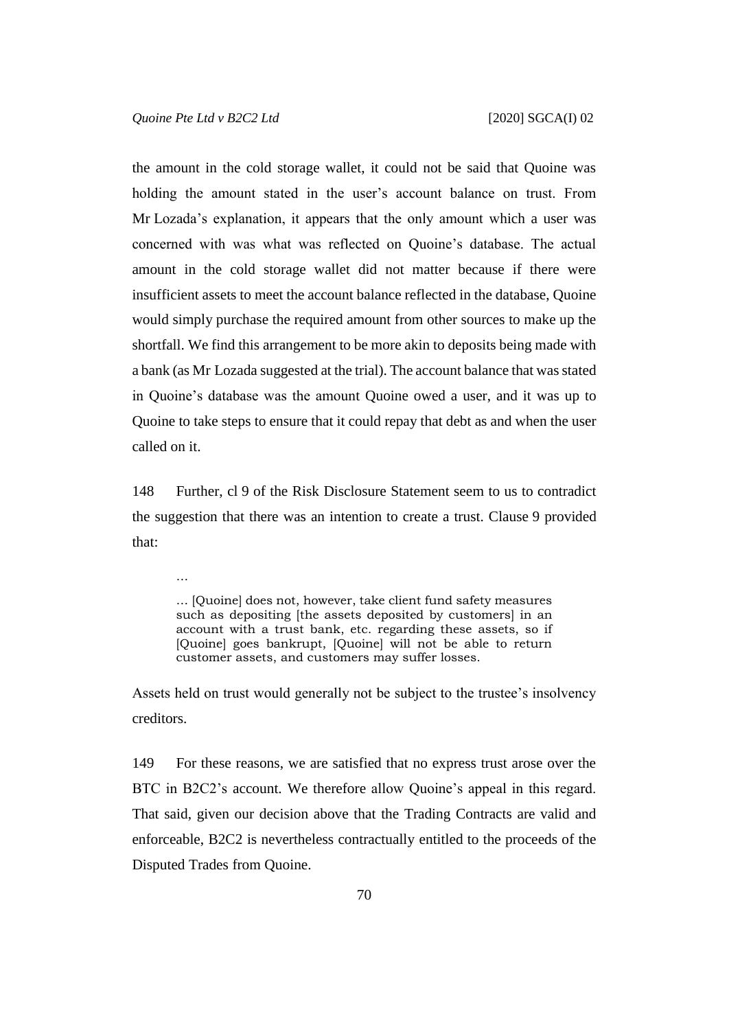the amount in the cold storage wallet, it could not be said that Quoine was holding the amount stated in the user's account balance on trust. From Mr Lozada's explanation, it appears that the only amount which a user was concerned with was what was reflected on Quoine's database. The actual amount in the cold storage wallet did not matter because if there were insufficient assets to meet the account balance reflected in the database, Quoine would simply purchase the required amount from other sources to make up the shortfall. We find this arrangement to be more akin to deposits being made with a bank (as Mr Lozada suggested at the trial). The account balance that was stated in Quoine's database was the amount Quoine owed a user, and it was up to Quoine to take steps to ensure that it could repay that debt as and when the user called on it.

148 Further, cl 9 of the Risk Disclosure Statement seem to us to contradict the suggestion that there was an intention to create a trust. Clause 9 provided that:

> …
>
> … [Quoine] does not, however, take client fund safety measures such as depositing [the assets deposited by customers] in an account with a trust bank, etc. regarding these assets, so if [Quoine] goes bankrupt, [Quoine] will not be able to return customer assets, and customers may suffer losses.

Assets held on trust would generally not be subject to the trustee's insolvency creditors.

149 For these reasons, we are satisfied that no express trust arose over the BTC in B2C2's account. We therefore allow Quoine's appeal in this regard. That said, given our decision above that the Trading Contracts are valid and enforceable, B2C2 is nevertheless contractually entitled to the proceeds of the Disputed Trades from Quoine.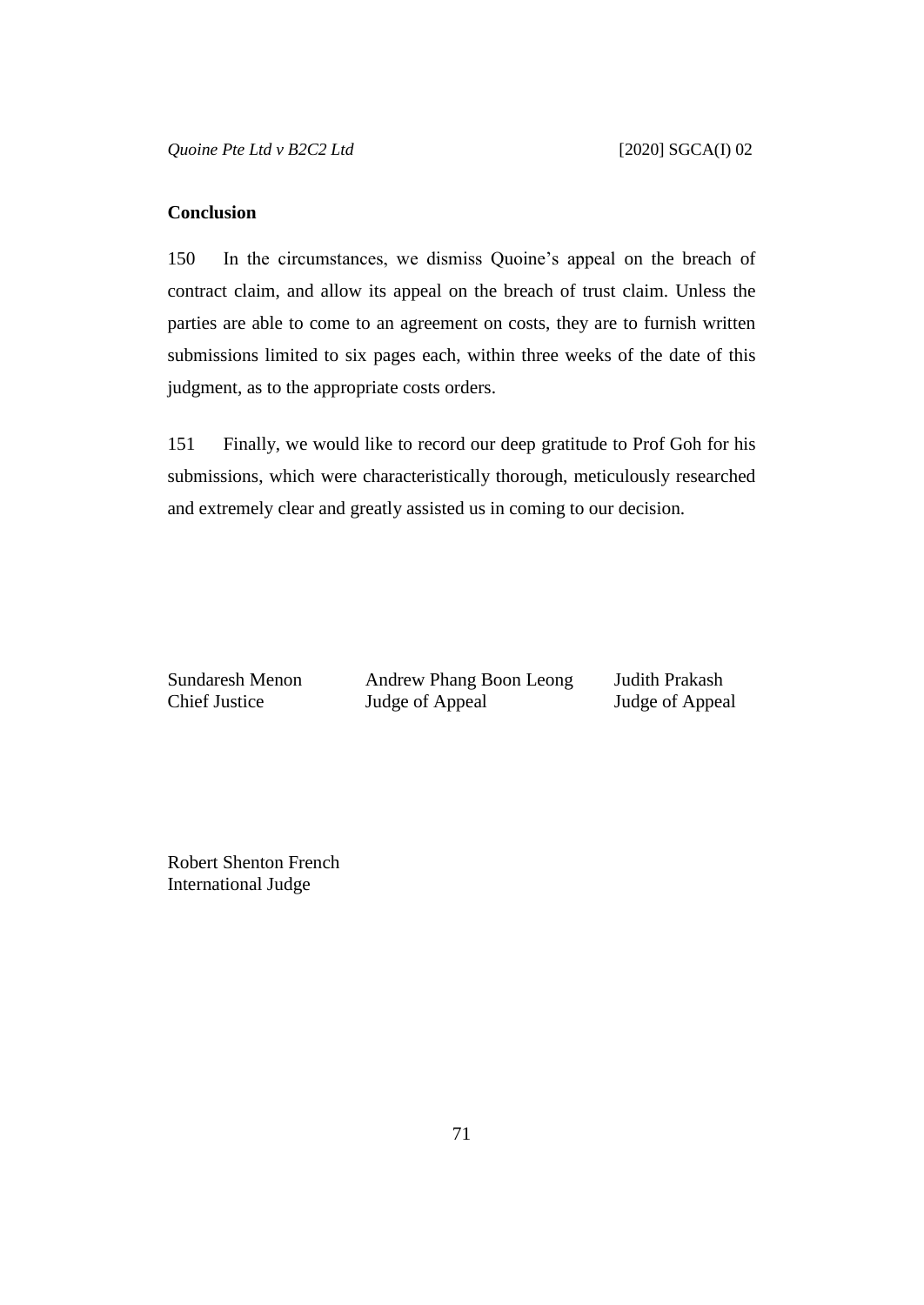**Conclusion**

150 In the circumstances, we dismiss Quoine's appeal on the breach of contract claim, and allow its appeal on the breach of trust claim. Unless the parties are able to come to an agreement on costs, they are to furnish written submissions limited to six pages each, within three weeks of the date of this judgment, as to the appropriate costs orders.

151 Finally, we would like to record our deep gratitude to Prof Goh for his submissions, which were characteristically thorough, meticulously researched and extremely clear and greatly assisted us in coming to our decision.

Sundaresh Menon
Chief Justice

Andrew Phang Boon Leong
Judge of Appeal

Judith Prakash
Judge of Appeal

Robert Shenton French
International Judge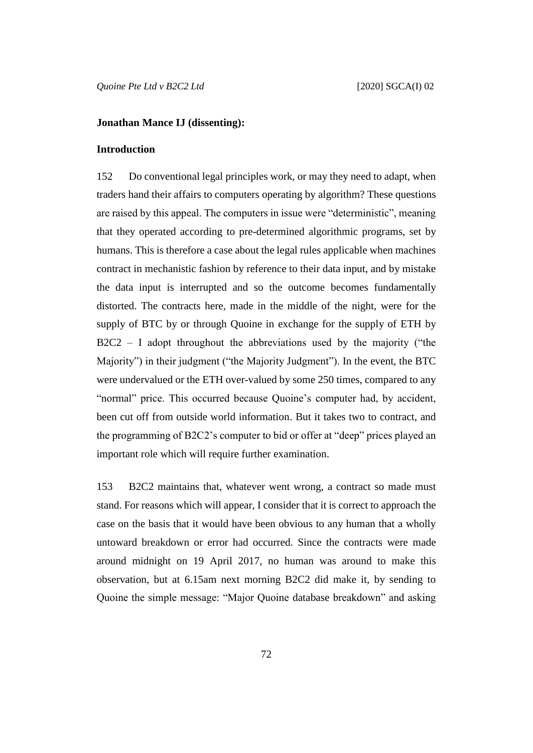**Jonathan Mance IJ (dissenting):**

**Introduction**

152 Do conventional legal principles work, or may they need to adapt, when traders hand their affairs to computers operating by algorithm? These questions are raised by this appeal. The computers in issue were "deterministic", meaning that they operated according to pre-determined algorithmic programs, set by humans. This is therefore a case about the legal rules applicable when machines contract in mechanistic fashion by reference to their data input, and by mistake the data input is interrupted and so the outcome becomes fundamentally distorted. The contracts here, made in the middle of the night, were for the supply of BTC by or through Quoine in exchange for the supply of ETH by B2C2 – I adopt throughout the abbreviations used by the majority ("the Majority") in their judgment ("the Majority Judgment"). In the event, the BTC were undervalued or the ETH over-valued by some 250 times, compared to any "normal" price. This occurred because Quoine's computer had, by accident, been cut off from outside world information. But it takes two to contract, and the programming of B2C2's computer to bid or offer at "deep" prices played an important role which will require further examination.

153 B2C2 maintains that, whatever went wrong, a contract so made must stand. For reasons which will appear, I consider that it is correct to approach the case on the basis that it would have been obvious to any human that a wholly untoward breakdown or error had occurred. Since the contracts were made around midnight on 19 April 2017, no human was around to make this observation, but at 6.15am next morning B2C2 did make it, by sending to Quoine the simple message: "Major Quoine database breakdown" and asking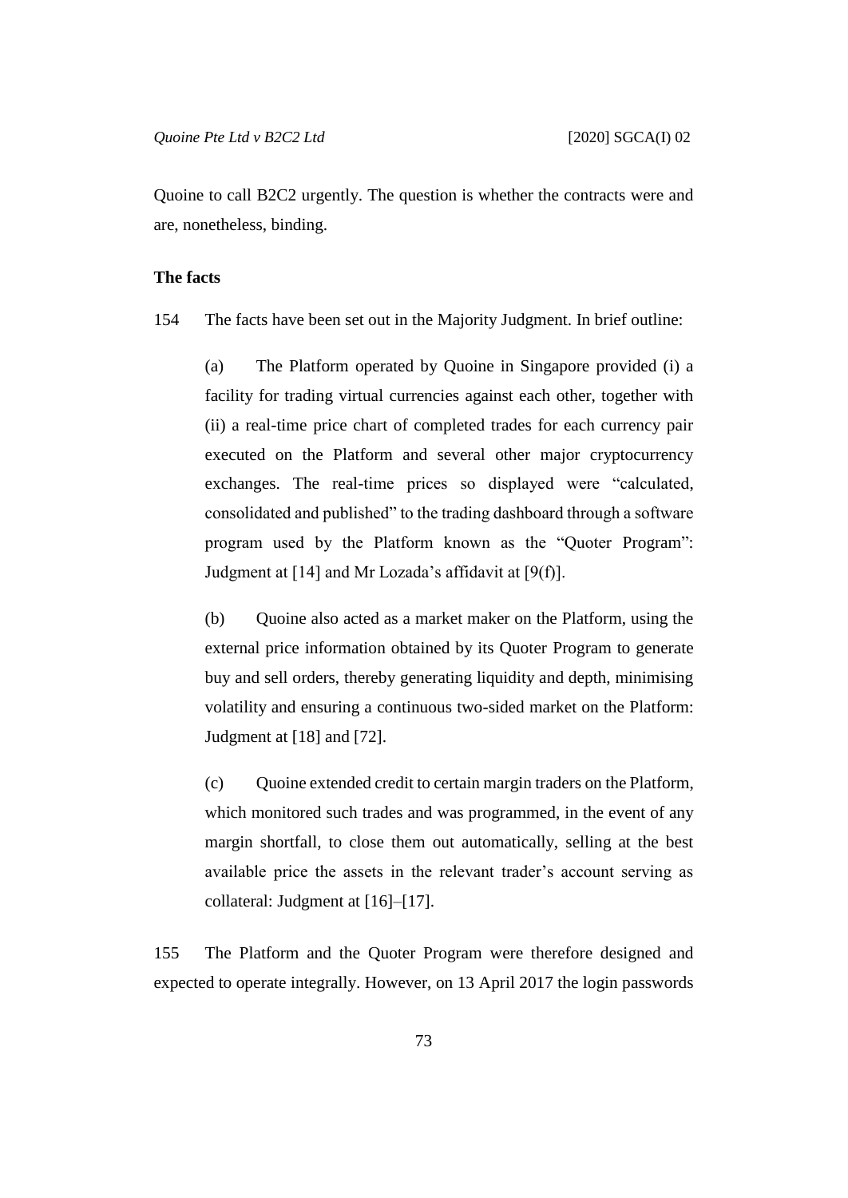Quoine to call B2C2 urgently. The question is whether the contracts were and are, nonetheless, binding.

## The facts

154 The facts have been set out in the Majority Judgment. In brief outline:

(a) The Platform operated by Quoine in Singapore provided (i) a facility for trading virtual currencies against each other, together with (ii) a real-time price chart of completed trades for each currency pair executed on the Platform and several other major cryptocurrency exchanges. The real-time prices so displayed were "calculated, consolidated and published" to the trading dashboard through a software program used by the Platform known as the "Quoter Program": Judgment at [14] and Mr Lozada's affidavit at [9(f)].

(b) Quoine also acted as a market maker on the Platform, using the external price information obtained by its Quoter Program to generate buy and sell orders, thereby generating liquidity and depth, minimising volatility and ensuring a continuous two-sided market on the Platform: Judgment at [18] and [72].

(c) Quoine extended credit to certain margin traders on the Platform, which monitored such trades and was programmed, in the event of any margin shortfall, to close them out automatically, selling at the best available price the assets in the relevant trader's account serving as collateral: Judgment at [16]–[17].

155 The Platform and the Quoter Program were therefore designed and expected to operate integrally. However, on 13 April 2017 the login passwords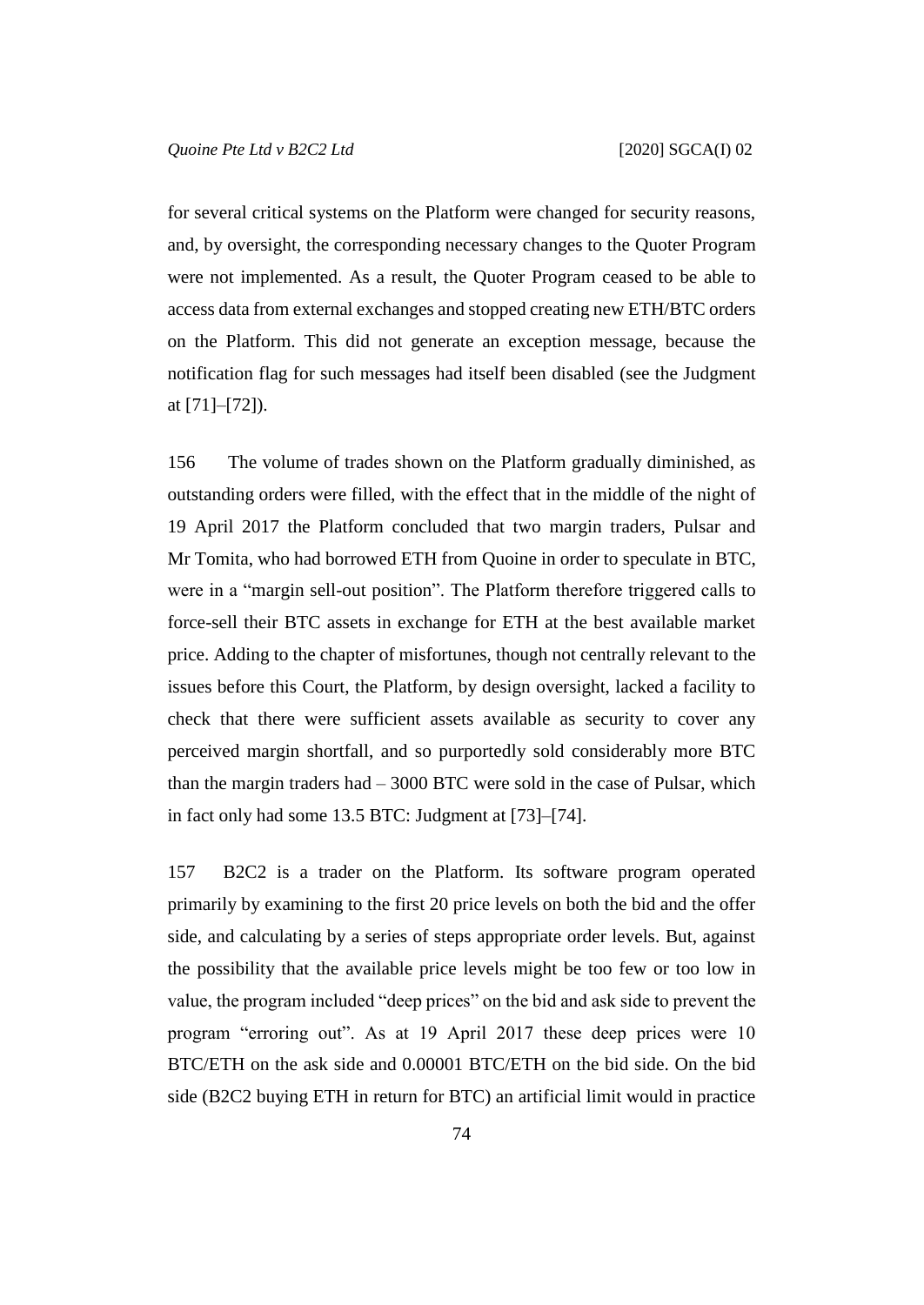for several critical systems on the Platform were changed for security reasons, and, by oversight, the corresponding necessary changes to the Quoter Program were not implemented. As a result, the Quoter Program ceased to be able to access data from external exchanges and stopped creating new ETH/BTC orders on the Platform. This did not generate an exception message, because the notification flag for such messages had itself been disabled (see the Judgment at [71]–[72]).

156 The volume of trades shown on the Platform gradually diminished, as outstanding orders were filled, with the effect that in the middle of the night of 19 April 2017 the Platform concluded that two margin traders, Pulsar and Mr Tomita, who had borrowed ETH from Quoine in order to speculate in BTC, were in a "margin sell-out position". The Platform therefore triggered calls to force-sell their BTC assets in exchange for ETH at the best available market price. Adding to the chapter of misfortunes, though not centrally relevant to the issues before this Court, the Platform, by design oversight, lacked a facility to check that there were sufficient assets available as security to cover any perceived margin shortfall, and so purportedly sold considerably more BTC than the margin traders had – 3000 BTC were sold in the case of Pulsar, which in fact only had some 13.5 BTC: Judgment at [73]–[74].

157 B2C2 is a trader on the Platform. Its software program operated primarily by examining to the first 20 price levels on both the bid and the offer side, and calculating by a series of steps appropriate order levels. But, against the possibility that the available price levels might be too few or too low in value, the program included "deep prices" on the bid and ask side to prevent the program "erroring out". As at 19 April 2017 these deep prices were 10 BTC/ETH on the ask side and 0.00001 BTC/ETH on the bid side. On the bid side (B2C2 buying ETH in return for BTC) an artificial limit would in practice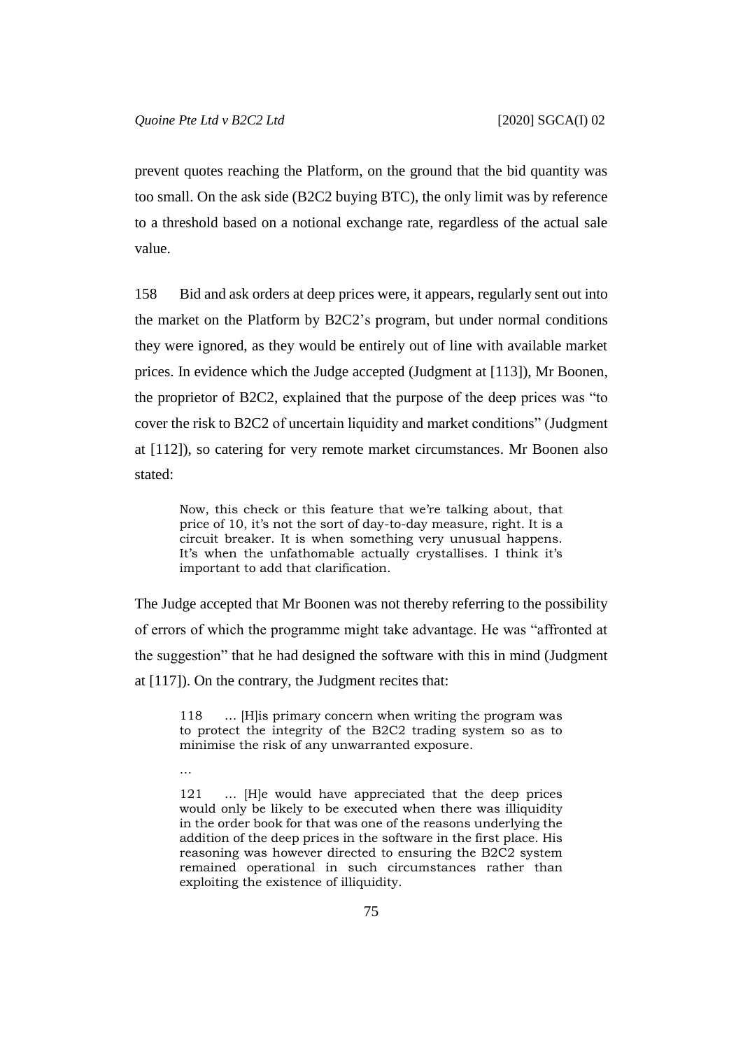prevent quotes reaching the Platform, on the ground that the bid quantity was too small. On the ask side (B2C2 buying BTC), the only limit was by reference to a threshold based on a notional exchange rate, regardless of the actual sale value.

158 Bid and ask orders at deep prices were, it appears, regularly sent out into the market on the Platform by B2C2's program, but under normal conditions they were ignored, as they would be entirely out of line with available market prices. In evidence which the Judge accepted (Judgment at [113]), Mr Boonen, the proprietor of B2C2, explained that the purpose of the deep prices was "to cover the risk to B2C2 of uncertain liquidity and market conditions" (Judgment at [112]), so catering for very remote market circumstances. Mr Boonen also stated:

> Now, this check or this feature that we're talking about, that price of 10, it's not the sort of day-to-day measure, right. It is a circuit breaker. It is when something very unusual happens. It's when the unfathomable actually crystallises. I think it's important to add that clarification.

The Judge accepted that Mr Boonen was not thereby referring to the possibility of errors of which the programme might take advantage. He was "affronted at the suggestion" that he had designed the software with this in mind (Judgment at [117]). On the contrary, the Judgment recites that:

> 118 … [H]is primary concern when writing the program was to protect the integrity of the B2C2 trading system so as to minimise the risk of any unwarranted exposure.
>
> …
>
> 121 … [H]e would have appreciated that the deep prices would only be likely to be executed when there was illiquidity in the order book for that was one of the reasons underlying the addition of the deep prices in the software in the first place. His reasoning was however directed to ensuring the B2C2 system remained operational in such circumstances rather than exploiting the existence of illiquidity.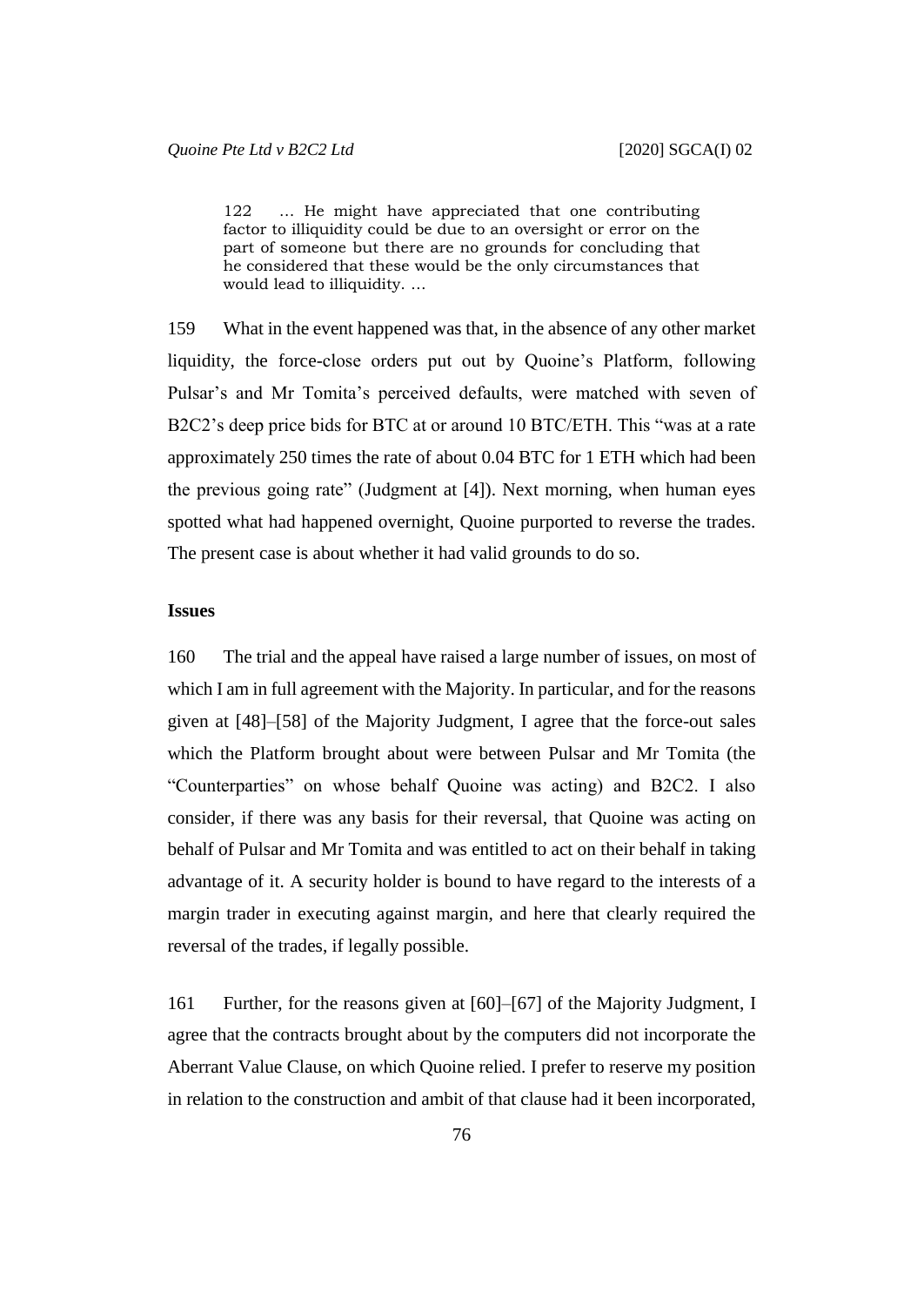> 122 … He might have appreciated that one contributing factor to illiquidity could be due to an oversight or error on the part of someone but there are no grounds for concluding that he considered that these would be the only circumstances that would lead to illiquidity. …

159 What in the event happened was that, in the absence of any other market liquidity, the force-close orders put out by Quoine's Platform, following Pulsar's and Mr Tomita's perceived defaults, were matched with seven of B2C2's deep price bids for BTC at or around 10 BTC/ETH. This "was at a rate approximately 250 times the rate of about 0.04 BTC for 1 ETH which had been the previous going rate" (Judgment at [4]). Next morning, when human eyes spotted what had happened overnight, Quoine purported to reverse the trades. The present case is about whether it had valid grounds to do so.

**Issues**

160 The trial and the appeal have raised a large number of issues, on most of which I am in full agreement with the Majority. In particular, and for the reasons given at [48]–[58] of the Majority Judgment, I agree that the force-out sales which the Platform brought about were between Pulsar and Mr Tomita (the "Counterparties" on whose behalf Quoine was acting) and B2C2. I also consider, if there was any basis for their reversal, that Quoine was acting on behalf of Pulsar and Mr Tomita and was entitled to act on their behalf in taking advantage of it. A security holder is bound to have regard to the interests of a margin trader in executing against margin, and here that clearly required the reversal of the trades, if legally possible.

161 Further, for the reasons given at [60]–[67] of the Majority Judgment, I agree that the contracts brought about by the computers did not incorporate the Aberrant Value Clause, on which Quoine relied. I prefer to reserve my position in relation to the construction and ambit of that clause had it been incorporated,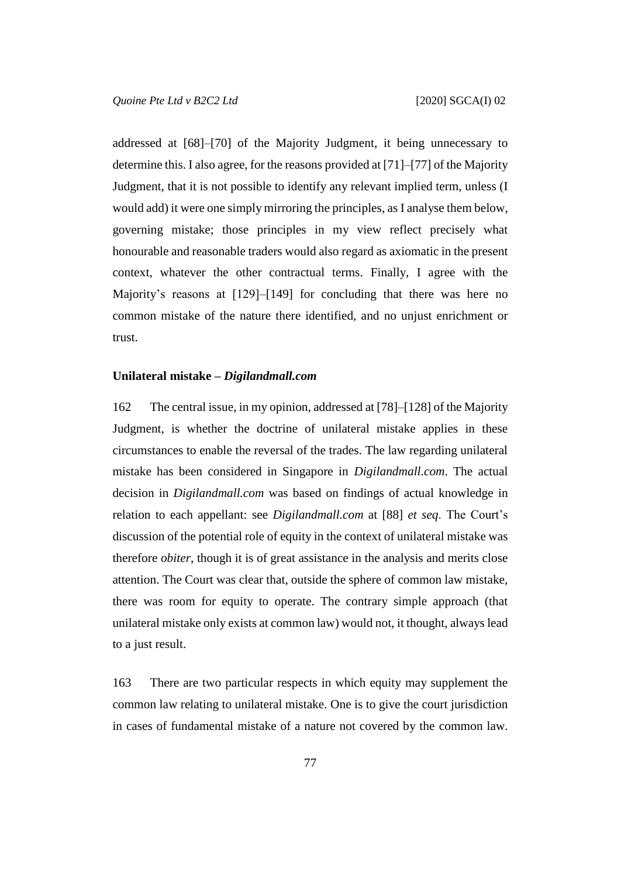addressed at [68]–[70] of the Majority Judgment, it being unnecessary to determine this. I also agree, for the reasons provided at [71]–[77] of the Majority Judgment, that it is not possible to identify any relevant implied term, unless (I would add) it were one simply mirroring the principles, as I analyse them below, governing mistake; those principles in my view reflect precisely what honourable and reasonable traders would also regard as axiomatic in the present context, whatever the other contractual terms. Finally, I agree with the Majority's reasons at [129]–[149] for concluding that there was here no common mistake of the nature there identified, and no unjust enrichment or trust.

**Unilateral mistake – *Digilandmall.com***

162 The central issue, in my opinion, addressed at [78]–[128] of the Majority Judgment, is whether the doctrine of unilateral mistake applies in these circumstances to enable the reversal of the trades. The law regarding unilateral mistake has been considered in Singapore in *Digilandmall.com*. The actual decision in *Digilandmall.com* was based on findings of actual knowledge in relation to each appellant: see *Digilandmall.com* at [88] *et seq*. The Court's discussion of the potential role of equity in the context of unilateral mistake was therefore *obiter*, though it is of great assistance in the analysis and merits close attention. The Court was clear that, outside the sphere of common law mistake, there was room for equity to operate. The contrary simple approach (that unilateral mistake only exists at common law) would not, it thought, always lead to a just result.

163 There are two particular respects in which equity may supplement the common law relating to unilateral mistake. One is to give the court jurisdiction in cases of fundamental mistake of a nature not covered by the common law.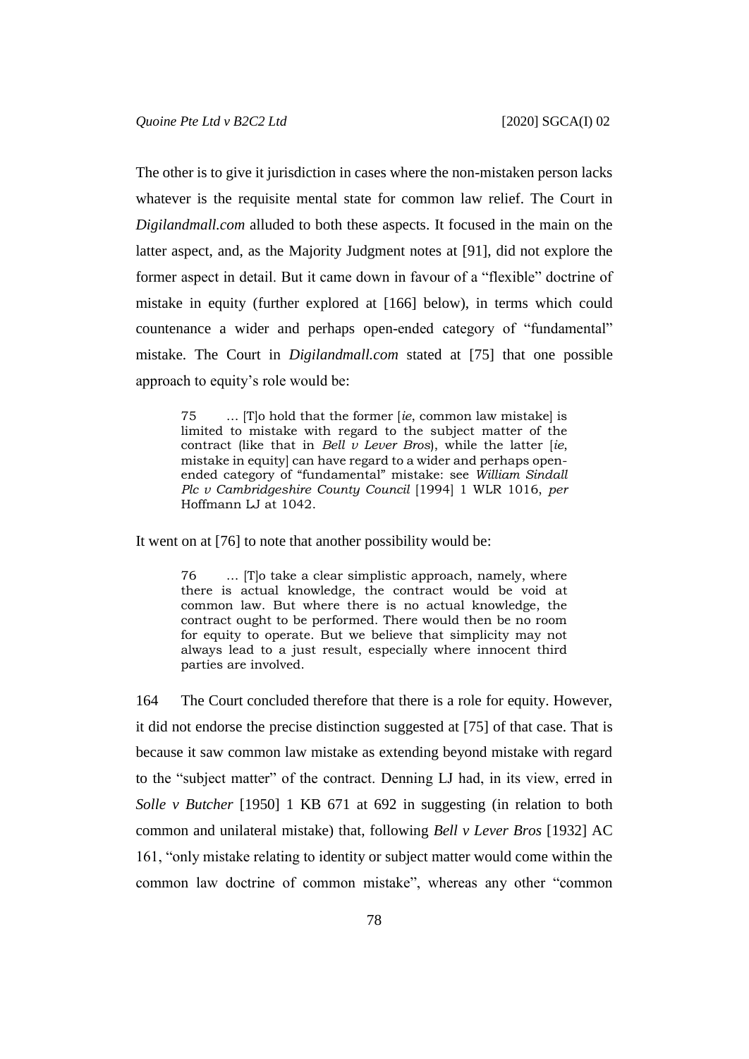The other is to give it jurisdiction in cases where the non-mistaken person lacks whatever is the requisite mental state for common law relief. The Court in *Digilandmall.com* alluded to both these aspects. It focused in the main on the latter aspect, and, as the Majority Judgment notes at [91], did not explore the former aspect in detail. But it came down in favour of a "flexible" doctrine of mistake in equity (further explored at [166] below), in terms which could countenance a wider and perhaps open-ended category of "fundamental" mistake. The Court in *Digilandmall.com* stated at [75] that one possible approach to equity's role would be:

> 75 … [T]o hold that the former [*ie*, common law mistake] is limited to mistake with regard to the subject matter of the contract (like that in *Bell v Lever Bros*), while the latter [*ie*, mistake in equity] can have regard to a wider and perhaps open-ended category of "fundamental" mistake: see *William Sindall Plc v Cambridgeshire County Council* [1994] 1 WLR 1016, *per* Hoffmann LJ at 1042.

It went on at [76] to note that another possibility would be:

> 76 … [T]o take a clear simplistic approach, namely, where there is actual knowledge, the contract would be void at common law. But where there is no actual knowledge, the contract ought to be performed. There would then be no room for equity to operate. But we believe that simplicity may not always lead to a just result, especially where innocent third parties are involved.

164 The Court concluded therefore that there is a role for equity. However, it did not endorse the precise distinction suggested at [75] of that case. That is because it saw common law mistake as extending beyond mistake with regard to the "subject matter" of the contract. Denning LJ had, in its view, erred in *Solle v Butcher* [1950] 1 KB 671 at 692 in suggesting (in relation to both common and unilateral mistake) that, following *Bell v Lever Bros* [1932] AC 161, "only mistake relating to identity or subject matter would come within the common law doctrine of common mistake", whereas any other "common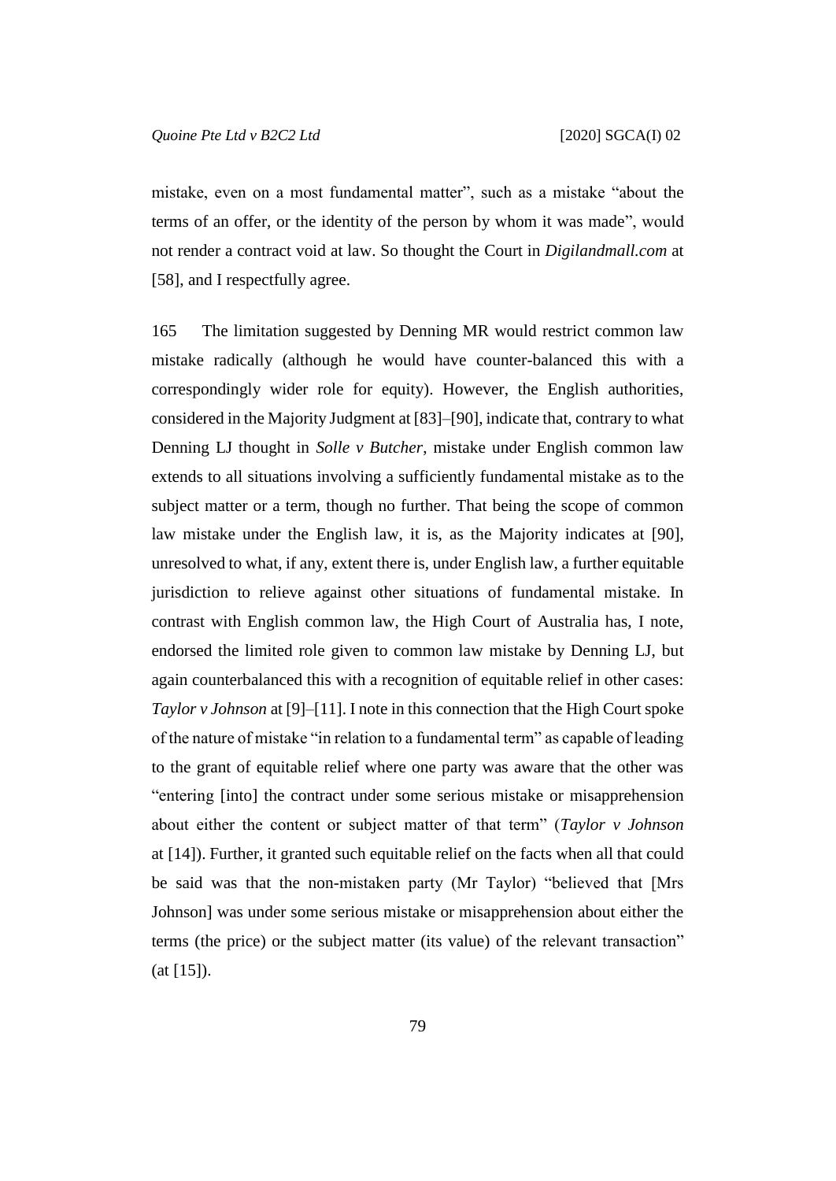mistake, even on a most fundamental matter", such as a mistake "about the terms of an offer, or the identity of the person by whom it was made", would not render a contract void at law. So thought the Court in *Digilandmall.com* at [58], and I respectfully agree.

165 The limitation suggested by Denning MR would restrict common law mistake radically (although he would have counter-balanced this with a correspondingly wider role for equity). However, the English authorities, considered in the Majority Judgment at [83]–[90], indicate that, contrary to what Denning LJ thought in *Solle v Butcher*, mistake under English common law extends to all situations involving a sufficiently fundamental mistake as to the subject matter or a term, though no further. That being the scope of common law mistake under the English law, it is, as the Majority indicates at [90], unresolved to what, if any, extent there is, under English law, a further equitable jurisdiction to relieve against other situations of fundamental mistake. In contrast with English common law, the High Court of Australia has, I note, endorsed the limited role given to common law mistake by Denning LJ, but again counterbalanced this with a recognition of equitable relief in other cases: *Taylor v Johnson* at [9]–[11]. I note in this connection that the High Court spoke of the nature of mistake "in relation to a fundamental term" as capable of leading to the grant of equitable relief where one party was aware that the other was "entering [into] the contract under some serious mistake or misapprehension about either the content or subject matter of that term" (*Taylor v Johnson* at [14]). Further, it granted such equitable relief on the facts when all that could be said was that the non-mistaken party (Mr Taylor) "believed that [Mrs Johnson] was under some serious mistake or misapprehension about either the terms (the price) or the subject matter (its value) of the relevant transaction" (at [15]).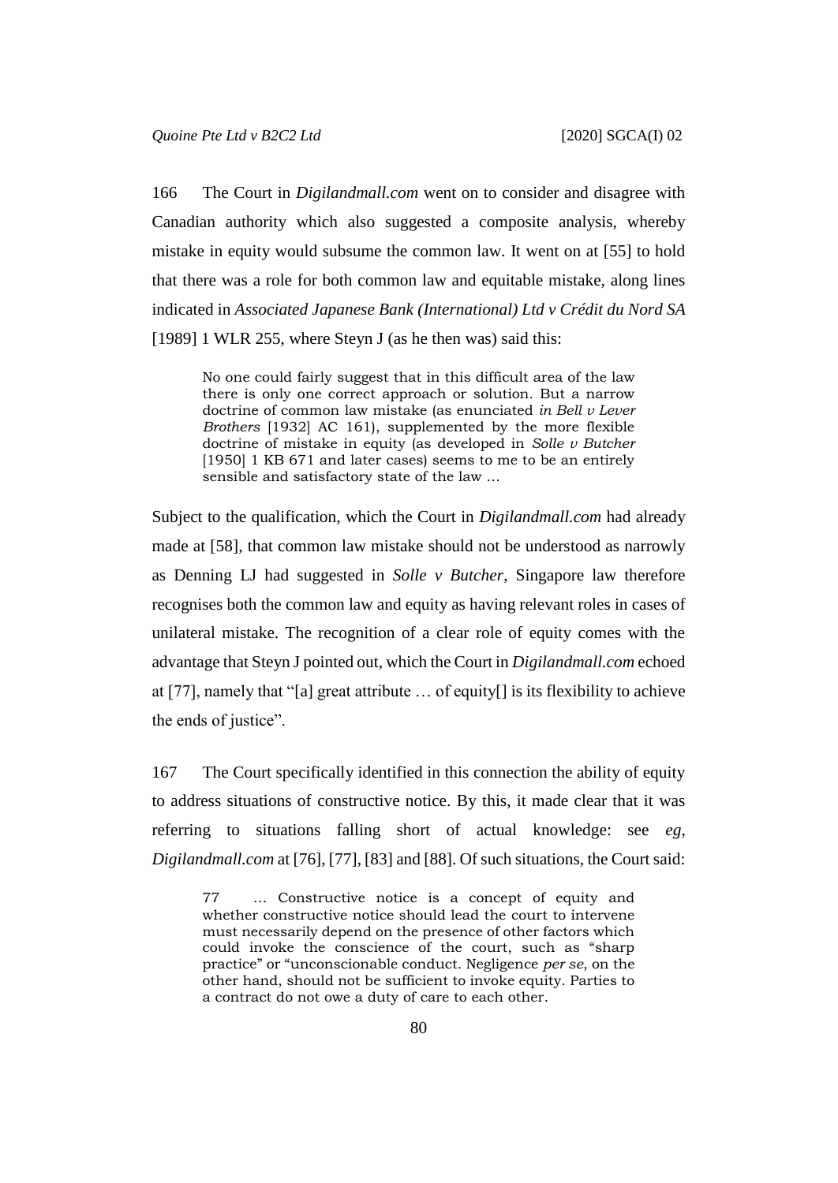166 The Court in *Digilandmall.com* went on to consider and disagree with Canadian authority which also suggested a composite analysis, whereby mistake in equity would subsume the common law. It went on at [55] to hold that there was a role for both common law and equitable mistake, along lines indicated in *Associated Japanese Bank (International) Ltd v Crédit du Nord SA* [1989] 1 WLR 255, where Steyn J (as he then was) said this:

> No one could fairly suggest that in this difficult area of the law there is only one correct approach or solution. But a narrow doctrine of common law mistake (as enunciated *in Bell v Lever Brothers* [1932] AC 161), supplemented by the more flexible doctrine of mistake in equity (as developed in *Solle v Butcher* [1950] 1 KB 671 and later cases) seems to me to be an entirely sensible and satisfactory state of the law …

Subject to the qualification, which the Court in *Digilandmall.com* had already made at [58], that common law mistake should not be understood as narrowly as Denning LJ had suggested in *Solle v Butcher*, Singapore law therefore recognises both the common law and equity as having relevant roles in cases of unilateral mistake. The recognition of a clear role of equity comes with the advantage that Steyn J pointed out, which the Court in *Digilandmall.com* echoed at [77], namely that "[a] great attribute … of equity[] is its flexibility to achieve the ends of justice".

167 The Court specifically identified in this connection the ability of equity to address situations of constructive notice. By this, it made clear that it was referring to situations falling short of actual knowledge: see *eg*, *Digilandmall.com* at [76], [77], [83] and [88]. Of such situations, the Court said:

> 77 … Constructive notice is a concept of equity and whether constructive notice should lead the court to intervene must necessarily depend on the presence of other factors which could invoke the conscience of the court, such as "sharp practice" or "unconscionable conduct. Negligence *per se*, on the other hand, should not be sufficient to invoke equity. Parties to a contract do not owe a duty of care to each other.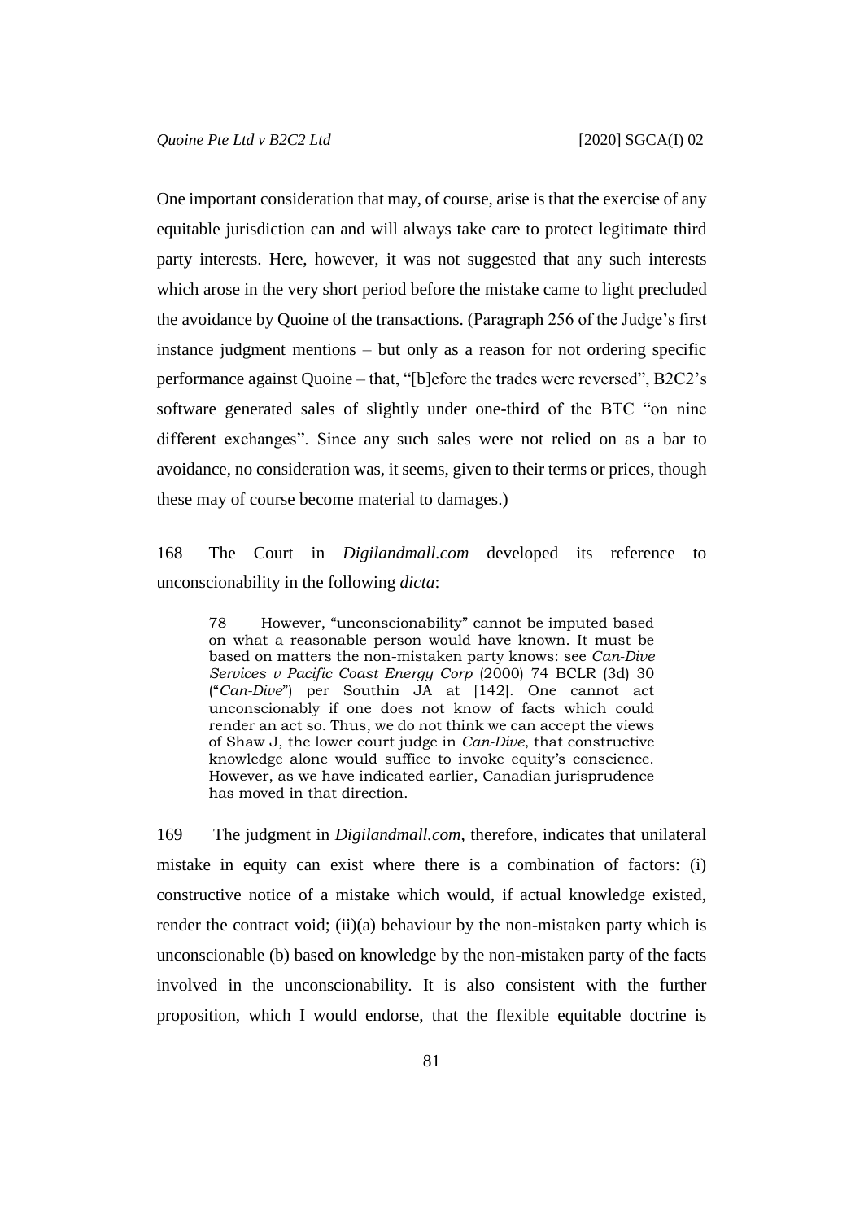One important consideration that may, of course, arise is that the exercise of any equitable jurisdiction can and will always take care to protect legitimate third party interests. Here, however, it was not suggested that any such interests which arose in the very short period before the mistake came to light precluded the avoidance by Quoine of the transactions. (Paragraph 256 of the Judge's first instance judgment mentions – but only as a reason for not ordering specific performance against Quoine – that, "[b]efore the trades were reversed", B2C2's software generated sales of slightly under one-third of the BTC "on nine different exchanges". Since any such sales were not relied on as a bar to avoidance, no consideration was, it seems, given to their terms or prices, though these may of course become material to damages.)

168 The Court in *Digilandmall.com* developed its reference to unconscionability in the following *dicta*:

> 78 However, "unconscionability" cannot be imputed based on what a reasonable person would have known. It must be based on matters the non-mistaken party knows: see *Can-Dive Services v Pacific Coast Energy Corp* (2000) 74 BCLR (3d) 30 ("*Can-Dive*") per Southin JA at [142]. One cannot act unconscionably if one does not know of facts which could render an act so. Thus, we do not think we can accept the views of Shaw J, the lower court judge in *Can-Dive*, that constructive knowledge alone would suffice to invoke equity's conscience. However, as we have indicated earlier, Canadian jurisprudence has moved in that direction.

169 The judgment in *Digilandmall.com*, therefore, indicates that unilateral mistake in equity can exist where there is a combination of factors: (i) constructive notice of a mistake which would, if actual knowledge existed, render the contract void; (ii)(a) behaviour by the non-mistaken party which is unconscionable (b) based on knowledge by the non-mistaken party of the facts involved in the unconscionability. It is also consistent with the further proposition, which I would endorse, that the flexible equitable doctrine is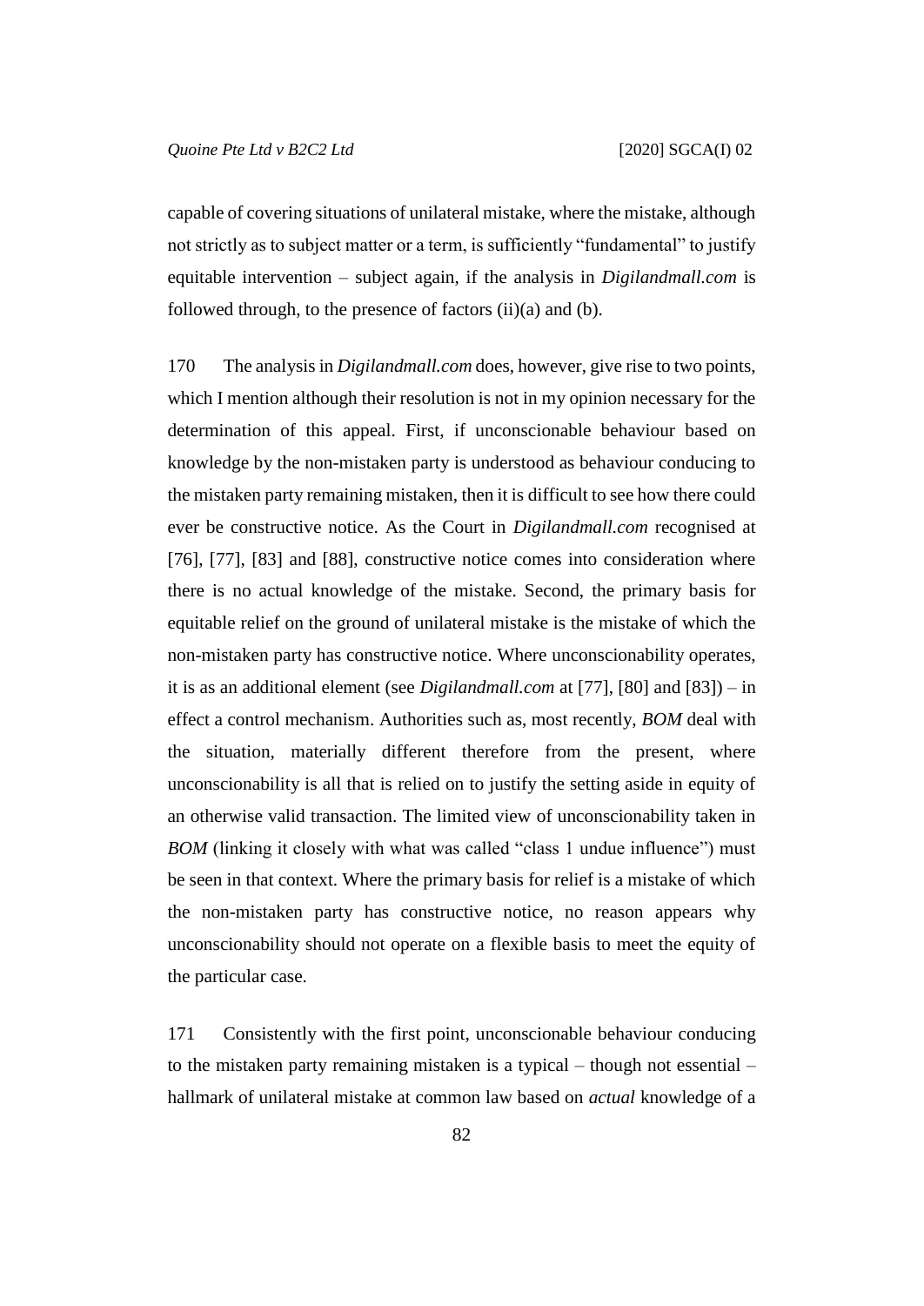capable of covering situations of unilateral mistake, where the mistake, although not strictly as to subject matter or a term, is sufficiently "fundamental" to justify equitable intervention – subject again, if the analysis in *Digilandmall.com* is followed through, to the presence of factors (ii)(a) and (b).

170 The analysis in *Digilandmall.com* does, however, give rise to two points, which I mention although their resolution is not in my opinion necessary for the determination of this appeal. First, if unconscionable behaviour based on knowledge by the non-mistaken party is understood as behaviour conducing to the mistaken party remaining mistaken, then it is difficult to see how there could ever be constructive notice. As the Court in *Digilandmall.com* recognised at [76], [77], [83] and [88], constructive notice comes into consideration where there is no actual knowledge of the mistake. Second, the primary basis for equitable relief on the ground of unilateral mistake is the mistake of which the non-mistaken party has constructive notice. Where unconscionability operates, it is as an additional element (see *Digilandmall.com* at [77], [80] and [83]) – in effect a control mechanism. Authorities such as, most recently, *BOM* deal with the situation, materially different therefore from the present, where unconscionability is all that is relied on to justify the setting aside in equity of an otherwise valid transaction. The limited view of unconscionability taken in *BOM* (linking it closely with what was called "class 1 undue influence") must be seen in that context. Where the primary basis for relief is a mistake of which the non-mistaken party has constructive notice, no reason appears why unconscionability should not operate on a flexible basis to meet the equity of the particular case.

171 Consistently with the first point, unconscionable behaviour conducing to the mistaken party remaining mistaken is a typical – though not essential – hallmark of unilateral mistake at common law based on *actual* knowledge of a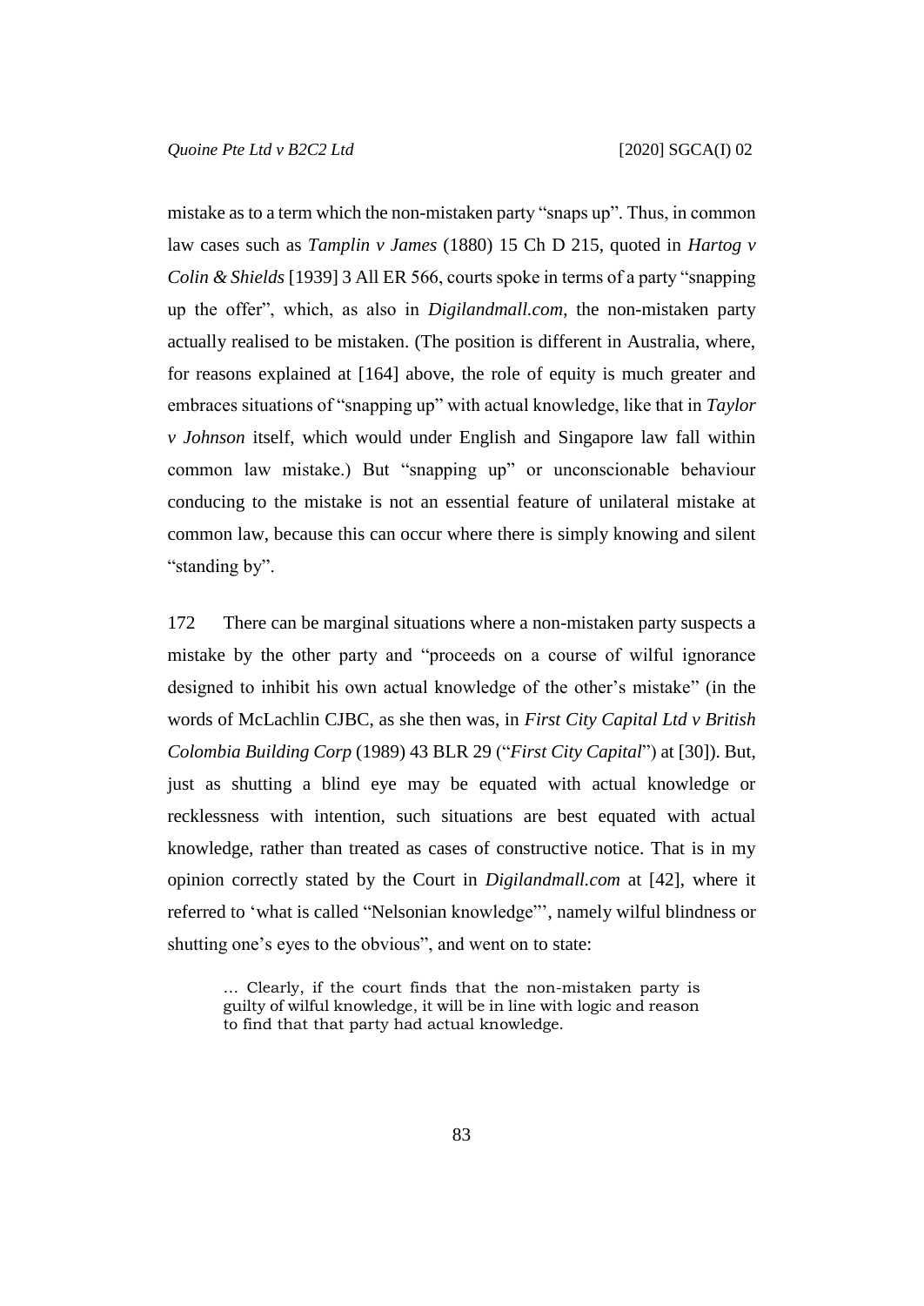mistake as to a term which the non-mistaken party "snaps up". Thus, in common law cases such as *Tamplin v James* (1880) 15 Ch D 215, quoted in *Hartog v Colin & Shields* [1939] 3 All ER 566, courts spoke in terms of a party "snapping up the offer", which, as also in *Digilandmall.com*, the non-mistaken party actually realised to be mistaken. (The position is different in Australia, where, for reasons explained at [164] above, the role of equity is much greater and embraces situations of "snapping up" with actual knowledge, like that in *Taylor v Johnson* itself, which would under English and Singapore law fall within common law mistake.) But "snapping up" or unconscionable behaviour conducing to the mistake is not an essential feature of unilateral mistake at common law, because this can occur where there is simply knowing and silent "standing by".

172 There can be marginal situations where a non-mistaken party suspects a mistake by the other party and "proceeds on a course of wilful ignorance designed to inhibit his own actual knowledge of the other's mistake" (in the words of McLachlin CJBC, as she then was, in *First City Capital Ltd v British Colombia Building Corp* (1989) 43 BLR 29 ("*First City Capital*") at [30]). But, just as shutting a blind eye may be equated with actual knowledge or recklessness with intention, such situations are best equated with actual knowledge, rather than treated as cases of constructive notice. That is in my opinion correctly stated by the Court in *Digilandmall.com* at [42], where it referred to 'what is called "Nelsonian knowledge"', namely wilful blindness or shutting one's eyes to the obvious", and went on to state:

> … Clearly, if the court finds that the non-mistaken party is guilty of wilful knowledge, it will be in line with logic and reason to find that that party had actual knowledge.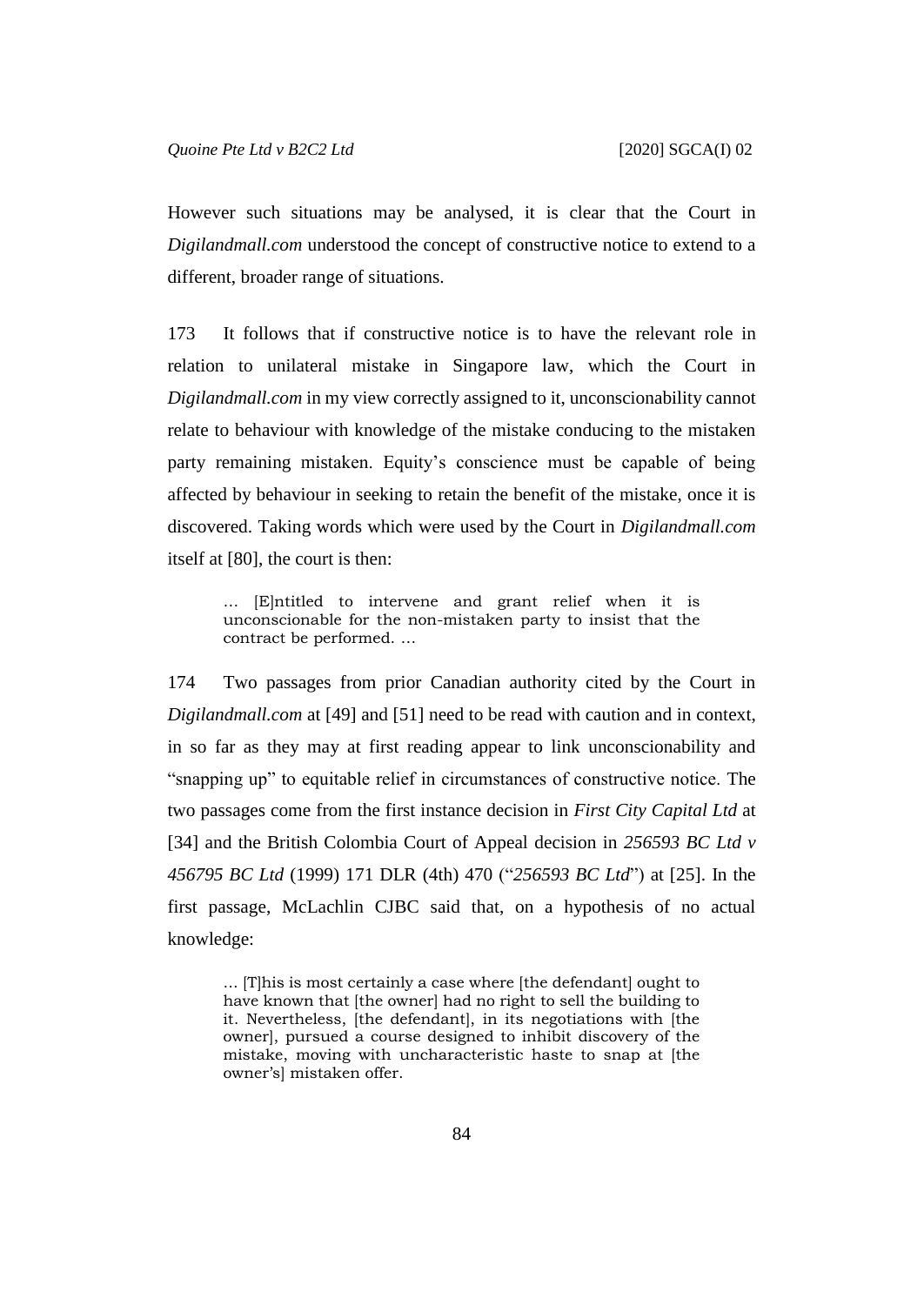However such situations may be analysed, it is clear that the Court in *Digilandmall.com* understood the concept of constructive notice to extend to a different, broader range of situations.

173 It follows that if constructive notice is to have the relevant role in relation to unilateral mistake in Singapore law, which the Court in *Digilandmall.com* in my view correctly assigned to it, unconscionability cannot relate to behaviour with knowledge of the mistake conducing to the mistaken party remaining mistaken. Equity's conscience must be capable of being affected by behaviour in seeking to retain the benefit of the mistake, once it is discovered. Taking words which were used by the Court in *Digilandmall.com* itself at [80], the court is then:

> … [E]ntitled to intervene and grant relief when it is unconscionable for the non-mistaken party to insist that the contract be performed. …

174 Two passages from prior Canadian authority cited by the Court in *Digilandmall.com* at [49] and [51] need to be read with caution and in context, in so far as they may at first reading appear to link unconscionability and "snapping up" to equitable relief in circumstances of constructive notice. The two passages come from the first instance decision in *First City Capital Ltd* at [34] and the British Colombia Court of Appeal decision in *256593 BC Ltd v 456795 BC Ltd* (1999) 171 DLR (4th) 470 ("*256593 BC Ltd*") at [25]. In the first passage, McLachlin CJBC said that, on a hypothesis of no actual knowledge:

> … [T]his is most certainly a case where [the defendant] ought to have known that [the owner] had no right to sell the building to it. Nevertheless, [the defendant], in its negotiations with [the owner], pursued a course designed to inhibit discovery of the mistake, moving with uncharacteristic haste to snap at [the owner's] mistaken offer.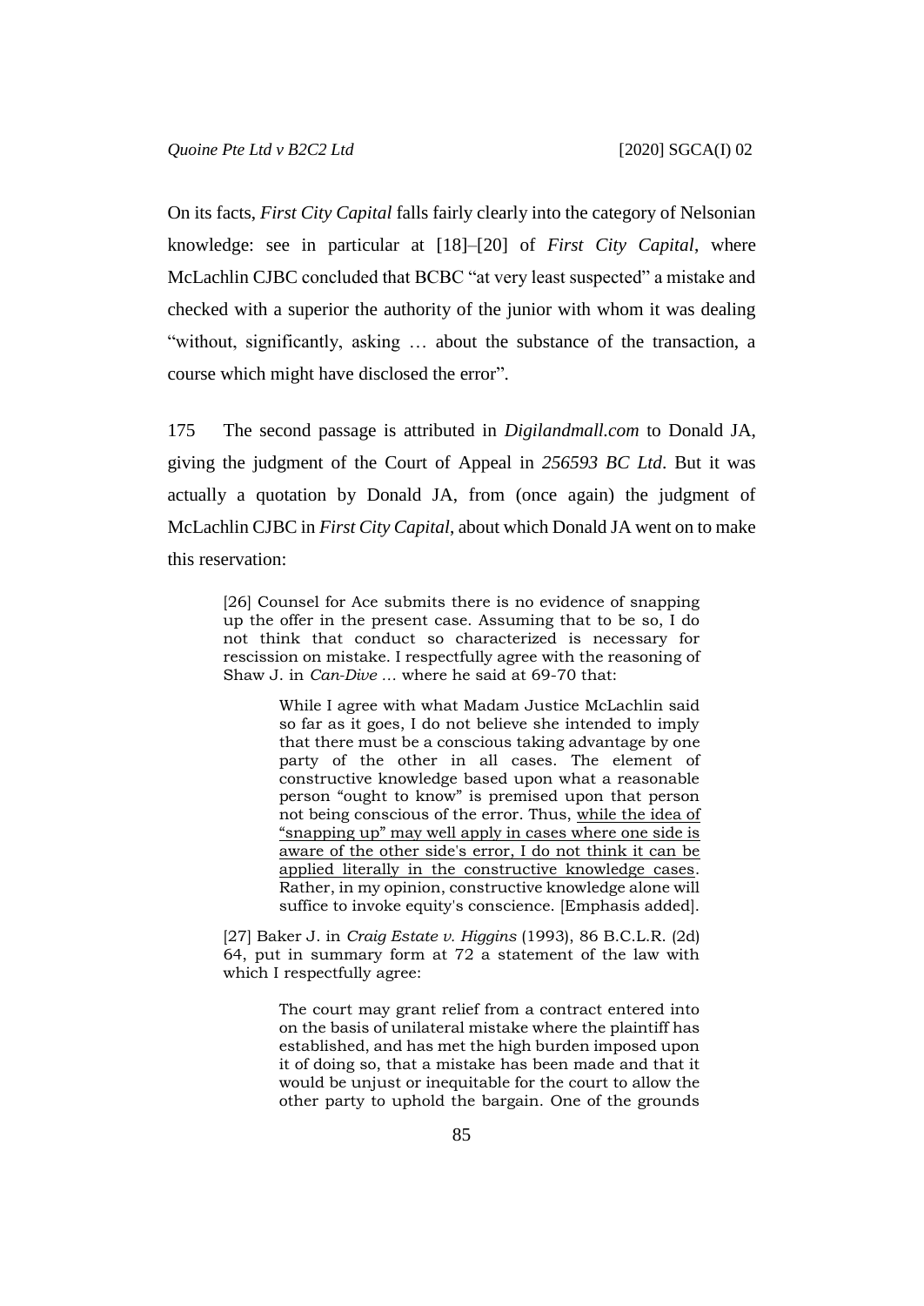On its facts, *First City Capital* falls fairly clearly into the category of Nelsonian knowledge: see in particular at [18]–[20] of *First City Capital*, where McLachlin CJBC concluded that BCBC "at very least suspected" a mistake and checked with a superior the authority of the junior with whom it was dealing "without, significantly, asking … about the substance of the transaction, a course which might have disclosed the error".

175 The second passage is attributed in *Digilandmall.com* to Donald JA, giving the judgment of the Court of Appeal in *256593 BC Ltd*. But it was actually a quotation by Donald JA, from (once again) the judgment of McLachlin CJBC in *First City Capital*, about which Donald JA went on to make this reservation:

> [26] Counsel for Ace submits there is no evidence of snapping up the offer in the present case. Assuming that to be so, I do not think that conduct so characterized is necessary for rescission on mistake. I respectfully agree with the reasoning of Shaw J. in *Can-Dive* … where he said at 69-70 that:
>
> > While I agree with what Madam Justice McLachlin said so far as it goes, I do not believe she intended to imply that there must be a conscious taking advantage by one party of the other in all cases. The element of constructive knowledge based upon what a reasonable person "ought to know" is premised upon that person not being conscious of the error. Thus, <u>while the idea of "snapping up" may well apply in cases where one side is aware of the other side's error, I do not think it can be applied literally in the constructive knowledge cases</u>. Rather, in my opinion, constructive knowledge alone will suffice to invoke equity's conscience. [Emphasis added].
>
> [27] Baker J. in *Craig Estate v. Higgins* (1993), 86 B.C.L.R. (2d) 64, put in summary form at 72 a statement of the law with which I respectfully agree:
>
> > The court may grant relief from a contract entered into on the basis of unilateral mistake where the plaintiff has established, and has met the high burden imposed upon it of doing so, that a mistake has been made and that it would be unjust or inequitable for the court to allow the other party to uphold the bargain. One of the grounds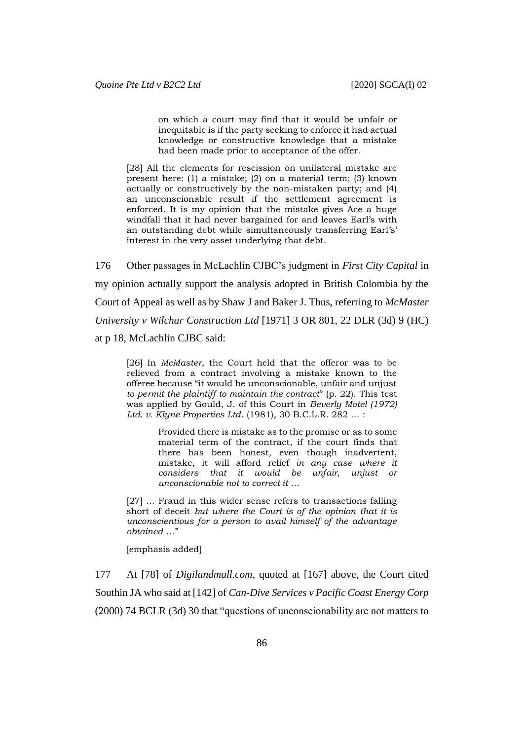> on which a court may find that it would be unfair or inequitable is if the party seeking to enforce it had actual knowledge or constructive knowledge that a mistake had been made prior to acceptance of the offer.
>
> [28] All the elements for rescission on unilateral mistake are present here: (1) a mistake; (2) on a material term; (3) known actually or constructively by the non-mistaken party; and (4) an unconscionable result if the settlement agreement is enforced. It is my opinion that the mistake gives Ace a huge windfall that it had never bargained for and leaves Earl's with an outstanding debt while simultaneously transferring Earl's' interest in the very asset underlying that debt.

176 Other passages in McLachlin CJBC's judgment in *First City Capital* in my opinion actually support the analysis adopted in British Colombia by the Court of Appeal as well as by Shaw J and Baker J. Thus, referring to *McMaster University v Wilchar Construction Ltd* [1971] 3 OR 801, 22 DLR (3d) 9 (HC) at p 18, McLachlin CJBC said:

> [26] In *McMaster*, the Court held that the offeror was to be relieved from a contract involving a mistake known to the offeree because "it would be unconscionable, unfair and unjust *to permit the plaintiff to maintain the contract*" (p. 22). This test was applied by Gould, J. of this Court in *Beverly Motel (1972) Ltd. v. Klyne Properties Ltd.* (1981), 30 B.C.L.R. 282 … :
>
> > Provided there is mistake as to the promise or as to some material term of the contract, if the court finds that there has been honest, even though inadvertent, mistake, it will afford relief *in any case where it considers that it would be unfair, unjust or unconscionable not to correct it* …
>
> [27] … Fraud in this wider sense refers to transactions falling short of deceit *but where the Court is of the opinion that it is unconscientious for a person to avail himself of the advantage obtained* …"
>
> [emphasis added]

177 At [78] of *Digilandmall.com*, quoted at [167] above, the Court cited Southin JA who said at [142] of *Can-Dive Services v Pacific Coast Energy Corp* (2000) 74 BCLR (3d) 30 that "questions of unconscionability are not matters to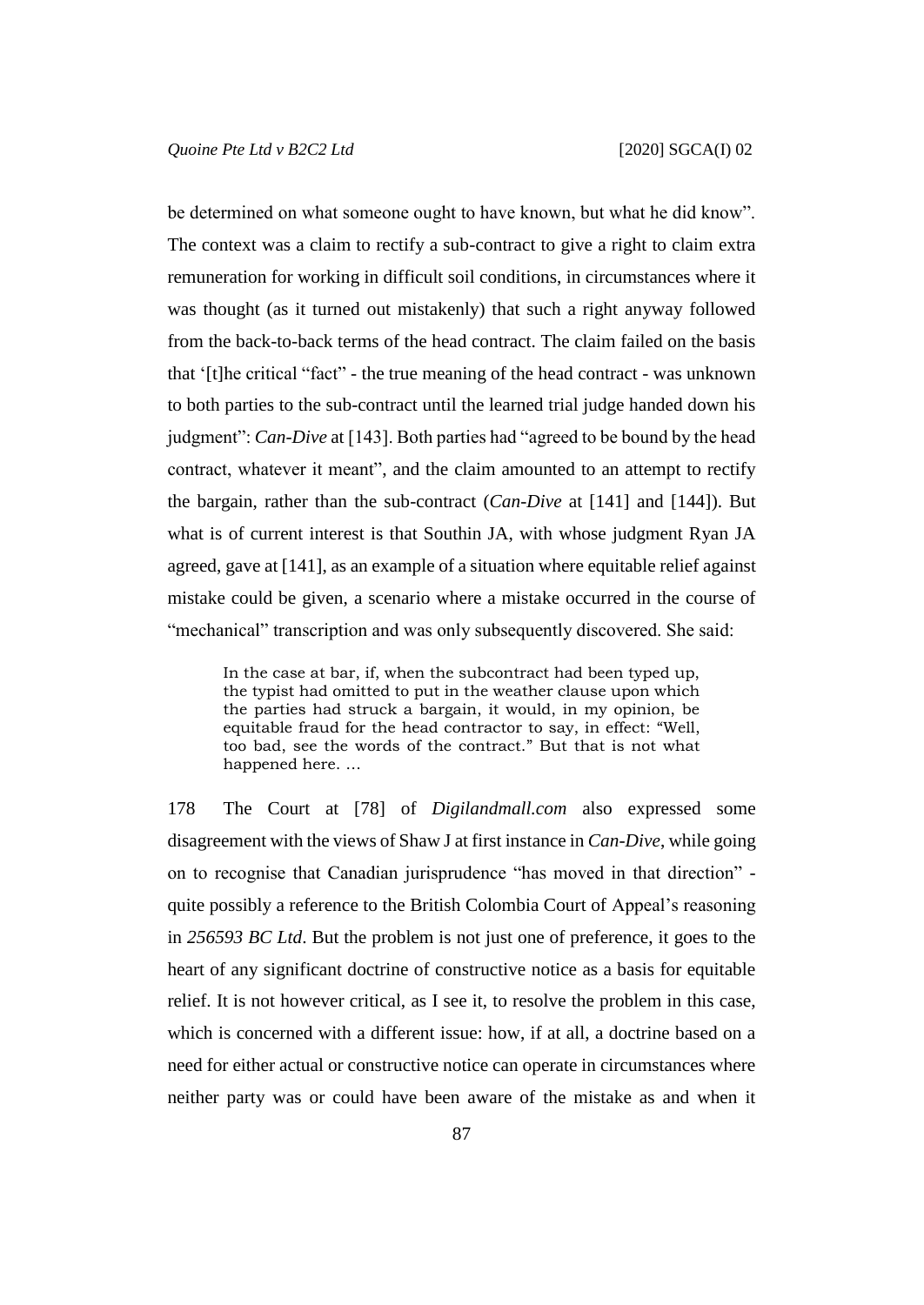be determined on what someone ought to have known, but what he did know". The context was a claim to rectify a sub-contract to give a right to claim extra remuneration for working in difficult soil conditions, in circumstances where it was thought (as it turned out mistakenly) that such a right anyway followed from the back-to-back terms of the head contract. The claim failed on the basis that '[t]he critical "fact" - the true meaning of the head contract - was unknown to both parties to the sub-contract until the learned trial judge handed down his judgment": *Can-Dive* at [143]. Both parties had "agreed to be bound by the head contract, whatever it meant", and the claim amounted to an attempt to rectify the bargain, rather than the sub-contract (*Can-Dive* at [141] and [144]). But what is of current interest is that Southin JA, with whose judgment Ryan JA agreed, gave at [141], as an example of a situation where equitable relief against mistake could be given, a scenario where a mistake occurred in the course of "mechanical" transcription and was only subsequently discovered. She said:

> In the case at bar, if, when the subcontract had been typed up, the typist had omitted to put in the weather clause upon which the parties had struck a bargain, it would, in my opinion, be equitable fraud for the head contractor to say, in effect: "Well, too bad, see the words of the contract." But that is not what happened here. …

178 The Court at [78] of *Digilandmall.com* also expressed some disagreement with the views of Shaw J at first instance in *Can-Dive*, while going on to recognise that Canadian jurisprudence "has moved in that direction" - quite possibly a reference to the British Colombia Court of Appeal's reasoning in *256593 BC Ltd*. But the problem is not just one of preference, it goes to the heart of any significant doctrine of constructive notice as a basis for equitable relief. It is not however critical, as I see it, to resolve the problem in this case, which is concerned with a different issue: how, if at all, a doctrine based on a need for either actual or constructive notice can operate in circumstances where neither party was or could have been aware of the mistake as and when it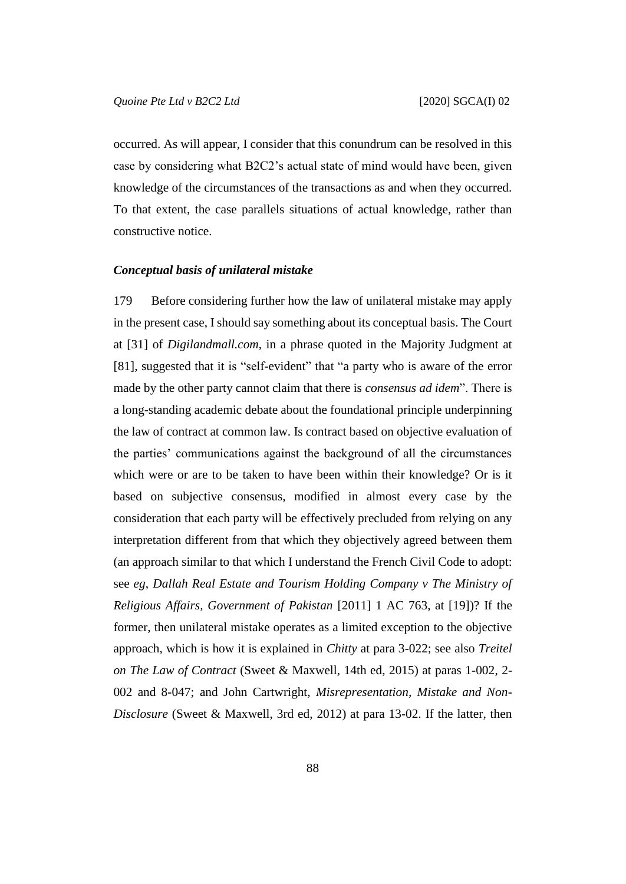occurred. As will appear, I consider that this conundrum can be resolved in this case by considering what B2C2's actual state of mind would have been, given knowledge of the circumstances of the transactions as and when they occurred. To that extent, the case parallels situations of actual knowledge, rather than constructive notice.

### *Conceptual basis of unilateral mistake*

179 Before considering further how the law of unilateral mistake may apply in the present case, I should say something about its conceptual basis. The Court at [31] of *Digilandmall.com*, in a phrase quoted in the Majority Judgment at [81], suggested that it is "self-evident" that "a party who is aware of the error made by the other party cannot claim that there is *consensus ad idem*". There is a long-standing academic debate about the foundational principle underpinning the law of contract at common law. Is contract based on objective evaluation of the parties' communications against the background of all the circumstances which were or are to be taken to have been within their knowledge? Or is it based on subjective consensus, modified in almost every case by the consideration that each party will be effectively precluded from relying on any interpretation different from that which they objectively agreed between them (an approach similar to that which I understand the French Civil Code to adopt: see *eg*, *Dallah Real Estate and Tourism Holding Company v The Ministry of Religious Affairs, Government of Pakistan* [2011] 1 AC 763, at [19])? If the former, then unilateral mistake operates as a limited exception to the objective approach, which is how it is explained in *Chitty* at para 3-022; see also *Treitel on The Law of Contract* (Sweet & Maxwell, 14th ed, 2015) at paras 1-002, 2-002 and 8-047; and John Cartwright, *Misrepresentation, Mistake and Non-Disclosure* (Sweet & Maxwell, 3rd ed, 2012) at para 13-02. If the latter, then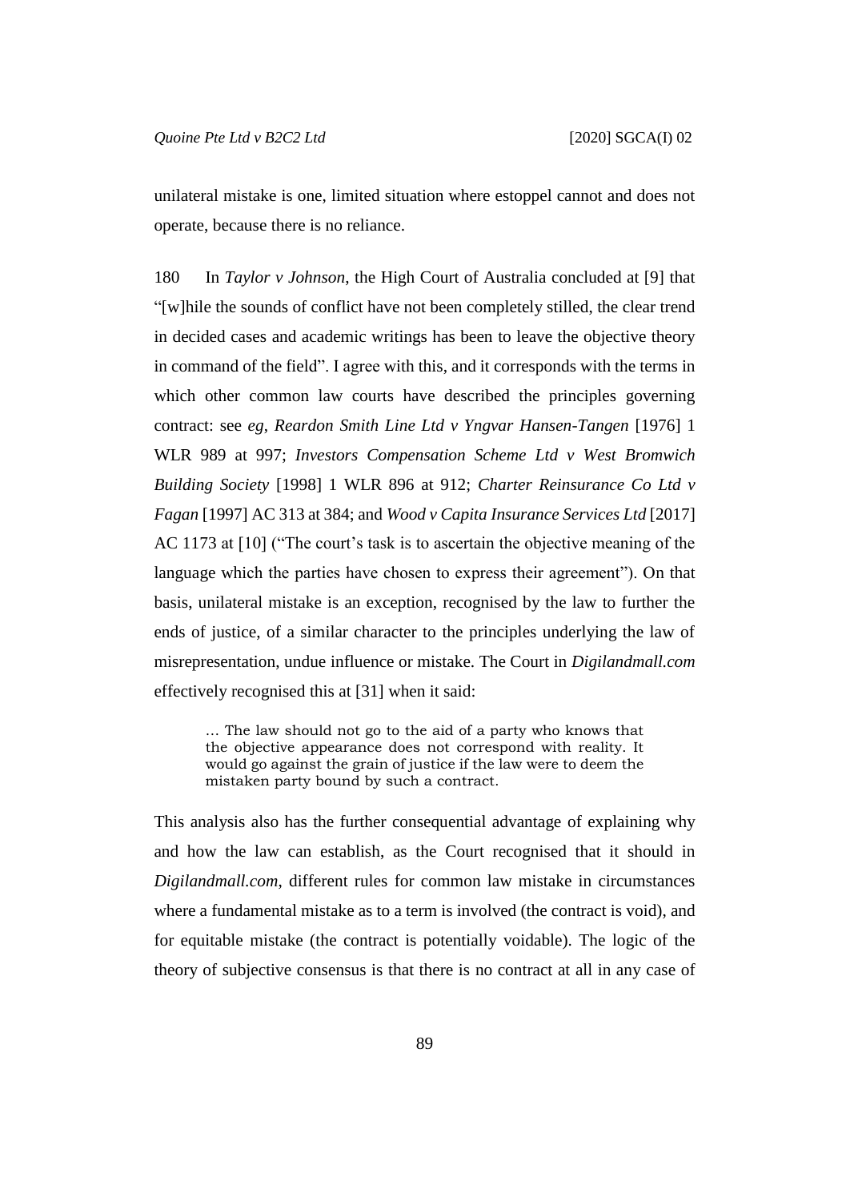unilateral mistake is one, limited situation where estoppel cannot and does not operate, because there is no reliance.

180 In *Taylor v Johnson*, the High Court of Australia concluded at [9] that "[w]hile the sounds of conflict have not been completely stilled, the clear trend in decided cases and academic writings has been to leave the objective theory in command of the field". I agree with this, and it corresponds with the terms in which other common law courts have described the principles governing contract: see *eg*, *Reardon Smith Line Ltd v Yngvar Hansen-Tangen* [1976] 1 WLR 989 at 997; *Investors Compensation Scheme Ltd v West Bromwich Building Society* [1998] 1 WLR 896 at 912; *Charter Reinsurance Co Ltd v Fagan* [1997] AC 313 at 384; and *Wood v Capita Insurance Services Ltd* [2017] AC 1173 at [10] ("The court's task is to ascertain the objective meaning of the language which the parties have chosen to express their agreement"). On that basis, unilateral mistake is an exception, recognised by the law to further the ends of justice, of a similar character to the principles underlying the law of misrepresentation, undue influence or mistake. The Court in *Digilandmall.com* effectively recognised this at [31] when it said:

> … The law should not go to the aid of a party who knows that the objective appearance does not correspond with reality. It would go against the grain of justice if the law were to deem the mistaken party bound by such a contract.

This analysis also has the further consequential advantage of explaining why and how the law can establish, as the Court recognised that it should in *Digilandmall.com*, different rules for common law mistake in circumstances where a fundamental mistake as to a term is involved (the contract is void), and for equitable mistake (the contract is potentially voidable). The logic of the theory of subjective consensus is that there is no contract at all in any case of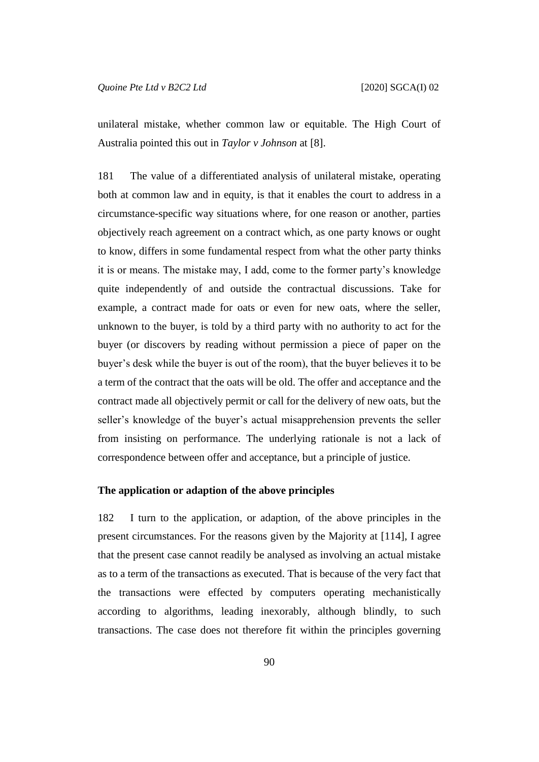unilateral mistake, whether common law or equitable. The High Court of Australia pointed this out in *Taylor v Johnson* at [8].

181 The value of a differentiated analysis of unilateral mistake, operating both at common law and in equity, is that it enables the court to address in a circumstance-specific way situations where, for one reason or another, parties objectively reach agreement on a contract which, as one party knows or ought to know, differs in some fundamental respect from what the other party thinks it is or means. The mistake may, I add, come to the former party's knowledge quite independently of and outside the contractual discussions. Take for example, a contract made for oats or even for new oats, where the seller, unknown to the buyer, is told by a third party with no authority to act for the buyer (or discovers by reading without permission a piece of paper on the buyer's desk while the buyer is out of the room), that the buyer believes it to be a term of the contract that the oats will be old. The offer and acceptance and the contract made all objectively permit or call for the delivery of new oats, but the seller's knowledge of the buyer's actual misapprehension prevents the seller from insisting on performance. The underlying rationale is not a lack of correspondence between offer and acceptance, but a principle of justice.

## The application or adaption of the above principles

182 I turn to the application, or adaption, of the above principles in the present circumstances. For the reasons given by the Majority at [114], I agree that the present case cannot readily be analysed as involving an actual mistake as to a term of the transactions as executed. That is because of the very fact that the transactions were effected by computers operating mechanistically according to algorithms, leading inexorably, although blindly, to such transactions. The case does not therefore fit within the principles governing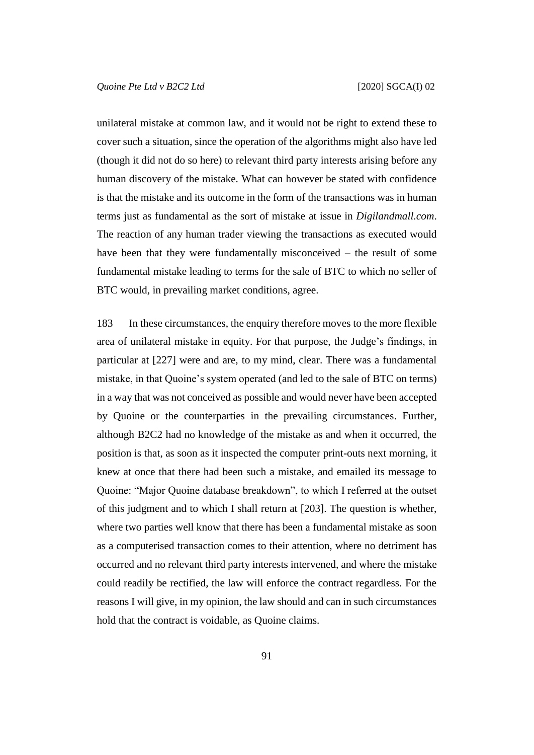unilateral mistake at common law, and it would not be right to extend these to cover such a situation, since the operation of the algorithms might also have led (though it did not do so here) to relevant third party interests arising before any human discovery of the mistake. What can however be stated with confidence is that the mistake and its outcome in the form of the transactions was in human terms just as fundamental as the sort of mistake at issue in *Digilandmall.com*. The reaction of any human trader viewing the transactions as executed would have been that they were fundamentally misconceived – the result of some fundamental mistake leading to terms for the sale of BTC to which no seller of BTC would, in prevailing market conditions, agree.

183 In these circumstances, the enquiry therefore moves to the more flexible area of unilateral mistake in equity. For that purpose, the Judge's findings, in particular at [227] were and are, to my mind, clear. There was a fundamental mistake, in that Quoine's system operated (and led to the sale of BTC on terms) in a way that was not conceived as possible and would never have been accepted by Quoine or the counterparties in the prevailing circumstances. Further, although B2C2 had no knowledge of the mistake as and when it occurred, the position is that, as soon as it inspected the computer print-outs next morning, it knew at once that there had been such a mistake, and emailed its message to Quoine: "Major Quoine database breakdown", to which I referred at the outset of this judgment and to which I shall return at [203]. The question is whether, where two parties well know that there has been a fundamental mistake as soon as a computerised transaction comes to their attention, where no detriment has occurred and no relevant third party interests intervened, and where the mistake could readily be rectified, the law will enforce the contract regardless. For the reasons I will give, in my opinion, the law should and can in such circumstances hold that the contract is voidable, as Quoine claims.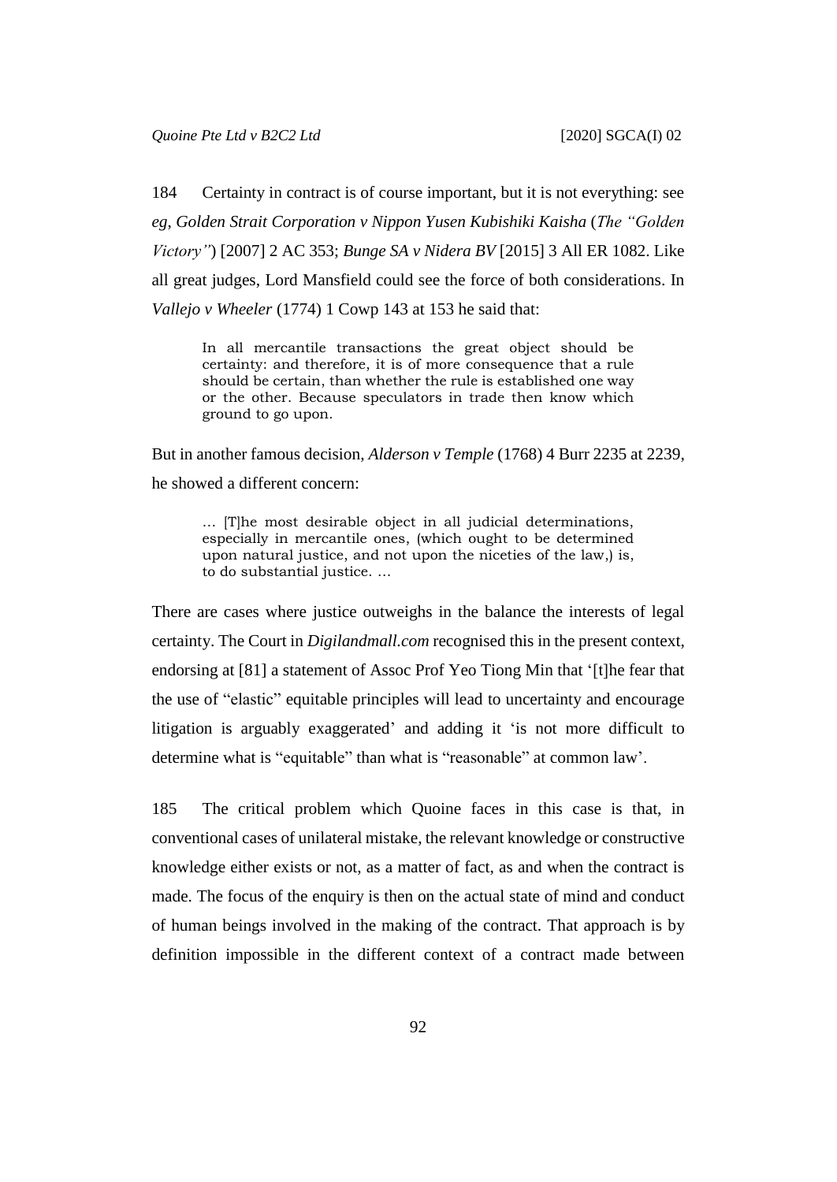184 Certainty in contract is of course important, but it is not everything: see *eg*, *Golden Strait Corporation v Nippon Yusen Kubishiki Kaisha* (*The "Golden Victory"*) [2007] 2 AC 353; *Bunge SA v Nidera BV* [2015] 3 All ER 1082. Like all great judges, Lord Mansfield could see the force of both considerations. In *Vallejo v Wheeler* (1774) 1 Cowp 143 at 153 he said that:

> In all mercantile transactions the great object should be certainty: and therefore, it is of more consequence that a rule should be certain, than whether the rule is established one way or the other. Because speculators in trade then know which ground to go upon.

But in another famous decision, *Alderson v Temple* (1768) 4 Burr 2235 at 2239, he showed a different concern:

> … [T]he most desirable object in all judicial determinations, especially in mercantile ones, (which ought to be determined upon natural justice, and not upon the niceties of the law,) is, to do substantial justice. …

There are cases where justice outweighs in the balance the interests of legal certainty. The Court in *Digilandmall.com* recognised this in the present context, endorsing at [81] a statement of Assoc Prof Yeo Tiong Min that '[t]he fear that the use of "elastic" equitable principles will lead to uncertainty and encourage litigation is arguably exaggerated' and adding it 'is not more difficult to determine what is "equitable" than what is "reasonable" at common law'.

185 The critical problem which Quoine faces in this case is that, in conventional cases of unilateral mistake, the relevant knowledge or constructive knowledge either exists or not, as a matter of fact, as and when the contract is made. The focus of the enquiry is then on the actual state of mind and conduct of human beings involved in the making of the contract. That approach is by definition impossible in the different context of a contract made between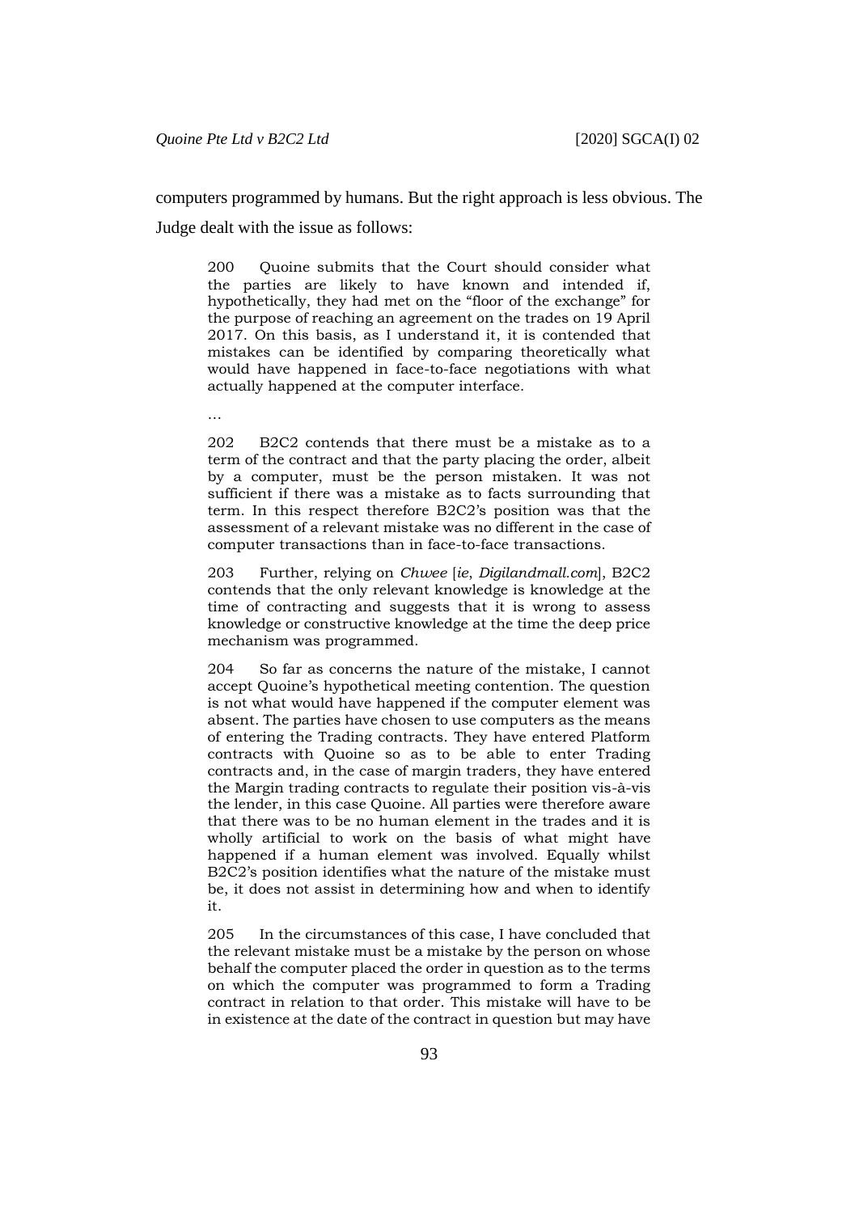computers programmed by humans. But the right approach is less obvious. The Judge dealt with the issue as follows:

> 200 Quoine submits that the Court should consider what the parties are likely to have known and intended if, hypothetically, they had met on the "floor of the exchange" for the purpose of reaching an agreement on the trades on 19 April 2017. On this basis, as I understand it, it is contended that mistakes can be identified by comparing theoretically what would have happened in face-to-face negotiations with what actually happened at the computer interface.
>
> …
>
> 202 B2C2 contends that there must be a mistake as to a term of the contract and that the party placing the order, albeit by a computer, must be the person mistaken. It was not sufficient if there was a mistake as to facts surrounding that term. In this respect therefore B2C2's position was that the assessment of a relevant mistake was no different in the case of computer transactions than in face-to-face transactions.
>
> 203 Further, relying on *Chwee* [*ie*, *Digilandmall.com*], B2C2 contends that the only relevant knowledge is knowledge at the time of contracting and suggests that it is wrong to assess knowledge or constructive knowledge at the time the deep price mechanism was programmed.
>
> 204 So far as concerns the nature of the mistake, I cannot accept Quoine's hypothetical meeting contention. The question is not what would have happened if the computer element was absent. The parties have chosen to use computers as the means of entering the Trading contracts. They have entered Platform contracts with Quoine so as to be able to enter Trading contracts and, in the case of margin traders, they have entered the Margin trading contracts to regulate their position vis-à-vis the lender, in this case Quoine. All parties were therefore aware that there was to be no human element in the trades and it is wholly artificial to work on the basis of what might have happened if a human element was involved. Equally whilst B2C2's position identifies what the nature of the mistake must be, it does not assist in determining how and when to identify it.
>
> 205 In the circumstances of this case, I have concluded that the relevant mistake must be a mistake by the person on whose behalf the computer placed the order in question as to the terms on which the computer was programmed to form a Trading contract in relation to that order. This mistake will have to be in existence at the date of the contract in question but may have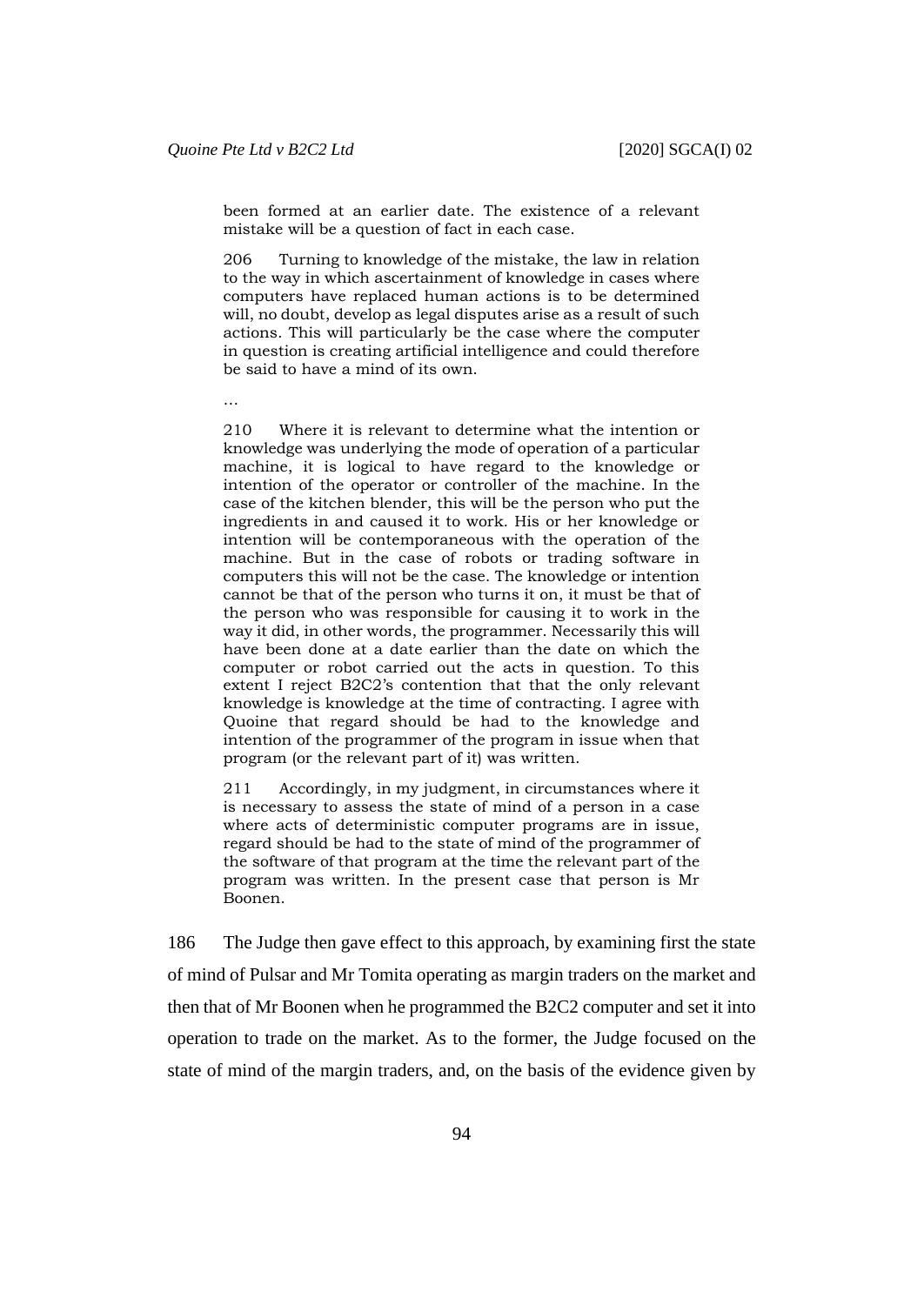> been formed at an earlier date. The existence of a relevant mistake will be a question of fact in each case.
>
> 206 Turning to knowledge of the mistake, the law in relation to the way in which ascertainment of knowledge in cases where computers have replaced human actions is to be determined will, no doubt, develop as legal disputes arise as a result of such actions. This will particularly be the case where the computer in question is creating artificial intelligence and could therefore be said to have a mind of its own.
>
> …
>
> 210 Where it is relevant to determine what the intention or knowledge was underlying the mode of operation of a particular machine, it is logical to have regard to the knowledge or intention of the operator or controller of the machine. In the case of the kitchen blender, this will be the person who put the ingredients in and caused it to work. His or her knowledge or intention will be contemporaneous with the operation of the machine. But in the case of robots or trading software in computers this will not be the case. The knowledge or intention cannot be that of the person who turns it on, it must be that of the person who was responsible for causing it to work in the way it did, in other words, the programmer. Necessarily this will have been done at a date earlier than the date on which the computer or robot carried out the acts in question. To this extent I reject B2C2's contention that that the only relevant knowledge is knowledge at the time of contracting. I agree with Quoine that regard should be had to the knowledge and intention of the programmer of the program in issue when that program (or the relevant part of it) was written.
>
> 211 Accordingly, in my judgment, in circumstances where it is necessary to assess the state of mind of a person in a case where acts of deterministic computer programs are in issue, regard should be had to the state of mind of the programmer of the software of that program at the time the relevant part of the program was written. In the present case that person is Mr Boonen.

186 The Judge then gave effect to this approach, by examining first the state of mind of Pulsar and Mr Tomita operating as margin traders on the market and then that of Mr Boonen when he programmed the B2C2 computer and set it into operation to trade on the market. As to the former, the Judge focused on the state of mind of the margin traders, and, on the basis of the evidence given by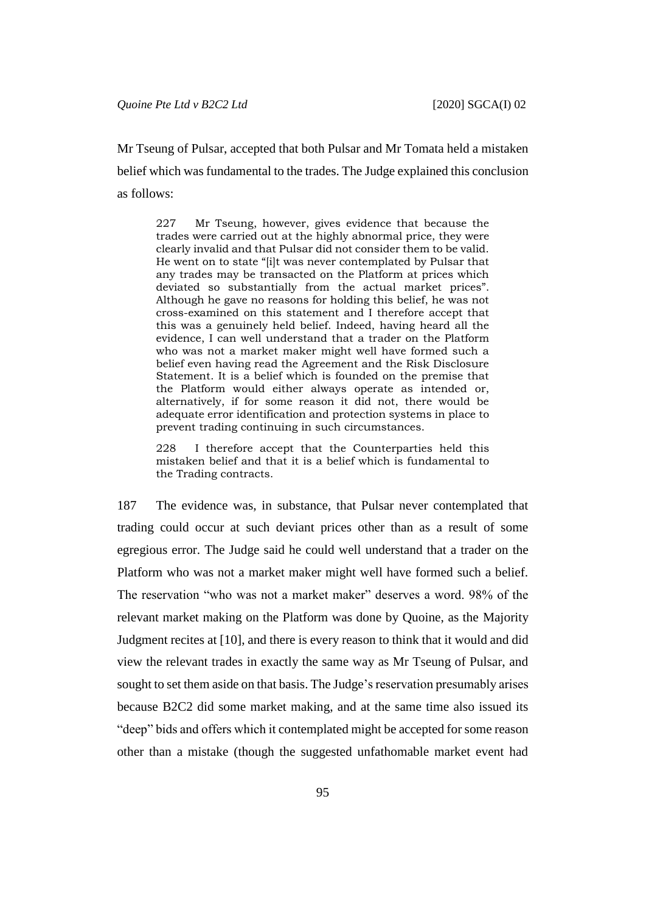Mr Tseung of Pulsar, accepted that both Pulsar and Mr Tomata held a mistaken belief which was fundamental to the trades. The Judge explained this conclusion as follows:

> 227 Mr Tseung, however, gives evidence that because the trades were carried out at the highly abnormal price, they were clearly invalid and that Pulsar did not consider them to be valid. He went on to state "[i]t was never contemplated by Pulsar that any trades may be transacted on the Platform at prices which deviated so substantially from the actual market prices". Although he gave no reasons for holding this belief, he was not cross-examined on this statement and I therefore accept that this was a genuinely held belief. Indeed, having heard all the evidence, I can well understand that a trader on the Platform who was not a market maker might well have formed such a belief even having read the Agreement and the Risk Disclosure Statement. It is a belief which is founded on the premise that the Platform would either always operate as intended or, alternatively, if for some reason it did not, there would be adequate error identification and protection systems in place to prevent trading continuing in such circumstances.
>
> 228 I therefore accept that the Counterparties held this mistaken belief and that it is a belief which is fundamental to the Trading contracts.

187 The evidence was, in substance, that Pulsar never contemplated that trading could occur at such deviant prices other than as a result of some egregious error. The Judge said he could well understand that a trader on the Platform who was not a market maker might well have formed such a belief. The reservation "who was not a market maker" deserves a word. 98% of the relevant market making on the Platform was done by Quoine, as the Majority Judgment recites at [10], and there is every reason to think that it would and did view the relevant trades in exactly the same way as Mr Tseung of Pulsar, and sought to set them aside on that basis. The Judge's reservation presumably arises because B2C2 did some market making, and at the same time also issued its "deep" bids and offers which it contemplated might be accepted for some reason other than a mistake (though the suggested unfathomable market event had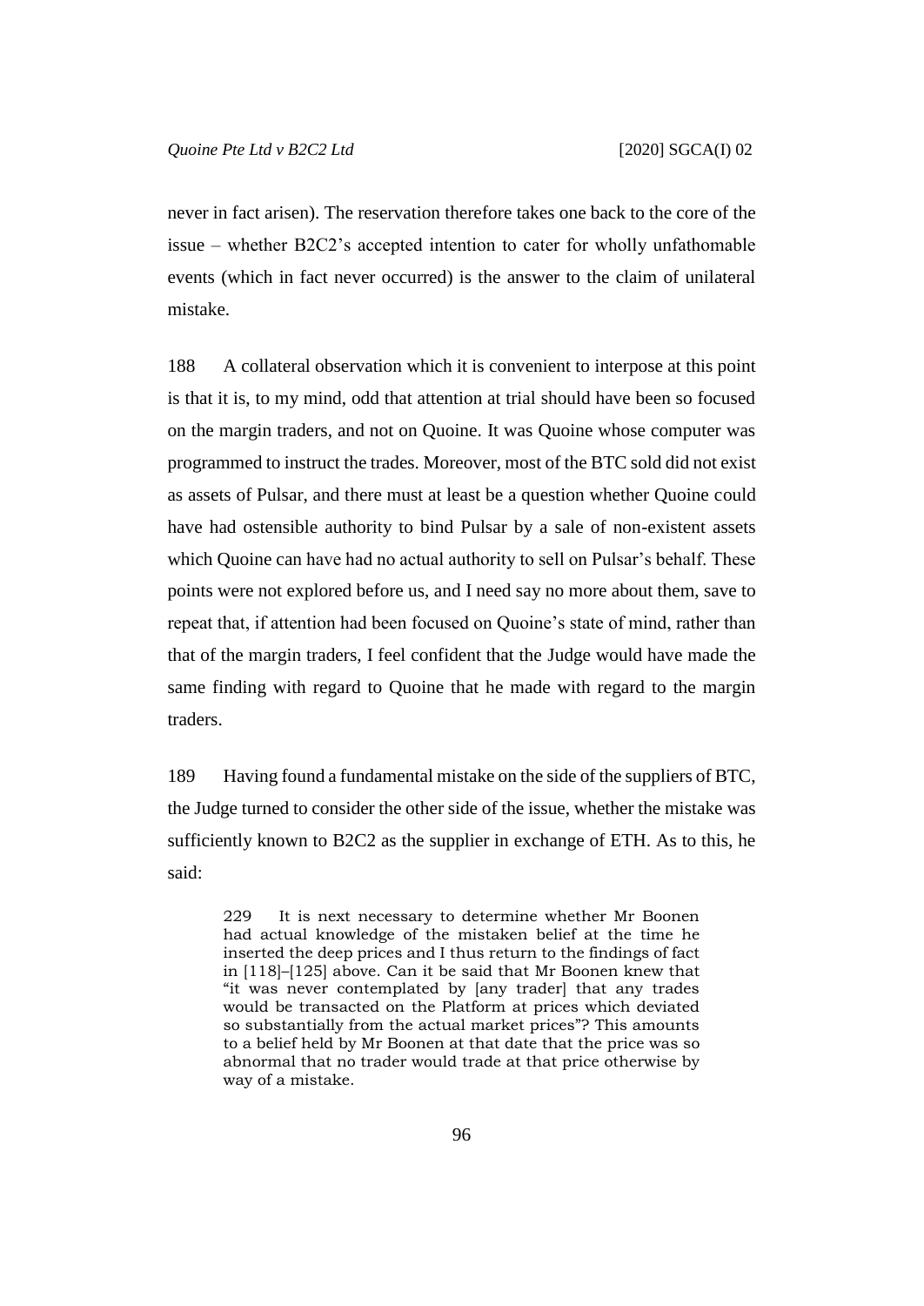never in fact arisen). The reservation therefore takes one back to the core of the issue – whether B2C2's accepted intention to cater for wholly unfathomable events (which in fact never occurred) is the answer to the claim of unilateral mistake.

188 A collateral observation which it is convenient to interpose at this point is that it is, to my mind, odd that attention at trial should have been so focused on the margin traders, and not on Quoine. It was Quoine whose computer was programmed to instruct the trades. Moreover, most of the BTC sold did not exist as assets of Pulsar, and there must at least be a question whether Quoine could have had ostensible authority to bind Pulsar by a sale of non-existent assets which Quoine can have had no actual authority to sell on Pulsar's behalf. These points were not explored before us, and I need say no more about them, save to repeat that, if attention had been focused on Quoine's state of mind, rather than that of the margin traders, I feel confident that the Judge would have made the same finding with regard to Quoine that he made with regard to the margin traders.

189 Having found a fundamental mistake on the side of the suppliers of BTC, the Judge turned to consider the other side of the issue, whether the mistake was sufficiently known to B2C2 as the supplier in exchange of ETH. As to this, he said:

> 229 It is next necessary to determine whether Mr Boonen had actual knowledge of the mistaken belief at the time he inserted the deep prices and I thus return to the findings of fact in [118]–[125] above. Can it be said that Mr Boonen knew that "it was never contemplated by [any trader] that any trades would be transacted on the Platform at prices which deviated so substantially from the actual market prices"? This amounts to a belief held by Mr Boonen at that date that the price was so abnormal that no trader would trade at that price otherwise by way of a mistake.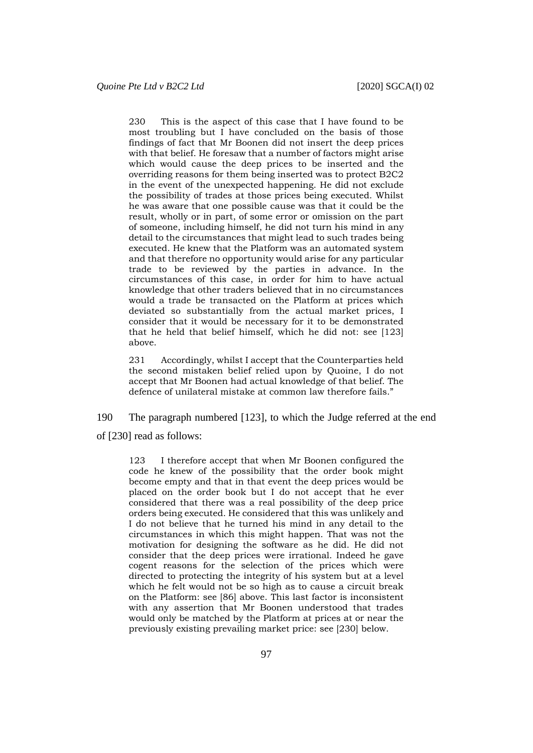> 230 This is the aspect of this case that I have found to be most troubling but I have concluded on the basis of those findings of fact that Mr Boonen did not insert the deep prices with that belief. He foresaw that a number of factors might arise which would cause the deep prices to be inserted and the overriding reasons for them being inserted was to protect B2C2 in the event of the unexpected happening. He did not exclude the possibility of trades at those prices being executed. Whilst he was aware that one possible cause was that it could be the result, wholly or in part, of some error or omission on the part of someone, including himself, he did not turn his mind in any detail to the circumstances that might lead to such trades being executed. He knew that the Platform was an automated system and that therefore no opportunity would arise for any particular trade to be reviewed by the parties in advance. In the circumstances of this case, in order for him to have actual knowledge that other traders believed that in no circumstances would a trade be transacted on the Platform at prices which deviated so substantially from the actual market prices, I consider that it would be necessary for it to be demonstrated that he held that belief himself, which he did not: see [123] above.
>
> 231 Accordingly, whilst I accept that the Counterparties held the second mistaken belief relied upon by Quoine, I do not accept that Mr Boonen had actual knowledge of that belief. The defence of unilateral mistake at common law therefore fails."

190 The paragraph numbered [123], to which the Judge referred at the end of [230] read as follows:

> 123 I therefore accept that when Mr Boonen configured the code he knew of the possibility that the order book might become empty and that in that event the deep prices would be placed on the order book but I do not accept that he ever considered that there was a real possibility of the deep price orders being executed. He considered that this was unlikely and I do not believe that he turned his mind in any detail to the circumstances in which this might happen. That was not the motivation for designing the software as he did. He did not consider that the deep prices were irrational. Indeed he gave cogent reasons for the selection of the prices which were directed to protecting the integrity of his system but at a level which he felt would not be so high as to cause a circuit break on the Platform: see [86] above. This last factor is inconsistent with any assertion that Mr Boonen understood that trades would only be matched by the Platform at prices at or near the previously existing prevailing market price: see [230] below.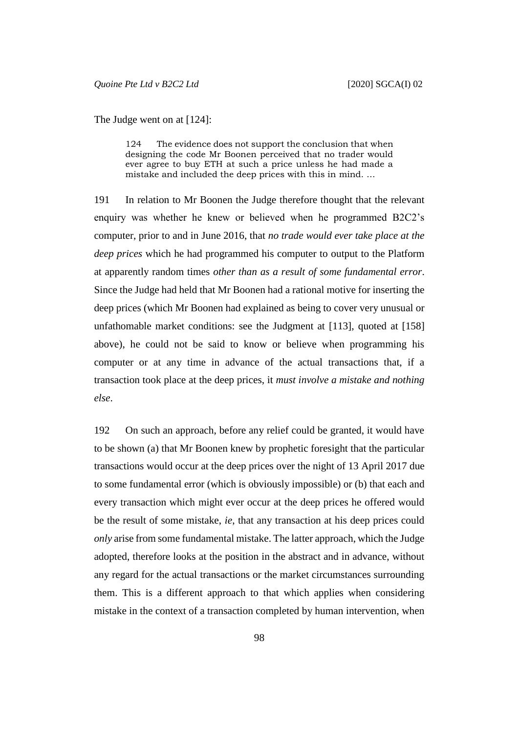The Judge went on at [124]:

> 124 The evidence does not support the conclusion that when designing the code Mr Boonen perceived that no trader would ever agree to buy ETH at such a price unless he had made a mistake and included the deep prices with this in mind. …

191 In relation to Mr Boonen the Judge therefore thought that the relevant enquiry was whether he knew or believed when he programmed B2C2's computer, prior to and in June 2016, that *no trade would ever take place at the deep prices* which he had programmed his computer to output to the Platform at apparently random times *other than as a result of some fundamental error*. Since the Judge had held that Mr Boonen had a rational motive for inserting the deep prices (which Mr Boonen had explained as being to cover very unusual or unfathomable market conditions: see the Judgment at [113], quoted at [158] above), he could not be said to know or believe when programming his computer or at any time in advance of the actual transactions that, if a transaction took place at the deep prices, it *must involve a mistake and nothing else*.

192 On such an approach, before any relief could be granted, it would have to be shown (a) that Mr Boonen knew by prophetic foresight that the particular transactions would occur at the deep prices over the night of 13 April 2017 due to some fundamental error (which is obviously impossible) or (b) that each and every transaction which might ever occur at the deep prices he offered would be the result of some mistake, *ie*, that any transaction at his deep prices could *only* arise from some fundamental mistake. The latter approach, which the Judge adopted, therefore looks at the position in the abstract and in advance, without any regard for the actual transactions or the market circumstances surrounding them. This is a different approach to that which applies when considering mistake in the context of a transaction completed by human intervention, when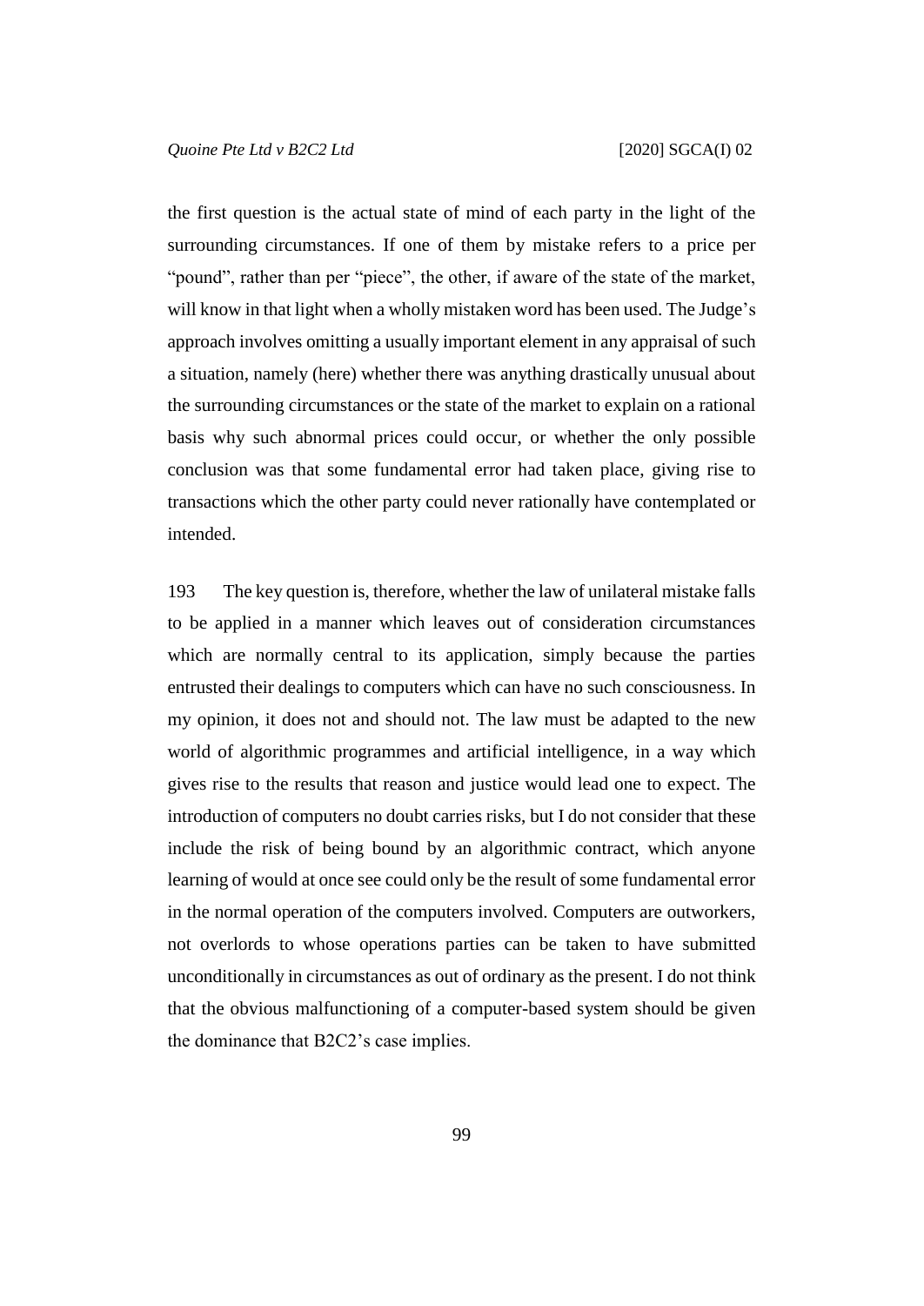the first question is the actual state of mind of each party in the light of the surrounding circumstances. If one of them by mistake refers to a price per "pound", rather than per "piece", the other, if aware of the state of the market, will know in that light when a wholly mistaken word has been used. The Judge's approach involves omitting a usually important element in any appraisal of such a situation, namely (here) whether there was anything drastically unusual about the surrounding circumstances or the state of the market to explain on a rational basis why such abnormal prices could occur, or whether the only possible conclusion was that some fundamental error had taken place, giving rise to transactions which the other party could never rationally have contemplated or intended.

193 The key question is, therefore, whether the law of unilateral mistake falls to be applied in a manner which leaves out of consideration circumstances which are normally central to its application, simply because the parties entrusted their dealings to computers which can have no such consciousness. In my opinion, it does not and should not. The law must be adapted to the new world of algorithmic programmes and artificial intelligence, in a way which gives rise to the results that reason and justice would lead one to expect. The introduction of computers no doubt carries risks, but I do not consider that these include the risk of being bound by an algorithmic contract, which anyone learning of would at once see could only be the result of some fundamental error in the normal operation of the computers involved. Computers are outworkers, not overlords to whose operations parties can be taken to have submitted unconditionally in circumstances as out of ordinary as the present. I do not think that the obvious malfunctioning of a computer-based system should be given the dominance that B2C2's case implies.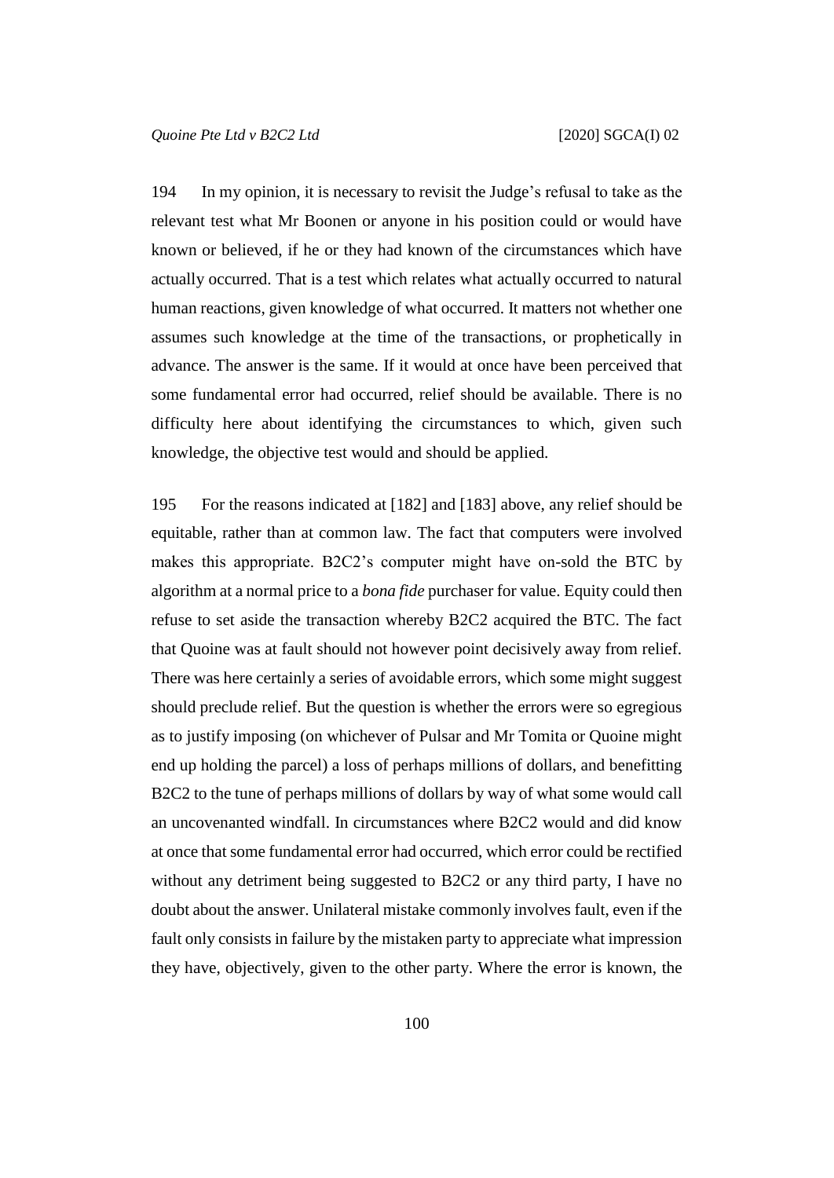194 In my opinion, it is necessary to revisit the Judge's refusal to take as the relevant test what Mr Boonen or anyone in his position could or would have known or believed, if he or they had known of the circumstances which have actually occurred. That is a test which relates what actually occurred to natural human reactions, given knowledge of what occurred. It matters not whether one assumes such knowledge at the time of the transactions, or prophetically in advance. The answer is the same. If it would at once have been perceived that some fundamental error had occurred, relief should be available. There is no difficulty here about identifying the circumstances to which, given such knowledge, the objective test would and should be applied.

195 For the reasons indicated at [182] and [183] above, any relief should be equitable, rather than at common law. The fact that computers were involved makes this appropriate. B2C2's computer might have on-sold the BTC by algorithm at a normal price to a *bona fide* purchaser for value. Equity could then refuse to set aside the transaction whereby B2C2 acquired the BTC. The fact that Quoine was at fault should not however point decisively away from relief. There was here certainly a series of avoidable errors, which some might suggest should preclude relief. But the question is whether the errors were so egregious as to justify imposing (on whichever of Pulsar and Mr Tomita or Quoine might end up holding the parcel) a loss of perhaps millions of dollars, and benefitting B2C2 to the tune of perhaps millions of dollars by way of what some would call an uncovenanted windfall. In circumstances where B2C2 would and did know at once that some fundamental error had occurred, which error could be rectified without any detriment being suggested to B2C2 or any third party, I have no doubt about the answer. Unilateral mistake commonly involves fault, even if the fault only consists in failure by the mistaken party to appreciate what impression they have, objectively, given to the other party. Where the error is known, the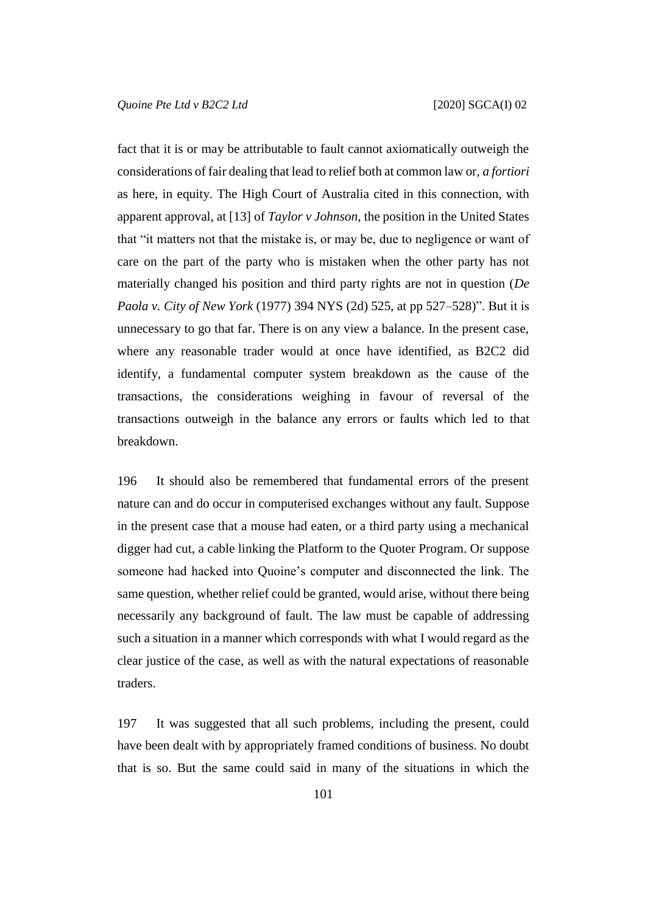fact that it is or may be attributable to fault cannot axiomatically outweigh the considerations of fair dealing that lead to relief both at common law or, *a fortiori* as here, in equity. The High Court of Australia cited in this connection, with apparent approval, at [13] of *Taylor v Johnson*, the position in the United States that "it matters not that the mistake is, or may be, due to negligence or want of care on the part of the party who is mistaken when the other party has not materially changed his position and third party rights are not in question (*De Paola v. City of New York* (1977) 394 NYS (2d) 525, at pp 527–528)". But it is unnecessary to go that far. There is on any view a balance. In the present case, where any reasonable trader would at once have identified, as B2C2 did identify, a fundamental computer system breakdown as the cause of the transactions, the considerations weighing in favour of reversal of the transactions outweigh in the balance any errors or faults which led to that breakdown.

196 It should also be remembered that fundamental errors of the present nature can and do occur in computerised exchanges without any fault. Suppose in the present case that a mouse had eaten, or a third party using a mechanical digger had cut, a cable linking the Platform to the Quoter Program. Or suppose someone had hacked into Quoine's computer and disconnected the link. The same question, whether relief could be granted, would arise, without there being necessarily any background of fault. The law must be capable of addressing such a situation in a manner which corresponds with what I would regard as the clear justice of the case, as well as with the natural expectations of reasonable traders.

197 It was suggested that all such problems, including the present, could have been dealt with by appropriately framed conditions of business. No doubt that is so. But the same could said in many of the situations in which the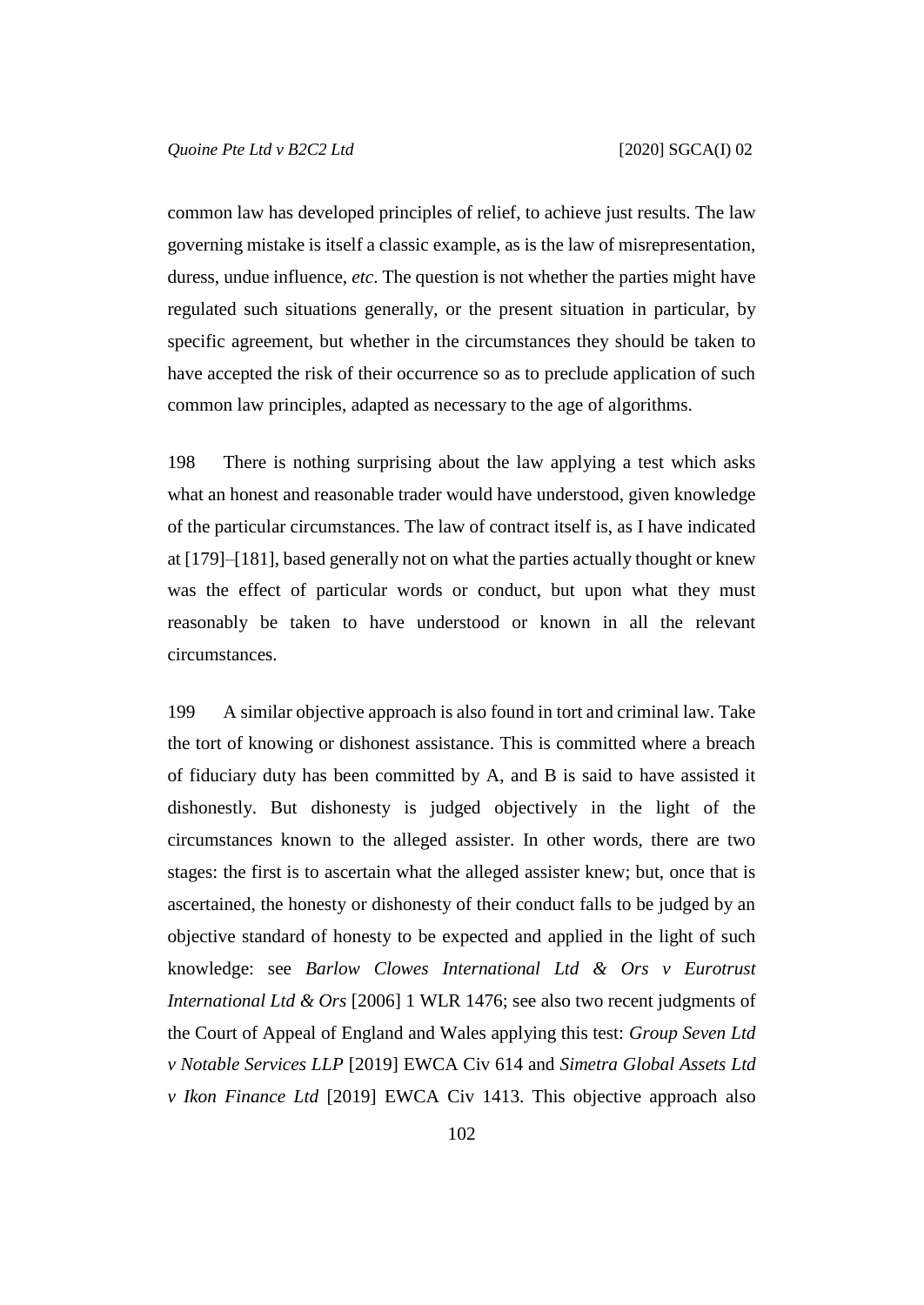common law has developed principles of relief, to achieve just results. The law governing mistake is itself a classic example, as is the law of misrepresentation, duress, undue influence, *etc*. The question is not whether the parties might have regulated such situations generally, or the present situation in particular, by specific agreement, but whether in the circumstances they should be taken to have accepted the risk of their occurrence so as to preclude application of such common law principles, adapted as necessary to the age of algorithms.

198 There is nothing surprising about the law applying a test which asks what an honest and reasonable trader would have understood, given knowledge of the particular circumstances. The law of contract itself is, as I have indicated at [179]–[181], based generally not on what the parties actually thought or knew was the effect of particular words or conduct, but upon what they must reasonably be taken to have understood or known in all the relevant circumstances.

199 A similar objective approach is also found in tort and criminal law. Take the tort of knowing or dishonest assistance. This is committed where a breach of fiduciary duty has been committed by A, and B is said to have assisted it dishonestly. But dishonesty is judged objectively in the light of the circumstances known to the alleged assister. In other words, there are two stages: the first is to ascertain what the alleged assister knew; but, once that is ascertained, the honesty or dishonesty of their conduct falls to be judged by an objective standard of honesty to be expected and applied in the light of such knowledge: see *Barlow Clowes International Ltd & Ors v Eurotrust International Ltd & Ors* [2006] 1 WLR 1476; see also two recent judgments of the Court of Appeal of England and Wales applying this test: *Group Seven Ltd v Notable Services LLP* [2019] EWCA Civ 614 and *Simetra Global Assets Ltd v Ikon Finance Ltd* [2019] EWCA Civ 1413. This objective approach also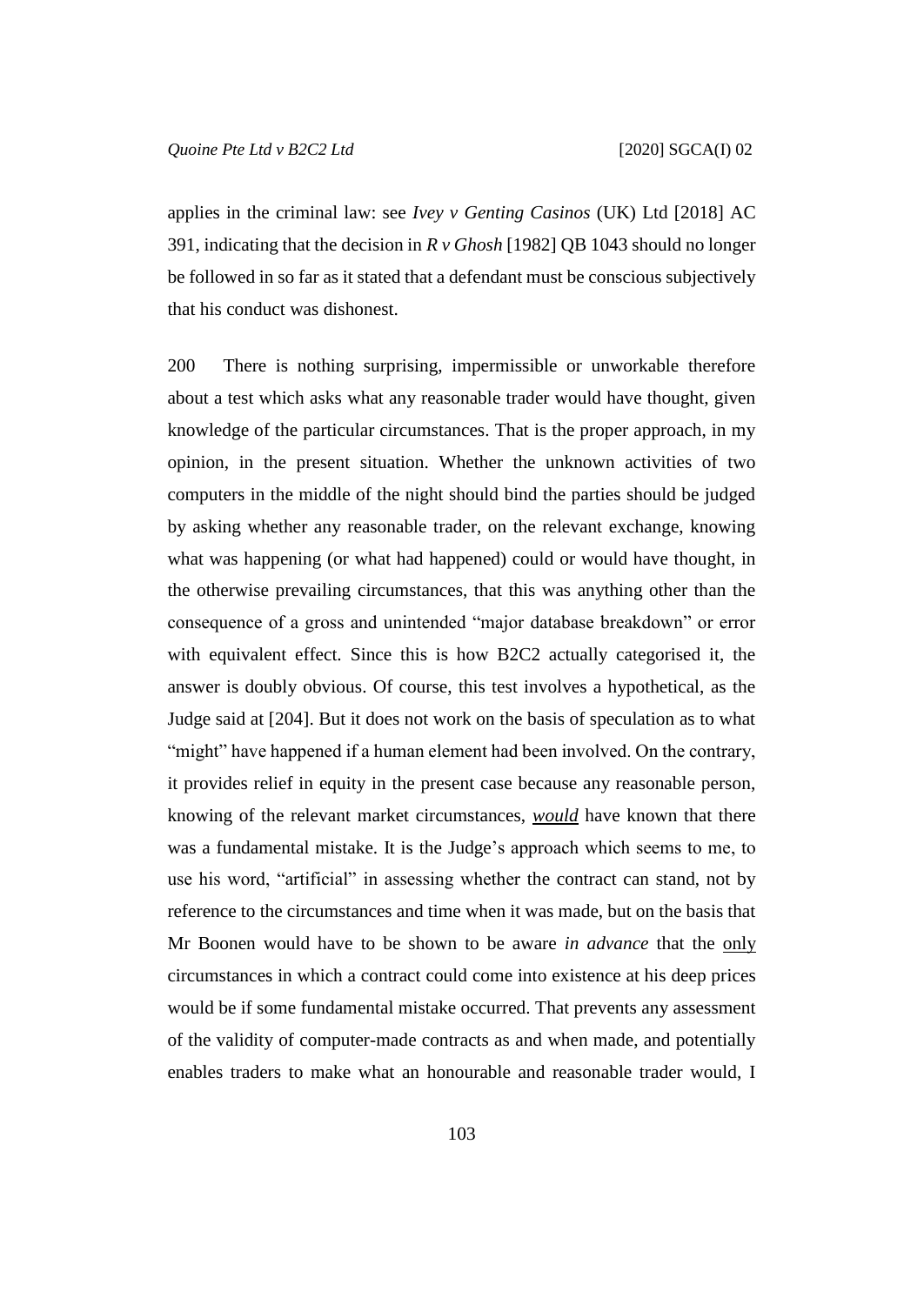applies in the criminal law: see *Ivey v Genting Casinos* (UK) Ltd [2018] AC 391, indicating that the decision in *R v Ghosh* [1982] QB 1043 should no longer be followed in so far as it stated that a defendant must be conscious subjectively that his conduct was dishonest.

200 There is nothing surprising, impermissible or unworkable therefore about a test which asks what any reasonable trader would have thought, given knowledge of the particular circumstances. That is the proper approach, in my opinion, in the present situation. Whether the unknown activities of two computers in the middle of the night should bind the parties should be judged by asking whether any reasonable trader, on the relevant exchange, knowing what was happening (or what had happened) could or would have thought, in the otherwise prevailing circumstances, that this was anything other than the consequence of a gross and unintended "major database breakdown" or error with equivalent effect. Since this is how B2C2 actually categorised it, the answer is doubly obvious. Of course, this test involves a hypothetical, as the Judge said at [204]. But it does not work on the basis of speculation as to what "might" have happened if a human element had been involved. On the contrary, it provides relief in equity in the present case because any reasonable person, knowing of the relevant market circumstances, ***would*** have known that there was a fundamental mistake. It is the Judge's approach which seems to me, to use his word, "artificial" in assessing whether the contract can stand, not by reference to the circumstances and time when it was made, but on the basis that Mr Boonen would have to be shown to be aware *in advance* that the only circumstances in which a contract could come into existence at his deep prices would be if some fundamental mistake occurred. That prevents any assessment of the validity of computer-made contracts as and when made, and potentially enables traders to make what an honourable and reasonable trader would, I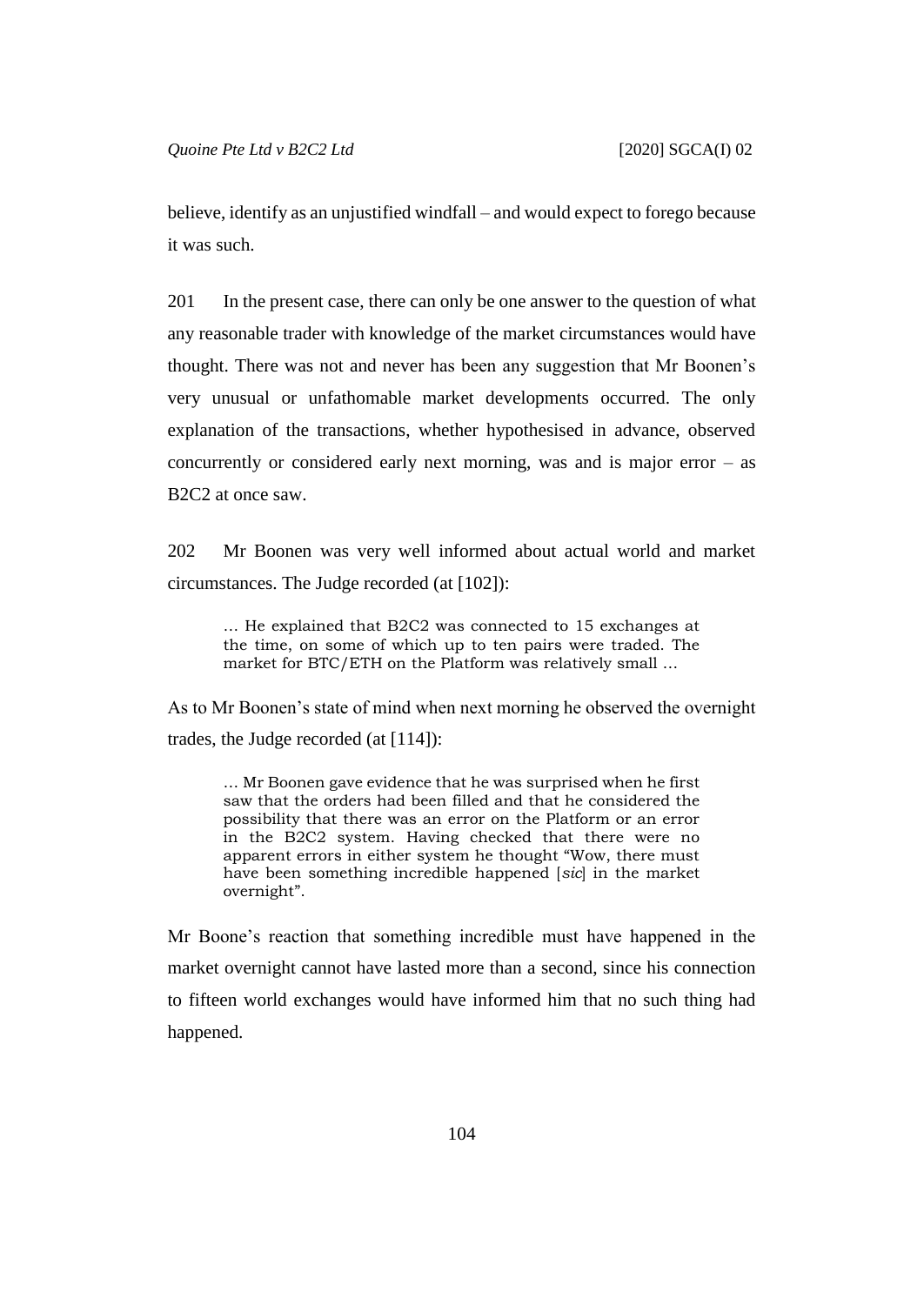believe, identify as an unjustified windfall – and would expect to forego because it was such.

201 In the present case, there can only be one answer to the question of what any reasonable trader with knowledge of the market circumstances would have thought. There was not and never has been any suggestion that Mr Boonen's very unusual or unfathomable market developments occurred. The only explanation of the transactions, whether hypothesised in advance, observed concurrently or considered early next morning, was and is major error – as B2C2 at once saw.

202 Mr Boonen was very well informed about actual world and market circumstances. The Judge recorded (at [102]):

> … He explained that B2C2 was connected to 15 exchanges at the time, on some of which up to ten pairs were traded. The market for BTC/ETH on the Platform was relatively small …

As to Mr Boonen's state of mind when next morning he observed the overnight trades, the Judge recorded (at [114]):

> … Mr Boonen gave evidence that he was surprised when he first saw that the orders had been filled and that he considered the possibility that there was an error on the Platform or an error in the B2C2 system. Having checked that there were no apparent errors in either system he thought "Wow, there must have been something incredible happened [*sic*] in the market overnight".

Mr Boone's reaction that something incredible must have happened in the market overnight cannot have lasted more than a second, since his connection to fifteen world exchanges would have informed him that no such thing had happened.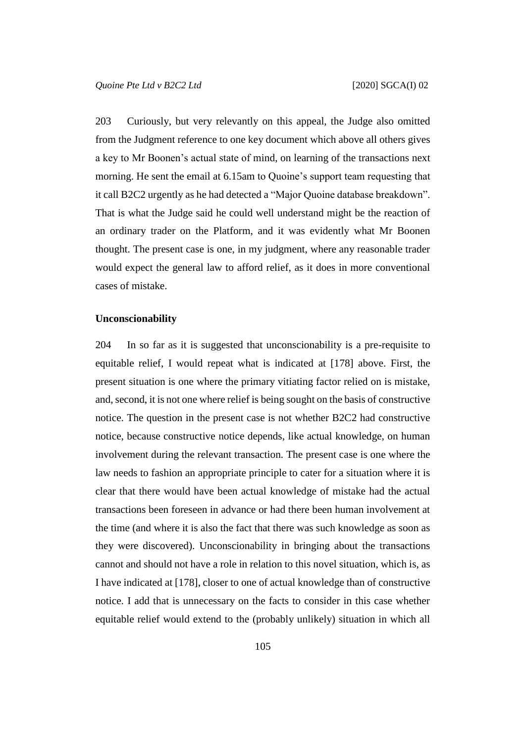203 Curiously, but very relevantly on this appeal, the Judge also omitted from the Judgment reference to one key document which above all others gives a key to Mr Boonen's actual state of mind, on learning of the transactions next morning. He sent the email at 6.15am to Quoine's support team requesting that it call B2C2 urgently as he had detected a "Major Quoine database breakdown". That is what the Judge said he could well understand might be the reaction of an ordinary trader on the Platform, and it was evidently what Mr Boonen thought. The present case is one, in my judgment, where any reasonable trader would expect the general law to afford relief, as it does in more conventional cases of mistake.

**Unconscionability**

204 In so far as it is suggested that unconscionability is a pre-requisite to equitable relief, I would repeat what is indicated at [178] above. First, the present situation is one where the primary vitiating factor relied on is mistake, and, second, it is not one where relief is being sought on the basis of constructive notice. The question in the present case is not whether B2C2 had constructive notice, because constructive notice depends, like actual knowledge, on human involvement during the relevant transaction. The present case is one where the law needs to fashion an appropriate principle to cater for a situation where it is clear that there would have been actual knowledge of mistake had the actual transactions been foreseen in advance or had there been human involvement at the time (and where it is also the fact that there was such knowledge as soon as they were discovered). Unconscionability in bringing about the transactions cannot and should not have a role in relation to this novel situation, which is, as I have indicated at [178], closer to one of actual knowledge than of constructive notice. I add that is unnecessary on the facts to consider in this case whether equitable relief would extend to the (probably unlikely) situation in which all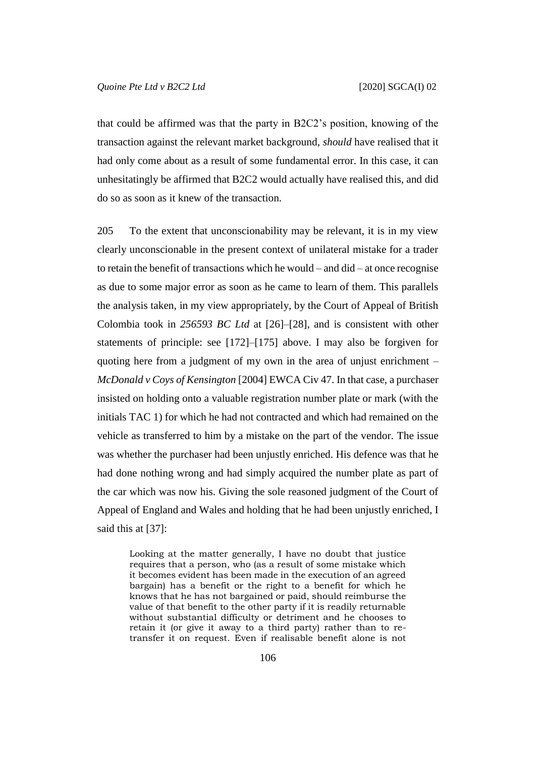that could be affirmed was that the party in B2C2's position, knowing of the transaction against the relevant market background, *should* have realised that it had only come about as a result of some fundamental error. In this case, it can unhesitatingly be affirmed that B2C2 would actually have realised this, and did do so as soon as it knew of the transaction.

205 To the extent that unconscionability may be relevant, it is in my view clearly unconscionable in the present context of unilateral mistake for a trader to retain the benefit of transactions which he would – and did – at once recognise as due to some major error as soon as he came to learn of them. This parallels the analysis taken, in my view appropriately, by the Court of Appeal of British Colombia took in *256593 BC Ltd* at [26]–[28], and is consistent with other statements of principle: see [172]–[175] above. I may also be forgiven for quoting here from a judgment of my own in the area of unjust enrichment – *McDonald v Coys of Kensington* [2004] EWCA Civ 47. In that case, a purchaser insisted on holding onto a valuable registration number plate or mark (with the initials TAC 1) for which he had not contracted and which had remained on the vehicle as transferred to him by a mistake on the part of the vendor. The issue was whether the purchaser had been unjustly enriched. His defence was that he had done nothing wrong and had simply acquired the number plate as part of the car which was now his. Giving the sole reasoned judgment of the Court of Appeal of England and Wales and holding that he had been unjustly enriched, I said this at [37]:

> Looking at the matter generally, I have no doubt that justice requires that a person, who (as a result of some mistake which it becomes evident has been made in the execution of an agreed bargain) has a benefit or the right to a benefit for which he knows that he has not bargained or paid, should reimburse the value of that benefit to the other party if it is readily returnable without substantial difficulty or detriment and he chooses to retain it (or give it away to a third party) rather than to re-transfer it on request. Even if realisable benefit alone is not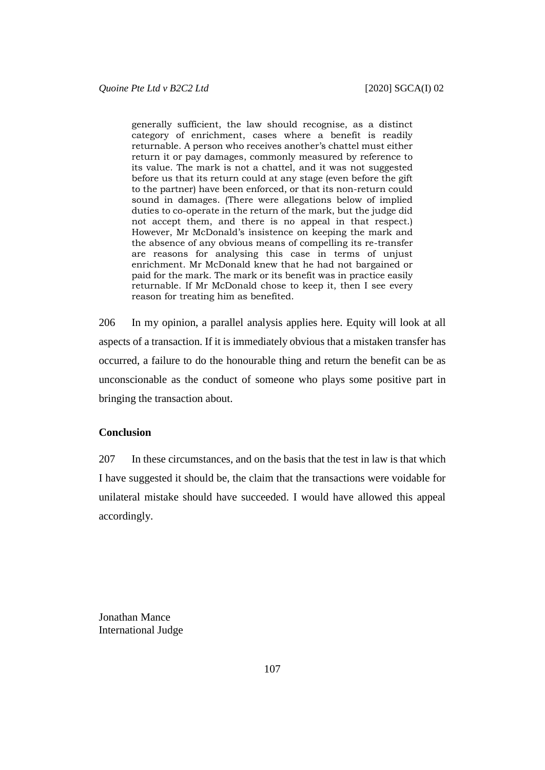> generally sufficient, the law should recognise, as a distinct category of enrichment, cases where a benefit is readily returnable. A person who receives another's chattel must either return it or pay damages, commonly measured by reference to its value. The mark is not a chattel, and it was not suggested before us that its return could at any stage (even before the gift to the partner) have been enforced, or that its non-return could sound in damages. (There were allegations below of implied duties to co-operate in the return of the mark, but the judge did not accept them, and there is no appeal in that respect.) However, Mr McDonald's insistence on keeping the mark and the absence of any obvious means of compelling its re-transfer are reasons for analysing this case in terms of unjust enrichment. Mr McDonald knew that he had not bargained or paid for the mark. The mark or its benefit was in practice easily returnable. If Mr McDonald chose to keep it, then I see every reason for treating him as benefited.

206 In my opinion, a parallel analysis applies here. Equity will look at all aspects of a transaction. If it is immediately obvious that a mistaken transfer has occurred, a failure to do the honourable thing and return the benefit can be as unconscionable as the conduct of someone who plays some positive part in bringing the transaction about.

**Conclusion**

207 In these circumstances, and on the basis that the test in law is that which I have suggested it should be, the claim that the transactions were voidable for unilateral mistake should have succeeded. I would have allowed this appeal accordingly.

Jonathan Mance
International Judge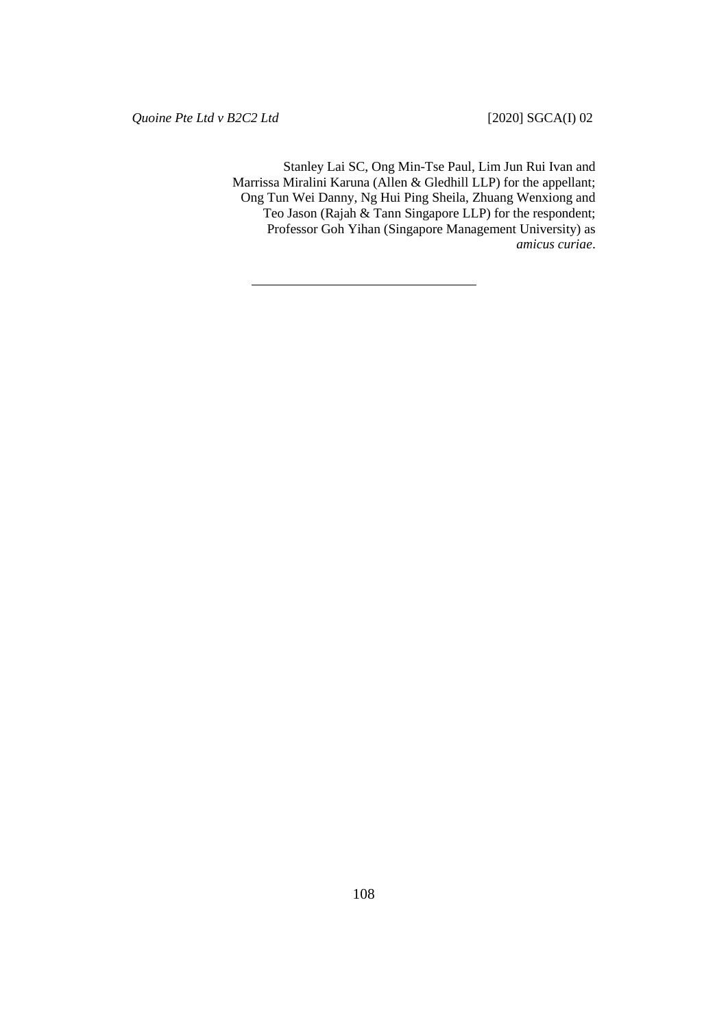Stanley Lai SC, Ong Min-Tse Paul, Lim Jun Rui Ivan and Marrissa Miralini Karuna (Allen & Gledhill LLP) for the appellant; Ong Tun Wei Danny, Ng Hui Ping Sheila, Zhuang Wenxiong and Teo Jason (Rajah & Tann Singapore LLP) for the respondent; Professor Goh Yihan (Singapore Management University) as *amicus curiae*.

---